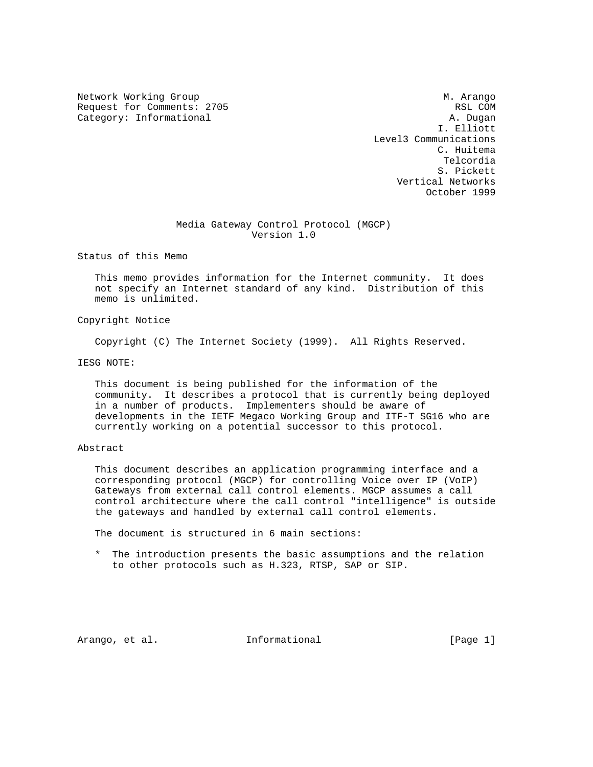Network Working Group M. Arango
Request for Comments: 2705 RSL COM
Category: Informational A. Dugan
I. Elliott
Level3 Communications
C. Huitema
Telcordia
S. Pickett
Vertical Networks
October 1999

# Media Gateway Control Protocol (MGCP) Version 1.0

## Status of this Memo

This memo provides information for the Internet community. It does not specify an Internet standard of any kind. Distribution of this memo is unlimited.

## Copyright Notice

Copyright (C) The Internet Society (1999). All Rights Reserved.

## IESG NOTE:

This document is being published for the information of the community. It describes a protocol that is currently being deployed in a number of products. Implementers should be aware of developments in the IETF Megaco Working Group and ITF-T SG16 who are currently working on a potential successor to this protocol.

## Abstract

This document describes an application programming interface and a corresponding protocol (MGCP) for controlling Voice over IP (VoIP) Gateways from external call control elements. MGCP assumes a call control architecture where the call control "intelligence" is outside the gateways and handled by external call control elements.

The document is structured in 6 main sections:

* The introduction presents the basic assumptions and the relation to other protocols such as H.323, RTSP, SAP or SIP.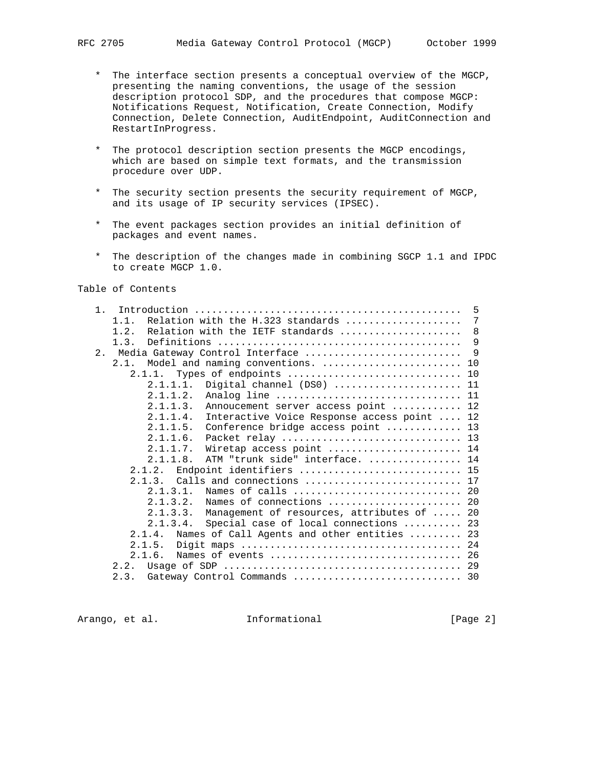* The interface section presents a conceptual overview of the MGCP, presenting the naming conventions, the usage of the session description protocol SDP, and the procedures that compose MGCP: Notifications Request, Notification, Create Connection, Modify Connection, Delete Connection, AuditEndpoint, AuditConnection and RestartInProgress.

* The protocol description section presents the MGCP encodings, which are based on simple text formats, and the transmission procedure over UDP.

* The security section presents the security requirement of MGCP, and its usage of IP security services (IPSEC).

* The event packages section provides an initial definition of packages and event names.

* The description of the changes made in combining SGCP 1.1 and IPDC to create MGCP 1.0.

## Table of Contents

```
   1.  Introduction .............................................  5
      1.1.  Relation with the H.323 standards ....................  7
      1.2.  Relation with the IETF standards .....................  8
      1.3.  Definitions ..........................................  9
   2.  Media Gateway Control Interface ...........................  9
      2.1.  Model and naming conventions. ........................ 10
         2.1.1.  Types of endpoints .............................. 10
            2.1.1.1.  Digital channel (DS0) ...................... 11
            2.1.1.2.  Analog line ................................ 11
            2.1.1.3.  Annoucement server access point ............ 12
            2.1.1.4.  Interactive Voice Response access point .... 12
            2.1.1.5.  Conference bridge access point ............. 13
            2.1.1.6.  Packet relay ............................... 13
            2.1.1.7.  Wiretap access point ....................... 14
            2.1.1.8.  ATM "trunk side" interface. ................ 14
         2.1.2.  Endpoint identifiers ............................ 15
         2.1.3.  Calls and connections ........................... 17
            2.1.3.1.  Names of calls ............................. 20
            2.1.3.2.  Names of connections ....................... 20
            2.1.3.3.  Management of resources, attributes of ..... 20
            2.1.3.4.  Special case of local connections .......... 23
         2.1.4.  Names of Call Agents and other entities ......... 23
         2.1.5.  Digit maps ...................................... 24
         2.1.6.  Names of events ................................. 26
      2.2.  Usage of SDP ......................................... 29
      2.3.  Gateway Control Commands ............................. 30
```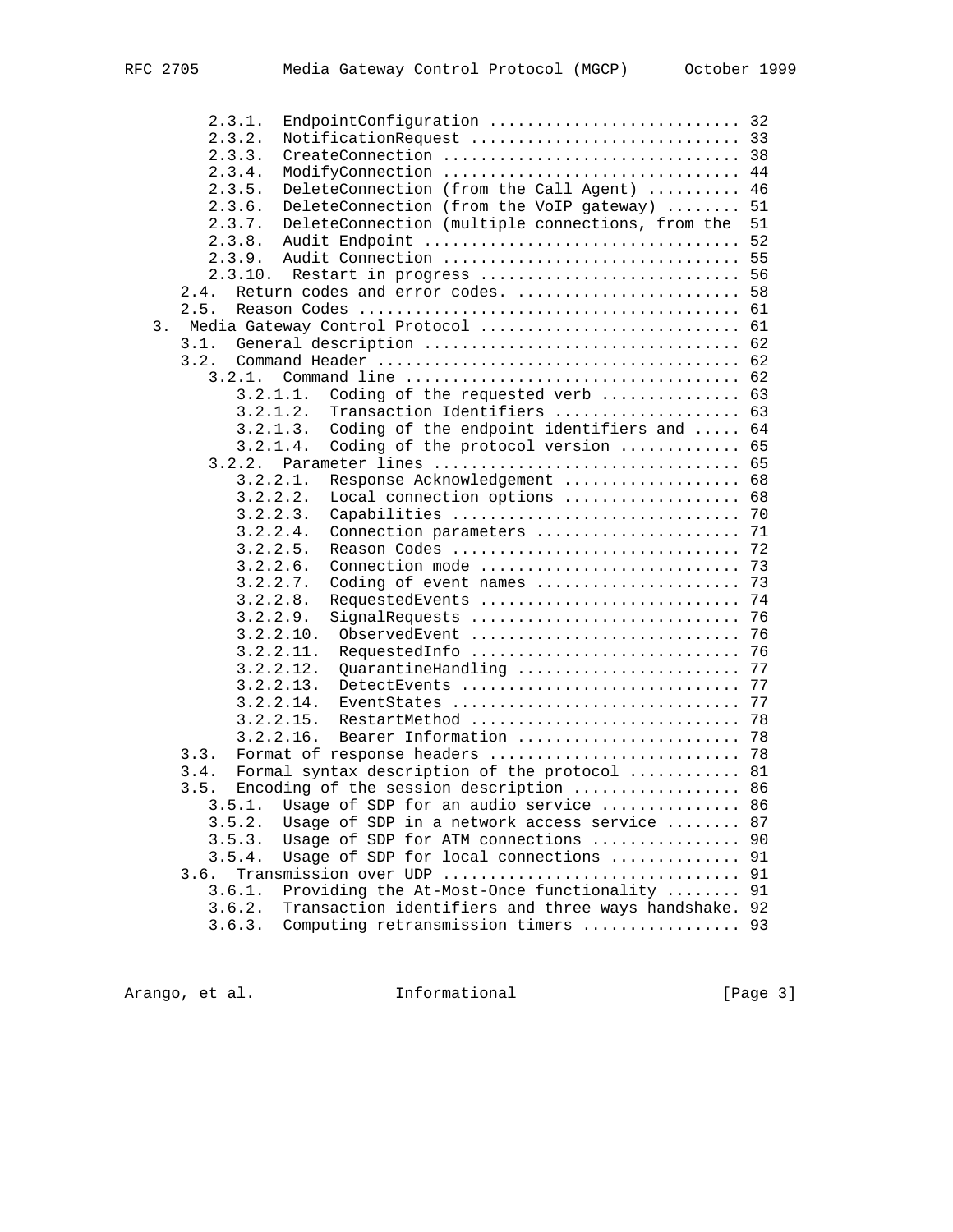```
         2.3.1.  EndpointConfiguration ........................... 32
         2.3.2.  NotificationRequest ............................. 33
         2.3.3.  CreateConnection ................................ 38
         2.3.4.  ModifyConnection ................................ 44
         2.3.5.  DeleteConnection (from the Call Agent) .......... 46
         2.3.6.  DeleteConnection (from the VoIP gateway) ........ 51
         2.3.7.  DeleteConnection (multiple connections, from the  51
         2.3.8.  Audit Endpoint .................................. 52
         2.3.9.  Audit Connection ................................ 55
         2.3.10.  Restart in progress ............................ 56
      2.4.  Return codes and error codes. ........................ 58
      2.5.  Reason Codes ......................................... 61
   3.  Media Gateway Control Protocol ............................ 61
      3.1.  General description .................................. 62
      3.2.  Command Header ....................................... 62
         3.2.1.  Command line .................................... 62
            3.2.1.1.  Coding of the requested verb ............... 63
            3.2.1.2.  Transaction Identifiers .................... 63
            3.2.1.3.  Coding of the endpoint identifiers and ..... 64
            3.2.1.4.  Coding of the protocol version ............. 65
         3.2.2.  Parameter lines ................................. 65
            3.2.2.1.  Response Acknowledgement ................... 68
            3.2.2.2.  Local connection options ................... 68
            3.2.2.3.  Capabilities ............................... 70
            3.2.2.4.  Connection parameters ...................... 71
            3.2.2.5.  Reason Codes ............................... 72
            3.2.2.6.  Connection mode ............................ 73
            3.2.2.7.  Coding of event names ...................... 73
            3.2.2.8.  RequestedEvents ............................ 74
            3.2.2.9.  SignalRequests ............................. 76
            3.2.2.10.  ObservedEvent ............................ 76
            3.2.2.11.  RequestedInfo ............................ 76
            3.2.2.12.  QuarantineHandling ....................... 77
            3.2.2.13.  DetectEvents ............................. 77
            3.2.2.14.  EventStates .............................. 77
            3.2.2.15.  RestartMethod ............................ 78
            3.2.2.16.  Bearer Information ....................... 78
      3.3.  Format of response headers ........................... 78
      3.4.  Formal syntax description of the protocol ............ 81
      3.5.  Encoding of the session description .................. 86
         3.5.1.  Usage of SDP for an audio service ............... 86
         3.5.2.  Usage of SDP in a network access service ........ 87
         3.5.3.  Usage of SDP for ATM connections ................ 90
         3.5.4.  Usage of SDP for local connections .............. 91
      3.6.  Transmission over UDP ................................ 91
         3.6.1.  Providing the At-Most-Once functionality ........ 91
         3.6.2.  Transaction identifiers and three ways handshake. 92
         3.6.3.  Computing retransmission timers ................. 93
```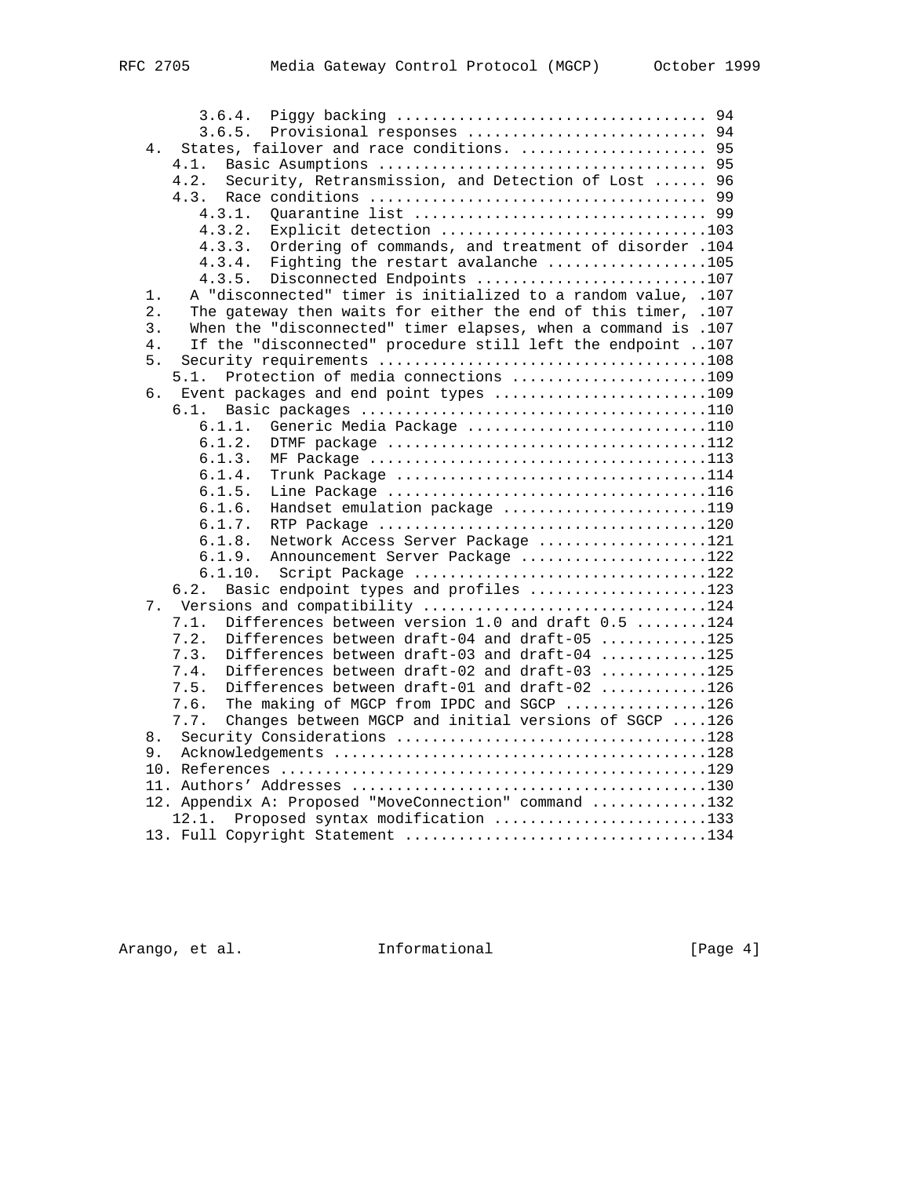```
         3.6.4.  Piggy backing .................................. 94
         3.6.5.  Provisional responses .......................... 94
   4.  States, failover and race conditions. .................... 95
      4.1.  Basic Asumptions .................................... 95
      4.2.  Security, Retransmission, and Detection of Lost ...... 96
      4.3.  Race conditions ..................................... 99
         4.3.1.  Quarantine list ................................ 99
         4.3.2.  Explicit detection .............................103
         4.3.3.  Ordering of commands, and treatment of disorder .104
         4.3.4.  Fighting the restart avalanche ..................105
         4.3.5.  Disconnected Endpoints ..........................107
   1.   A "disconnected" timer is initialized to a random value, .107
   2.   The gateway then waits for either the end of this timer, .107
   3.   When the "disconnected" timer elapses, when a command is .107
   4.   If the "disconnected" procedure still left the endpoint ..107
   5.  Security requirements ....................................108
      5.1.  Protection of media connections ......................109
   6.  Event packages and end point types .......................109
      6.1.  Basic packages .......................................110
         6.1.1.  Generic Media Package ...........................110
         6.1.2.  DTMF package ....................................112
         6.1.3.  MF Package ......................................113
         6.1.4.  Trunk Package ...................................114
         6.1.5.  Line Package ....................................116
         6.1.6.  Handset emulation package .......................119
         6.1.7.  RTP Package .....................................120
         6.1.8.  Network Access Server Package ...................121
         6.1.9.  Announcement Server Package .....................122
         6.1.10.  Script Package .................................122
      6.2.  Basic endpoint types and profiles ....................123
   7.  Versions and compatibility ...............................124
      7.1.  Differences between version 1.0 and draft 0.5 ........124
      7.2.  Differences between draft-04 and draft-05 ............125
      7.3.  Differences between draft-03 and draft-04 ............125
      7.4.  Differences between draft-02 and draft-03 ............125
      7.5.  Differences between draft-01 and draft-02 ............126
      7.6.  The making of MGCP from IPDC and SGCP ................126
      7.7.  Changes between MGCP and initial versions of SGCP ....126
   8.  Security Considerations ..................................128
   9.  Acknowledgements .........................................128
   10. References ...............................................129
   11. Authors' Addresses .......................................130
   12. Appendix A: Proposed "MoveConnection" command ............132
      12.1.  Proposed syntax modification ........................133
   13. Full Copyright Statement .................................134
```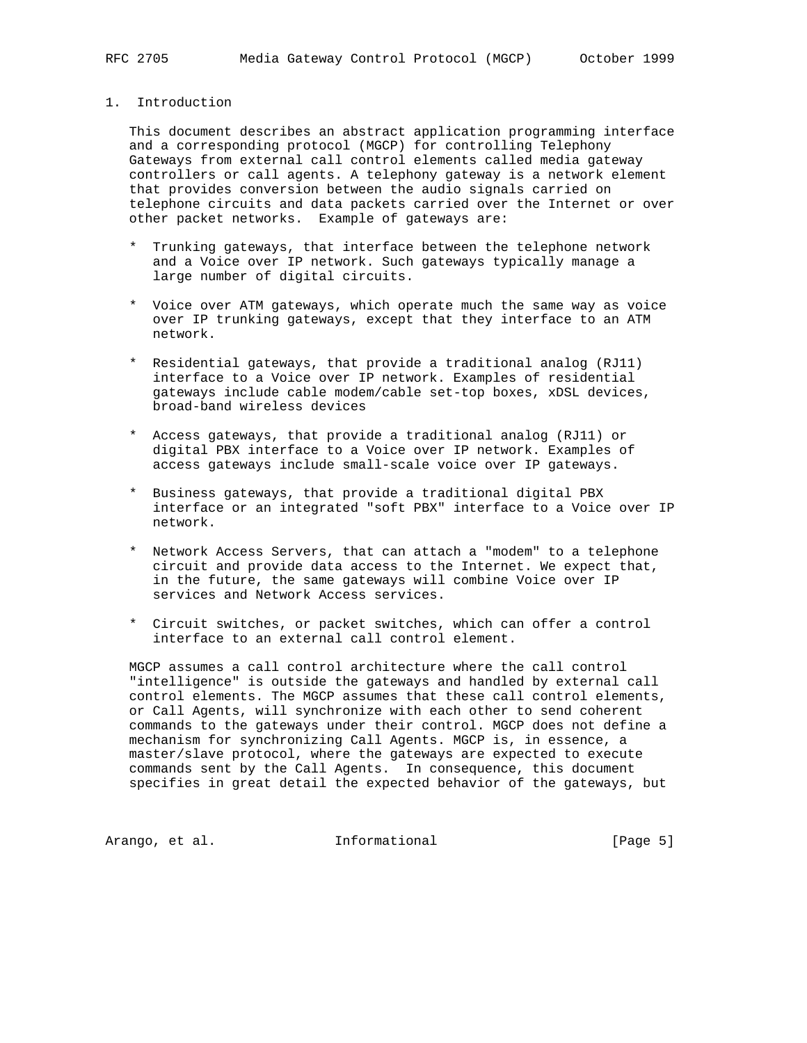# 1. Introduction

This document describes an abstract application programming interface and a corresponding protocol (MGCP) for controlling Telephony Gateways from external call control elements called media gateway controllers or call agents. A telephony gateway is a network element that provides conversion between the audio signals carried on telephone circuits and data packets carried over the Internet or over other packet networks. Example of gateways are:

* Trunking gateways, that interface between the telephone network and a Voice over IP network. Such gateways typically manage a large number of digital circuits.

* Voice over ATM gateways, which operate much the same way as voice over IP trunking gateways, except that they interface to an ATM network.

* Residential gateways, that provide a traditional analog (RJ11) interface to a Voice over IP network. Examples of residential gateways include cable modem/cable set-top boxes, xDSL devices, broad-band wireless devices

* Access gateways, that provide a traditional analog (RJ11) or digital PBX interface to a Voice over IP network. Examples of access gateways include small-scale voice over IP gateways.

* Business gateways, that provide a traditional digital PBX interface or an integrated "soft PBX" interface to a Voice over IP network.

* Network Access Servers, that can attach a "modem" to a telephone circuit and provide data access to the Internet. We expect that, in the future, the same gateways will combine Voice over IP services and Network Access services.

* Circuit switches, or packet switches, which can offer a control interface to an external call control element.

MGCP assumes a call control architecture where the call control "intelligence" is outside the gateways and handled by external call control elements. The MGCP assumes that these call control elements, or Call Agents, will synchronize with each other to send coherent commands to the gateways under their control. MGCP does not define a mechanism for synchronizing Call Agents. MGCP is, in essence, a master/slave protocol, where the gateways are expected to execute commands sent by the Call Agents. In consequence, this document specifies in great detail the expected behavior of the gateways, but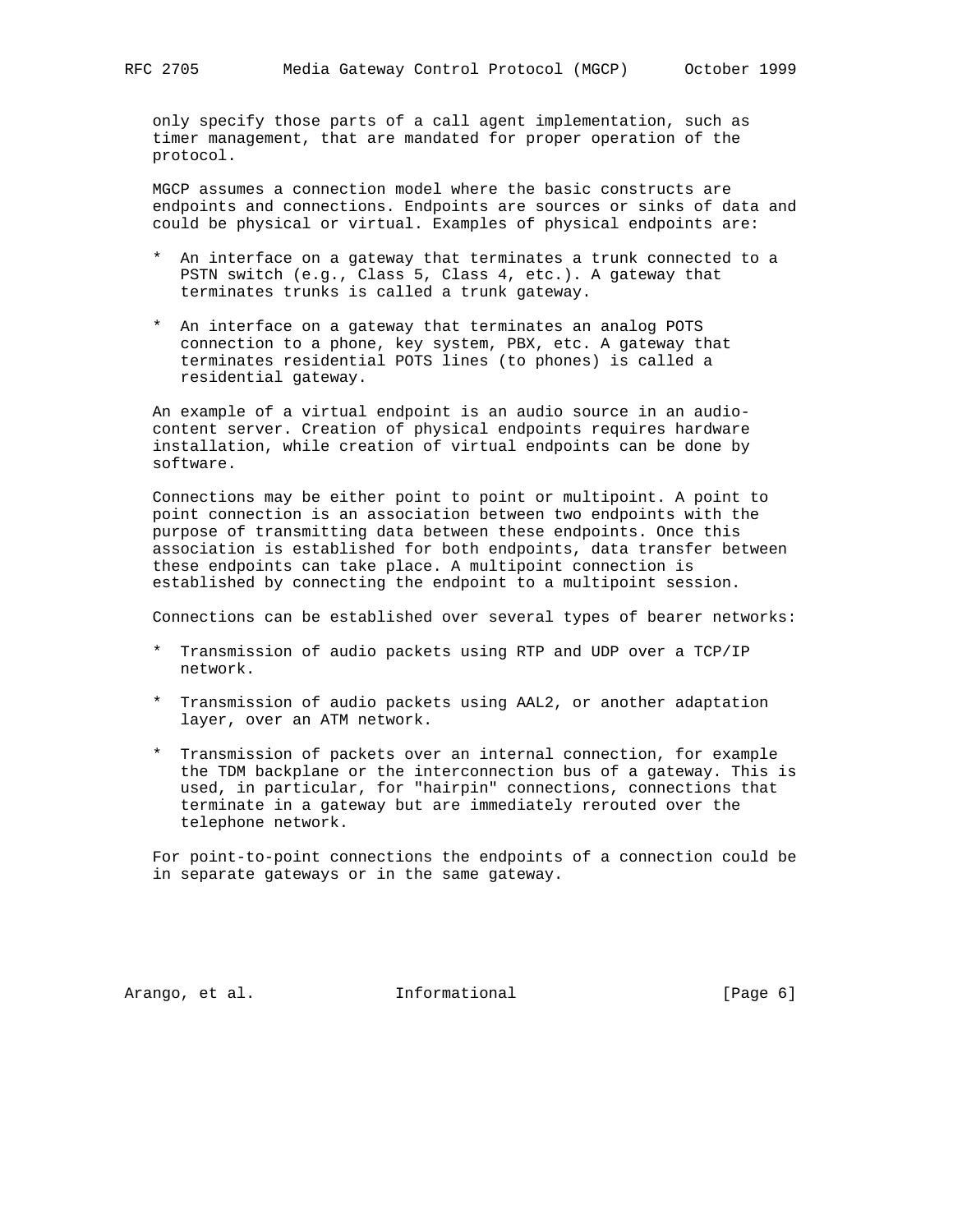only specify those parts of a call agent implementation, such as timer management, that are mandated for proper operation of the protocol.

MGCP assumes a connection model where the basic constructs are endpoints and connections. Endpoints are sources or sinks of data and could be physical or virtual. Examples of physical endpoints are:

* An interface on a gateway that terminates a trunk connected to a PSTN switch (e.g., Class 5, Class 4, etc.). A gateway that terminates trunks is called a trunk gateway.

* An interface on a gateway that terminates an analog POTS connection to a phone, key system, PBX, etc. A gateway that terminates residential POTS lines (to phones) is called a residential gateway.

An example of a virtual endpoint is an audio source in an audio-content server. Creation of physical endpoints requires hardware installation, while creation of virtual endpoints can be done by software.

Connections may be either point to point or multipoint. A point to point connection is an association between two endpoints with the purpose of transmitting data between these endpoints. Once this association is established for both endpoints, data transfer between these endpoints can take place. A multipoint connection is established by connecting the endpoint to a multipoint session.

Connections can be established over several types of bearer networks:

* Transmission of audio packets using RTP and UDP over a TCP/IP network.

* Transmission of audio packets using AAL2, or another adaptation layer, over an ATM network.

* Transmission of packets over an internal connection, for example the TDM backplane or the interconnection bus of a gateway. This is used, in particular, for "hairpin" connections, connections that terminate in a gateway but are immediately rerouted over the telephone network.

For point-to-point connections the endpoints of a connection could be in separate gateways or in the same gateway.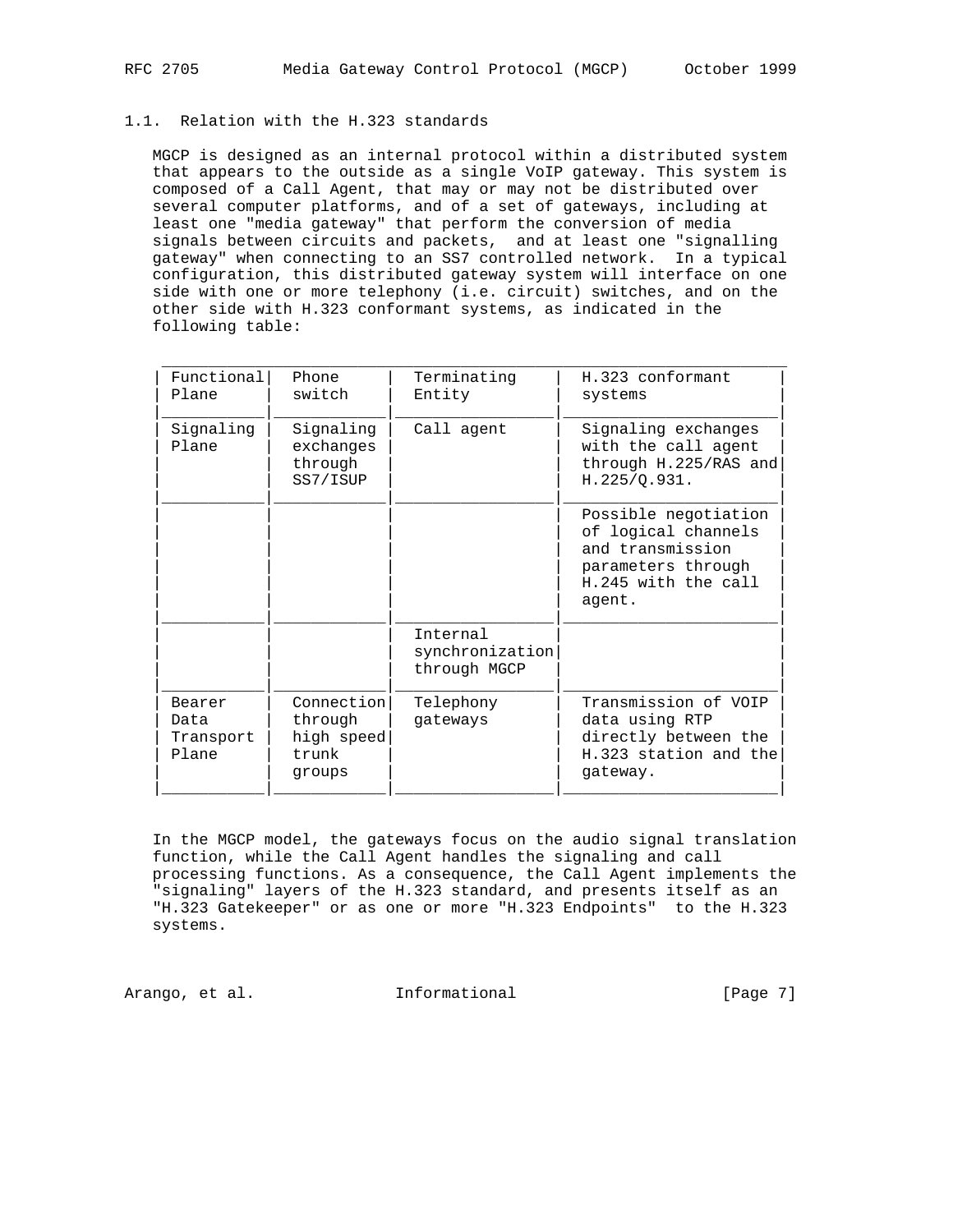### 1.1. Relation with the H.323 standards

MGCP is designed as an internal protocol within a distributed system that appears to the outside as a single VoIP gateway. This system is composed of a Call Agent, that may or may not be distributed over several computer platforms, and of a set of gateways, including at least one "media gateway" that perform the conversion of media signals between circuits and packets, and at least one "signalling gateway" when connecting to an SS7 controlled network. In a typical configuration, this distributed gateway system will interface on one side with one or more telephony (i.e. circuit) switches, and on the other side with H.323 conformant systems, as indicated in the following table:

| Functional Plane | Phone switch | Terminating Entity | H.323 conformant systems |
|---|---|---|---|
| Signaling Plane | Signaling exchanges through SS7/ISUP | Call agent | Signaling exchanges with the call agent through H.225/RAS and H.225/Q.931. |
| | | | Possible negotiation of logical channels and transmission parameters through H.245 with the call agent. |
| | | Internal synchronization through MGCP | |
| Bearer Data Transport Plane | Connection through high speed trunk groups | Telephony gateways | Transmission of VOIP data using RTP directly between the H.323 station and the gateway. |

In the MGCP model, the gateways focus on the audio signal translation function, while the Call Agent handles the signaling and call processing functions. As a consequence, the Call Agent implements the "signaling" layers of the H.323 standard, and presents itself as an "H.323 Gatekeeper" or as one or more "H.323 Endpoints" to the H.323 systems.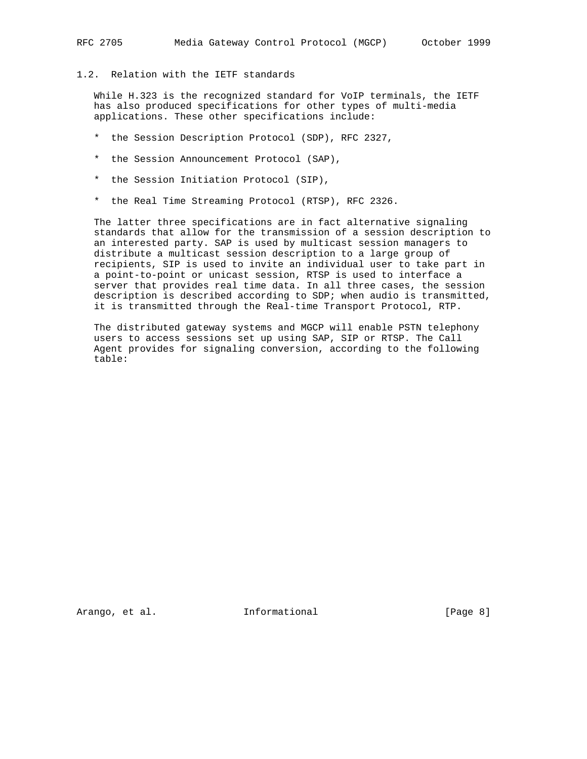## 1.2. Relation with the IETF standards

While H.323 is the recognized standard for VoIP terminals, the IETF has also produced specifications for other types of multi-media applications. These other specifications include:

* the Session Description Protocol (SDP), RFC 2327,
* the Session Announcement Protocol (SAP),
* the Session Initiation Protocol (SIP),
* the Real Time Streaming Protocol (RTSP), RFC 2326.

The latter three specifications are in fact alternative signaling standards that allow for the transmission of a session description to an interested party. SAP is used by multicast session managers to distribute a multicast session description to a large group of recipients, SIP is used to invite an individual user to take part in a point-to-point or unicast session, RTSP is used to interface a server that provides real time data. In all three cases, the session description is described according to SDP; when audio is transmitted, it is transmitted through the Real-time Transport Protocol, RTP.

The distributed gateway systems and MGCP will enable PSTN telephony users to access sessions set up using SAP, SIP or RTSP. The Call Agent provides for signaling conversion, according to the following table: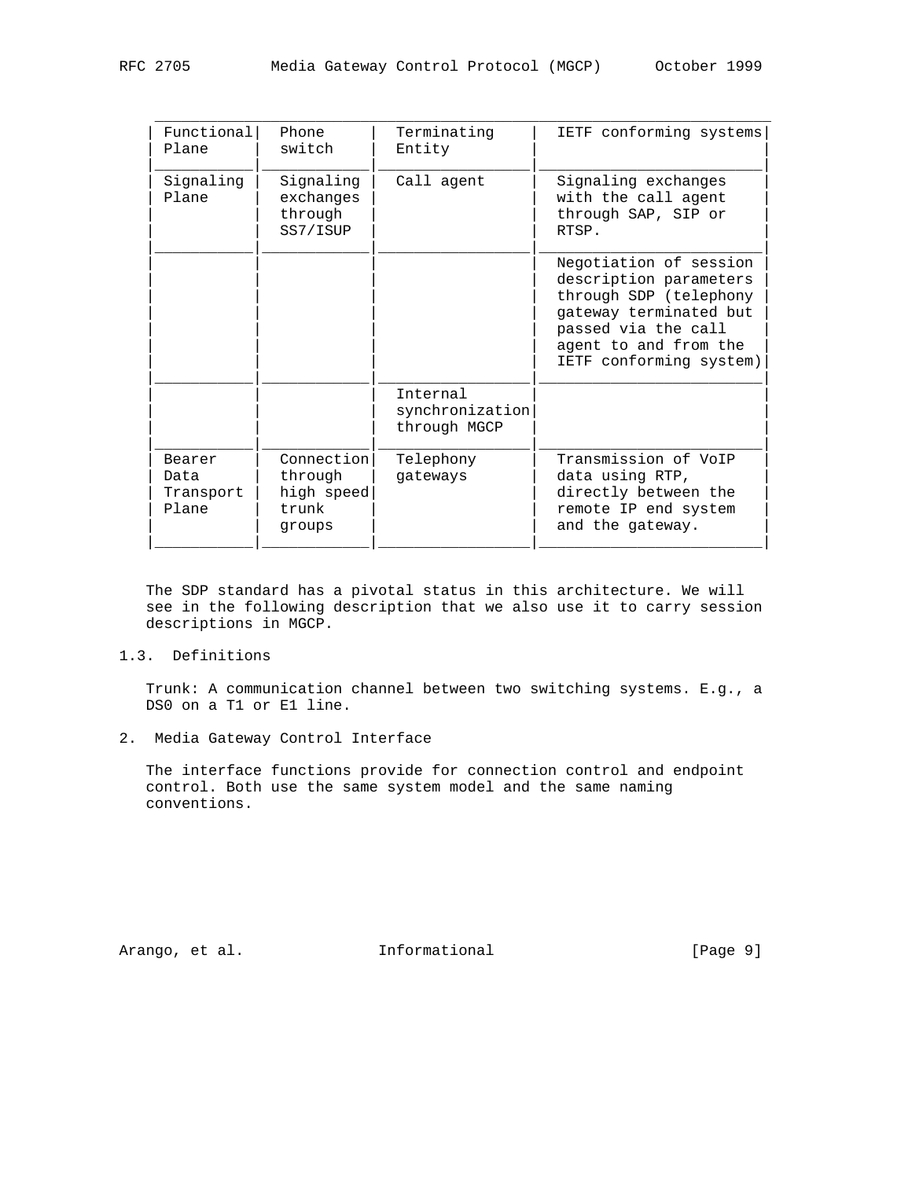| Functional Plane | Phone switch | Terminating Entity | IETF conforming systems |
| --- | --- | --- | --- |
| Signaling Plane | Signaling exchanges through SS7/ISUP | Call agent | Signaling exchanges with the call agent through SAP, SIP or RTSP. |
| | | | Negotiation of session description parameters through SDP (telephony gateway terminated but passed via the call agent to and from the IETF conforming system) |
| | | Internal synchronization through MGCP | |
| Bearer Data Transport Plane | Connection through high speed trunk groups | Telephony gateways | Transmission of VoIP data using RTP, directly between the remote IP end system and the gateway. |

The SDP standard has a pivotal status in this architecture. We will see in the following description that we also use it to carry session descriptions in MGCP.

### 1.3. Definitions

Trunk: A communication channel between two switching systems. E.g., a DS0 on a T1 or E1 line.

## 2. Media Gateway Control Interface

The interface functions provide for connection control and endpoint control. Both use the same system model and the same naming conventions.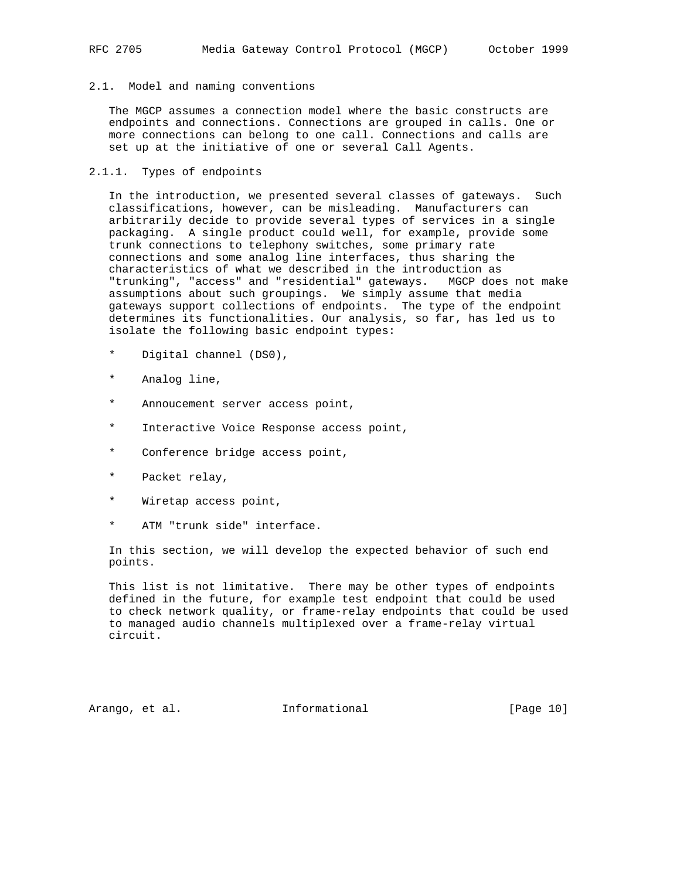## 2.1. Model and naming conventions

The MGCP assumes a connection model where the basic constructs are endpoints and connections. Connections are grouped in calls. One or more connections can belong to one call. Connections and calls are set up at the initiative of one or several Call Agents.

### 2.1.1. Types of endpoints

In the introduction, we presented several classes of gateways. Such classifications, however, can be misleading. Manufacturers can arbitrarily decide to provide several types of services in a single packaging. A single product could well, for example, provide some trunk connections to telephony switches, some primary rate connections and some analog line interfaces, thus sharing the characteristics of what we described in the introduction as "trunking", "access" and "residential" gateways. MGCP does not make assumptions about such groupings. We simply assume that media gateways support collections of endpoints. The type of the endpoint determines its functionalities. Our analysis, so far, has led us to isolate the following basic endpoint types:

* Digital channel (DS0),
* Analog line,
* Annoucement server access point,
* Interactive Voice Response access point,
* Conference bridge access point,
* Packet relay,
* Wiretap access point,
* ATM "trunk side" interface.

In this section, we will develop the expected behavior of such end points.

This list is not limitative. There may be other types of endpoints defined in the future, for example test endpoint that could be used to check network quality, or frame-relay endpoints that could be used to managed audio channels multiplexed over a frame-relay virtual circuit.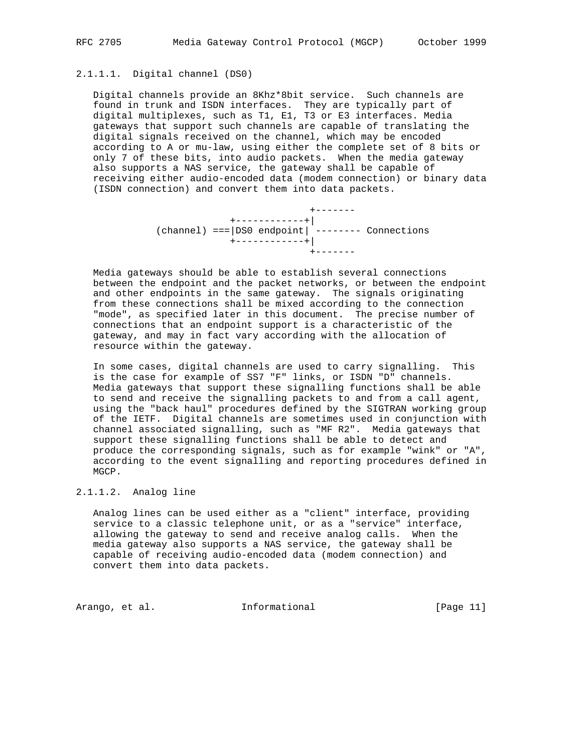#### 2.1.1.1. Digital channel (DS0)

Digital channels provide an 8Khz*8bit service. Such channels are found in trunk and ISDN interfaces. They are typically part of digital multiplexes, such as T1, E1, T3 or E3 interfaces. Media gateways that support such channels are capable of translating the digital signals received on the channel, which may be encoded according to A or mu-law, using either the complete set of 8 bits or only 7 of these bits, into audio packets. When the media gateway also supports a NAS service, the gateway shall be capable of receiving either audio-encoded data (modem connection) or binary data (ISDN connection) and convert them into data packets.

```
                                    +-------
                      +------------+|
          (channel) ===|DS0 endpoint| -------- Connections
                      +------------+|
                                    +-------
```

Media gateways should be able to establish several connections between the endpoint and the packet networks, or between the endpoint and other endpoints in the same gateway. The signals originating from these connections shall be mixed according to the connection "mode", as specified later in this document. The precise number of connections that an endpoint support is a characteristic of the gateway, and may in fact vary according with the allocation of resource within the gateway.

In some cases, digital channels are used to carry signalling. This is the case for example of SS7 "F" links, or ISDN "D" channels. Media gateways that support these signalling functions shall be able to send and receive the signalling packets to and from a call agent, using the "back haul" procedures defined by the SIGTRAN working group of the IETF. Digital channels are sometimes used in conjunction with channel associated signalling, such as "MF R2". Media gateways that support these signalling functions shall be able to detect and produce the corresponding signals, such as for example "wink" or "A", according to the event signalling and reporting procedures defined in MGCP.

#### 2.1.1.2. Analog line

Analog lines can be used either as a "client" interface, providing service to a classic telephone unit, or as a "service" interface, allowing the gateway to send and receive analog calls. When the media gateway also supports a NAS service, the gateway shall be capable of receiving audio-encoded data (modem connection) and convert them into data packets.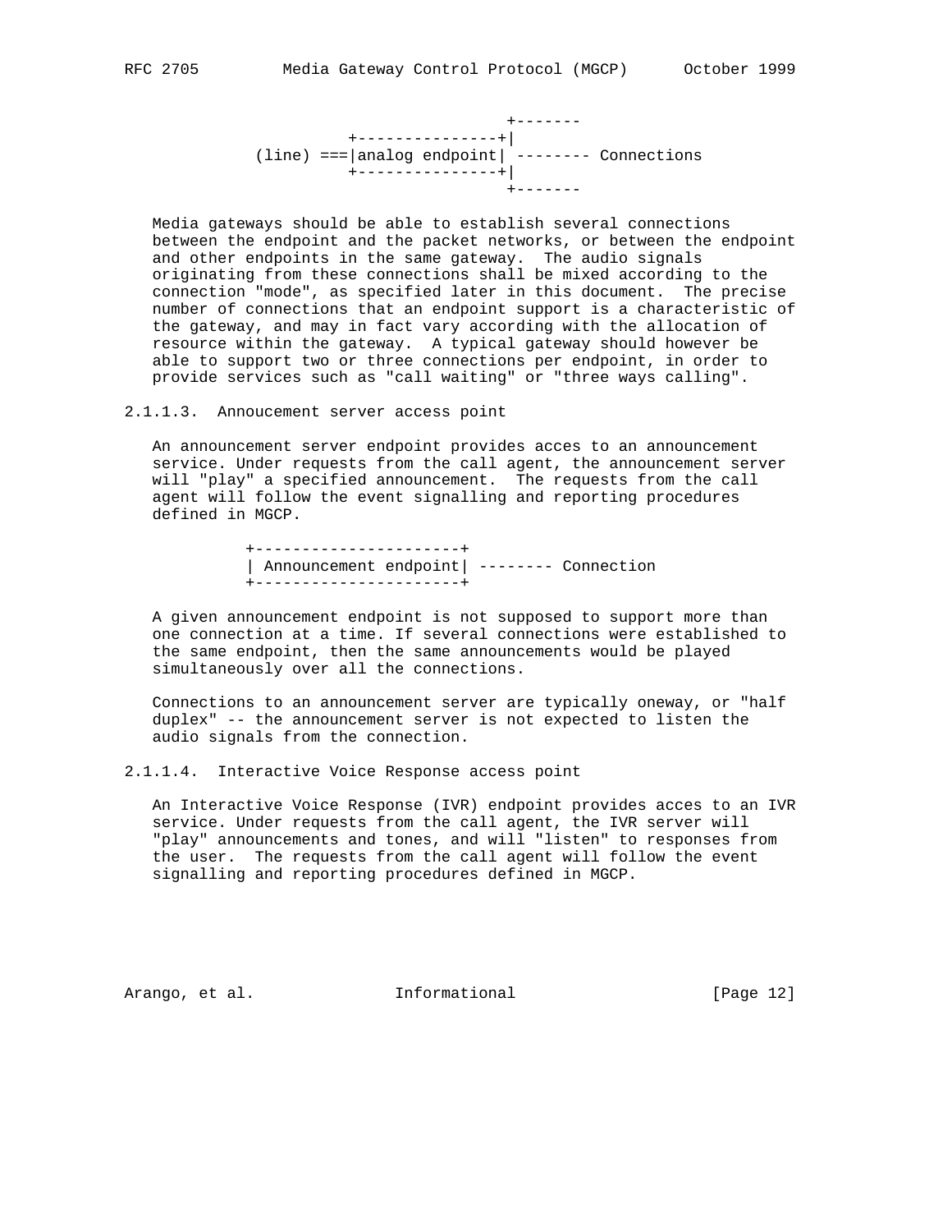```
                         +-------
                +---------------+|
      (line) ===|analog endpoint| -------- Connections
                +---------------+|
                                 +-------
```

Media gateways should be able to establish several connections between the endpoint and the packet networks, or between the endpoint and other endpoints in the same gateway. The audio signals originating from these connections shall be mixed according to the connection "mode", as specified later in this document. The precise number of connections that an endpoint support is a characteristic of the gateway, and may in fact vary according with the allocation of resource within the gateway. A typical gateway should however be able to support two or three connections per endpoint, in order to provide services such as "call waiting" or "three ways calling".

#### 2.1.1.3. Annoucement server access point

An announcement server endpoint provides acces to an announcement service. Under requests from the call agent, the announcement server will "play" a specified announcement. The requests from the call agent will follow the event signalling and reporting procedures defined in MGCP.

```
+----------------------+
| Announcement endpoint| -------- Connection
+----------------------+
```

A given announcement endpoint is not supposed to support more than one connection at a time. If several connections were established to the same endpoint, then the same announcements would be played simultaneously over all the connections.

Connections to an announcement server are typically oneway, or "half duplex" -- the announcement server is not expected to listen the audio signals from the connection.

#### 2.1.1.4. Interactive Voice Response access point

An Interactive Voice Response (IVR) endpoint provides acces to an IVR service. Under requests from the call agent, the IVR server will "play" announcements and tones, and will "listen" to responses from the user. The requests from the call agent will follow the event signalling and reporting procedures defined in MGCP.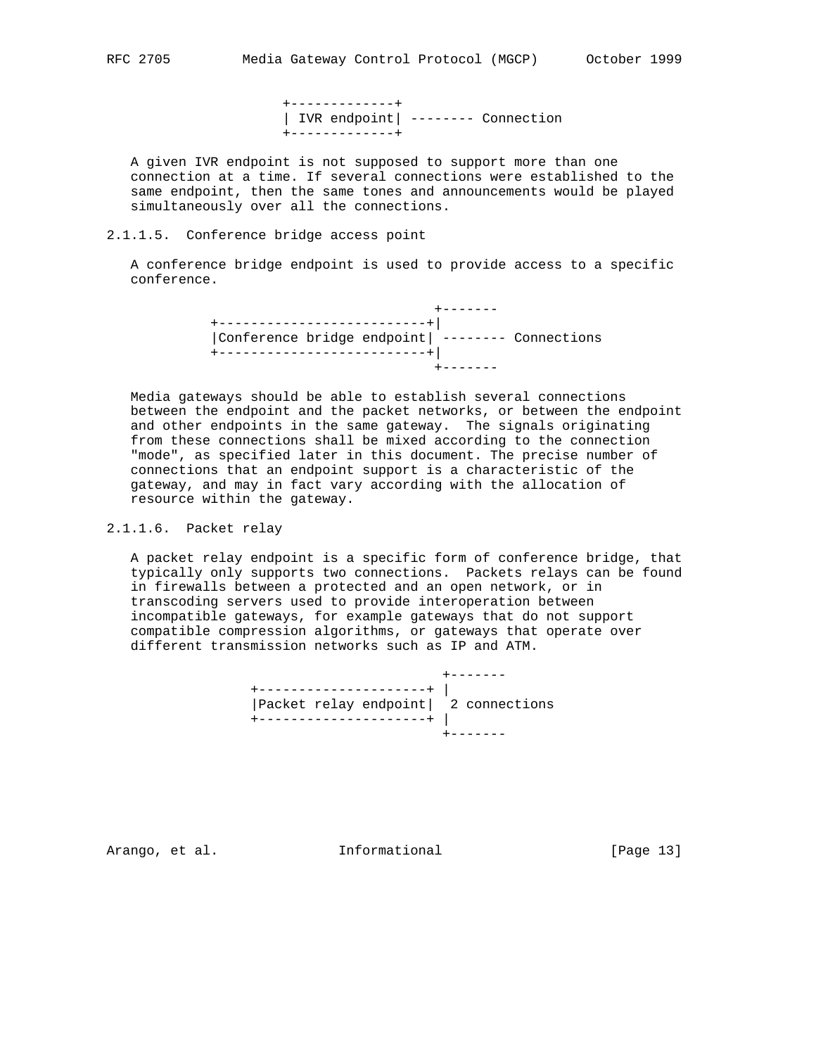```
              +-------------+
              | IVR endpoint| -------- Connection
              +-------------+
```

A given IVR endpoint is not supposed to support more than one connection at a time. If several connections were established to the same endpoint, then the same tones and announcements would be played simultaneously over all the connections.

#### 2.1.1.5. Conference bridge access point

A conference bridge endpoint is used to provide access to a specific conference.

```
                                   +-------
          +--------------------------+|
          |Conference bridge endpoint| -------- Connections
          +--------------------------+|
                                   +-------
```

Media gateways should be able to establish several connections between the endpoint and the packet networks, or between the endpoint and other endpoints in the same gateway. The signals originating from these connections shall be mixed according to the connection "mode", as specified later in this document. The precise number of connections that an endpoint support is a characteristic of the gateway, and may in fact vary according with the allocation of resource within the gateway.

#### 2.1.1.6. Packet relay

A packet relay endpoint is a specific form of conference bridge, that typically only supports two connections. Packets relays can be found in firewalls between a protected and an open network, or in transcoding servers used to provide interoperation between incompatible gateways, for example gateways that do not support compatible compression algorithms, or gateways that operate over different transmission networks such as IP and ATM.

```
                                  +-------
              +---------------------+ |
              |Packet relay endpoint|  2 connections
              +---------------------+ |
                                  +-------
```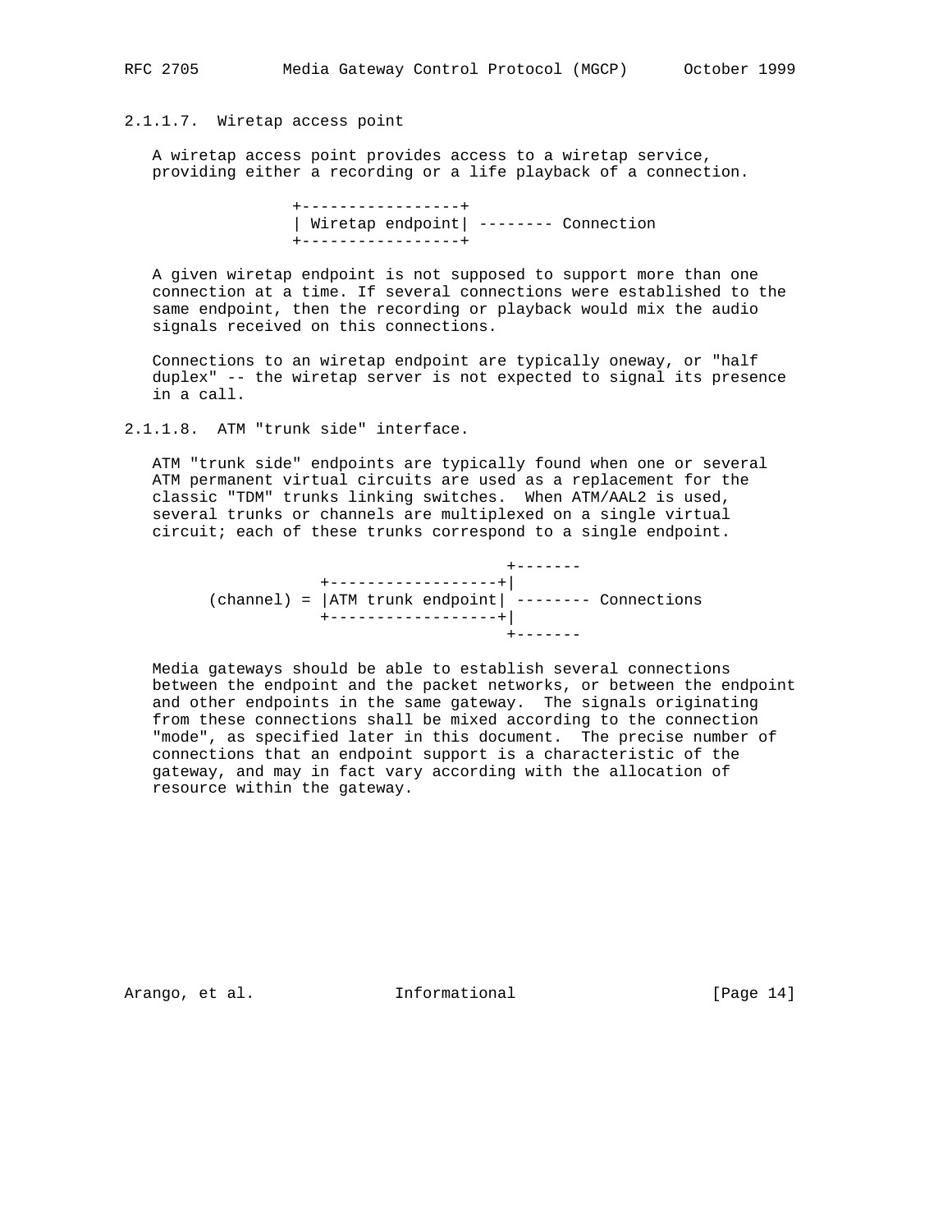#### 2.1.1.7. Wiretap access point

A wiretap access point provides access to a wiretap service, providing either a recording or a life playback of a connection.

```
                +-----------------+
                | Wiretap endpoint| -------- Connection
                +-----------------+
```

A given wiretap endpoint is not supposed to support more than one connection at a time. If several connections were established to the same endpoint, then the recording or playback would mix the audio signals received on this connections.

Connections to an wiretap endpoint are typically oneway, or "half duplex" -- the wiretap server is not expected to signal its presence in a call.

#### 2.1.1.8. ATM "trunk side" interface.

ATM "trunk side" endpoints are typically found when one or several ATM permanent virtual circuits are used as a replacement for the classic "TDM" trunks linking switches. When ATM/AAL2 is used, several trunks or channels are multiplexed on a single virtual circuit; each of these trunks correspond to a single endpoint.

```
                                    +-------
                 +------------------+|
   (channel) = |ATM trunk endpoint| -------- Connections
                 +------------------+|
                                    +-------
```

Media gateways should be able to establish several connections between the endpoint and the packet networks, or between the endpoint and other endpoints in the same gateway. The signals originating from these connections shall be mixed according to the connection "mode", as specified later in this document. The precise number of connections that an endpoint support is a characteristic of the gateway, and may in fact vary according with the allocation of resource within the gateway.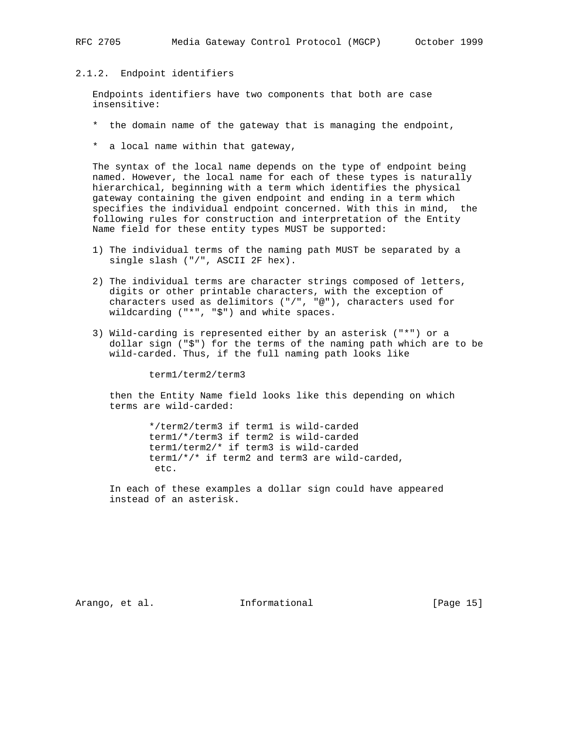### 2.1.2. Endpoint identifiers

Endpoints identifiers have two components that both are case insensitive:

* the domain name of the gateway that is managing the endpoint,

* a local name within that gateway,

The syntax of the local name depends on the type of endpoint being named. However, the local name for each of these types is naturally hierarchical, beginning with a term which identifies the physical gateway containing the given endpoint and ending in a term which specifies the individual endpoint concerned. With this in mind, the following rules for construction and interpretation of the Entity Name field for these entity types MUST be supported:

1) The individual terms of the naming path MUST be separated by a single slash ("/", ASCII 2F hex).

2) The individual terms are character strings composed of letters, digits or other printable characters, with the exception of characters used as delimitors ("/", "@"), characters used for wildcarding ("*", "$") and white spaces.

3) Wild-carding is represented either by an asterisk ("*") or a dollar sign ("$") for the terms of the naming path which are to be wild-carded. Thus, if the full naming path looks like

   ```
   term1/term2/term3
   ```

   then the Entity Name field looks like this depending on which terms are wild-carded:

   ```
   */term2/term3 if term1 is wild-carded
   term1/*/term3 if term2 is wild-carded
   term1/term2/* if term3 is wild-carded
   term1/*/* if term2 and term3 are wild-carded,
    etc.
   ```

   In each of these examples a dollar sign could have appeared instead of an asterisk.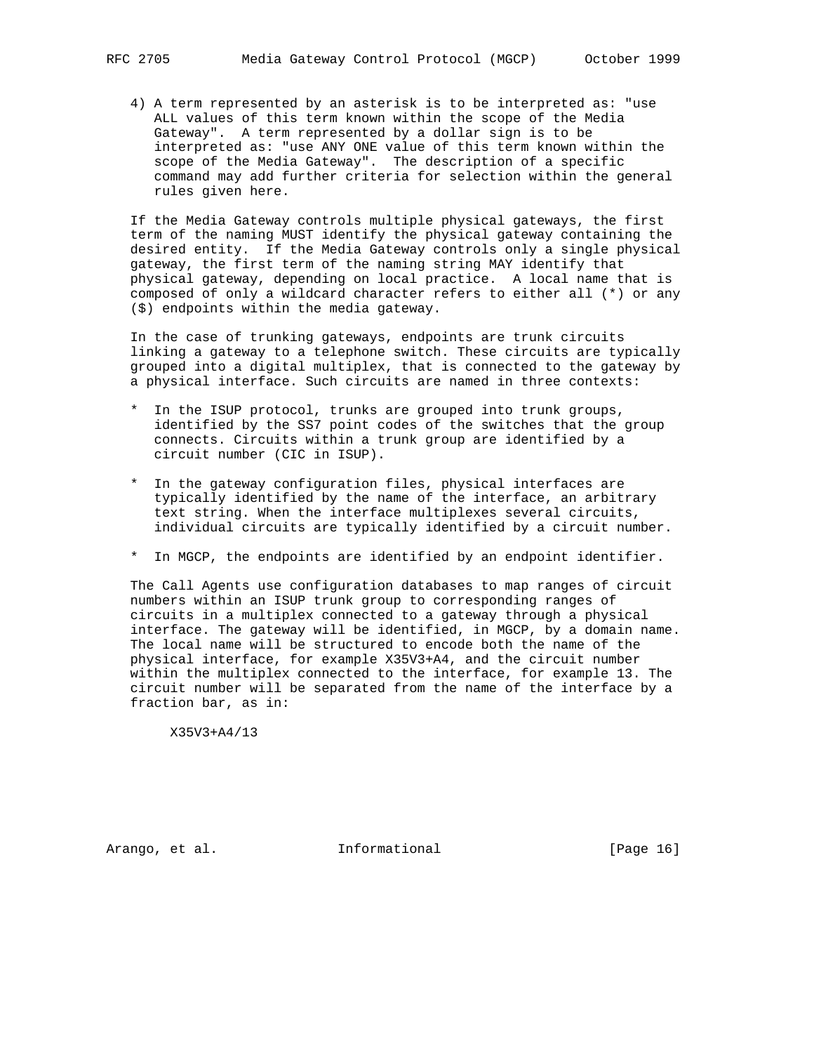4) A term represented by an asterisk is to be interpreted as: "use ALL values of this term known within the scope of the Media Gateway". A term represented by a dollar sign is to be interpreted as: "use ANY ONE value of this term known within the scope of the Media Gateway". The description of a specific command may add further criteria for selection within the general rules given here.

If the Media Gateway controls multiple physical gateways, the first term of the naming MUST identify the physical gateway containing the desired entity. If the Media Gateway controls only a single physical gateway, the first term of the naming string MAY identify that physical gateway, depending on local practice. A local name that is composed of only a wildcard character refers to either all (*) or any ($) endpoints within the media gateway.

In the case of trunking gateways, endpoints are trunk circuits linking a gateway to a telephone switch. These circuits are typically grouped into a digital multiplex, that is connected to the gateway by a physical interface. Such circuits are named in three contexts:

* In the ISUP protocol, trunks are grouped into trunk groups, identified by the SS7 point codes of the switches that the group connects. Circuits within a trunk group are identified by a circuit number (CIC in ISUP).

* In the gateway configuration files, physical interfaces are typically identified by the name of the interface, an arbitrary text string. When the interface multiplexes several circuits, individual circuits are typically identified by a circuit number.

* In MGCP, the endpoints are identified by an endpoint identifier.

The Call Agents use configuration databases to map ranges of circuit numbers within an ISUP trunk group to corresponding ranges of circuits in a multiplex connected to a gateway through a physical interface. The gateway will be identified, in MGCP, by a domain name. The local name will be structured to encode both the name of the physical interface, for example X35V3+A4, and the circuit number within the multiplex connected to the interface, for example 13. The circuit number will be separated from the name of the interface by a fraction bar, as in:

```
X35V3+A4/13
```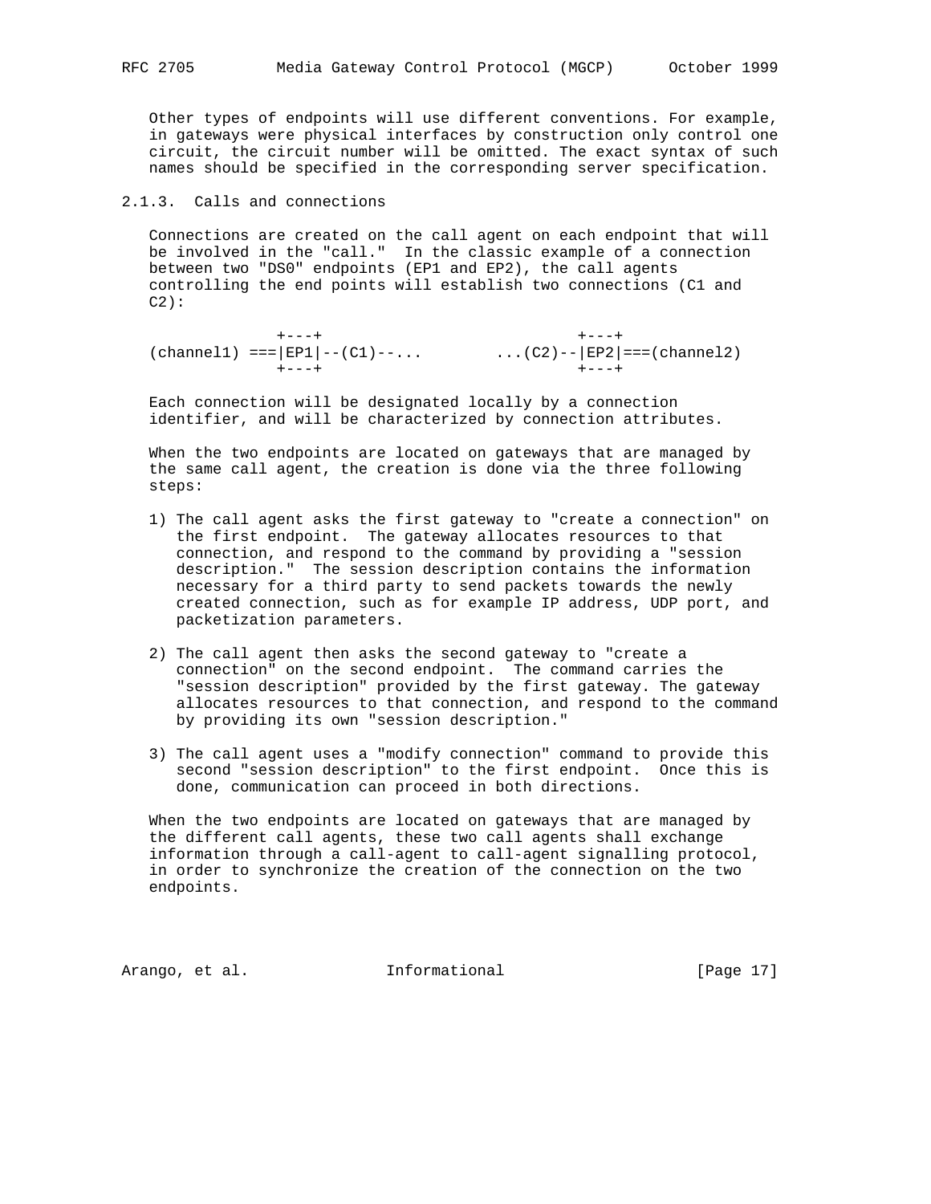Other types of endpoints will use different conventions. For example, in gateways were physical interfaces by construction only control one circuit, the circuit number will be omitted. The exact syntax of such names should be specified in the corresponding server specification.

### 2.1.3. Calls and connections

Connections are created on the call agent on each endpoint that will be involved in the "call." In the classic example of a connection between two "DS0" endpoints (EP1 and EP2), the call agents controlling the end points will establish two connections (C1 and C2):

```
             +---+                             +---+
(channel1) ===|EP1|--(C1)--...        ...(C2)--|EP2|===(channel2)
             +---+                             +---+
```

Each connection will be designated locally by a connection identifier, and will be characterized by connection attributes.

When the two endpoints are located on gateways that are managed by the same call agent, the creation is done via the three following steps:

1) The call agent asks the first gateway to "create a connection" on the first endpoint. The gateway allocates resources to that connection, and respond to the command by providing a "session description." The session description contains the information necessary for a third party to send packets towards the newly created connection, such as for example IP address, UDP port, and packetization parameters.

2) The call agent then asks the second gateway to "create a connection" on the second endpoint. The command carries the "session description" provided by the first gateway. The gateway allocates resources to that connection, and respond to the command by providing its own "session description."

3) The call agent uses a "modify connection" command to provide this second "session description" to the first endpoint. Once this is done, communication can proceed in both directions.

When the two endpoints are located on gateways that are managed by the different call agents, these two call agents shall exchange information through a call-agent to call-agent signalling protocol, in order to synchronize the creation of the connection on the two endpoints.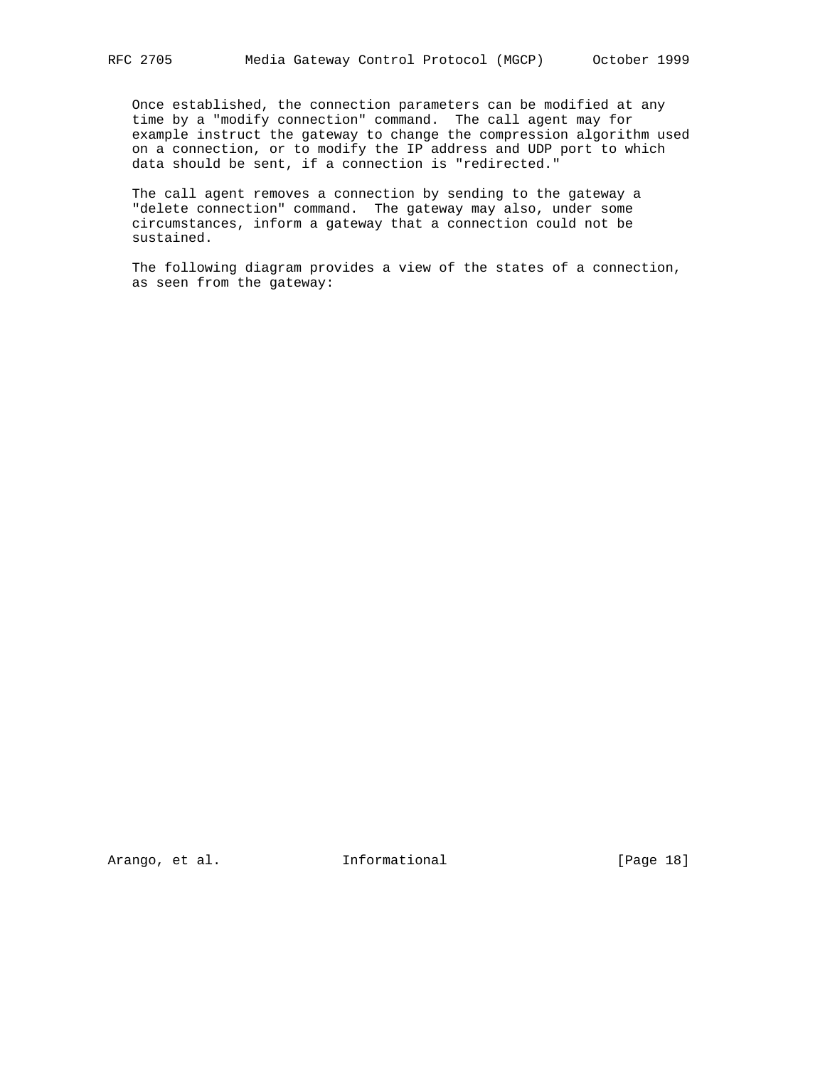Once established, the connection parameters can be modified at any time by a "modify connection" command. The call agent may for example instruct the gateway to change the compression algorithm used on a connection, or to modify the IP address and UDP port to which data should be sent, if a connection is "redirected."

The call agent removes a connection by sending to the gateway a "delete connection" command. The gateway may also, under some circumstances, inform a gateway that a connection could not be sustained.

The following diagram provides a view of the states of a connection, as seen from the gateway: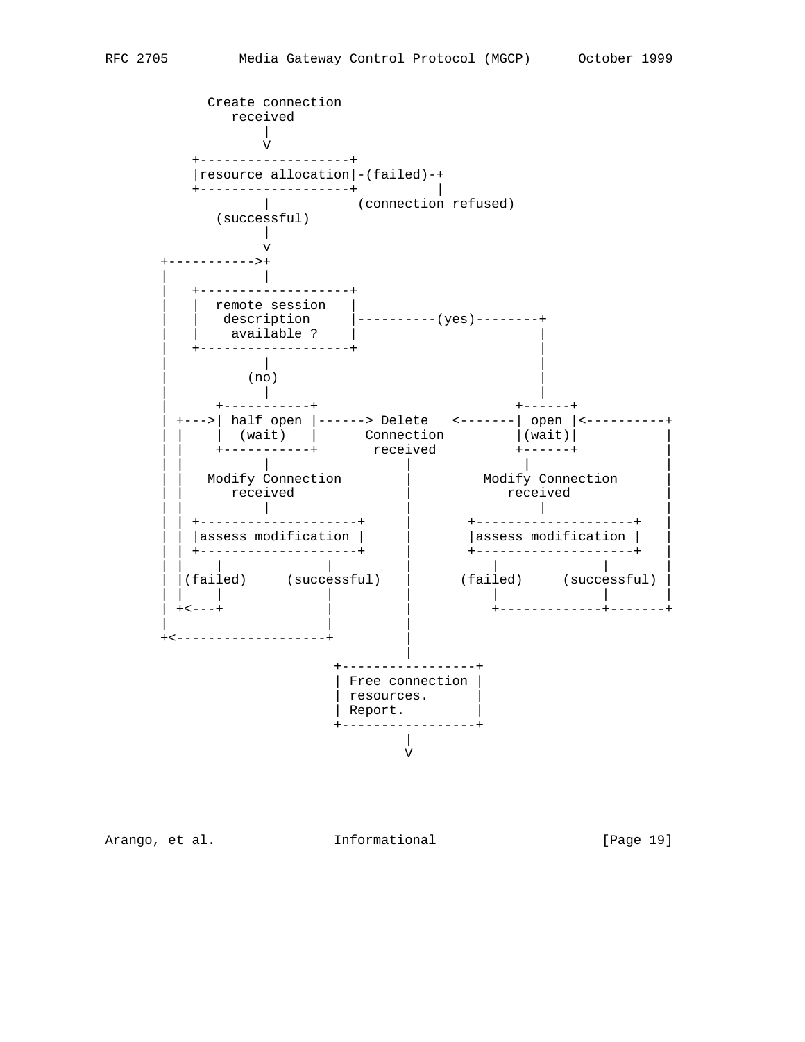```
           Create connection
              received
                 |
                 V
         +-------------------+
         |resource allocation|-(failed)-+
         +-------------------+          |
                 |           (connection refused)
            (successful)
                 |
                 v
     +----------->+
     |            |
     |   +-------------------+
     |   |  remote session   |
     |   |   description     |----------(yes)--------+
     |   |    available ?    |                       |
     |   +-------------------+                       |
     |            |                                  |
     |          (no)                                 |
     |            |                                  |
     |      +-----------+                         +------+
     | +--->| half open |------> Delete   <-------| open |<----------+
     | |    |  (wait)   |      Connection         |(wait)|           |
     | |    +-----------+       received          +------+           |
     | |          |                |                 |               |
     | |   Modify Connection       |         Modify Connection       |
     | |      received             |            received             |
     | |          |                |                 |               |
     | | +--------------------+    |       +--------------------+    |
     | | |assess modification |    |       |assess modification |    |
     | | +--------------------+    |       +--------------------+    |
     | |    |            |         |          |            |         |
     | |(failed)     (successful)  |      (failed)     (successful)  |
     | |    |            |         |          |            |         |
     | +<---+            |         |          +-------------+--------+
     |                   |         |
     +<------------------+         |
                                   |
                          +-----------------+
                          | Free connection |
                          | resources.      |
                          | Report.         |
                          +-----------------+
                                   |
                                   V
```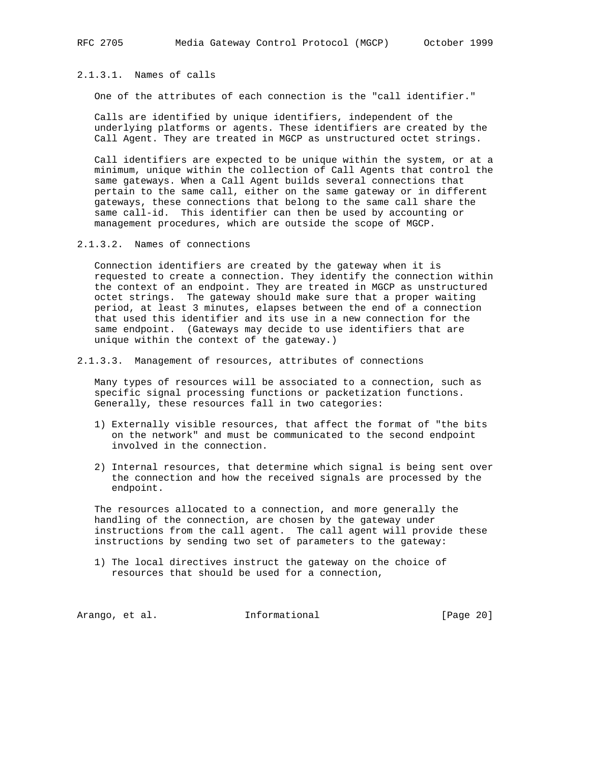#### 2.1.3.1. Names of calls

One of the attributes of each connection is the "call identifier."

Calls are identified by unique identifiers, independent of the underlying platforms or agents. These identifiers are created by the Call Agent. They are treated in MGCP as unstructured octet strings.

Call identifiers are expected to be unique within the system, or at a minimum, unique within the collection of Call Agents that control the same gateways. When a Call Agent builds several connections that pertain to the same call, either on the same gateway or in different gateways, these connections that belong to the same call share the same call-id. This identifier can then be used by accounting or management procedures, which are outside the scope of MGCP.

#### 2.1.3.2. Names of connections

Connection identifiers are created by the gateway when it is requested to create a connection. They identify the connection within the context of an endpoint. They are treated in MGCP as unstructured octet strings. The gateway should make sure that a proper waiting period, at least 3 minutes, elapses between the end of a connection that used this identifier and its use in a new connection for the same endpoint. (Gateways may decide to use identifiers that are unique within the context of the gateway.)

#### 2.1.3.3. Management of resources, attributes of connections

Many types of resources will be associated to a connection, such as specific signal processing functions or packetization functions. Generally, these resources fall in two categories:

1) Externally visible resources, that affect the format of "the bits on the network" and must be communicated to the second endpoint involved in the connection.

2) Internal resources, that determine which signal is being sent over the connection and how the received signals are processed by the endpoint.

The resources allocated to a connection, and more generally the handling of the connection, are chosen by the gateway under instructions from the call agent. The call agent will provide these instructions by sending two set of parameters to the gateway:

1) The local directives instruct the gateway on the choice of resources that should be used for a connection,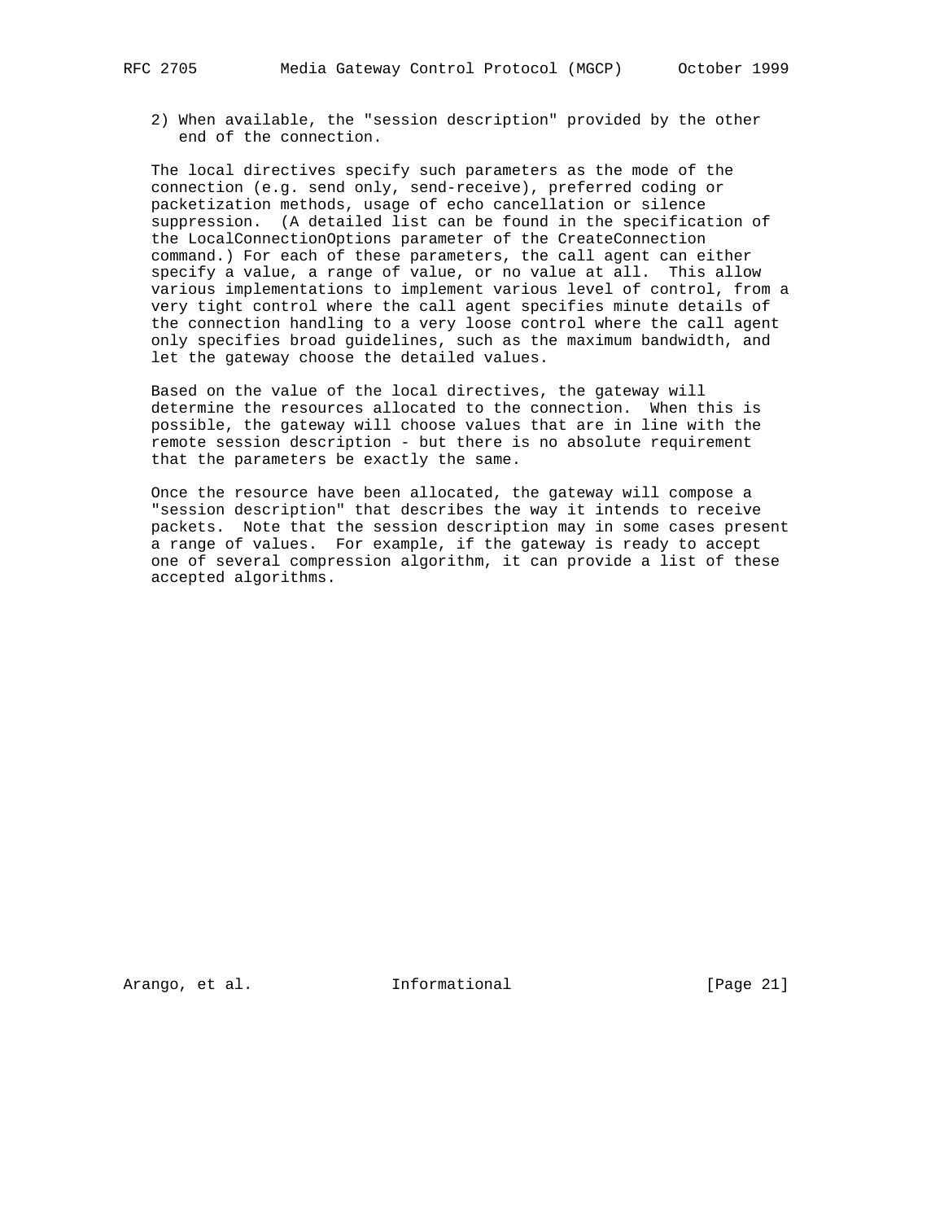2) When available, the "session description" provided by the other end of the connection.

The local directives specify such parameters as the mode of the connection (e.g. send only, send-receive), preferred coding or packetization methods, usage of echo cancellation or silence suppression. (A detailed list can be found in the specification of the LocalConnectionOptions parameter of the CreateConnection command.) For each of these parameters, the call agent can either specify a value, a range of value, or no value at all. This allow various implementations to implement various level of control, from a very tight control where the call agent specifies minute details of the connection handling to a very loose control where the call agent only specifies broad guidelines, such as the maximum bandwidth, and let the gateway choose the detailed values.

Based on the value of the local directives, the gateway will determine the resources allocated to the connection. When this is possible, the gateway will choose values that are in line with the remote session description - but there is no absolute requirement that the parameters be exactly the same.

Once the resource have been allocated, the gateway will compose a "session description" that describes the way it intends to receive packets. Note that the session description may in some cases present a range of values. For example, if the gateway is ready to accept one of several compression algorithm, it can provide a list of these accepted algorithms.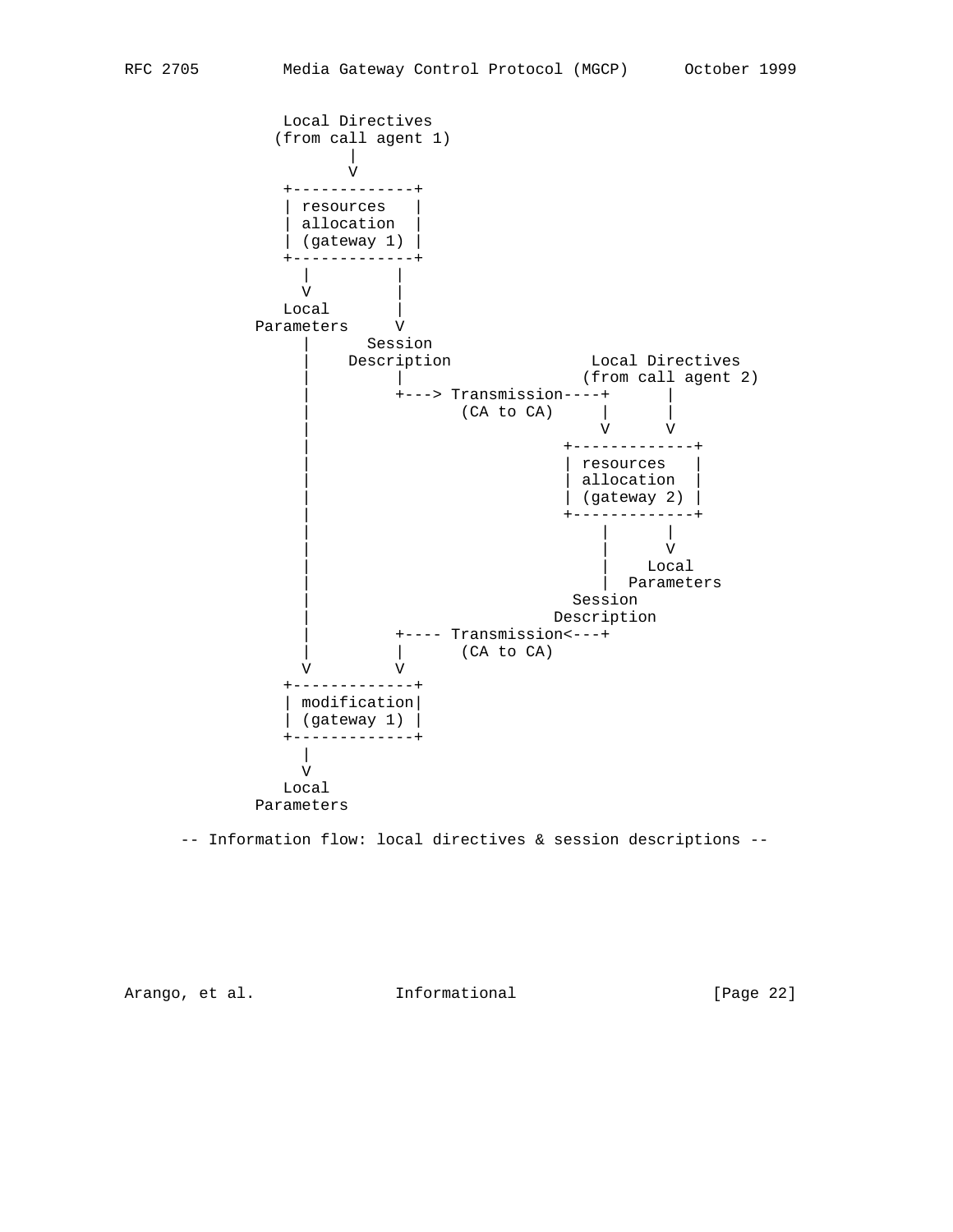```
                 Local Directives
                (from call agent 1)
                       |
                       V
                +-------------+
                | resources   |
                | allocation  |
                | (gateway 1) |
                +-------------+
                  |        |
                  V        |
                Local      |
             Parameters    V
                  |      Session
                  |    Description            Local Directives
                  |        |                 (from call agent 2)
                  |        +---> Transmission----+      |
                  |              (CA to CA)      |      |
                  |                              V      V
                  |                           +-------------+
                  |                           | resources   |
                  |                           | allocation  |
                  |                           | (gateway 2) |
                  |                           +-------------+
                  |                              |      |
                  |                              |      V
                  |                              |    Local
                  |                              |  Parameters
                  |                           Session
                  |                          Description
                  |        +---- Transmission<---+
                  |        |      (CA to CA)
                  V        V
                +-------------+
                | modification|
                | (gateway 1) |
                +-------------+
                  |
                  V
                Local
             Parameters
```

-- Information flow: local directives & session descriptions --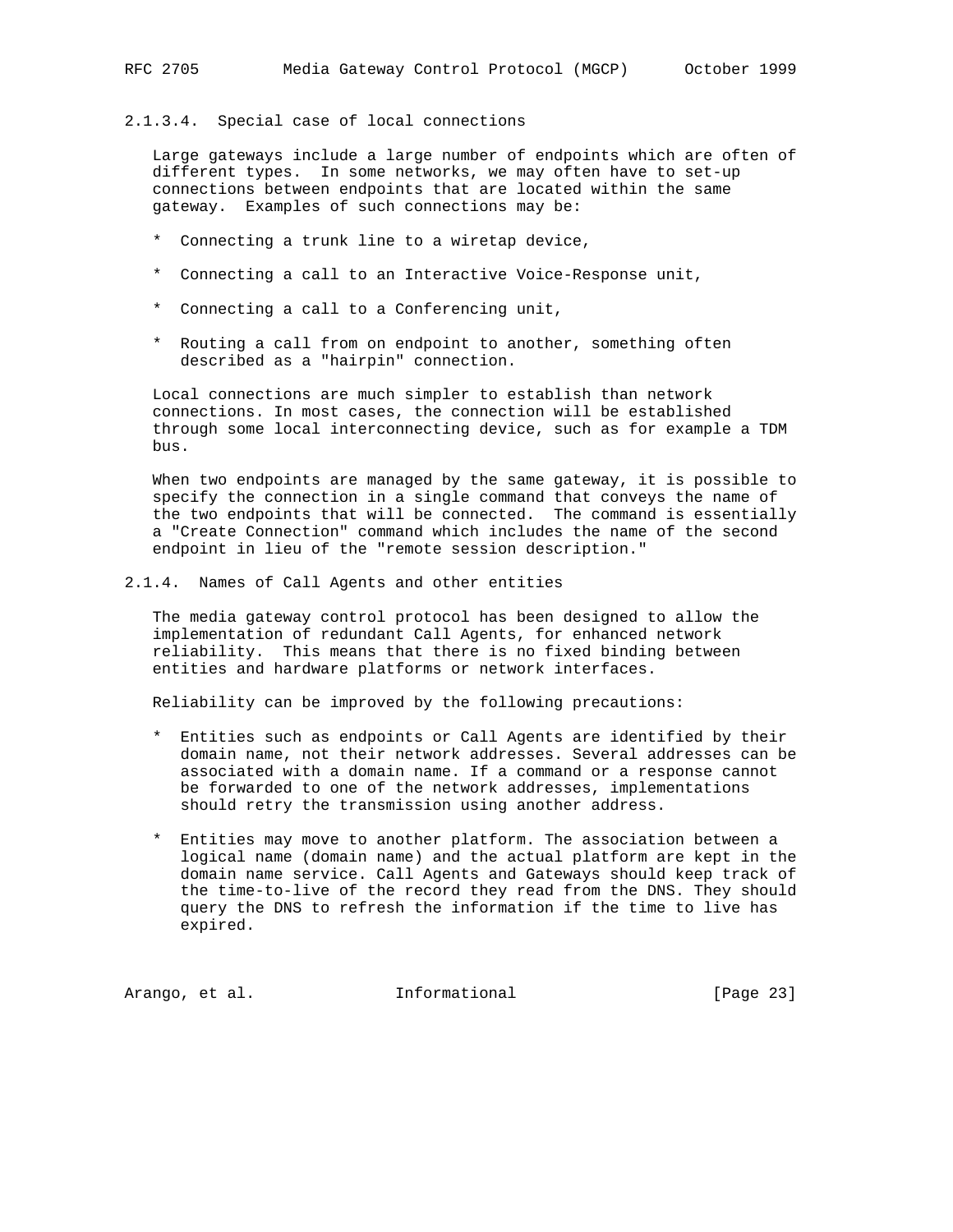#### 2.1.3.4. Special case of local connections

Large gateways include a large number of endpoints which are often of different types. In some networks, we may often have to set-up connections between endpoints that are located within the same gateway. Examples of such connections may be:

* Connecting a trunk line to a wiretap device,
* Connecting a call to an Interactive Voice-Response unit,
* Connecting a call to a Conferencing unit,
* Routing a call from on endpoint to another, something often described as a "hairpin" connection.

Local connections are much simpler to establish than network connections. In most cases, the connection will be established through some local interconnecting device, such as for example a TDM bus.

When two endpoints are managed by the same gateway, it is possible to specify the connection in a single command that conveys the name of the two endpoints that will be connected. The command is essentially a "Create Connection" command which includes the name of the second endpoint in lieu of the "remote session description."

### 2.1.4. Names of Call Agents and other entities

The media gateway control protocol has been designed to allow the implementation of redundant Call Agents, for enhanced network reliability. This means that there is no fixed binding between entities and hardware platforms or network interfaces.

Reliability can be improved by the following precautions:

* Entities such as endpoints or Call Agents are identified by their domain name, not their network addresses. Several addresses can be associated with a domain name. If a command or a response cannot be forwarded to one of the network addresses, implementations should retry the transmission using another address.
* Entities may move to another platform. The association between a logical name (domain name) and the actual platform are kept in the domain name service. Call Agents and Gateways should keep track of the time-to-live of the record they read from the DNS. They should query the DNS to refresh the information if the time to live has expired.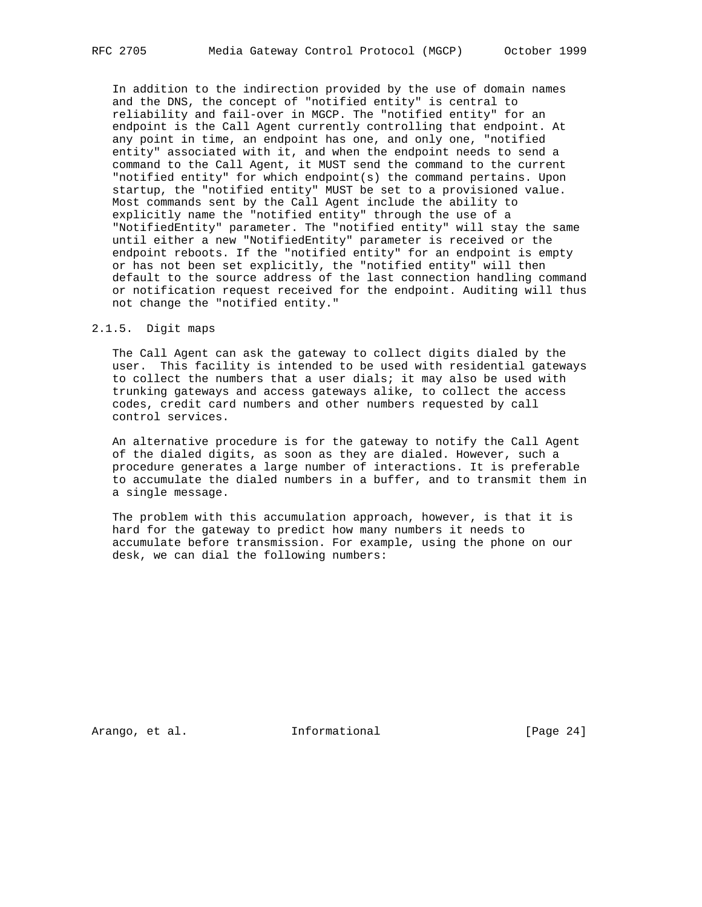In addition to the indirection provided by the use of domain names and the DNS, the concept of "notified entity" is central to reliability and fail-over in MGCP. The "notified entity" for an endpoint is the Call Agent currently controlling that endpoint. At any point in time, an endpoint has one, and only one, "notified entity" associated with it, and when the endpoint needs to send a command to the Call Agent, it MUST send the command to the current "notified entity" for which endpoint(s) the command pertains. Upon startup, the "notified entity" MUST be set to a provisioned value. Most commands sent by the Call Agent include the ability to explicitly name the "notified entity" through the use of a "NotifiedEntity" parameter. The "notified entity" will stay the same until either a new "NotifiedEntity" parameter is received or the endpoint reboots. If the "notified entity" for an endpoint is empty or has not been set explicitly, the "notified entity" will then default to the source address of the last connection handling command or notification request received for the endpoint. Auditing will thus not change the "notified entity."

### 2.1.5. Digit maps

The Call Agent can ask the gateway to collect digits dialed by the user. This facility is intended to be used with residential gateways to collect the numbers that a user dials; it may also be used with trunking gateways and access gateways alike, to collect the access codes, credit card numbers and other numbers requested by call control services.

An alternative procedure is for the gateway to notify the Call Agent of the dialed digits, as soon as they are dialed. However, such a procedure generates a large number of interactions. It is preferable to accumulate the dialed numbers in a buffer, and to transmit them in a single message.

The problem with this accumulation approach, however, is that it is hard for the gateway to predict how many numbers it needs to accumulate before transmission. For example, using the phone on our desk, we can dial the following numbers: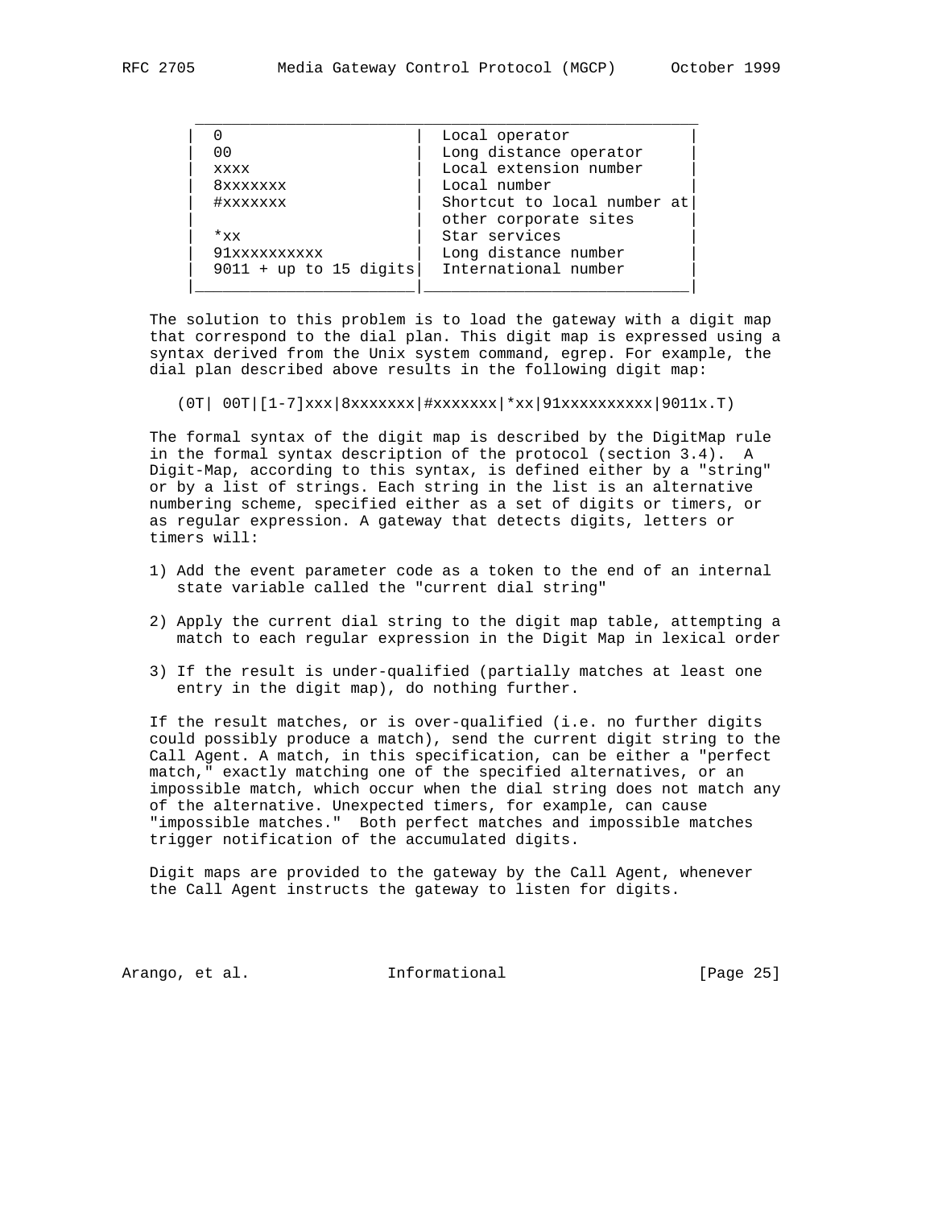| | |
|---|---|
| 0 | Local operator |
| 00 | Long distance operator |
| xxxx | Local extension number |
| 8xxxxxxx | Local number |
| #xxxxxxx | Shortcut to local number at other corporate sites |
| *xx | Star services |
| 91xxxxxxxxxx | Long distance number |
| 9011 + up to 15 digits | International number |

The solution to this problem is to load the gateway with a digit map that correspond to the dial plan. This digit map is expressed using a syntax derived from the Unix system command, egrep. For example, the dial plan described above results in the following digit map:

```
(0T| 00T|[1-7]xxx|8xxxxxxx|#xxxxxxx|*xx|91xxxxxxxxxx|9011x.T)
```

The formal syntax of the digit map is described by the DigitMap rule in the formal syntax description of the protocol (section 3.4). A Digit-Map, according to this syntax, is defined either by a "string" or by a list of strings. Each string in the list is an alternative numbering scheme, specified either as a set of digits or timers, or as regular expression. A gateway that detects digits, letters or timers will:

1) Add the event parameter code as a token to the end of an internal state variable called the "current dial string"

2) Apply the current dial string to the digit map table, attempting a match to each regular expression in the Digit Map in lexical order

3) If the result is under-qualified (partially matches at least one entry in the digit map), do nothing further.

If the result matches, or is over-qualified (i.e. no further digits could possibly produce a match), send the current digit string to the Call Agent. A match, in this specification, can be either a "perfect match," exactly matching one of the specified alternatives, or an impossible match, which occur when the dial string does not match any of the alternative. Unexpected timers, for example, can cause "impossible matches." Both perfect matches and impossible matches trigger notification of the accumulated digits.

Digit maps are provided to the gateway by the Call Agent, whenever the Call Agent instructs the gateway to listen for digits.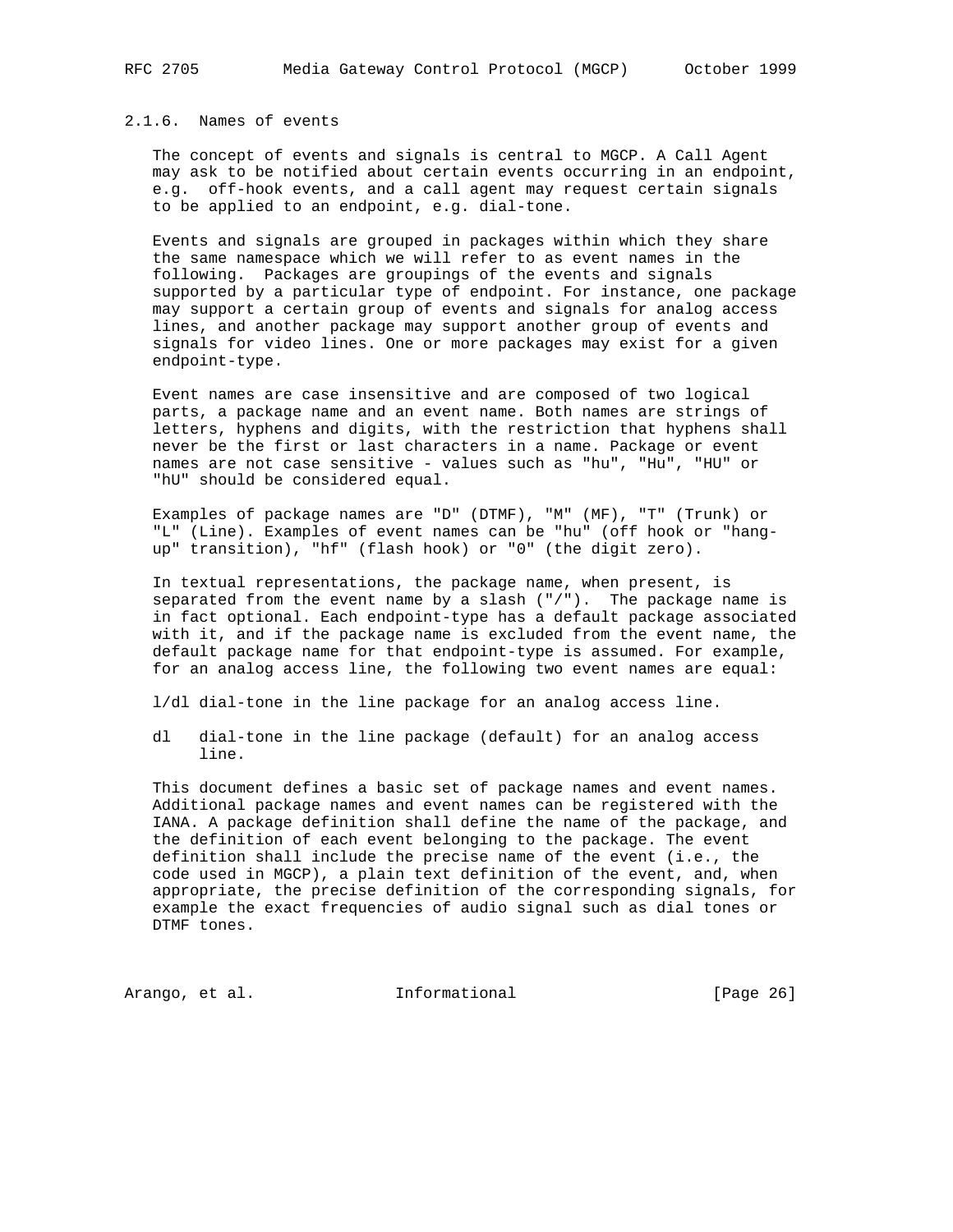### 2.1.6. Names of events

The concept of events and signals is central to MGCP. A Call Agent may ask to be notified about certain events occurring in an endpoint, e.g. off-hook events, and a call agent may request certain signals to be applied to an endpoint, e.g. dial-tone.

Events and signals are grouped in packages within which they share the same namespace which we will refer to as event names in the following. Packages are groupings of the events and signals supported by a particular type of endpoint. For instance, one package may support a certain group of events and signals for analog access lines, and another package may support another group of events and signals for video lines. One or more packages may exist for a given endpoint-type.

Event names are case insensitive and are composed of two logical parts, a package name and an event name. Both names are strings of letters, hyphens and digits, with the restriction that hyphens shall never be the first or last characters in a name. Package or event names are not case sensitive - values such as "hu", "Hu", "HU" or "hU" should be considered equal.

Examples of package names are "D" (DTMF), "M" (MF), "T" (Trunk) or "L" (Line). Examples of event names can be "hu" (off hook or "hang-up" transition), "hf" (flash hook) or "0" (the digit zero).

In textual representations, the package name, when present, is separated from the event name by a slash ("/"). The package name is in fact optional. Each endpoint-type has a default package associated with it, and if the package name is excluded from the event name, the default package name for that endpoint-type is assumed. For example, for an analog access line, the following two event names are equal:

```
l/dl dial-tone in the line package for an analog access line.

dl   dial-tone in the line package (default) for an analog access
     line.
```

This document defines a basic set of package names and event names. Additional package names and event names can be registered with the IANA. A package definition shall define the name of the package, and the definition of each event belonging to the package. The event definition shall include the precise name of the event (i.e., the code used in MGCP), a plain text definition of the event, and, when appropriate, the precise definition of the corresponding signals, for example the exact frequencies of audio signal such as dial tones or DTMF tones.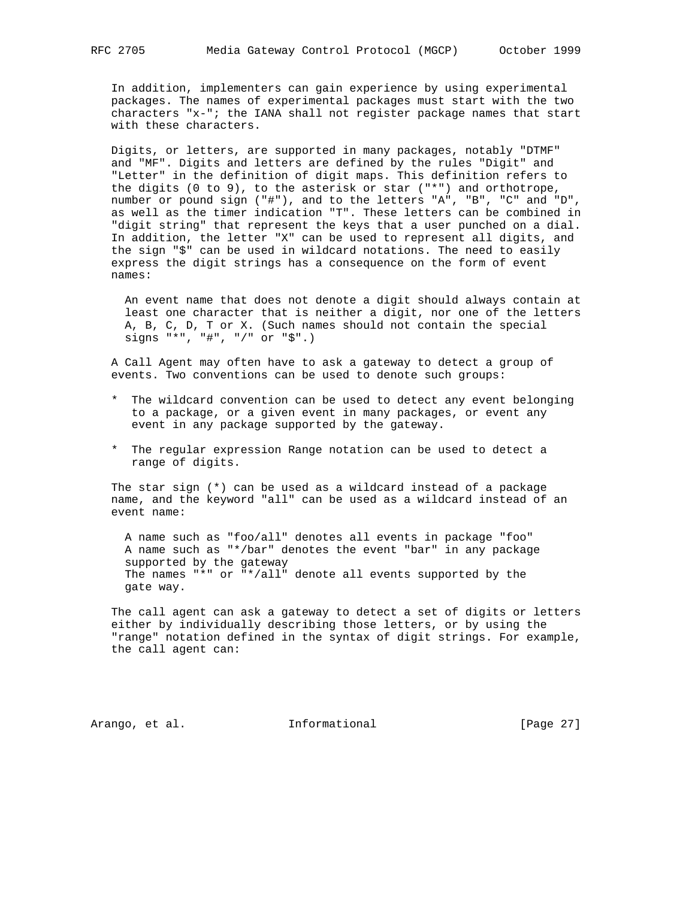In addition, implementers can gain experience by using experimental packages. The names of experimental packages must start with the two characters "x-"; the IANA shall not register package names that start with these characters.

Digits, or letters, are supported in many packages, notably "DTMF" and "MF". Digits and letters are defined by the rules "Digit" and "Letter" in the definition of digit maps. This definition refers to the digits (0 to 9), to the asterisk or star ("*") and orthotrope, number or pound sign ("#"), and to the letters "A", "B", "C" and "D", as well as the timer indication "T". These letters can be combined in "digit string" that represent the keys that a user punched on a dial. In addition, the letter "X" can be used to represent all digits, and the sign "$" can be used in wildcard notations. The need to easily express the digit strings has a consequence on the form of event names:

> An event name that does not denote a digit should always contain at least one character that is neither a digit, nor one of the letters A, B, C, D, T or X. (Such names should not contain the special signs "*", "#", "/" or "$".)

A Call Agent may often have to ask a gateway to detect a group of events. Two conventions can be used to denote such groups:

* The wildcard convention can be used to detect any event belonging to a package, or a given event in many packages, or event any event in any package supported by the gateway.

* The regular expression Range notation can be used to detect a range of digits.

The star sign (*) can be used as a wildcard instead of a package name, and the keyword "all" can be used as a wildcard instead of an event name:

> A name such as "foo/all" denotes all events in package "foo"
> A name such as "*/bar" denotes the event "bar" in any package supported by the gateway
> The names "*" or "*/all" denote all events supported by the gate way.

The call agent can ask a gateway to detect a set of digits or letters either by individually describing those letters, or by using the "range" notation defined in the syntax of digit strings. For example, the call agent can: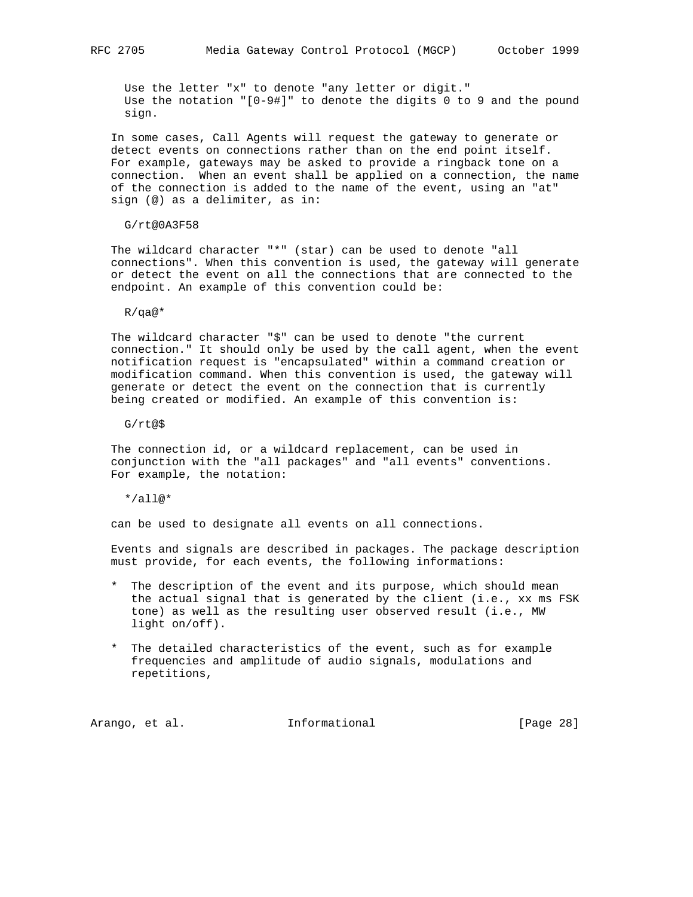Use the letter "x" to denote "any letter or digit."
Use the notation "[0-9#]" to denote the digits 0 to 9 and the pound sign.

In some cases, Call Agents will request the gateway to generate or detect events on connections rather than on the end point itself. For example, gateways may be asked to provide a ringback tone on a connection. When an event shall be applied on a connection, the name of the connection is added to the name of the event, using an "at" sign (@) as a delimiter, as in:

```
G/rt@0A3F58
```

The wildcard character "*" (star) can be used to denote "all connections". When this convention is used, the gateway will generate or detect the event on all the connections that are connected to the endpoint. An example of this convention could be:

```
R/qa@*
```

The wildcard character "$" can be used to denote "the current connection." It should only be used by the call agent, when the event notification request is "encapsulated" within a command creation or modification command. When this convention is used, the gateway will generate or detect the event on the connection that is currently being created or modified. An example of this convention is:

```
G/rt@$
```

The connection id, or a wildcard replacement, can be used in conjunction with the "all packages" and "all events" conventions. For example, the notation:

```
*/all@*
```

can be used to designate all events on all connections.

Events and signals are described in packages. The package description must provide, for each events, the following informations:

* The description of the event and its purpose, which should mean the actual signal that is generated by the client (i.e., xx ms FSK tone) as well as the resulting user observed result (i.e., MW light on/off).

* The detailed characteristics of the event, such as for example frequencies and amplitude of audio signals, modulations and repetitions,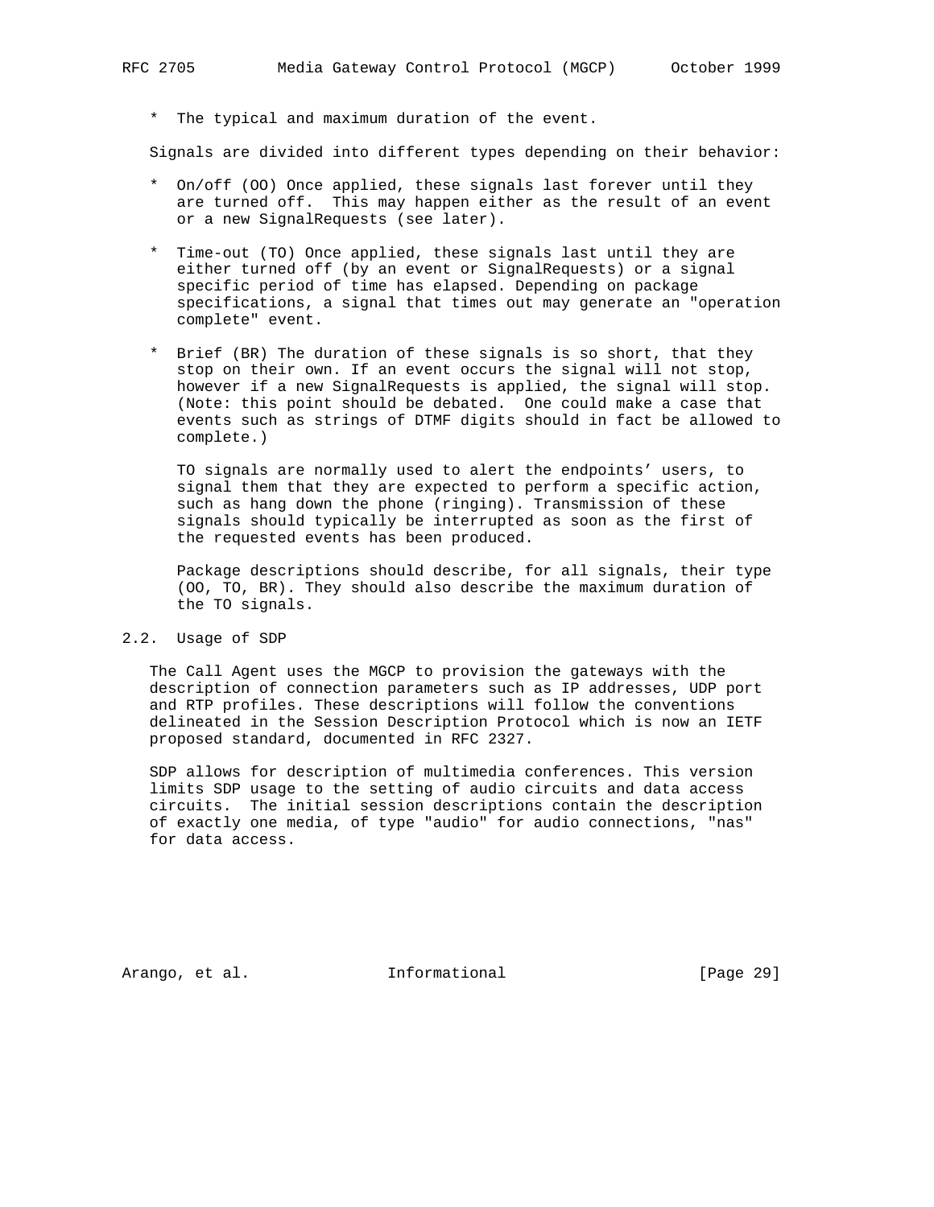* The typical and maximum duration of the event.

Signals are divided into different types depending on their behavior:

* On/off (OO) Once applied, these signals last forever until they are turned off. This may happen either as the result of an event or a new SignalRequests (see later).

* Time-out (TO) Once applied, these signals last until they are either turned off (by an event or SignalRequests) or a signal specific period of time has elapsed. Depending on package specifications, a signal that times out may generate an "operation complete" event.

* Brief (BR) The duration of these signals is so short, that they stop on their own. If an event occurs the signal will not stop, however if a new SignalRequests is applied, the signal will stop. (Note: this point should be debated. One could make a case that events such as strings of DTMF digits should in fact be allowed to complete.)

  TO signals are normally used to alert the endpoints’ users, to signal them that they are expected to perform a specific action, such as hang down the phone (ringing). Transmission of these signals should typically be interrupted as soon as the first of the requested events has been produced.

  Package descriptions should describe, for all signals, their type (OO, TO, BR). They should also describe the maximum duration of the TO signals.

## 2.2. Usage of SDP

The Call Agent uses the MGCP to provision the gateways with the description of connection parameters such as IP addresses, UDP port and RTP profiles. These descriptions will follow the conventions delineated in the Session Description Protocol which is now an IETF proposed standard, documented in RFC 2327.

SDP allows for description of multimedia conferences. This version limits SDP usage to the setting of audio circuits and data access circuits. The initial session descriptions contain the description of exactly one media, of type "audio" for audio connections, "nas" for data access.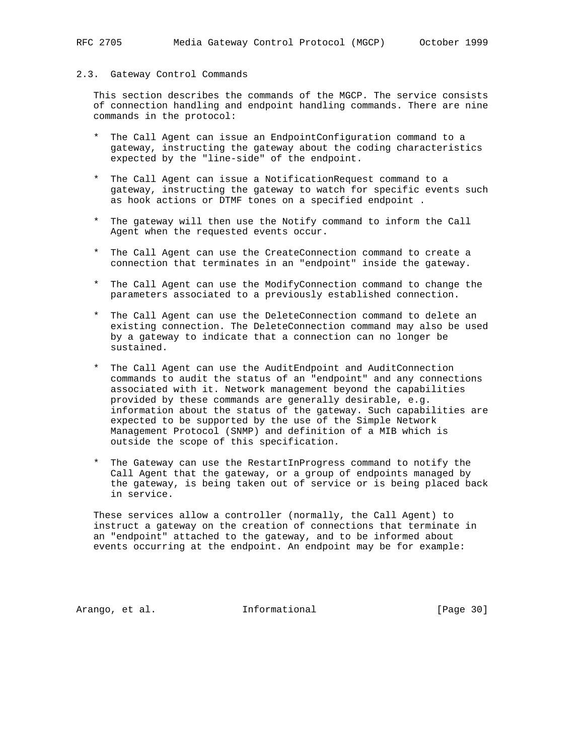## 2.3. Gateway Control Commands

This section describes the commands of the MGCP. The service consists of connection handling and endpoint handling commands. There are nine commands in the protocol:

* The Call Agent can issue an EndpointConfiguration command to a gateway, instructing the gateway about the coding characteristics expected by the "line-side" of the endpoint.

* The Call Agent can issue a NotificationRequest command to a gateway, instructing the gateway to watch for specific events such as hook actions or DTMF tones on a specified endpoint .

* The gateway will then use the Notify command to inform the Call Agent when the requested events occur.

* The Call Agent can use the CreateConnection command to create a connection that terminates in an "endpoint" inside the gateway.

* The Call Agent can use the ModifyConnection command to change the parameters associated to a previously established connection.

* The Call Agent can use the DeleteConnection command to delete an existing connection. The DeleteConnection command may also be used by a gateway to indicate that a connection can no longer be sustained.

* The Call Agent can use the AuditEndpoint and AuditConnection commands to audit the status of an "endpoint" and any connections associated with it. Network management beyond the capabilities provided by these commands are generally desirable, e.g. information about the status of the gateway. Such capabilities are expected to be supported by the use of the Simple Network Management Protocol (SNMP) and definition of a MIB which is outside the scope of this specification.

* The Gateway can use the RestartInProgress command to notify the Call Agent that the gateway, or a group of endpoints managed by the gateway, is being taken out of service or is being placed back in service.

These services allow a controller (normally, the Call Agent) to instruct a gateway on the creation of connections that terminate in an "endpoint" attached to the gateway, and to be informed about events occurring at the endpoint. An endpoint may be for example: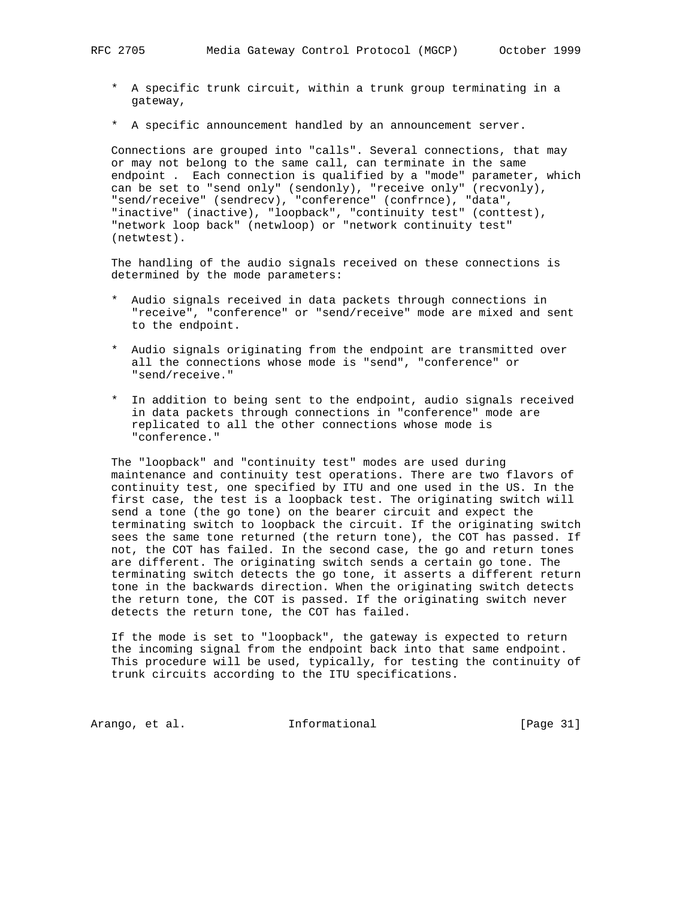* A specific trunk circuit, within a trunk group terminating in a gateway,

* A specific announcement handled by an announcement server.

Connections are grouped into "calls". Several connections, that may or may not belong to the same call, can terminate in the same endpoint . Each connection is qualified by a "mode" parameter, which can be set to "send only" (sendonly), "receive only" (recvonly), "send/receive" (sendrecv), "conference" (confrnce), "data", "inactive" (inactive), "loopback", "continuity test" (conttest), "network loop back" (netwloop) or "network continuity test" (netwtest).

The handling of the audio signals received on these connections is determined by the mode parameters:

* Audio signals received in data packets through connections in "receive", "conference" or "send/receive" mode are mixed and sent to the endpoint.

* Audio signals originating from the endpoint are transmitted over all the connections whose mode is "send", "conference" or "send/receive."

* In addition to being sent to the endpoint, audio signals received in data packets through connections in "conference" mode are replicated to all the other connections whose mode is "conference."

The "loopback" and "continuity test" modes are used during maintenance and continuity test operations. There are two flavors of continuity test, one specified by ITU and one used in the US. In the first case, the test is a loopback test. The originating switch will send a tone (the go tone) on the bearer circuit and expect the terminating switch to loopback the circuit. If the originating switch sees the same tone returned (the return tone), the COT has passed. If not, the COT has failed. In the second case, the go and return tones are different. The originating switch sends a certain go tone. The terminating switch detects the go tone, it asserts a different return tone in the backwards direction. When the originating switch detects the return tone, the COT is passed. If the originating switch never detects the return tone, the COT has failed.

If the mode is set to "loopback", the gateway is expected to return the incoming signal from the endpoint back into that same endpoint. This procedure will be used, typically, for testing the continuity of trunk circuits according to the ITU specifications.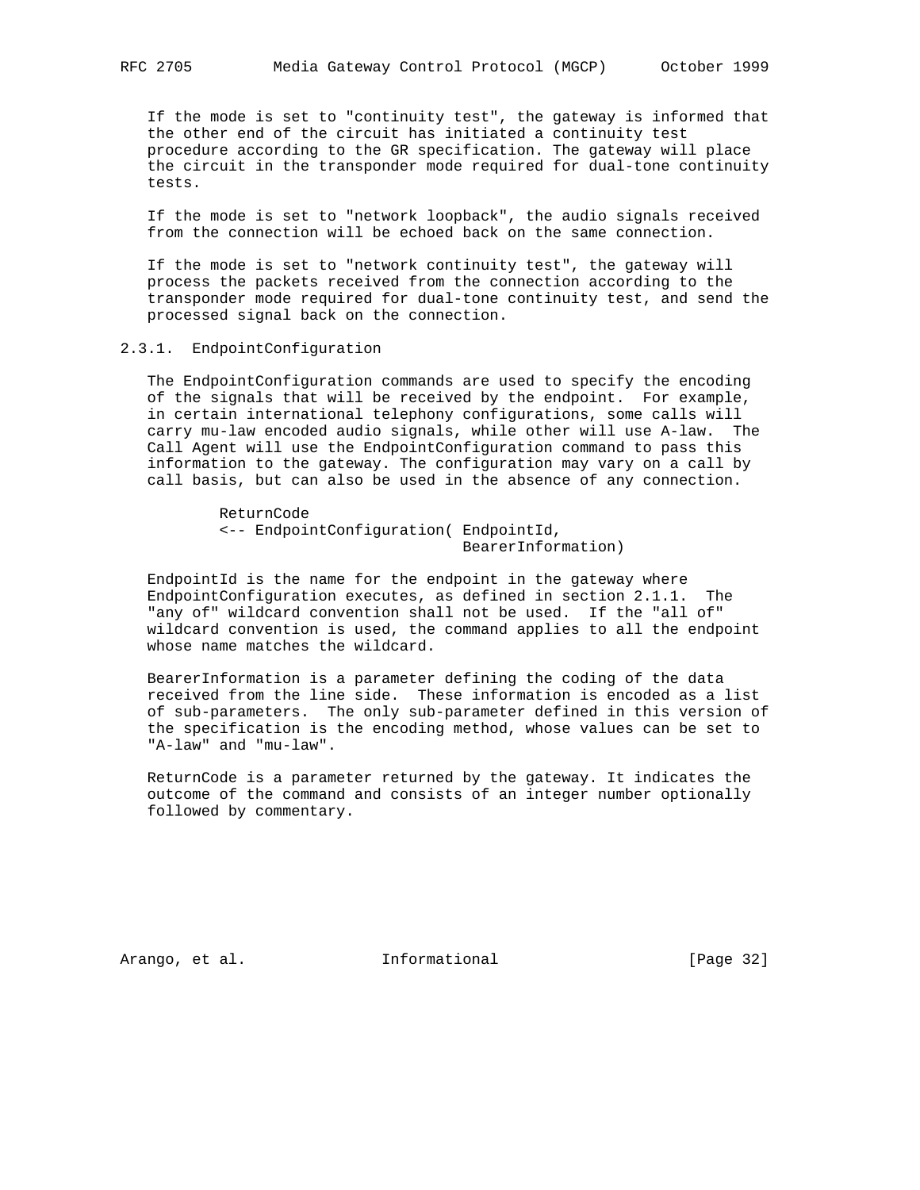If the mode is set to "continuity test", the gateway is informed that the other end of the circuit has initiated a continuity test procedure according to the GR specification. The gateway will place the circuit in the transponder mode required for dual-tone continuity tests.

If the mode is set to "network loopback", the audio signals received from the connection will be echoed back on the same connection.

If the mode is set to "network continuity test", the gateway will process the packets received from the connection according to the transponder mode required for dual-tone continuity test, and send the processed signal back on the connection.

### 2.3.1. EndpointConfiguration

The EndpointConfiguration commands are used to specify the encoding of the signals that will be received by the endpoint. For example, in certain international telephony configurations, some calls will carry mu-law encoded audio signals, while other will use A-law. The Call Agent will use the EndpointConfiguration command to pass this information to the gateway. The configuration may vary on a call by call basis, but can also be used in the absence of any connection.

```
ReturnCode
<-- EndpointConfiguration( EndpointId,
                           BearerInformation)
```

EndpointId is the name for the endpoint in the gateway where EndpointConfiguration executes, as defined in section 2.1.1. The "any of" wildcard convention shall not be used. If the "all of" wildcard convention is used, the command applies to all the endpoint whose name matches the wildcard.

BearerInformation is a parameter defining the coding of the data received from the line side. These information is encoded as a list of sub-parameters. The only sub-parameter defined in this version of the specification is the encoding method, whose values can be set to "A-law" and "mu-law".

ReturnCode is a parameter returned by the gateway. It indicates the outcome of the command and consists of an integer number optionally followed by commentary.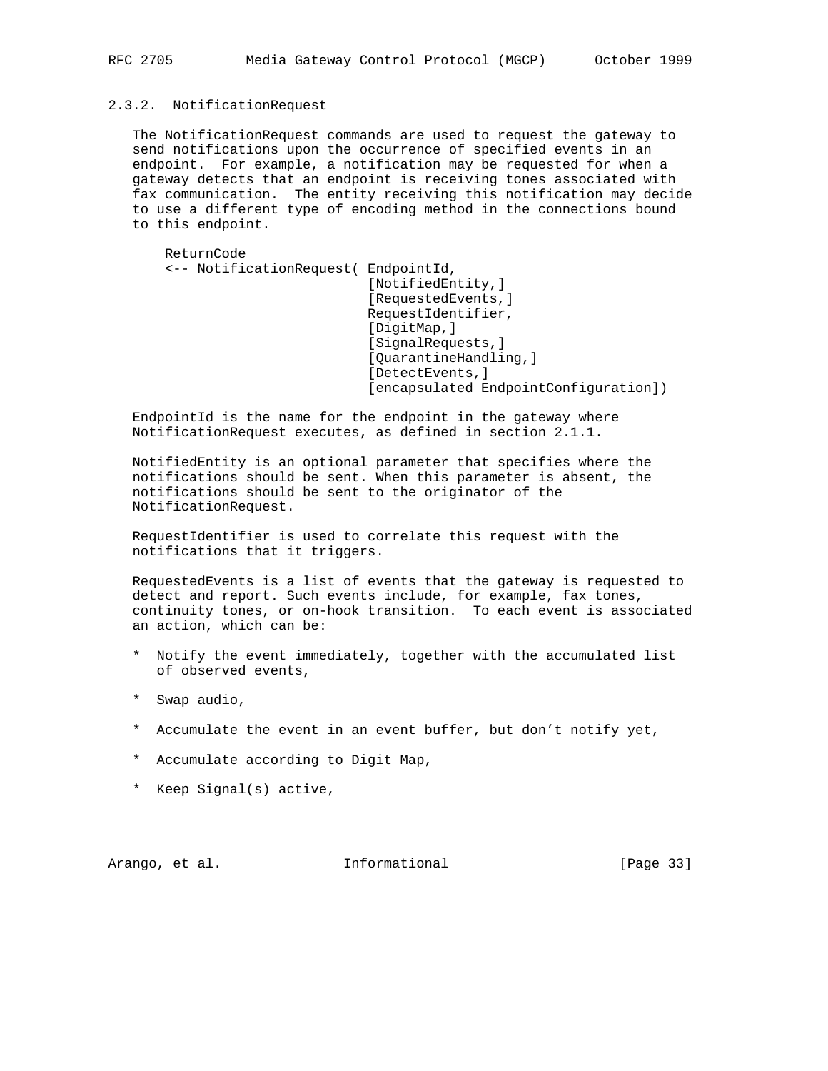### 2.3.2. NotificationRequest

The NotificationRequest commands are used to request the gateway to send notifications upon the occurrence of specified events in an endpoint. For example, a notification may be requested for when a gateway detects that an endpoint is receiving tones associated with fax communication. The entity receiving this notification may decide to use a different type of encoding method in the connections bound to this endpoint.

```
ReturnCode
<-- NotificationRequest( EndpointId,
                         [NotifiedEntity,]
                         [RequestedEvents,]
                         RequestIdentifier,
                         [DigitMap,]
                         [SignalRequests,]
                         [QuarantineHandling,]
                         [DetectEvents,]
                         [encapsulated EndpointConfiguration])
```

EndpointId is the name for the endpoint in the gateway where NotificationRequest executes, as defined in section 2.1.1.

NotifiedEntity is an optional parameter that specifies where the notifications should be sent. When this parameter is absent, the notifications should be sent to the originator of the NotificationRequest.

RequestIdentifier is used to correlate this request with the notifications that it triggers.

RequestedEvents is a list of events that the gateway is requested to detect and report. Such events include, for example, fax tones, continuity tones, or on-hook transition. To each event is associated an action, which can be:

* Notify the event immediately, together with the accumulated list of observed events,
* Swap audio,
* Accumulate the event in an event buffer, but don’t notify yet,
* Accumulate according to Digit Map,
* Keep Signal(s) active,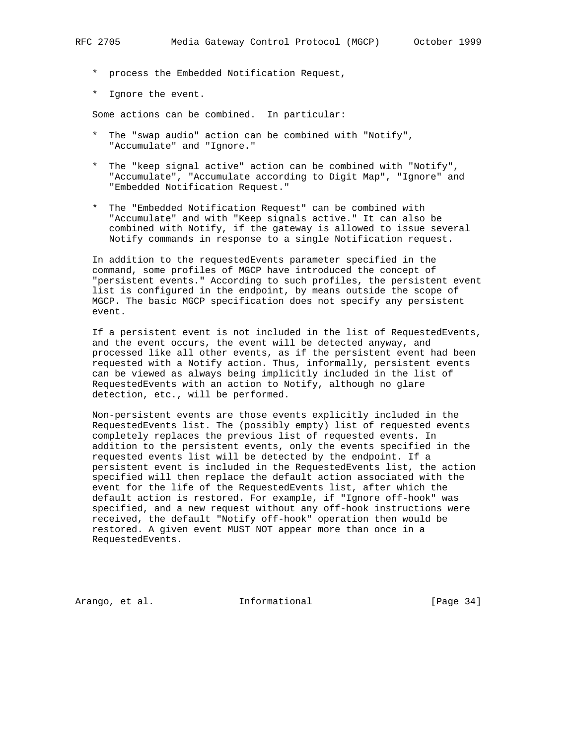* process the Embedded Notification Request,

* Ignore the event.

Some actions can be combined. In particular:

* The "swap audio" action can be combined with "Notify", "Accumulate" and "Ignore."

* The "keep signal active" action can be combined with "Notify", "Accumulate", "Accumulate according to Digit Map", "Ignore" and "Embedded Notification Request."

* The "Embedded Notification Request" can be combined with "Accumulate" and with "Keep signals active." It can also be combined with Notify, if the gateway is allowed to issue several Notify commands in response to a single Notification request.

In addition to the requestedEvents parameter specified in the command, some profiles of MGCP have introduced the concept of "persistent events." According to such profiles, the persistent event list is configured in the endpoint, by means outside the scope of MGCP. The basic MGCP specification does not specify any persistent event.

If a persistent event is not included in the list of RequestedEvents, and the event occurs, the event will be detected anyway, and processed like all other events, as if the persistent event had been requested with a Notify action. Thus, informally, persistent events can be viewed as always being implicitly included in the list of RequestedEvents with an action to Notify, although no glare detection, etc., will be performed.

Non-persistent events are those events explicitly included in the RequestedEvents list. The (possibly empty) list of requested events completely replaces the previous list of requested events. In addition to the persistent events, only the events specified in the requested events list will be detected by the endpoint. If a persistent event is included in the RequestedEvents list, the action specified will then replace the default action associated with the event for the life of the RequestedEvents list, after which the default action is restored. For example, if "Ignore off-hook" was specified, and a new request without any off-hook instructions were received, the default "Notify off-hook" operation then would be restored. A given event MUST NOT appear more than once in a RequestedEvents.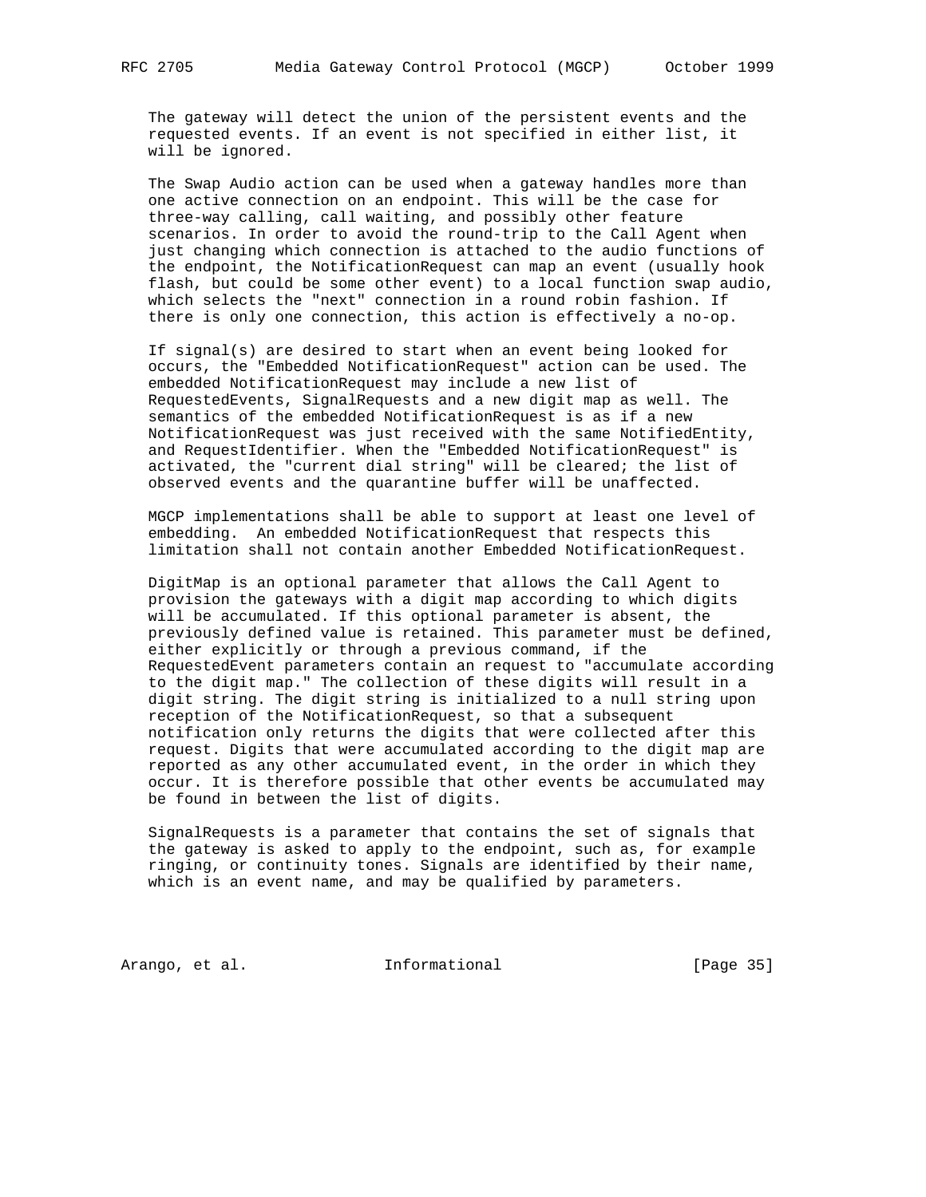The gateway will detect the union of the persistent events and the requested events. If an event is not specified in either list, it will be ignored.

The Swap Audio action can be used when a gateway handles more than one active connection on an endpoint. This will be the case for three-way calling, call waiting, and possibly other feature scenarios. In order to avoid the round-trip to the Call Agent when just changing which connection is attached to the audio functions of the endpoint, the NotificationRequest can map an event (usually hook flash, but could be some other event) to a local function swap audio, which selects the "next" connection in a round robin fashion. If there is only one connection, this action is effectively a no-op.

If signal(s) are desired to start when an event being looked for occurs, the "Embedded NotificationRequest" action can be used. The embedded NotificationRequest may include a new list of RequestedEvents, SignalRequests and a new digit map as well. The semantics of the embedded NotificationRequest is as if a new NotificationRequest was just received with the same NotifiedEntity, and RequestIdentifier. When the "Embedded NotificationRequest" is activated, the "current dial string" will be cleared; the list of observed events and the quarantine buffer will be unaffected.

MGCP implementations shall be able to support at least one level of embedding. An embedded NotificationRequest that respects this limitation shall not contain another Embedded NotificationRequest.

DigitMap is an optional parameter that allows the Call Agent to provision the gateways with a digit map according to which digits will be accumulated. If this optional parameter is absent, the previously defined value is retained. This parameter must be defined, either explicitly or through a previous command, if the RequestedEvent parameters contain an request to "accumulate according to the digit map." The collection of these digits will result in a digit string. The digit string is initialized to a null string upon reception of the NotificationRequest, so that a subsequent notification only returns the digits that were collected after this request. Digits that were accumulated according to the digit map are reported as any other accumulated event, in the order in which they occur. It is therefore possible that other events be accumulated may be found in between the list of digits.

SignalRequests is a parameter that contains the set of signals that the gateway is asked to apply to the endpoint, such as, for example ringing, or continuity tones. Signals are identified by their name, which is an event name, and may be qualified by parameters.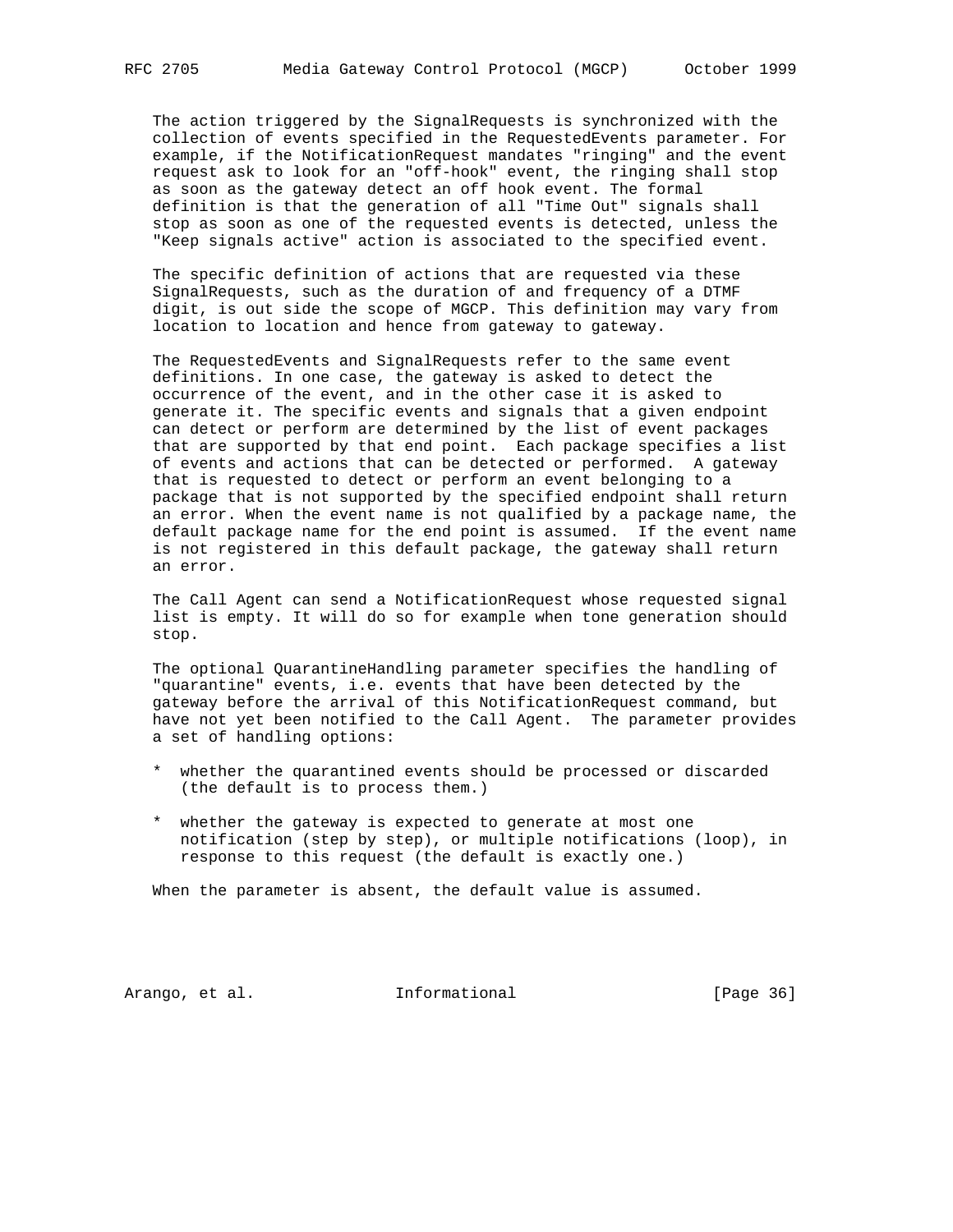The action triggered by the SignalRequests is synchronized with the collection of events specified in the RequestedEvents parameter. For example, if the NotificationRequest mandates "ringing" and the event request ask to look for an "off-hook" event, the ringing shall stop as soon as the gateway detect an off hook event. The formal definition is that the generation of all "Time Out" signals shall stop as soon as one of the requested events is detected, unless the "Keep signals active" action is associated to the specified event.

The specific definition of actions that are requested via these SignalRequests, such as the duration of and frequency of a DTMF digit, is out side the scope of MGCP. This definition may vary from location to location and hence from gateway to gateway.

The RequestedEvents and SignalRequests refer to the same event definitions. In one case, the gateway is asked to detect the occurrence of the event, and in the other case it is asked to generate it. The specific events and signals that a given endpoint can detect or perform are determined by the list of event packages that are supported by that end point. Each package specifies a list of events and actions that can be detected or performed. A gateway that is requested to detect or perform an event belonging to a package that is not supported by the specified endpoint shall return an error. When the event name is not qualified by a package name, the default package name for the end point is assumed. If the event name is not registered in this default package, the gateway shall return an error.

The Call Agent can send a NotificationRequest whose requested signal list is empty. It will do so for example when tone generation should stop.

The optional QuarantineHandling parameter specifies the handling of "quarantine" events, i.e. events that have been detected by the gateway before the arrival of this NotificationRequest command, but have not yet been notified to the Call Agent. The parameter provides a set of handling options:

* whether the quarantined events should be processed or discarded (the default is to process them.)

* whether the gateway is expected to generate at most one notification (step by step), or multiple notifications (loop), in response to this request (the default is exactly one.)

When the parameter is absent, the default value is assumed.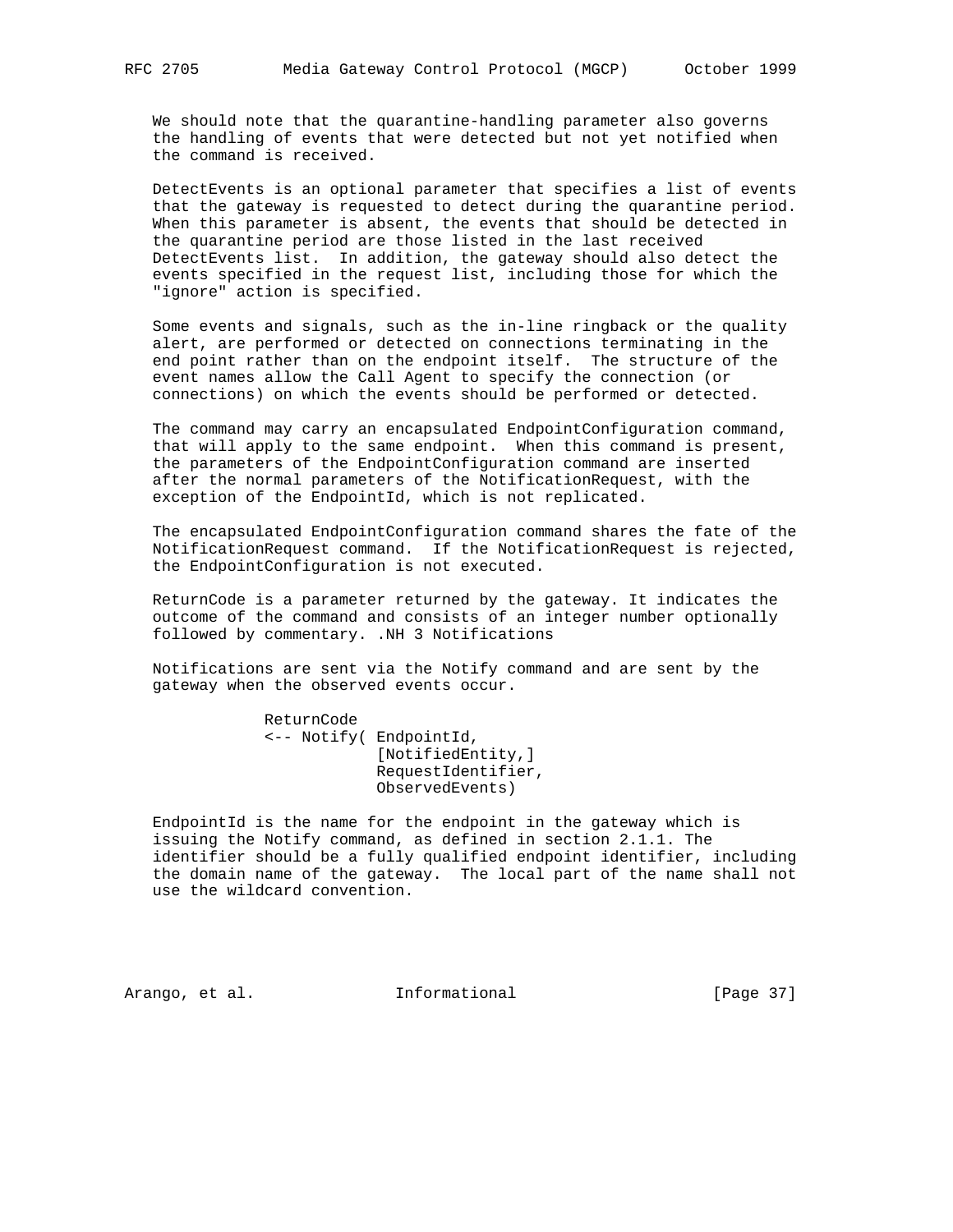We should note that the quarantine-handling parameter also governs the handling of events that were detected but not yet notified when the command is received.

DetectEvents is an optional parameter that specifies a list of events that the gateway is requested to detect during the quarantine period. When this parameter is absent, the events that should be detected in the quarantine period are those listed in the last received DetectEvents list. In addition, the gateway should also detect the events specified in the request list, including those for which the "ignore" action is specified.

Some events and signals, such as the in-line ringback or the quality alert, are performed or detected on connections terminating in the end point rather than on the endpoint itself. The structure of the event names allow the Call Agent to specify the connection (or connections) on which the events should be performed or detected.

The command may carry an encapsulated EndpointConfiguration command, that will apply to the same endpoint. When this command is present, the parameters of the EndpointConfiguration command are inserted after the normal parameters of the NotificationRequest, with the exception of the EndpointId, which is not replicated.

The encapsulated EndpointConfiguration command shares the fate of the NotificationRequest command. If the NotificationRequest is rejected, the EndpointConfiguration is not executed.

ReturnCode is a parameter returned by the gateway. It indicates the outcome of the command and consists of an integer number optionally followed by commentary. .NH 3 Notifications

Notifications are sent via the Notify command and are sent by the gateway when the observed events occur.

```
ReturnCode
<-- Notify( EndpointId,
            [NotifiedEntity,]
            RequestIdentifier,
            ObservedEvents)
```

EndpointId is the name for the endpoint in the gateway which is issuing the Notify command, as defined in section 2.1.1. The identifier should be a fully qualified endpoint identifier, including the domain name of the gateway. The local part of the name shall not use the wildcard convention.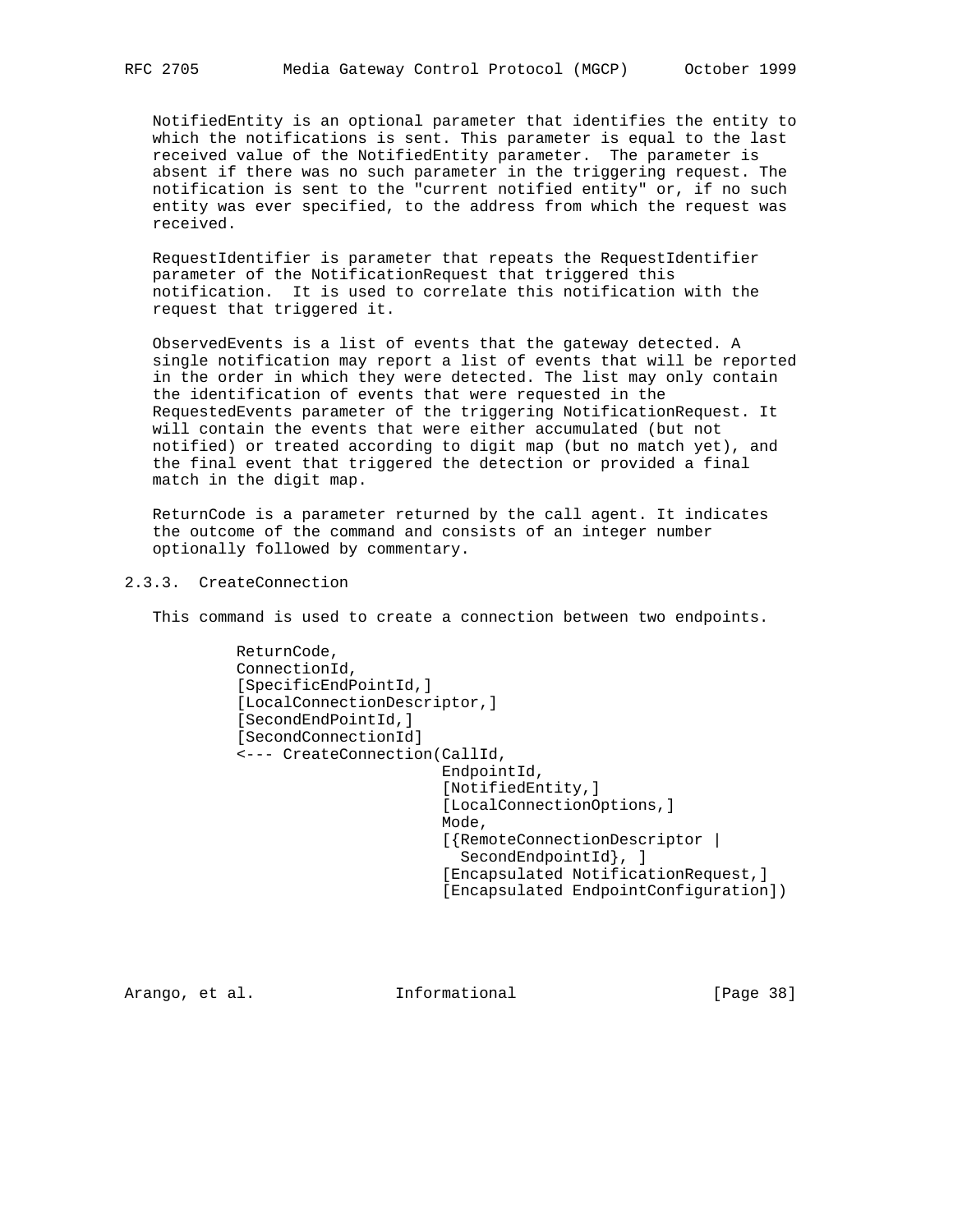NotifiedEntity is an optional parameter that identifies the entity to which the notifications is sent. This parameter is equal to the last received value of the NotifiedEntity parameter. The parameter is absent if there was no such parameter in the triggering request. The notification is sent to the "current notified entity" or, if no such entity was ever specified, to the address from which the request was received.

RequestIdentifier is parameter that repeats the RequestIdentifier parameter of the NotificationRequest that triggered this notification. It is used to correlate this notification with the request that triggered it.

ObservedEvents is a list of events that the gateway detected. A single notification may report a list of events that will be reported in the order in which they were detected. The list may only contain the identification of events that were requested in the RequestedEvents parameter of the triggering NotificationRequest. It will contain the events that were either accumulated (but not notified) or treated according to digit map (but no match yet), and the final event that triggered the detection or provided a final match in the digit map.

ReturnCode is a parameter returned by the call agent. It indicates the outcome of the command and consists of an integer number optionally followed by commentary.

### 2.3.3. CreateConnection

This command is used to create a connection between two endpoints.

```
         ReturnCode,
         ConnectionId,
         [SpecificEndPointId,]
         [LocalConnectionDescriptor,]
         [SecondEndPointId,]
         [SecondConnectionId]
         <--- CreateConnection(CallId,
                               EndpointId,
                               [NotifiedEntity,]
                               [LocalConnectionOptions,]
                               Mode,
                               [{RemoteConnectionDescriptor |
                                 SecondEndpointId}, ]
                               [Encapsulated NotificationRequest,]
                               [Encapsulated EndpointConfiguration])
```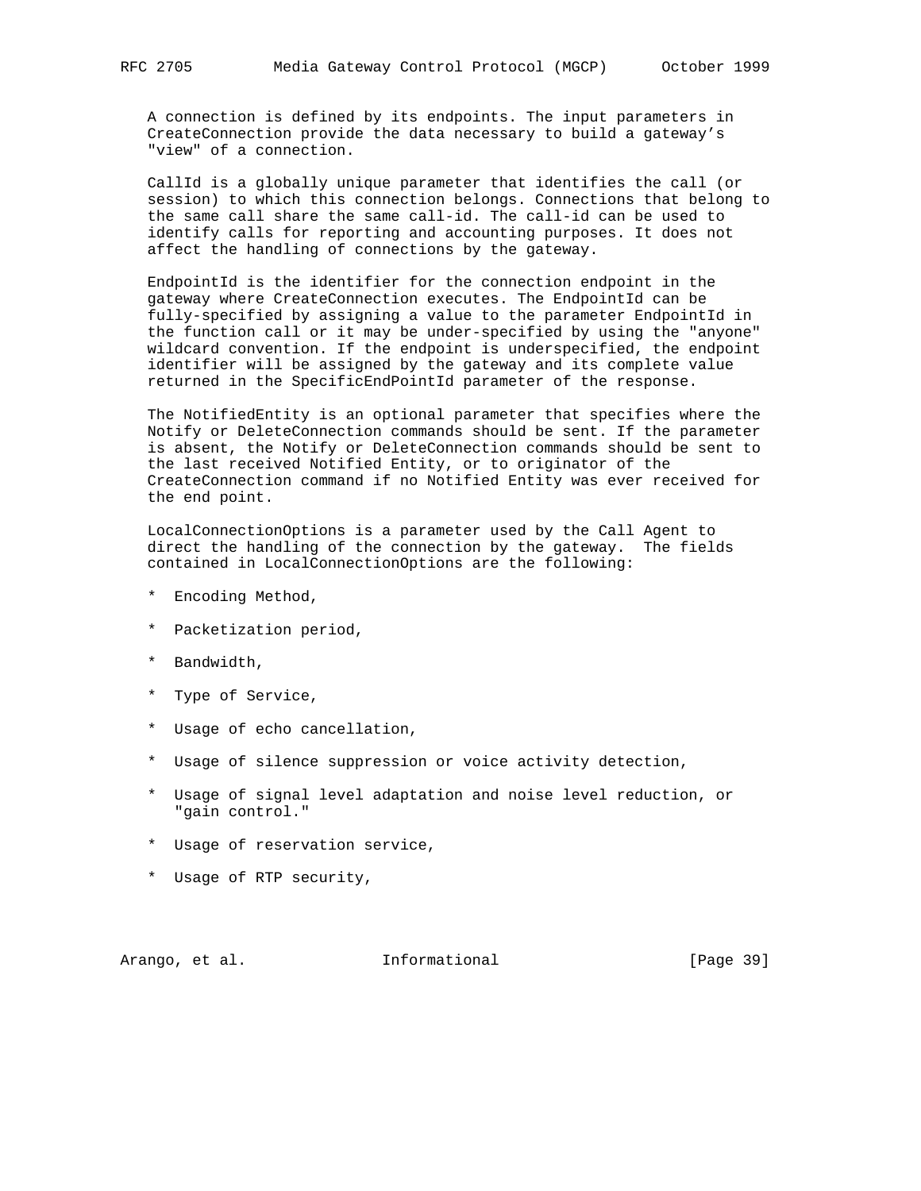A connection is defined by its endpoints. The input parameters in CreateConnection provide the data necessary to build a gateway's "view" of a connection.

CallId is a globally unique parameter that identifies the call (or session) to which this connection belongs. Connections that belong to the same call share the same call-id. The call-id can be used to identify calls for reporting and accounting purposes. It does not affect the handling of connections by the gateway.

EndpointId is the identifier for the connection endpoint in the gateway where CreateConnection executes. The EndpointId can be fully-specified by assigning a value to the parameter EndpointId in the function call or it may be under-specified by using the "anyone" wildcard convention. If the endpoint is underspecified, the endpoint identifier will be assigned by the gateway and its complete value returned in the SpecificEndPointId parameter of the response.

The NotifiedEntity is an optional parameter that specifies where the Notify or DeleteConnection commands should be sent. If the parameter is absent, the Notify or DeleteConnection commands should be sent to the last received Notified Entity, or to originator of the CreateConnection command if no Notified Entity was ever received for the end point.

LocalConnectionOptions is a parameter used by the Call Agent to direct the handling of the connection by the gateway. The fields contained in LocalConnectionOptions are the following:

* Encoding Method,

* Packetization period,

* Bandwidth,

* Type of Service,

* Usage of echo cancellation,

* Usage of silence suppression or voice activity detection,

* Usage of signal level adaptation and noise level reduction, or "gain control."

* Usage of reservation service,

* Usage of RTP security,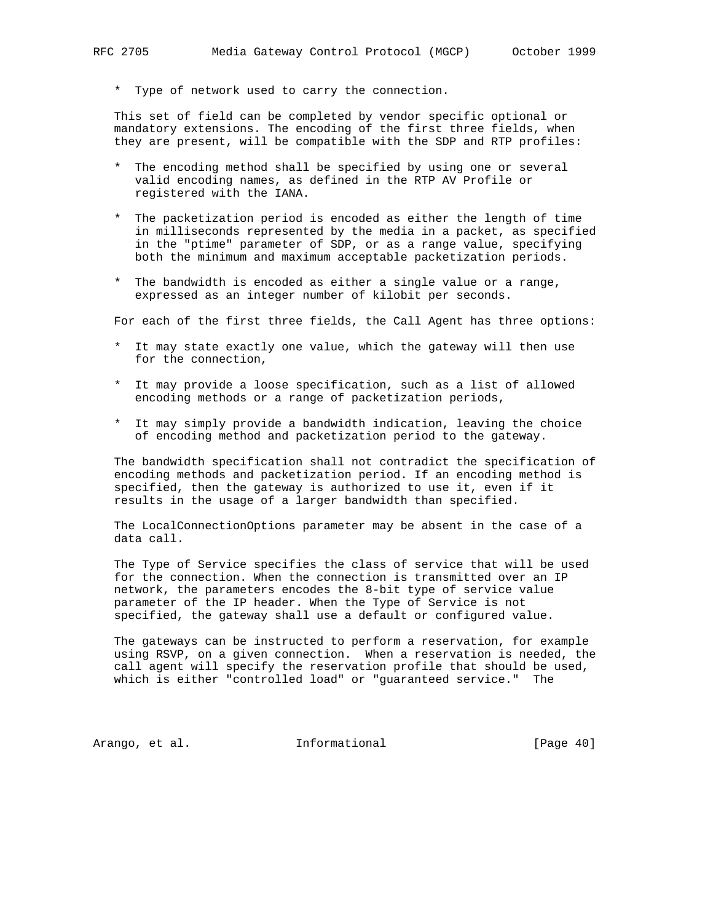* Type of network used to carry the connection.

This set of field can be completed by vendor specific optional or mandatory extensions. The encoding of the first three fields, when they are present, will be compatible with the SDP and RTP profiles:

* The encoding method shall be specified by using one or several valid encoding names, as defined in the RTP AV Profile or registered with the IANA.

* The packetization period is encoded as either the length of time in milliseconds represented by the media in a packet, as specified in the "ptime" parameter of SDP, or as a range value, specifying both the minimum and maximum acceptable packetization periods.

* The bandwidth is encoded as either a single value or a range, expressed as an integer number of kilobit per seconds.

For each of the first three fields, the Call Agent has three options:

* It may state exactly one value, which the gateway will then use for the connection,

* It may provide a loose specification, such as a list of allowed encoding methods or a range of packetization periods,

* It may simply provide a bandwidth indication, leaving the choice of encoding method and packetization period to the gateway.

The bandwidth specification shall not contradict the specification of encoding methods and packetization period. If an encoding method is specified, then the gateway is authorized to use it, even if it results in the usage of a larger bandwidth than specified.

The LocalConnectionOptions parameter may be absent in the case of a data call.

The Type of Service specifies the class of service that will be used for the connection. When the connection is transmitted over an IP network, the parameters encodes the 8-bit type of service value parameter of the IP header. When the Type of Service is not specified, the gateway shall use a default or configured value.

The gateways can be instructed to perform a reservation, for example using RSVP, on a given connection. When a reservation is needed, the call agent will specify the reservation profile that should be used, which is either "controlled load" or "guaranteed service." The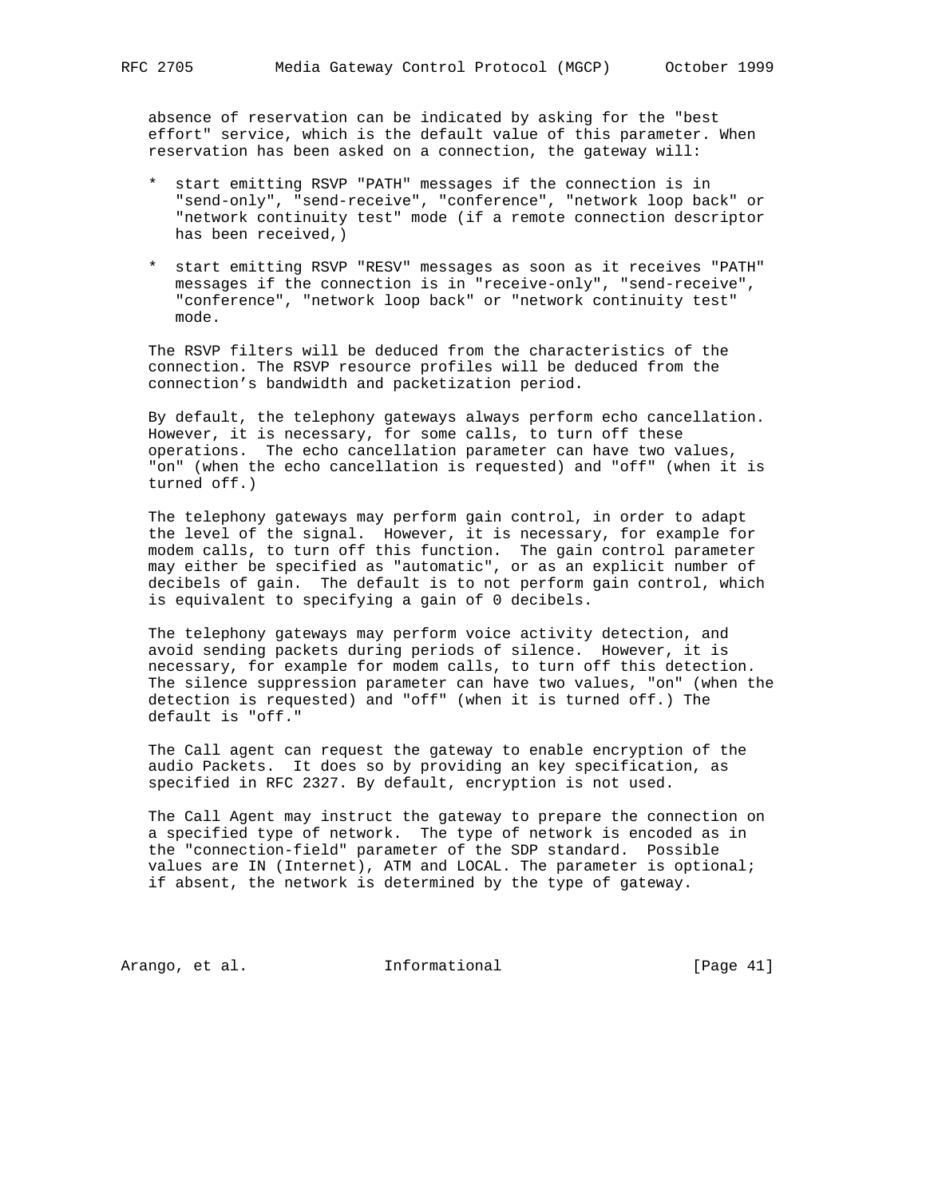absence of reservation can be indicated by asking for the "best effort" service, which is the default value of this parameter. When reservation has been asked on a connection, the gateway will:

* start emitting RSVP "PATH" messages if the connection is in "send-only", "send-receive", "conference", "network loop back" or "network continuity test" mode (if a remote connection descriptor has been received,)

* start emitting RSVP "RESV" messages as soon as it receives "PATH" messages if the connection is in "receive-only", "send-receive", "conference", "network loop back" or "network continuity test" mode.

The RSVP filters will be deduced from the characteristics of the connection. The RSVP resource profiles will be deduced from the connection's bandwidth and packetization period.

By default, the telephony gateways always perform echo cancellation. However, it is necessary, for some calls, to turn off these operations. The echo cancellation parameter can have two values, "on" (when the echo cancellation is requested) and "off" (when it is turned off.)

The telephony gateways may perform gain control, in order to adapt the level of the signal. However, it is necessary, for example for modem calls, to turn off this function. The gain control parameter may either be specified as "automatic", or as an explicit number of decibels of gain. The default is to not perform gain control, which is equivalent to specifying a gain of 0 decibels.

The telephony gateways may perform voice activity detection, and avoid sending packets during periods of silence. However, it is necessary, for example for modem calls, to turn off this detection. The silence suppression parameter can have two values, "on" (when the detection is requested) and "off" (when it is turned off.) The default is "off."

The Call agent can request the gateway to enable encryption of the audio Packets. It does so by providing an key specification, as specified in RFC 2327. By default, encryption is not used.

The Call Agent may instruct the gateway to prepare the connection on a specified type of network. The type of network is encoded as in the "connection-field" parameter of the SDP standard. Possible values are IN (Internet), ATM and LOCAL. The parameter is optional; if absent, the network is determined by the type of gateway.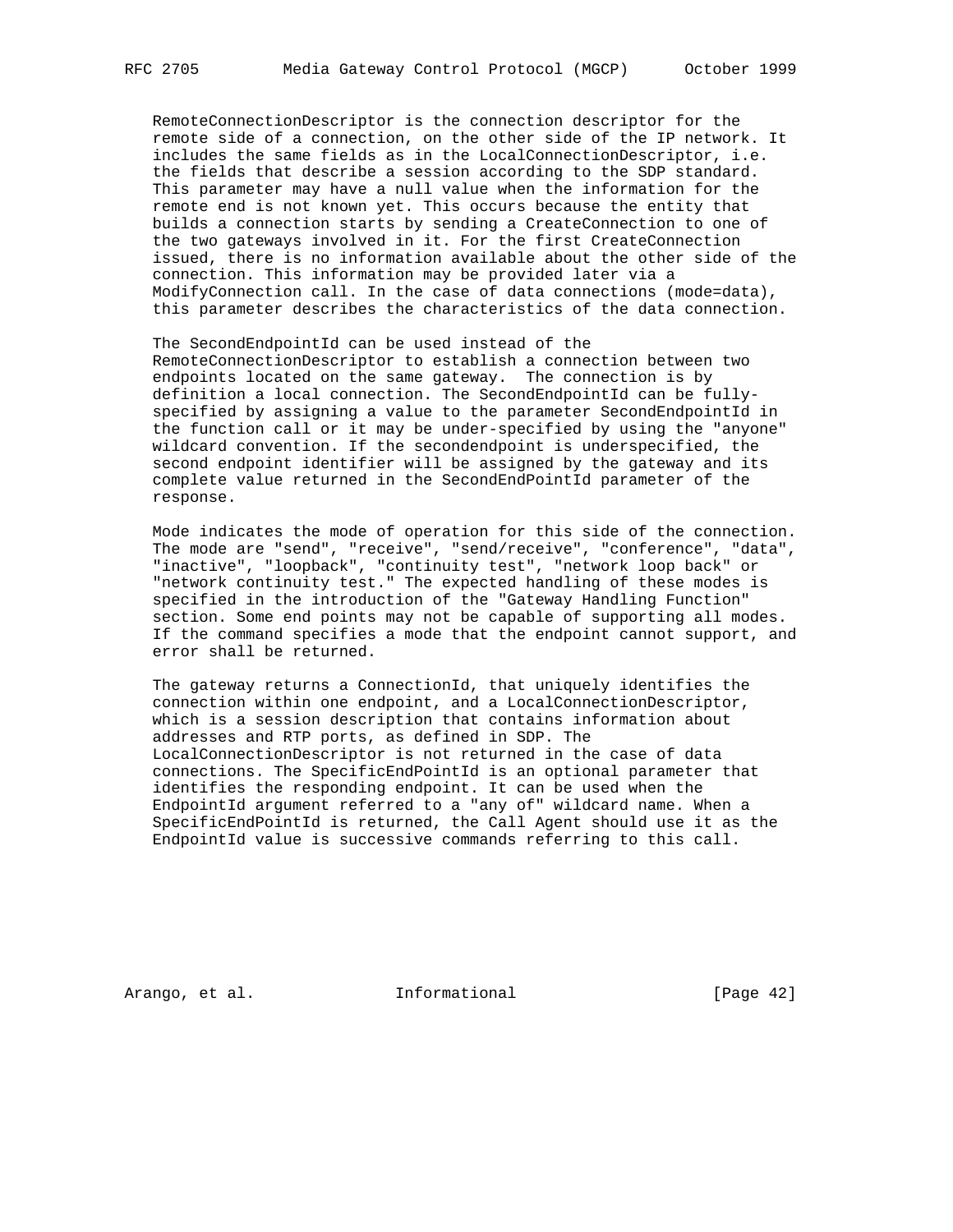RemoteConnectionDescriptor is the connection descriptor for the remote side of a connection, on the other side of the IP network. It includes the same fields as in the LocalConnectionDescriptor, i.e. the fields that describe a session according to the SDP standard. This parameter may have a null value when the information for the remote end is not known yet. This occurs because the entity that builds a connection starts by sending a CreateConnection to one of the two gateways involved in it. For the first CreateConnection issued, there is no information available about the other side of the connection. This information may be provided later via a ModifyConnection call. In the case of data connections (mode=data), this parameter describes the characteristics of the data connection.

The SecondEndpointId can be used instead of the RemoteConnectionDescriptor to establish a connection between two endpoints located on the same gateway. The connection is by definition a local connection. The SecondEndpointId can be fully-specified by assigning a value to the parameter SecondEndpointId in the function call or it may be under-specified by using the "anyone" wildcard convention. If the secondendpoint is underspecified, the second endpoint identifier will be assigned by the gateway and its complete value returned in the SecondEndPointId parameter of the response.

Mode indicates the mode of operation for this side of the connection. The mode are "send", "receive", "send/receive", "conference", "data", "inactive", "loopback", "continuity test", "network loop back" or "network continuity test." The expected handling of these modes is specified in the introduction of the "Gateway Handling Function" section. Some end points may not be capable of supporting all modes. If the command specifies a mode that the endpoint cannot support, and error shall be returned.

The gateway returns a ConnectionId, that uniquely identifies the connection within one endpoint, and a LocalConnectionDescriptor, which is a session description that contains information about addresses and RTP ports, as defined in SDP. The LocalConnectionDescriptor is not returned in the case of data connections. The SpecificEndPointId is an optional parameter that identifies the responding endpoint. It can be used when the EndpointId argument referred to a "any of" wildcard name. When a SpecificEndPointId is returned, the Call Agent should use it as the EndpointId value is successive commands referring to this call.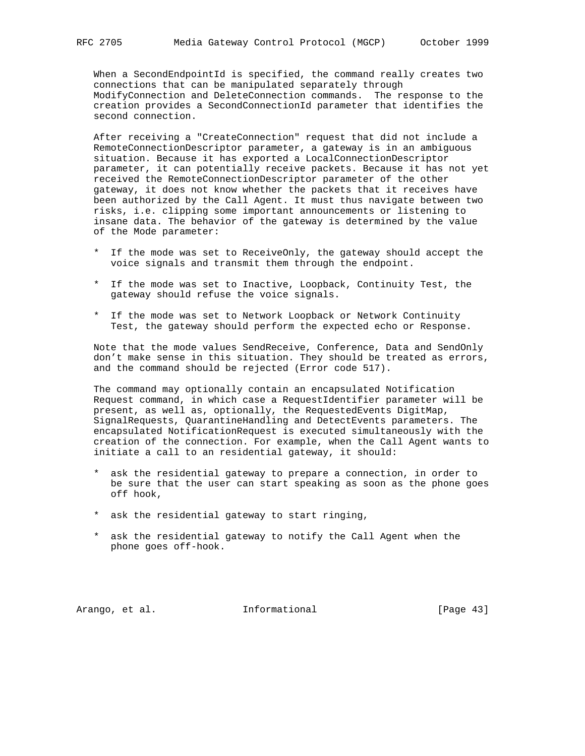When a SecondEndpointId is specified, the command really creates two connections that can be manipulated separately through ModifyConnection and DeleteConnection commands. The response to the creation provides a SecondConnectionId parameter that identifies the second connection.

After receiving a "CreateConnection" request that did not include a RemoteConnectionDescriptor parameter, a gateway is in an ambiguous situation. Because it has exported a LocalConnectionDescriptor parameter, it can potentially receive packets. Because it has not yet received the RemoteConnectionDescriptor parameter of the other gateway, it does not know whether the packets that it receives have been authorized by the Call Agent. It must thus navigate between two risks, i.e. clipping some important announcements or listening to insane data. The behavior of the gateway is determined by the value of the Mode parameter:

* If the mode was set to ReceiveOnly, the gateway should accept the voice signals and transmit them through the endpoint.

* If the mode was set to Inactive, Loopback, Continuity Test, the gateway should refuse the voice signals.

* If the mode was set to Network Loopback or Network Continuity Test, the gateway should perform the expected echo or Response.

Note that the mode values SendReceive, Conference, Data and SendOnly don't make sense in this situation. They should be treated as errors, and the command should be rejected (Error code 517).

The command may optionally contain an encapsulated Notification Request command, in which case a RequestIdentifier parameter will be present, as well as, optionally, the RequestedEvents DigitMap, SignalRequests, QuarantineHandling and DetectEvents parameters. The encapsulated NotificationRequest is executed simultaneously with the creation of the connection. For example, when the Call Agent wants to initiate a call to an residential gateway, it should:

* ask the residential gateway to prepare a connection, in order to be sure that the user can start speaking as soon as the phone goes off hook,

* ask the residential gateway to start ringing,

* ask the residential gateway to notify the Call Agent when the phone goes off-hook.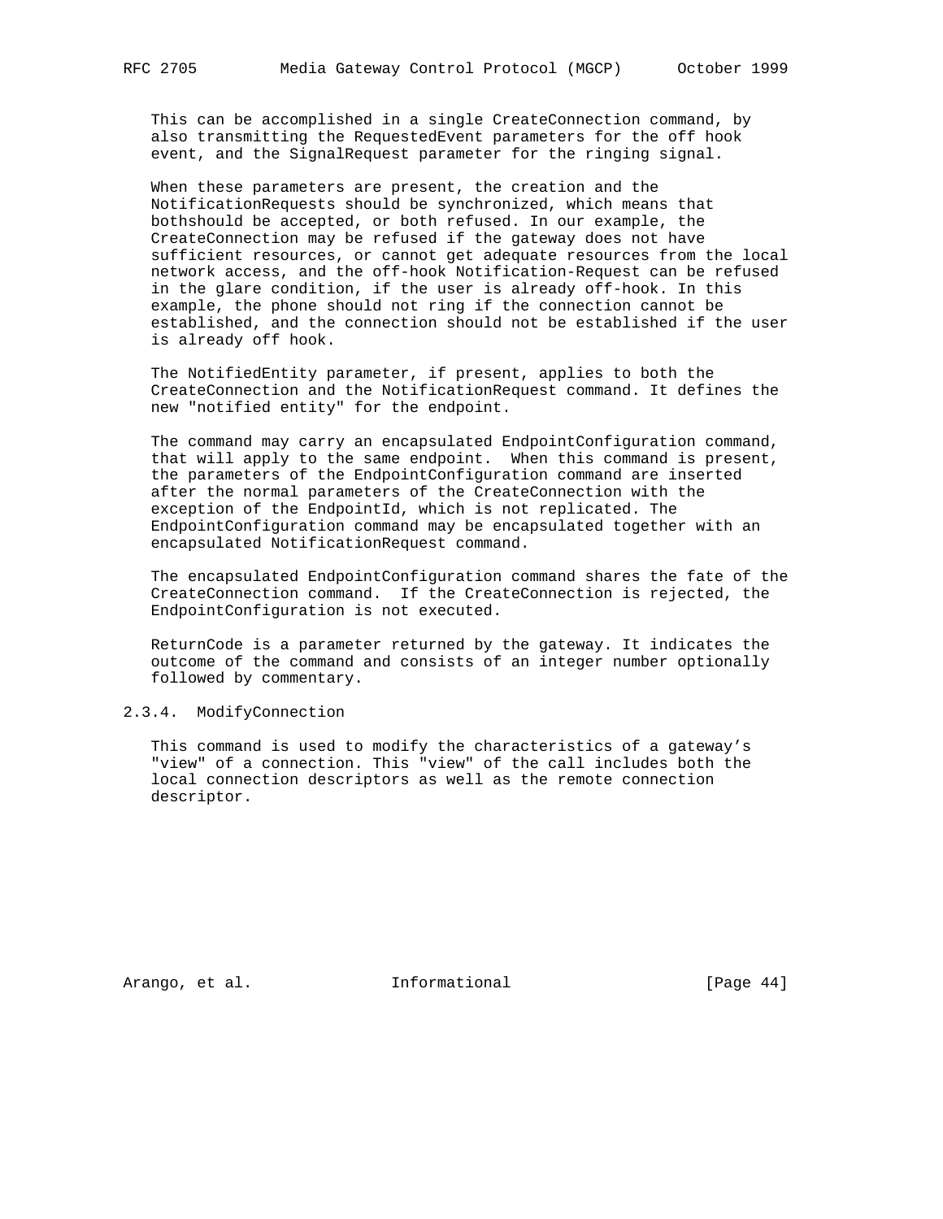This can be accomplished in a single CreateConnection command, by also transmitting the RequestedEvent parameters for the off hook event, and the SignalRequest parameter for the ringing signal.

When these parameters are present, the creation and the NotificationRequests should be synchronized, which means that bothshould be accepted, or both refused. In our example, the CreateConnection may be refused if the gateway does not have sufficient resources, or cannot get adequate resources from the local network access, and the off-hook Notification-Request can be refused in the glare condition, if the user is already off-hook. In this example, the phone should not ring if the connection cannot be established, and the connection should not be established if the user is already off hook.

The NotifiedEntity parameter, if present, applies to both the CreateConnection and the NotificationRequest command. It defines the new "notified entity" for the endpoint.

The command may carry an encapsulated EndpointConfiguration command, that will apply to the same endpoint. When this command is present, the parameters of the EndpointConfiguration command are inserted after the normal parameters of the CreateConnection with the exception of the EndpointId, which is not replicated. The EndpointConfiguration command may be encapsulated together with an encapsulated NotificationRequest command.

The encapsulated EndpointConfiguration command shares the fate of the CreateConnection command. If the CreateConnection is rejected, the EndpointConfiguration is not executed.

ReturnCode is a parameter returned by the gateway. It indicates the outcome of the command and consists of an integer number optionally followed by commentary.

### 2.3.4. ModifyConnection

This command is used to modify the characteristics of a gateway's "view" of a connection. This "view" of the call includes both the local connection descriptors as well as the remote connection descriptor.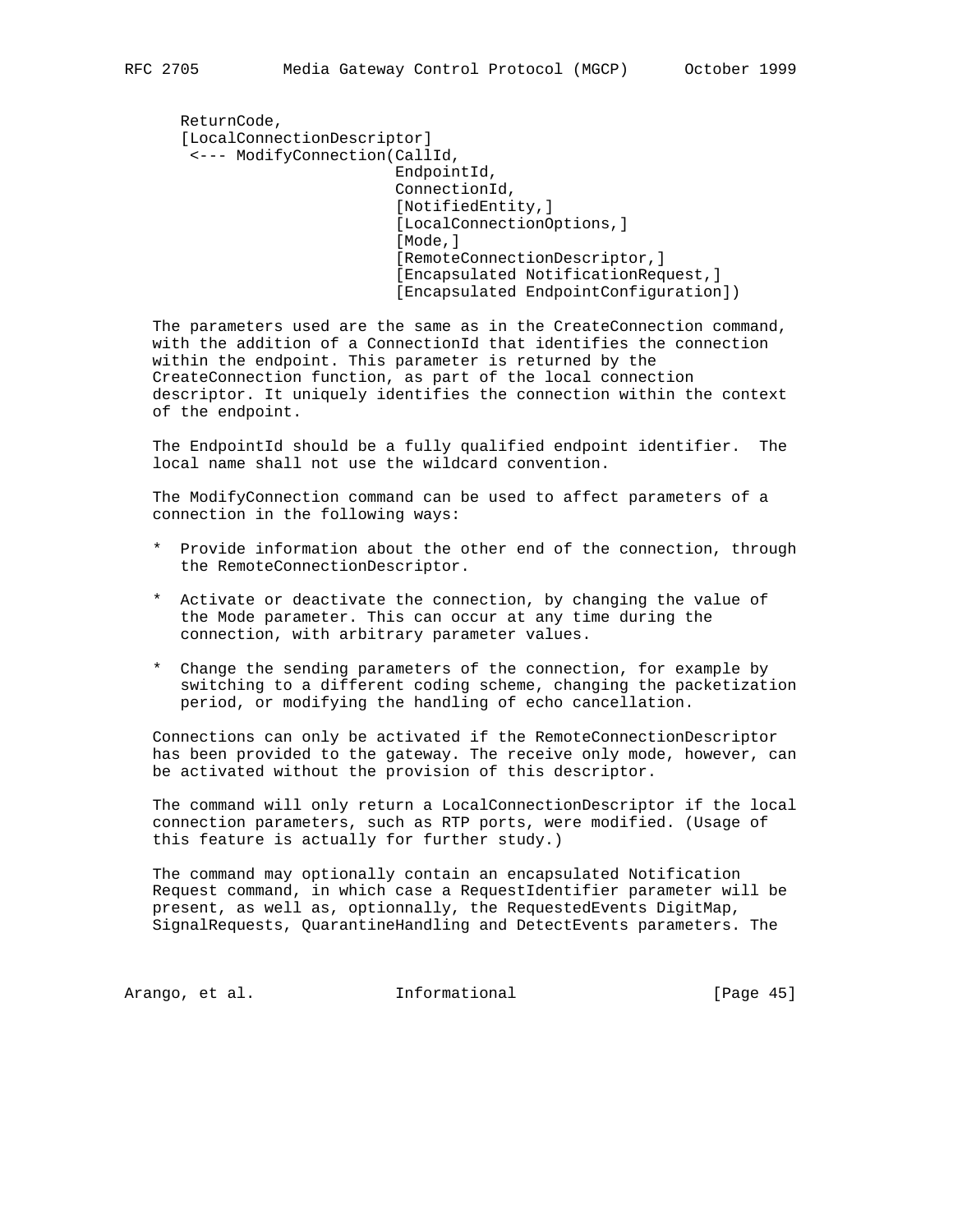```
   ReturnCode,
   [LocalConnectionDescriptor]
    <--- ModifyConnection(CallId,
                          EndpointId,
                          ConnectionId,
                          [NotifiedEntity,]
                          [LocalConnectionOptions,]
                          [Mode,]
                          [RemoteConnectionDescriptor,]
                          [Encapsulated NotificationRequest,]
                          [Encapsulated EndpointConfiguration])
```

The parameters used are the same as in the CreateConnection command, with the addition of a ConnectionId that identifies the connection within the endpoint. This parameter is returned by the CreateConnection function, as part of the local connection descriptor. It uniquely identifies the connection within the context of the endpoint.

The EndpointId should be a fully qualified endpoint identifier. The local name shall not use the wildcard convention.

The ModifyConnection command can be used to affect parameters of a connection in the following ways:

* Provide information about the other end of the connection, through the RemoteConnectionDescriptor.

* Activate or deactivate the connection, by changing the value of the Mode parameter. This can occur at any time during the connection, with arbitrary parameter values.

* Change the sending parameters of the connection, for example by switching to a different coding scheme, changing the packetization period, or modifying the handling of echo cancellation.

Connections can only be activated if the RemoteConnectionDescriptor has been provided to the gateway. The receive only mode, however, can be activated without the provision of this descriptor.

The command will only return a LocalConnectionDescriptor if the local connection parameters, such as RTP ports, were modified. (Usage of this feature is actually for further study.)

The command may optionally contain an encapsulated Notification Request command, in which case a RequestIdentifier parameter will be present, as well as, optionnally, the RequestedEvents DigitMap, SignalRequests, QuarantineHandling and DetectEvents parameters. The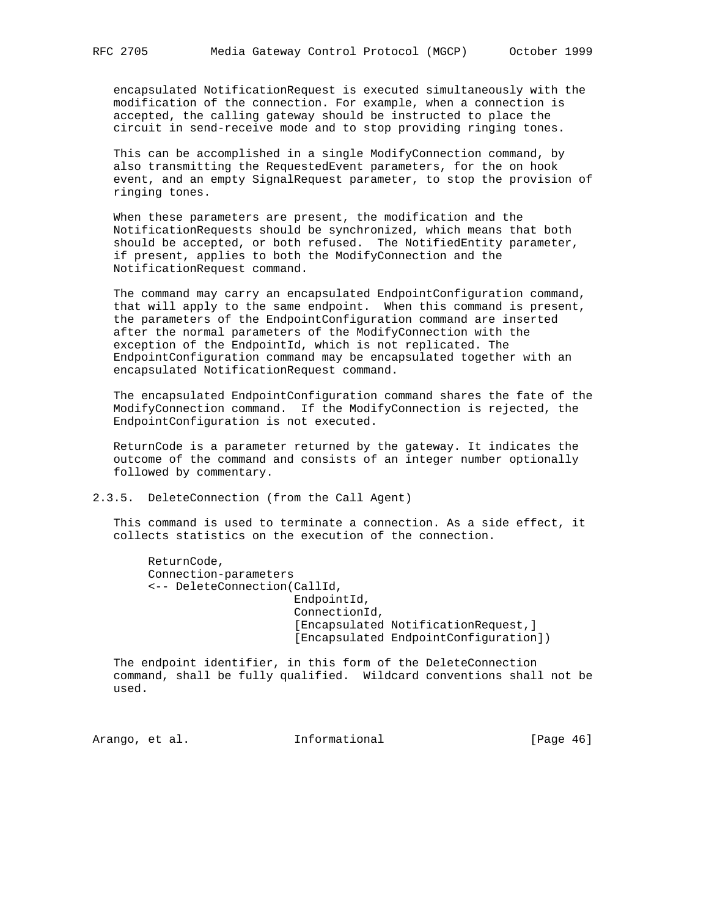encapsulated NotificationRequest is executed simultaneously with the modification of the connection. For example, when a connection is accepted, the calling gateway should be instructed to place the circuit in send-receive mode and to stop providing ringing tones.

This can be accomplished in a single ModifyConnection command, by also transmitting the RequestedEvent parameters, for the on hook event, and an empty SignalRequest parameter, to stop the provision of ringing tones.

When these parameters are present, the modification and the NotificationRequests should be synchronized, which means that both should be accepted, or both refused. The NotifiedEntity parameter, if present, applies to both the ModifyConnection and the NotificationRequest command.

The command may carry an encapsulated EndpointConfiguration command, that will apply to the same endpoint. When this command is present, the parameters of the EndpointConfiguration command are inserted after the normal parameters of the ModifyConnection with the exception of the EndpointId, which is not replicated. The EndpointConfiguration command may be encapsulated together with an encapsulated NotificationRequest command.

The encapsulated EndpointConfiguration command shares the fate of the ModifyConnection command. If the ModifyConnection is rejected, the EndpointConfiguration is not executed.

ReturnCode is a parameter returned by the gateway. It indicates the outcome of the command and consists of an integer number optionally followed by commentary.

### 2.3.5. DeleteConnection (from the Call Agent)

This command is used to terminate a connection. As a side effect, it collects statistics on the execution of the connection.

```
ReturnCode,
Connection-parameters
<-- DeleteConnection(CallId,
                     EndpointId,
                     ConnectionId,
                     [Encapsulated NotificationRequest,]
                     [Encapsulated EndpointConfiguration])
```

The endpoint identifier, in this form of the DeleteConnection command, shall be fully qualified. Wildcard conventions shall not be used.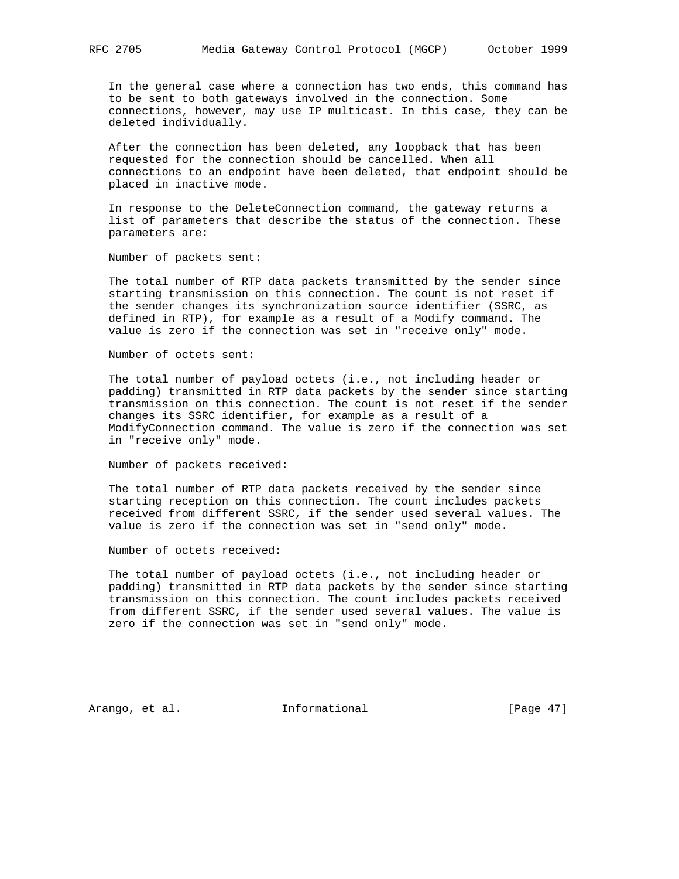In the general case where a connection has two ends, this command has to be sent to both gateways involved in the connection. Some connections, however, may use IP multicast. In this case, they can be deleted individually.

After the connection has been deleted, any loopback that has been requested for the connection should be cancelled. When all connections to an endpoint have been deleted, that endpoint should be placed in inactive mode.

In response to the DeleteConnection command, the gateway returns a list of parameters that describe the status of the connection. These parameters are:

Number of packets sent:

The total number of RTP data packets transmitted by the sender since starting transmission on this connection. The count is not reset if the sender changes its synchronization source identifier (SSRC, as defined in RTP), for example as a result of a Modify command. The value is zero if the connection was set in "receive only" mode.

Number of octets sent:

The total number of payload octets (i.e., not including header or padding) transmitted in RTP data packets by the sender since starting transmission on this connection. The count is not reset if the sender changes its SSRC identifier, for example as a result of a ModifyConnection command. The value is zero if the connection was set in "receive only" mode.

Number of packets received:

The total number of RTP data packets received by the sender since starting reception on this connection. The count includes packets received from different SSRC, if the sender used several values. The value is zero if the connection was set in "send only" mode.

Number of octets received:

The total number of payload octets (i.e., not including header or padding) transmitted in RTP data packets by the sender since starting transmission on this connection. The count includes packets received from different SSRC, if the sender used several values. The value is zero if the connection was set in "send only" mode.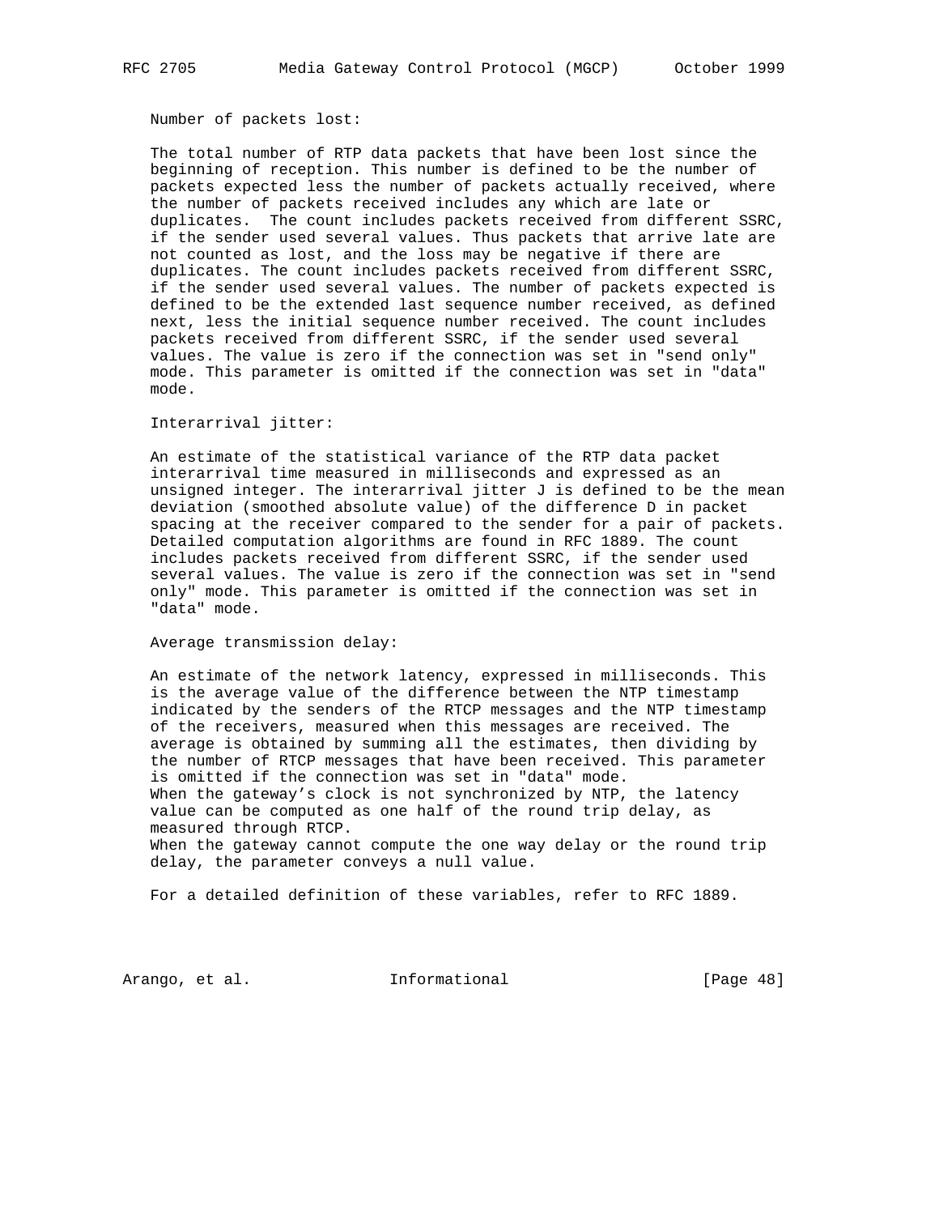Number of packets lost:

The total number of RTP data packets that have been lost since the beginning of reception. This number is defined to be the number of packets expected less the number of packets actually received, where the number of packets received includes any which are late or duplicates.  The count includes packets received from different SSRC, if the sender used several values. Thus packets that arrive late are not counted as lost, and the loss may be negative if there are duplicates. The count includes packets received from different SSRC, if the sender used several values. The number of packets expected is defined to be the extended last sequence number received, as defined next, less the initial sequence number received. The count includes packets received from different SSRC, if the sender used several values. The value is zero if the connection was set in "send only" mode. This parameter is omitted if the connection was set in "data" mode.

Interarrival jitter:

An estimate of the statistical variance of the RTP data packet interarrival time measured in milliseconds and expressed as an unsigned integer. The interarrival jitter J is defined to be the mean deviation (smoothed absolute value) of the difference D in packet spacing at the receiver compared to the sender for a pair of packets. Detailed computation algorithms are found in RFC 1889. The count includes packets received from different SSRC, if the sender used several values. The value is zero if the connection was set in "send only" mode. This parameter is omitted if the connection was set in "data" mode.

Average transmission delay:

An estimate of the network latency, expressed in milliseconds. This is the average value of the difference between the NTP timestamp indicated by the senders of the RTCP messages and the NTP timestamp of the receivers, measured when this messages are received. The average is obtained by summing all the estimates, then dividing by the number of RTCP messages that have been received. This parameter is omitted if the connection was set in "data" mode.
When the gateway's clock is not synchronized by NTP, the latency value can be computed as one half of the round trip delay, as measured through RTCP.
When the gateway cannot compute the one way delay or the round trip delay, the parameter conveys a null value.

For a detailed definition of these variables, refer to RFC 1889.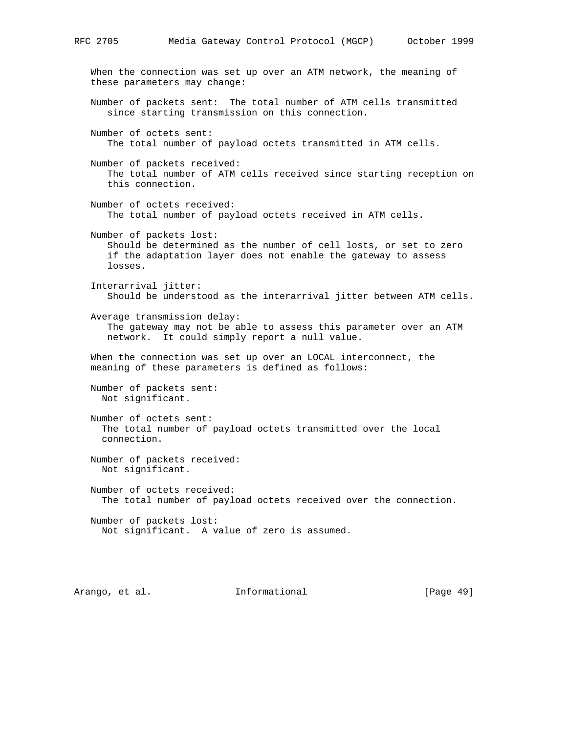When the connection was set up over an ATM network, the meaning of these parameters may change:

Number of packets sent: The total number of ATM cells transmitted since starting transmission on this connection.

Number of octets sent:
The total number of payload octets transmitted in ATM cells.

Number of packets received:
The total number of ATM cells received since starting reception on this connection.

Number of octets received:
The total number of payload octets received in ATM cells.

Number of packets lost:
Should be determined as the number of cell losts, or set to zero if the adaptation layer does not enable the gateway to assess losses.

Interarrival jitter:
Should be understood as the interarrival jitter between ATM cells.

Average transmission delay:
The gateway may not be able to assess this parameter over an ATM network. It could simply report a null value.

When the connection was set up over an LOCAL interconnect, the meaning of these parameters is defined as follows:

Number of packets sent:
Not significant.

Number of octets sent:
The total number of payload octets transmitted over the local connection.

Number of packets received:
Not significant.

Number of octets received:
The total number of payload octets received over the connection.

Number of packets lost:
Not significant. A value of zero is assumed.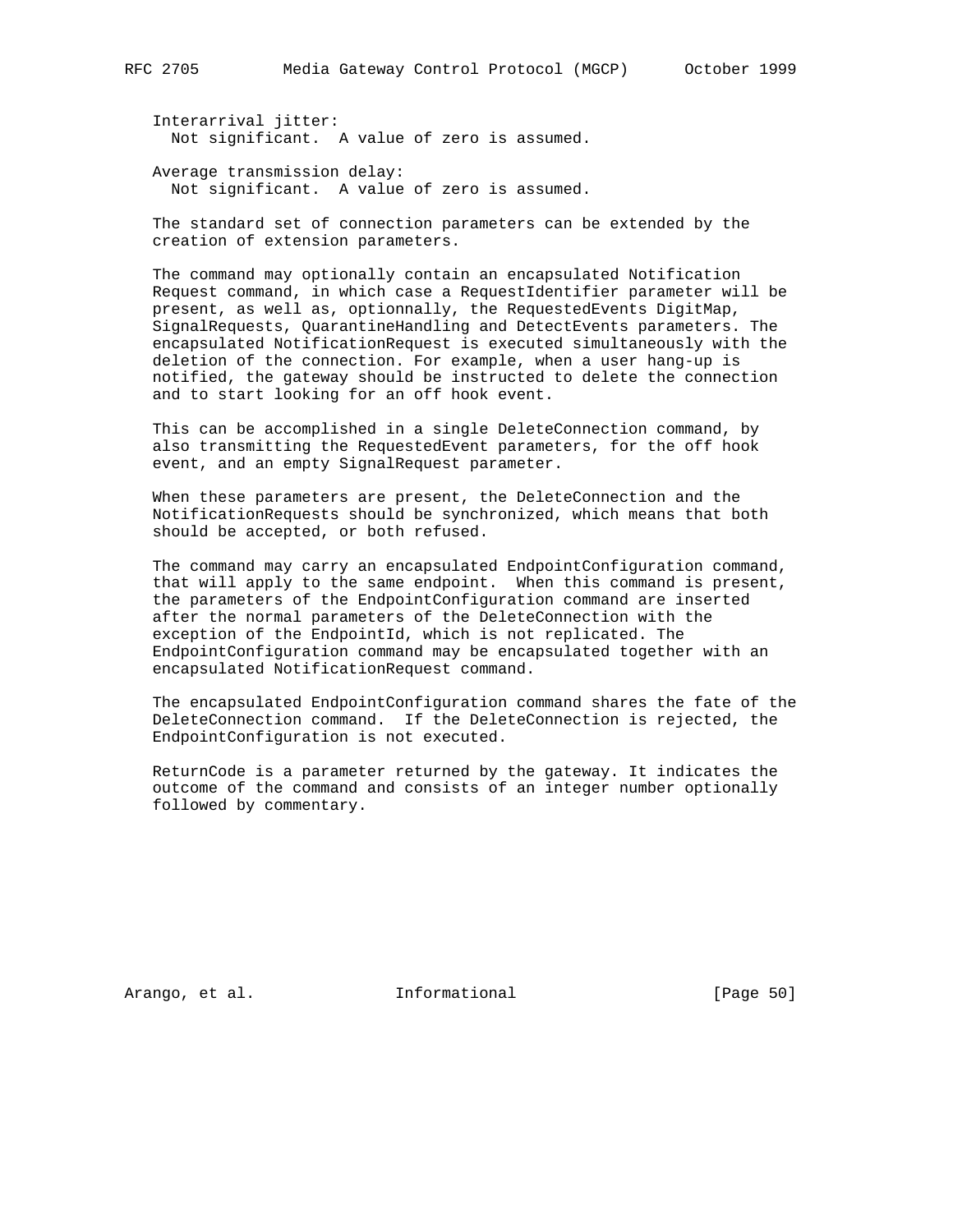Interarrival jitter:
  Not significant.  A value of zero is assumed.

Average transmission delay:
  Not significant.  A value of zero is assumed.

The standard set of connection parameters can be extended by the creation of extension parameters.

The command may optionally contain an encapsulated Notification Request command, in which case a RequestIdentifier parameter will be present, as well as, optionnally, the RequestedEvents DigitMap, SignalRequests, QuarantineHandling and DetectEvents parameters. The encapsulated NotificationRequest is executed simultaneously with the deletion of the connection. For example, when a user hang-up is notified, the gateway should be instructed to delete the connection and to start looking for an off hook event.

This can be accomplished in a single DeleteConnection command, by also transmitting the RequestedEvent parameters, for the off hook event, and an empty SignalRequest parameter.

When these parameters are present, the DeleteConnection and the NotificationRequests should be synchronized, which means that both should be accepted, or both refused.

The command may carry an encapsulated EndpointConfiguration command, that will apply to the same endpoint.  When this command is present, the parameters of the EndpointConfiguration command are inserted after the normal parameters of the DeleteConnection with the exception of the EndpointId, which is not replicated. The EndpointConfiguration command may be encapsulated together with an encapsulated NotificationRequest command.

The encapsulated EndpointConfiguration command shares the fate of the DeleteConnection command.  If the DeleteConnection is rejected, the EndpointConfiguration is not executed.

ReturnCode is a parameter returned by the gateway. It indicates the outcome of the command and consists of an integer number optionally followed by commentary.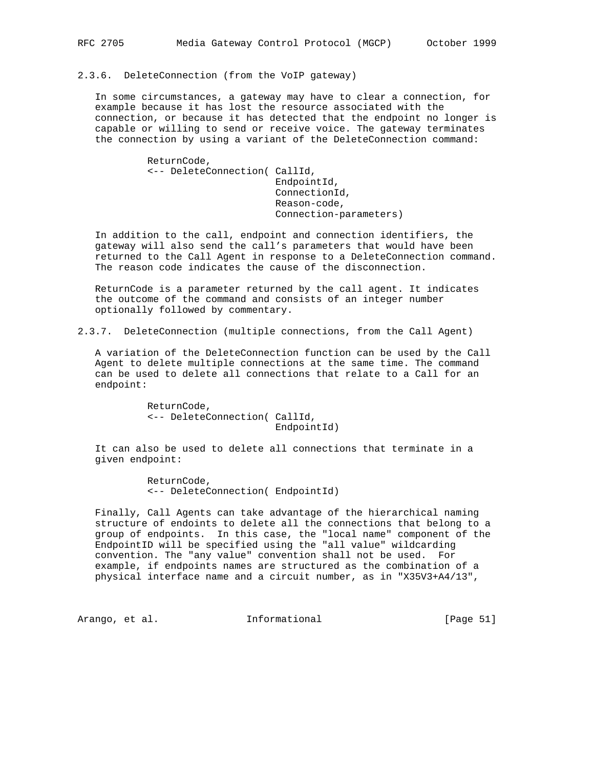### 2.3.6. DeleteConnection (from the VoIP gateway)

In some circumstances, a gateway may have to clear a connection, for example because it has lost the resource associated with the connection, or because it has detected that the endpoint no longer is capable or willing to send or receive voice. The gateway terminates the connection by using a variant of the DeleteConnection command:

```
         ReturnCode,
         <-- DeleteConnection( CallId,
                               EndpointId,
                               ConnectionId,
                               Reason-code,
                               Connection-parameters)
```

In addition to the call, endpoint and connection identifiers, the gateway will also send the call's parameters that would have been returned to the Call Agent in response to a DeleteConnection command. The reason code indicates the cause of the disconnection.

ReturnCode is a parameter returned by the call agent. It indicates the outcome of the command and consists of an integer number optionally followed by commentary.

### 2.3.7. DeleteConnection (multiple connections, from the Call Agent)

A variation of the DeleteConnection function can be used by the Call Agent to delete multiple connections at the same time. The command can be used to delete all connections that relate to a Call for an endpoint:

```
         ReturnCode,
         <-- DeleteConnection( CallId,
                               EndpointId)
```

It can also be used to delete all connections that terminate in a given endpoint:

```
         ReturnCode,
         <-- DeleteConnection( EndpointId)
```

Finally, Call Agents can take advantage of the hierarchical naming structure of endoints to delete all the connections that belong to a group of endpoints. In this case, the "local name" component of the EndpointID will be specified using the "all value" wildcarding convention. The "any value" convention shall not be used. For example, if endpoints names are structured as the combination of a physical interface name and a circuit number, as in "X35V3+A4/13",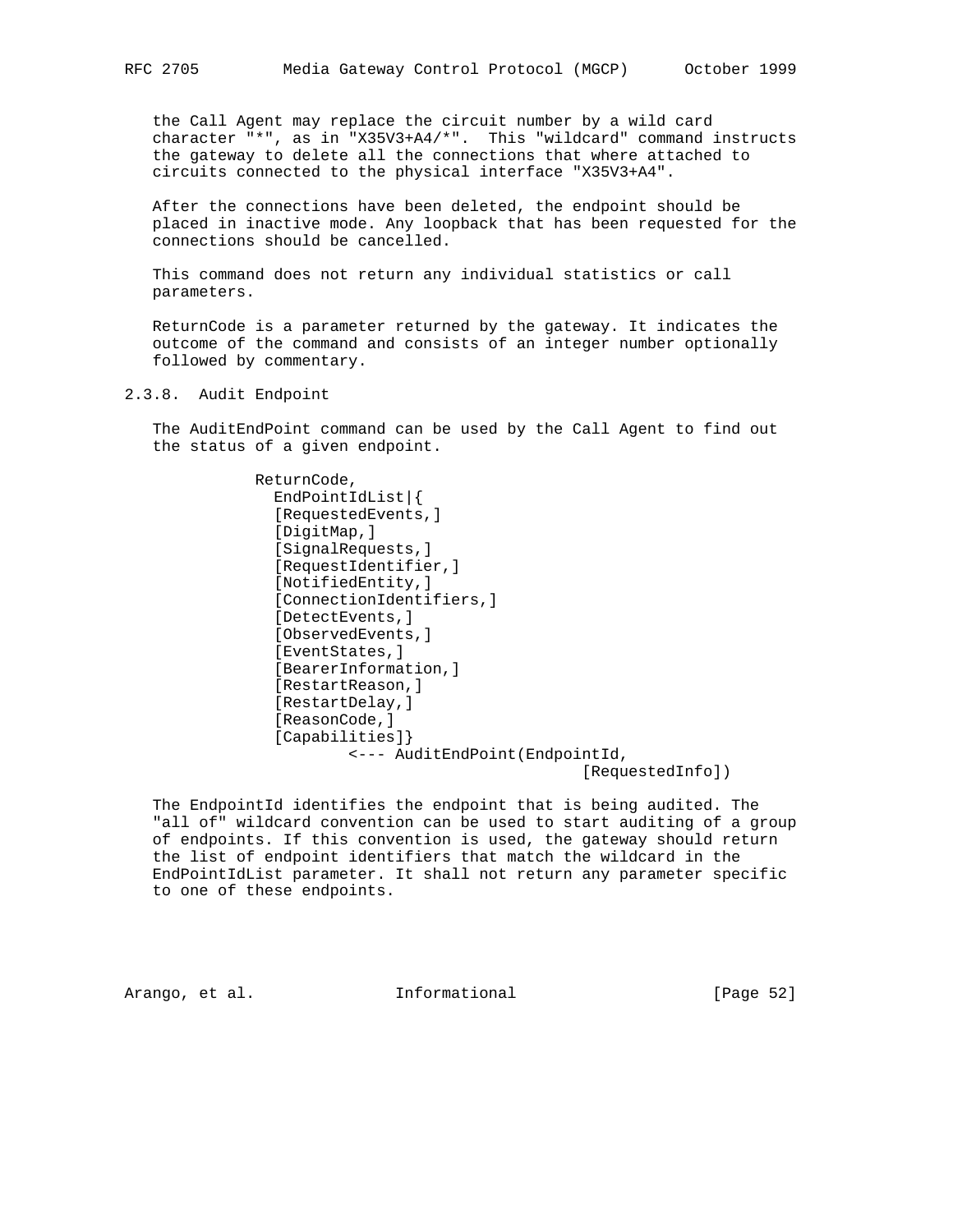the Call Agent may replace the circuit number by a wild card character "*", as in "X35V3+A4/*". This "wildcard" command instructs the gateway to delete all the connections that where attached to circuits connected to the physical interface "X35V3+A4".

After the connections have been deleted, the endpoint should be placed in inactive mode. Any loopback that has been requested for the connections should be cancelled.

This command does not return any individual statistics or call parameters.

ReturnCode is a parameter returned by the gateway. It indicates the outcome of the command and consists of an integer number optionally followed by commentary.

### 2.3.8. Audit Endpoint

The AuditEndPoint command can be used by the Call Agent to find out the status of a given endpoint.

```
          ReturnCode,
            EndPointIdList|{
             [RequestedEvents,]
             [DigitMap,]
             [SignalRequests,]
             [RequestIdentifier,]
             [NotifiedEntity,]
             [ConnectionIdentifiers,]
             [DetectEvents,]
             [ObservedEvents,]
             [EventStates,]
             [BearerInformation,]
             [RestartReason,]
             [RestartDelay,]
             [ReasonCode,]
             [Capabilities]}
                    <--- AuditEndPoint(EndpointId,
                                        [RequestedInfo])
```

The EndpointId identifies the endpoint that is being audited. The "all of" wildcard convention can be used to start auditing of a group of endpoints. If this convention is used, the gateway should return the list of endpoint identifiers that match the wildcard in the EndPointIdList parameter. It shall not return any parameter specific to one of these endpoints.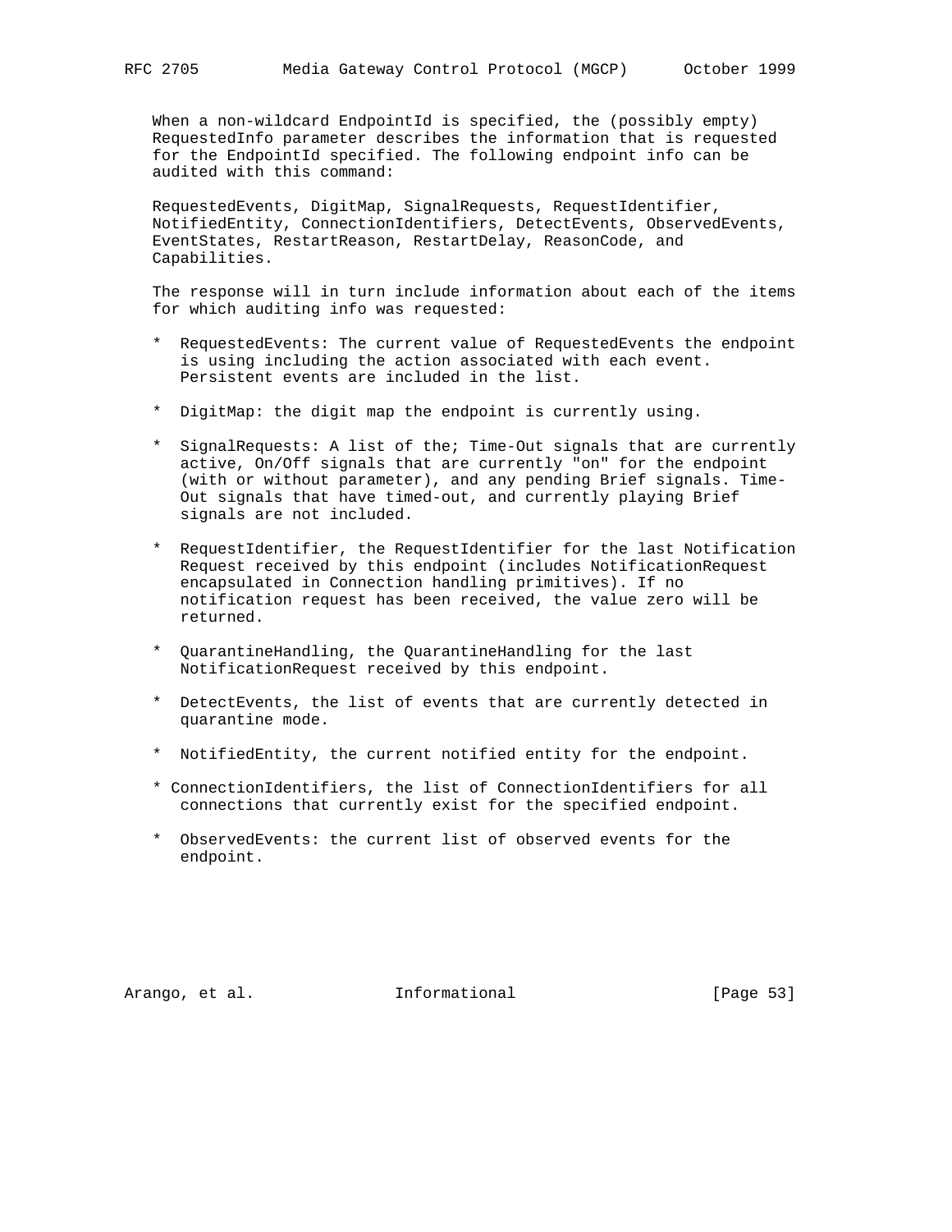When a non-wildcard EndpointId is specified, the (possibly empty) RequestedInfo parameter describes the information that is requested for the EndpointId specified. The following endpoint info can be audited with this command:

RequestedEvents, DigitMap, SignalRequests, RequestIdentifier, NotifiedEntity, ConnectionIdentifiers, DetectEvents, ObservedEvents, EventStates, RestartReason, RestartDelay, ReasonCode, and Capabilities.

The response will in turn include information about each of the items for which auditing info was requested:

* RequestedEvents: The current value of RequestedEvents the endpoint is using including the action associated with each event. Persistent events are included in the list.

* DigitMap: the digit map the endpoint is currently using.

* SignalRequests: A list of the; Time-Out signals that are currently active, On/Off signals that are currently "on" for the endpoint (with or without parameter), and any pending Brief signals. Time-Out signals that have timed-out, and currently playing Brief signals are not included.

* RequestIdentifier, the RequestIdentifier for the last Notification Request received by this endpoint (includes NotificationRequest encapsulated in Connection handling primitives). If no notification request has been received, the value zero will be returned.

* QuarantineHandling, the QuarantineHandling for the last NotificationRequest received by this endpoint.

* DetectEvents, the list of events that are currently detected in quarantine mode.

* NotifiedEntity, the current notified entity for the endpoint.

* ConnectionIdentifiers, the list of ConnectionIdentifiers for all connections that currently exist for the specified endpoint.

* ObservedEvents: the current list of observed events for the endpoint.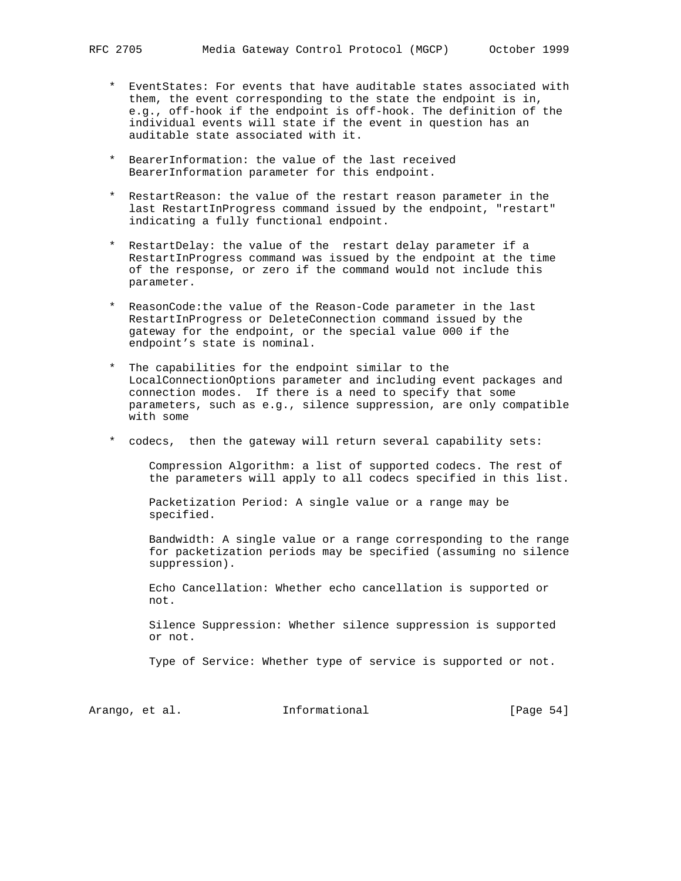* EventStates: For events that have auditable states associated with them, the event corresponding to the state the endpoint is in, e.g., off-hook if the endpoint is off-hook. The definition of the individual events will state if the event in question has an auditable state associated with it.

* BearerInformation: the value of the last received BearerInformation parameter for this endpoint.

* RestartReason: the value of the restart reason parameter in the last RestartInProgress command issued by the endpoint, "restart" indicating a fully functional endpoint.

* RestartDelay: the value of the  restart delay parameter if a RestartInProgress command was issued by the endpoint at the time of the response, or zero if the command would not include this parameter.

* ReasonCode:the value of the Reason-Code parameter in the last RestartInProgress or DeleteConnection command issued by the gateway for the endpoint, or the special value 000 if the endpoint's state is nominal.

* The capabilities for the endpoint similar to the LocalConnectionOptions parameter and including event packages and connection modes.  If there is a need to specify that some parameters, such as e.g., silence suppression, are only compatible with some

* codecs,  then the gateway will return several capability sets:

  Compression Algorithm: a list of supported codecs. The rest of the parameters will apply to all codecs specified in this list.

  Packetization Period: A single value or a range may be specified.

  Bandwidth: A single value or a range corresponding to the range for packetization periods may be specified (assuming no silence suppression).

  Echo Cancellation: Whether echo cancellation is supported or not.

  Silence Suppression: Whether silence suppression is supported or not.

  Type of Service: Whether type of service is supported or not.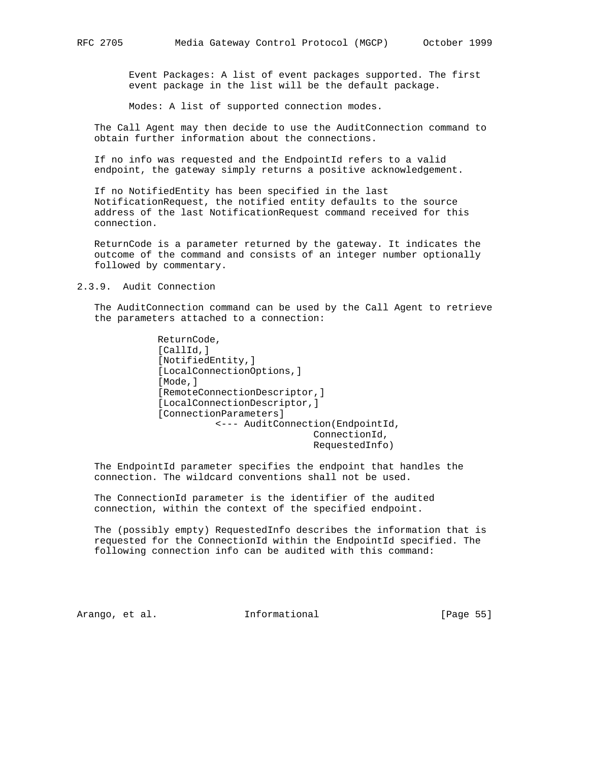Event Packages: A list of event packages supported. The first event package in the list will be the default package.

Modes: A list of supported connection modes.

The Call Agent may then decide to use the AuditConnection command to obtain further information about the connections.

If no info was requested and the EndpointId refers to a valid endpoint, the gateway simply returns a positive acknowledgement.

If no NotifiedEntity has been specified in the last NotificationRequest, the notified entity defaults to the source address of the last NotificationRequest command received for this connection.

ReturnCode is a parameter returned by the gateway. It indicates the outcome of the command and consists of an integer number optionally followed by commentary.

### 2.3.9. Audit Connection

The AuditConnection command can be used by the Call Agent to retrieve the parameters attached to a connection:

```
ReturnCode,
[CallId,]
[NotifiedEntity,]
[LocalConnectionOptions,]
[Mode,]
[RemoteConnectionDescriptor,]
[LocalConnectionDescriptor,]
[ConnectionParameters]
          <--- AuditConnection(EndpointId,
                               ConnectionId,
                               RequestedInfo)
```

The EndpointId parameter specifies the endpoint that handles the connection. The wildcard conventions shall not be used.

The ConnectionId parameter is the identifier of the audited connection, within the context of the specified endpoint.

The (possibly empty) RequestedInfo describes the information that is requested for the ConnectionId within the EndpointId specified. The following connection info can be audited with this command: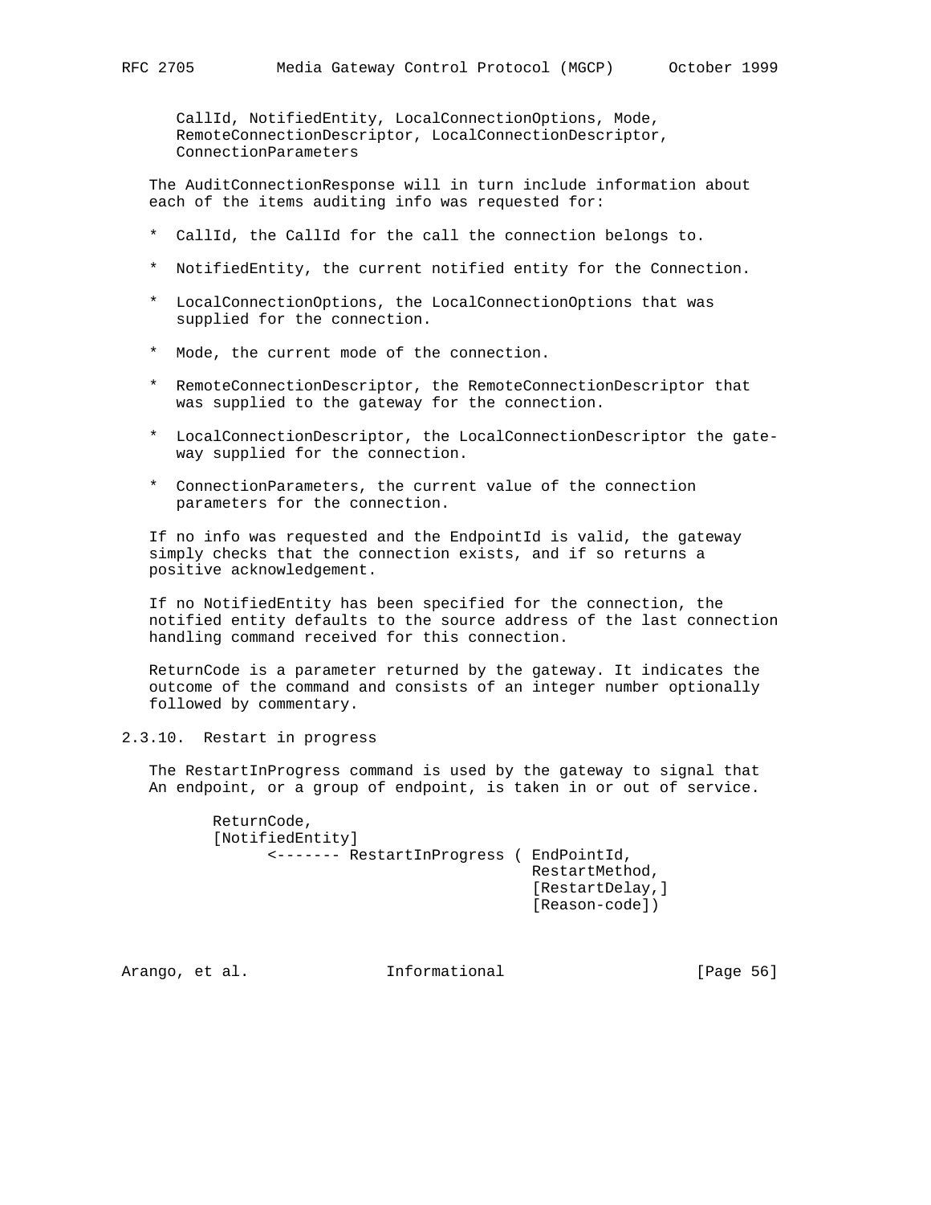CallId, NotifiedEntity, LocalConnectionOptions, Mode, RemoteConnectionDescriptor, LocalConnectionDescriptor, ConnectionParameters

The AuditConnectionResponse will in turn include information about each of the items auditing info was requested for:

* CallId, the CallId for the call the connection belongs to.

* NotifiedEntity, the current notified entity for the Connection.

* LocalConnectionOptions, the LocalConnectionOptions that was supplied for the connection.

* Mode, the current mode of the connection.

* RemoteConnectionDescriptor, the RemoteConnectionDescriptor that was supplied to the gateway for the connection.

* LocalConnectionDescriptor, the LocalConnectionDescriptor the gate-way supplied for the connection.

* ConnectionParameters, the current value of the connection parameters for the connection.

If no info was requested and the EndpointId is valid, the gateway simply checks that the connection exists, and if so returns a positive acknowledgement.

If no NotifiedEntity has been specified for the connection, the notified entity defaults to the source address of the last connection handling command received for this connection.

ReturnCode is a parameter returned by the gateway. It indicates the outcome of the command and consists of an integer number optionally followed by commentary.

### 2.3.10. Restart in progress

The RestartInProgress command is used by the gateway to signal that An endpoint, or a group of endpoint, is taken in or out of service.

```
        ReturnCode,
        [NotifiedEntity]
              <------- RestartInProgress ( EndPointId,
                                           RestartMethod,
                                           [RestartDelay,]
                                           [Reason-code])
```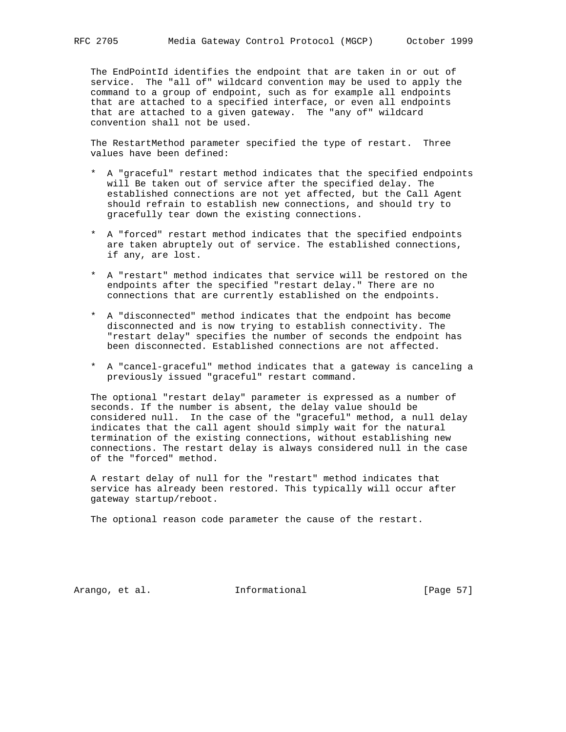The EndPointId identifies the endpoint that are taken in or out of service. The "all of" wildcard convention may be used to apply the command to a group of endpoint, such as for example all endpoints that are attached to a specified interface, or even all endpoints that are attached to a given gateway. The "any of" wildcard convention shall not be used.

The RestartMethod parameter specified the type of restart. Three values have been defined:

* A "graceful" restart method indicates that the specified endpoints will Be taken out of service after the specified delay. The established connections are not yet affected, but the Call Agent should refrain to establish new connections, and should try to gracefully tear down the existing connections.

* A "forced" restart method indicates that the specified endpoints are taken abruptely out of service. The established connections, if any, are lost.

* A "restart" method indicates that service will be restored on the endpoints after the specified "restart delay." There are no connections that are currently established on the endpoints.

* A "disconnected" method indicates that the endpoint has become disconnected and is now trying to establish connectivity. The "restart delay" specifies the number of seconds the endpoint has been disconnected. Established connections are not affected.

* A "cancel-graceful" method indicates that a gateway is canceling a previously issued "graceful" restart command.

The optional "restart delay" parameter is expressed as a number of seconds. If the number is absent, the delay value should be considered null. In the case of the "graceful" method, a null delay indicates that the call agent should simply wait for the natural termination of the existing connections, without establishing new connections. The restart delay is always considered null in the case of the "forced" method.

A restart delay of null for the "restart" method indicates that service has already been restored. This typically will occur after gateway startup/reboot.

The optional reason code parameter the cause of the restart.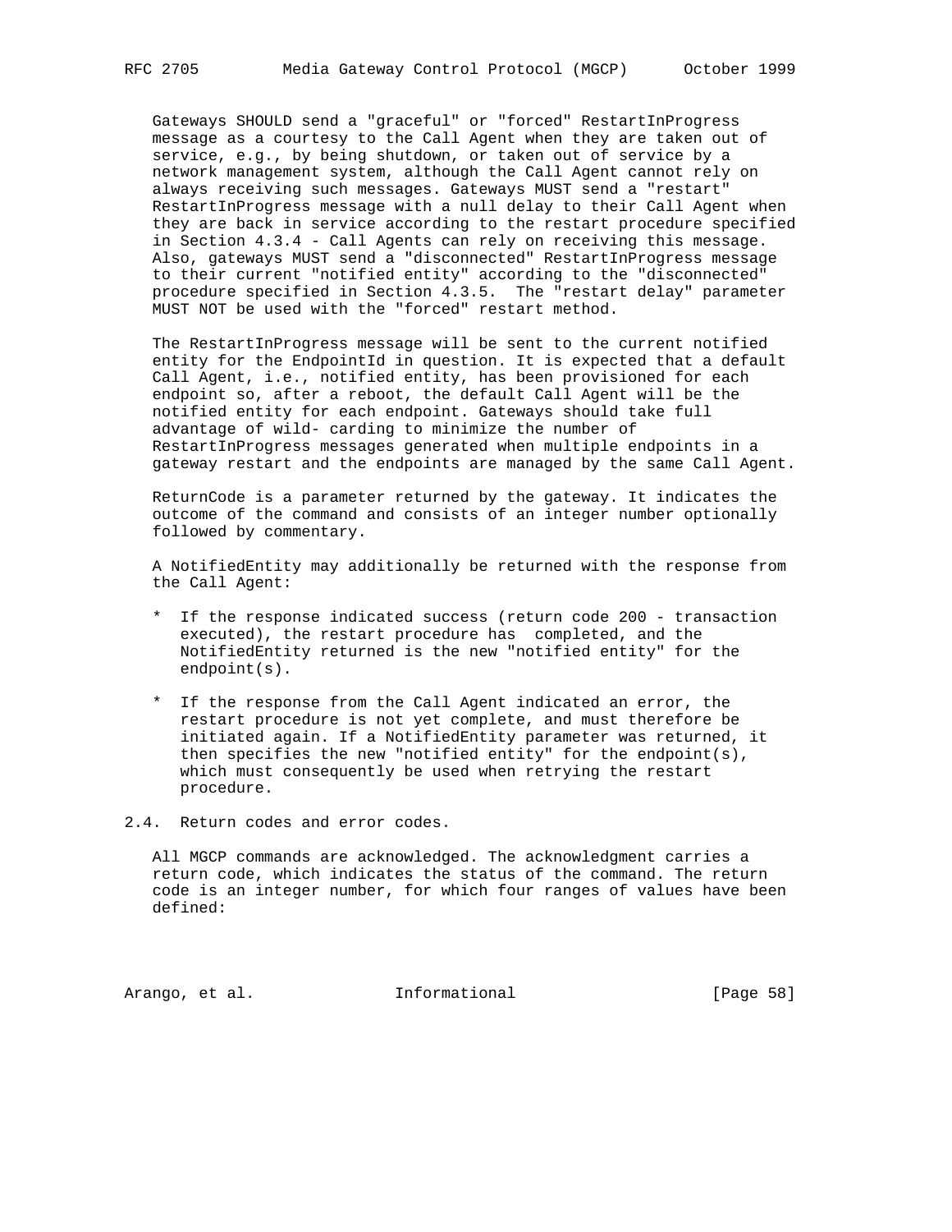Gateways SHOULD send a "graceful" or "forced" RestartInProgress message as a courtesy to the Call Agent when they are taken out of service, e.g., by being shutdown, or taken out of service by a network management system, although the Call Agent cannot rely on always receiving such messages. Gateways MUST send a "restart" RestartInProgress message with a null delay to their Call Agent when they are back in service according to the restart procedure specified in Section 4.3.4 - Call Agents can rely on receiving this message. Also, gateways MUST send a "disconnected" RestartInProgress message to their current "notified entity" according to the "disconnected" procedure specified in Section 4.3.5. The "restart delay" parameter MUST NOT be used with the "forced" restart method.

The RestartInProgress message will be sent to the current notified entity for the EndpointId in question. It is expected that a default Call Agent, i.e., notified entity, has been provisioned for each endpoint so, after a reboot, the default Call Agent will be the notified entity for each endpoint. Gateways should take full advantage of wild- carding to minimize the number of RestartInProgress messages generated when multiple endpoints in a gateway restart and the endpoints are managed by the same Call Agent.

ReturnCode is a parameter returned by the gateway. It indicates the outcome of the command and consists of an integer number optionally followed by commentary.

A NotifiedEntity may additionally be returned with the response from the Call Agent:

* If the response indicated success (return code 200 - transaction executed), the restart procedure has completed, and the NotifiedEntity returned is the new "notified entity" for the endpoint(s).

* If the response from the Call Agent indicated an error, the restart procedure is not yet complete, and must therefore be initiated again. If a NotifiedEntity parameter was returned, it then specifies the new "notified entity" for the endpoint(s), which must consequently be used when retrying the restart procedure.

## 2.4. Return codes and error codes.

All MGCP commands are acknowledged. The acknowledgment carries a return code, which indicates the status of the command. The return code is an integer number, for which four ranges of values have been defined: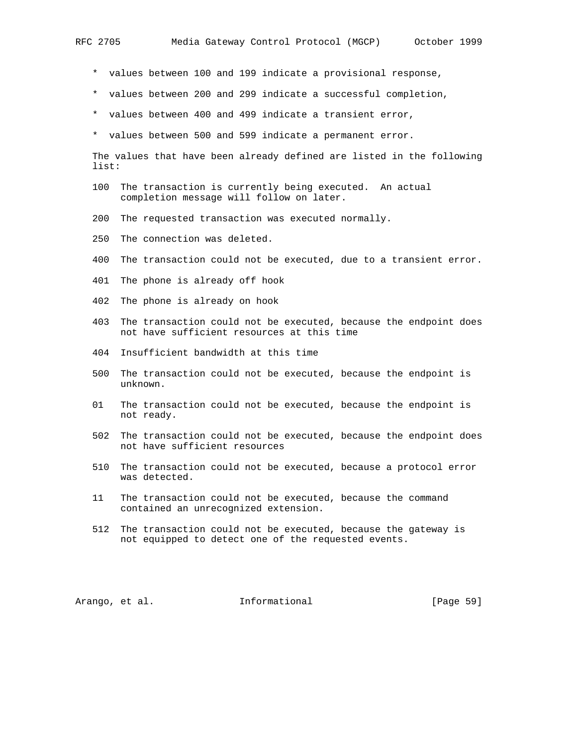* values between 100 and 199 indicate a provisional response,

* values between 200 and 299 indicate a successful completion,

* values between 400 and 499 indicate a transient error,

* values between 500 and 599 indicate a permanent error.

The values that have been already defined are listed in the following list:

100 The transaction is currently being executed. An actual completion message will follow on later.

200 The requested transaction was executed normally.

250 The connection was deleted.

400 The transaction could not be executed, due to a transient error.

401 The phone is already off hook

402 The phone is already on hook

403 The transaction could not be executed, because the endpoint does not have sufficient resources at this time

404 Insufficient bandwidth at this time

500 The transaction could not be executed, because the endpoint is unknown.

01 The transaction could not be executed, because the endpoint is not ready.

502 The transaction could not be executed, because the endpoint does not have sufficient resources

510 The transaction could not be executed, because a protocol error was detected.

11 The transaction could not be executed, because the command contained an unrecognized extension.

512 The transaction could not be executed, because the gateway is not equipped to detect one of the requested events.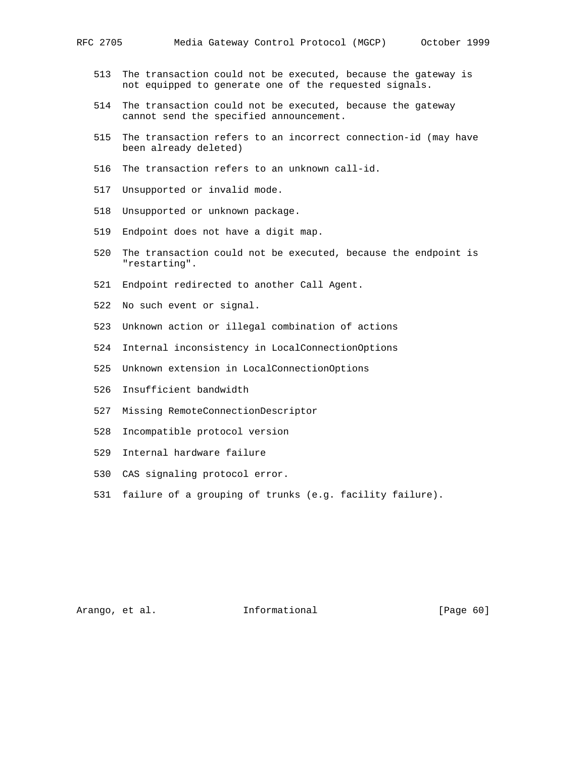513 The transaction could not be executed, because the gateway is not equipped to generate one of the requested signals.

514 The transaction could not be executed, because the gateway cannot send the specified announcement.

515 The transaction refers to an incorrect connection-id (may have been already deleted)

516 The transaction refers to an unknown call-id.

517 Unsupported or invalid mode.

518 Unsupported or unknown package.

519 Endpoint does not have a digit map.

520 The transaction could not be executed, because the endpoint is "restarting".

521 Endpoint redirected to another Call Agent.

522 No such event or signal.

523 Unknown action or illegal combination of actions

524 Internal inconsistency in LocalConnectionOptions

525 Unknown extension in LocalConnectionOptions

526 Insufficient bandwidth

527 Missing RemoteConnectionDescriptor

528 Incompatible protocol version

529 Internal hardware failure

530 CAS signaling protocol error.

531 failure of a grouping of trunks (e.g. facility failure).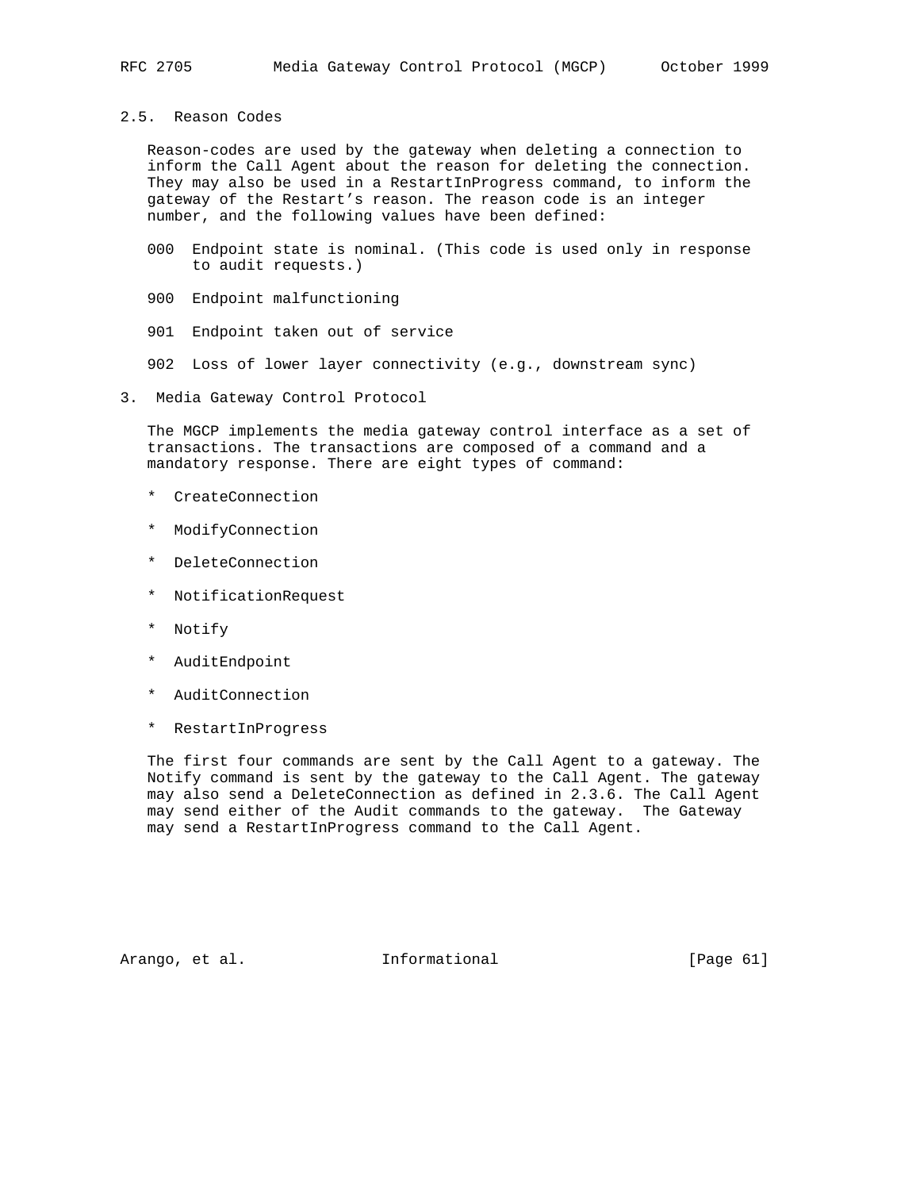## 2.5. Reason Codes

Reason-codes are used by the gateway when deleting a connection to inform the Call Agent about the reason for deleting the connection. They may also be used in a RestartInProgress command, to inform the gateway of the Restart's reason. The reason code is an integer number, and the following values have been defined:

- 000 Endpoint state is nominal. (This code is used only in response to audit requests.)
- 900 Endpoint malfunctioning
- 901 Endpoint taken out of service
- 902 Loss of lower layer connectivity (e.g., downstream sync)

# 3. Media Gateway Control Protocol

The MGCP implements the media gateway control interface as a set of transactions. The transactions are composed of a command and a mandatory response. There are eight types of command:

* CreateConnection
* ModifyConnection
* DeleteConnection
* NotificationRequest
* Notify
* AuditEndpoint
* AuditConnection
* RestartInProgress

The first four commands are sent by the Call Agent to a gateway. The Notify command is sent by the gateway to the Call Agent. The gateway may also send a DeleteConnection as defined in 2.3.6. The Call Agent may send either of the Audit commands to the gateway. The Gateway may send a RestartInProgress command to the Call Agent.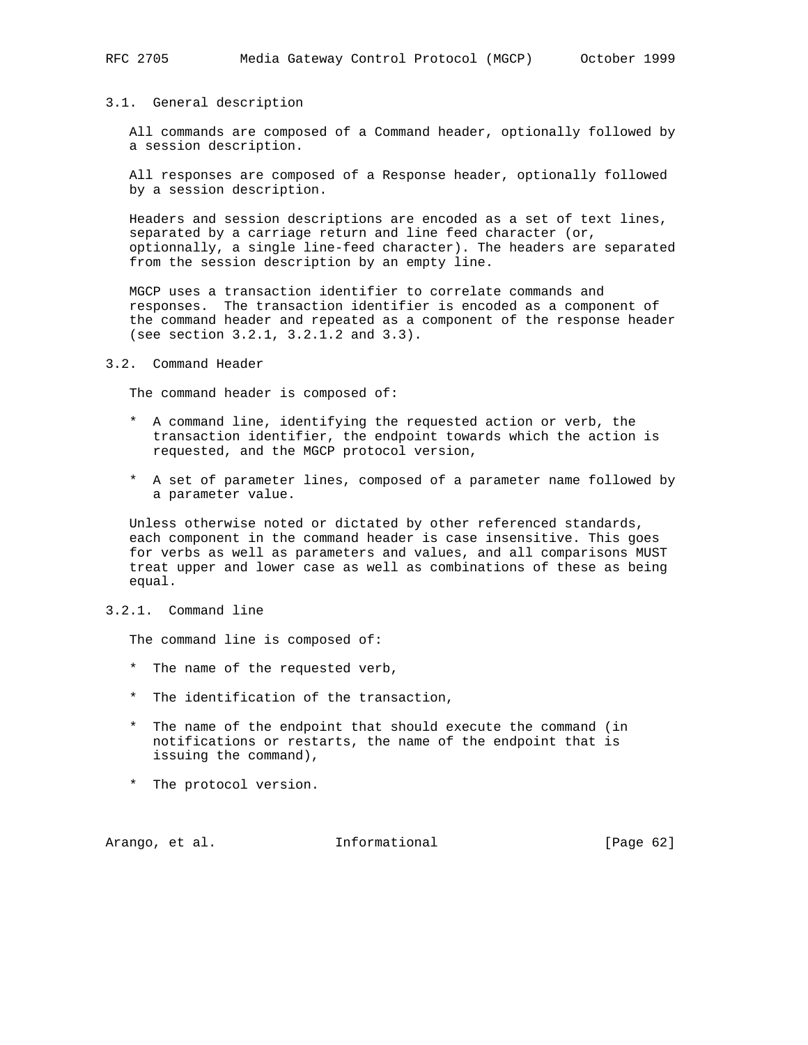### 3.1. General description

All commands are composed of a Command header, optionally followed by a session description.

All responses are composed of a Response header, optionally followed by a session description.

Headers and session descriptions are encoded as a set of text lines, separated by a carriage return and line feed character (or, optionnally, a single line-feed character). The headers are separated from the session description by an empty line.

MGCP uses a transaction identifier to correlate commands and responses. The transaction identifier is encoded as a component of the command header and repeated as a component of the response header (see section 3.2.1, 3.2.1.2 and 3.3).

### 3.2. Command Header

The command header is composed of:

* A command line, identifying the requested action or verb, the transaction identifier, the endpoint towards which the action is requested, and the MGCP protocol version,

* A set of parameter lines, composed of a parameter name followed by a parameter value.

Unless otherwise noted or dictated by other referenced standards, each component in the command header is case insensitive. This goes for verbs as well as parameters and values, and all comparisons MUST treat upper and lower case as well as combinations of these as being equal.

#### 3.2.1. Command line

The command line is composed of:

* The name of the requested verb,

* The identification of the transaction,

* The name of the endpoint that should execute the command (in notifications or restarts, the name of the endpoint that is issuing the command),

* The protocol version.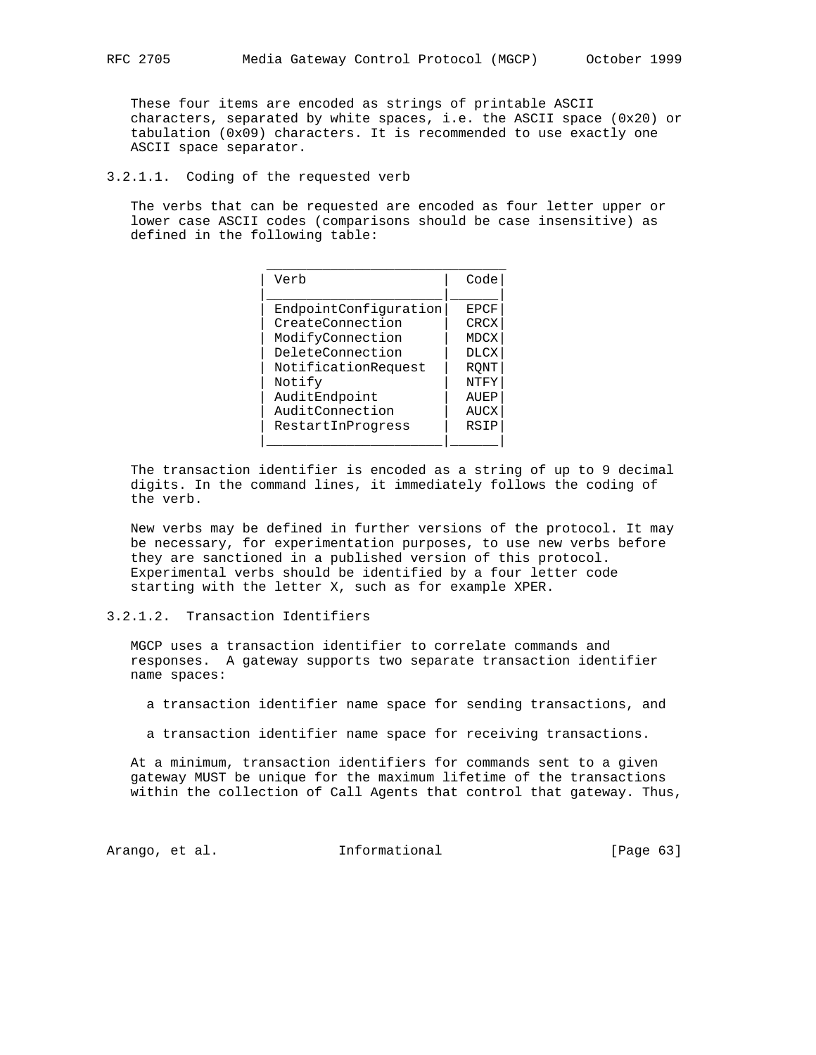These four items are encoded as strings of printable ASCII characters, separated by white spaces, i.e. the ASCII space (0x20) or tabulation (0x09) characters. It is recommended to use exactly one ASCII space separator.

#### 3.2.1.1. Coding of the requested verb

The verbs that can be requested are encoded as four letter upper or lower case ASCII codes (comparisons should be case insensitive) as defined in the following table:

| Verb | Code |
|---|---|
| EndpointConfiguration | EPCF |
| CreateConnection | CRCX |
| ModifyConnection | MDCX |
| DeleteConnection | DLCX |
| NotificationRequest | RQNT |
| Notify | NTFY |
| AuditEndpoint | AUEP |
| AuditConnection | AUCX |
| RestartInProgress | RSIP |

The transaction identifier is encoded as a string of up to 9 decimal digits. In the command lines, it immediately follows the coding of the verb.

New verbs may be defined in further versions of the protocol. It may be necessary, for experimentation purposes, to use new verbs before they are sanctioned in a published version of this protocol. Experimental verbs should be identified by a four letter code starting with the letter X, such as for example XPER.

#### 3.2.1.2. Transaction Identifiers

MGCP uses a transaction identifier to correlate commands and responses. A gateway supports two separate transaction identifier name spaces:

a transaction identifier name space for sending transactions, and

a transaction identifier name space for receiving transactions.

At a minimum, transaction identifiers for commands sent to a given gateway MUST be unique for the maximum lifetime of the transactions within the collection of Call Agents that control that gateway. Thus,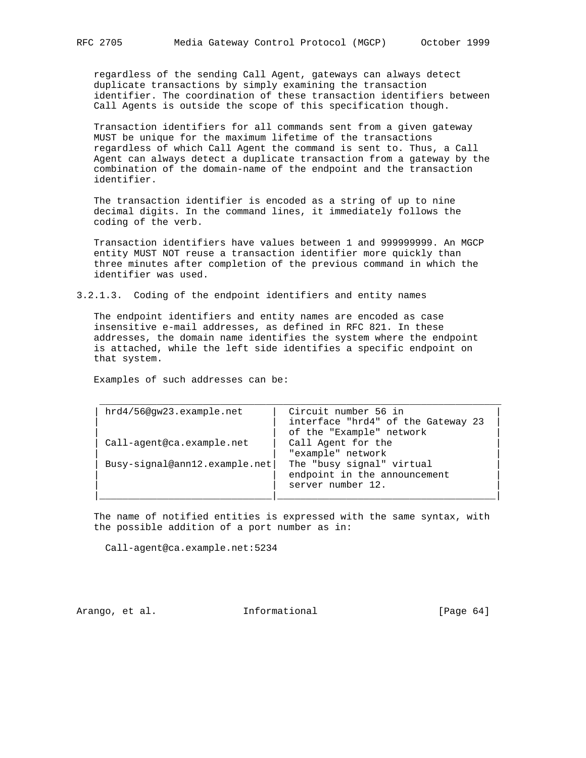regardless of the sending Call Agent, gateways can always detect duplicate transactions by simply examining the transaction identifier. The coordination of these transaction identifiers between Call Agents is outside the scope of this specification though.

Transaction identifiers for all commands sent from a given gateway MUST be unique for the maximum lifetime of the transactions regardless of which Call Agent the command is sent to. Thus, a Call Agent can always detect a duplicate transaction from a gateway by the combination of the domain-name of the endpoint and the transaction identifier.

The transaction identifier is encoded as a string of up to nine decimal digits. In the command lines, it immediately follows the coding of the verb.

Transaction identifiers have values between 1 and 999999999. An MGCP entity MUST NOT reuse a transaction identifier more quickly than three minutes after completion of the previous command in which the identifier was used.

### 3.2.1.3. Coding of the endpoint identifiers and entity names

The endpoint identifiers and entity names are encoded as case insensitive e-mail addresses, as defined in RFC 821. In these addresses, the domain name identifies the system where the endpoint is attached, while the left side identifies a specific endpoint on that system.

Examples of such addresses can be:

| Address | Description |
|---|---|
| hrd4/56@gw23.example.net | Circuit number 56 in interface "hrd4" of the Gateway 23 of the "Example" network |
| Call-agent@ca.example.net | Call Agent for the "example" network |
| Busy-signal@ann12.example.net | The "busy signal" virtual endpoint in the announcement server number 12. |

The name of notified entities is expressed with the same syntax, with the possible addition of a port number as in:

```
Call-agent@ca.example.net:5234
```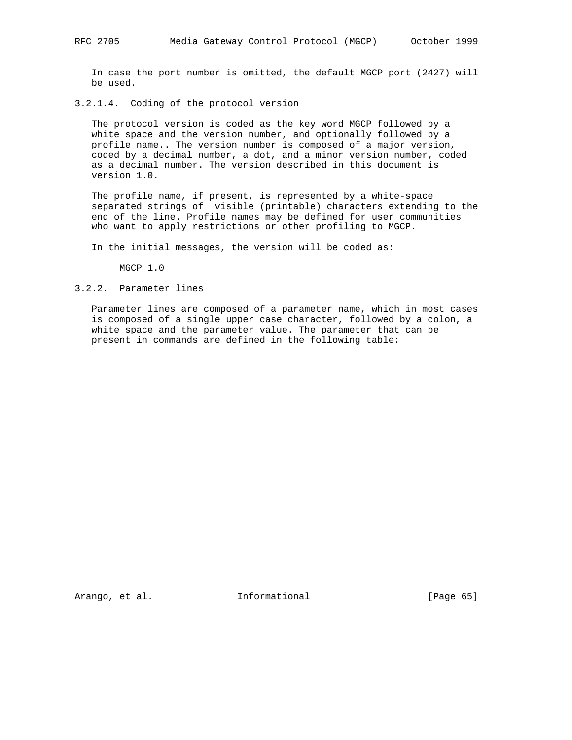In case the port number is omitted, the default MGCP port (2427) will be used.

### 3.2.1.4. Coding of the protocol version

The protocol version is coded as the key word MGCP followed by a white space and the version number, and optionally followed by a profile name.. The version number is composed of a major version, coded by a decimal number, a dot, and a minor version number, coded as a decimal number. The version described in this document is version 1.0.

The profile name, if present, is represented by a white-space separated strings of  visible (printable) characters extending to the end of the line. Profile names may be defined for user communities who want to apply restrictions or other profiling to MGCP.

In the initial messages, the version will be coded as:

```
MGCP 1.0
```

### 3.2.2. Parameter lines

Parameter lines are composed of a parameter name, which in most cases is composed of a single upper case character, followed by a colon, a white space and the parameter value. The parameter that can be present in commands are defined in the following table: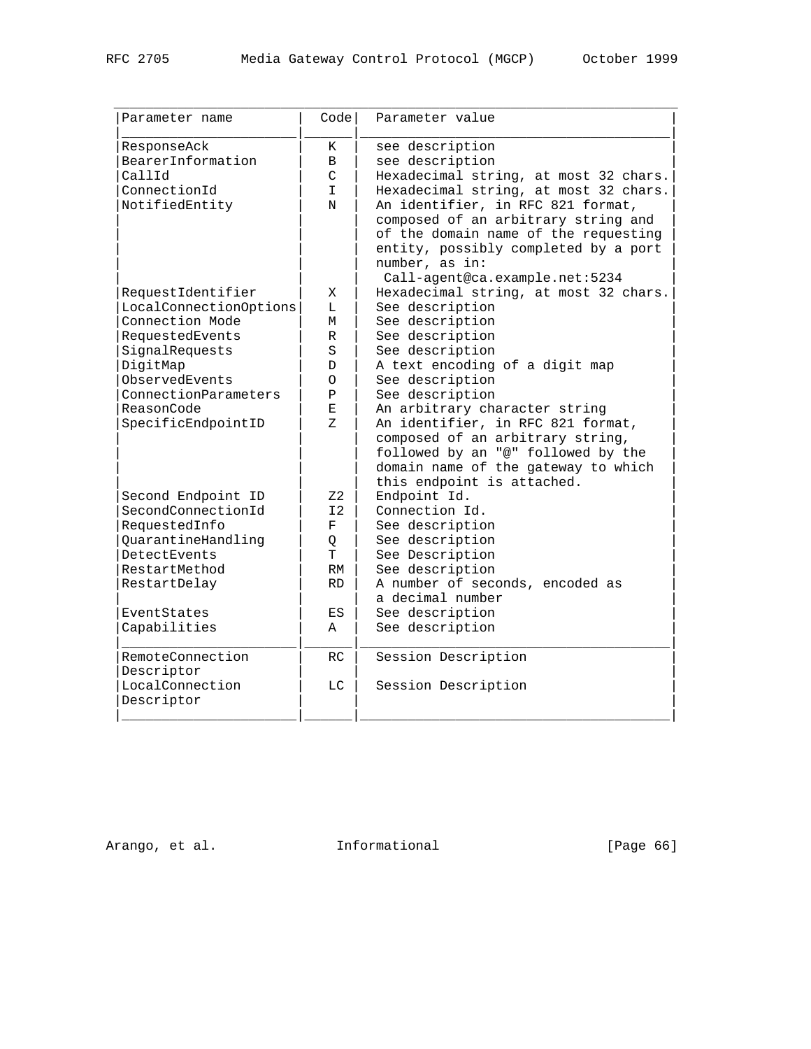| Parameter name | Code | Parameter value |
|---|---|---|
| ResponseAck | K | see description |
| BearerInformation | B | see description |
| CallId | C | Hexadecimal string, at most 32 chars. |
| ConnectionId | I | Hexadecimal string, at most 32 chars. |
| NotifiedEntity | N | An identifier, in RFC 821 format, composed of an arbitrary string and of the domain name of the requesting entity, possibly completed by a port number, as in: Call-agent@ca.example.net:5234 |
| RequestIdentifier | X | Hexadecimal string, at most 32 chars. |
| LocalConnectionOptions | L | See description |
| Connection Mode | M | See description |
| RequestedEvents | R | See description |
| SignalRequests | S | See description |
| DigitMap | D | A text encoding of a digit map |
| ObservedEvents | O | See description |
| ConnectionParameters | P | See description |
| ReasonCode | E | An arbitrary character string |
| SpecificEndpointID | Z | An identifier, in RFC 821 format, composed of an arbitrary string, followed by an "@" followed by the domain name of the gateway to which this endpoint is attached. |
| Second Endpoint ID | Z2 | Endpoint Id. |
| SecondConnectionId | I2 | Connection Id. |
| RequestedInfo | F | See description |
| QuarantineHandling | Q | See description |
| DetectEvents | T | See Description |
| RestartMethod | RM | See description |
| RestartDelay | RD | A number of seconds, encoded as a decimal number |
| EventStates | ES | See description |
| Capabilities | A | See description |
| RemoteConnection Descriptor | RC | Session Description |
| LocalConnection Descriptor | LC | Session Description |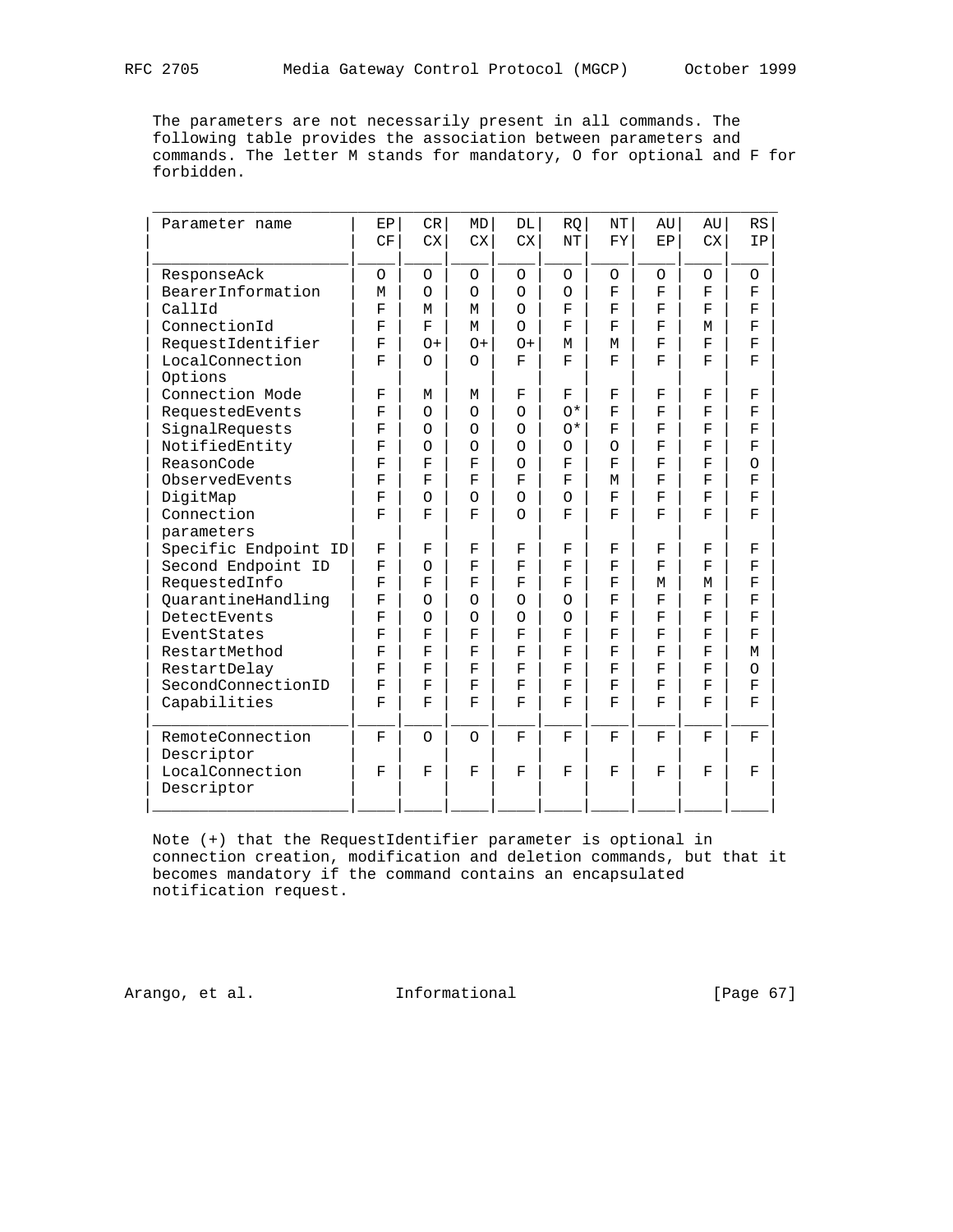The parameters are not necessarily present in all commands. The following table provides the association between parameters and commands. The letter M stands for mandatory, O for optional and F for forbidden.

| Parameter name | EP CF | CR CX | MD CX | DL CX | RQ NT | NT FY | AU EP | AU CX | RS IP |
|---|---|---|---|---|---|---|---|---|---|
| ResponseAck | O | O | O | O | O | O | O | O | O |
| BearerInformation | M | O | O | O | O | F | F | F | F |
| CallId | F | M | M | O | F | F | F | F | F |
| ConnectionId | F | F | M | O | F | F | F | M | F |
| RequestIdentifier | F | O+ | O+ | O+ | M | M | F | F | F |
| LocalConnection Options | F | O | O | F | F | F | F | F | F |
| Connection Mode | F | M | M | F | F | F | F | F | F |
| RequestedEvents | F | O | O | O | O* | F | F | F | F |
| SignalRequests | F | O | O | O | O* | F | F | F | F |
| NotifiedEntity | F | O | O | O | O | O | F | F | F |
| ReasonCode | F | F | F | O | F | F | F | F | O |
| ObservedEvents | F | F | F | F | F | M | F | F | F |
| DigitMap | F | O | O | O | O | F | F | F | F |
| Connection parameters | F | F | F | O | F | F | F | F | F |
| Specific Endpoint ID | F | F | F | F | F | F | F | F | F |
| Second Endpoint ID | F | O | F | F | F | F | F | F | F |
| RequestedInfo | F | F | F | F | F | F | M | M | F |
| QuarantineHandling | F | O | O | O | O | F | F | F | F |
| DetectEvents | F | O | O | O | O | F | F | F | F |
| EventStates | F | F | F | F | F | F | F | F | F |
| RestartMethod | F | F | F | F | F | F | F | F | M |
| RestartDelay | F | F | F | F | F | F | F | F | O |
| SecondConnectionID | F | F | F | F | F | F | F | F | F |
| Capabilities | F | F | F | F | F | F | F | F | F |
| RemoteConnection Descriptor | F | O | O | F | F | F | F | F | F |
| LocalConnection Descriptor | F | F | F | F | F | F | F | F | F |

Note (+) that the RequestIdentifier parameter is optional in connection creation, modification and deletion commands, but that it becomes mandatory if the command contains an encapsulated notification request.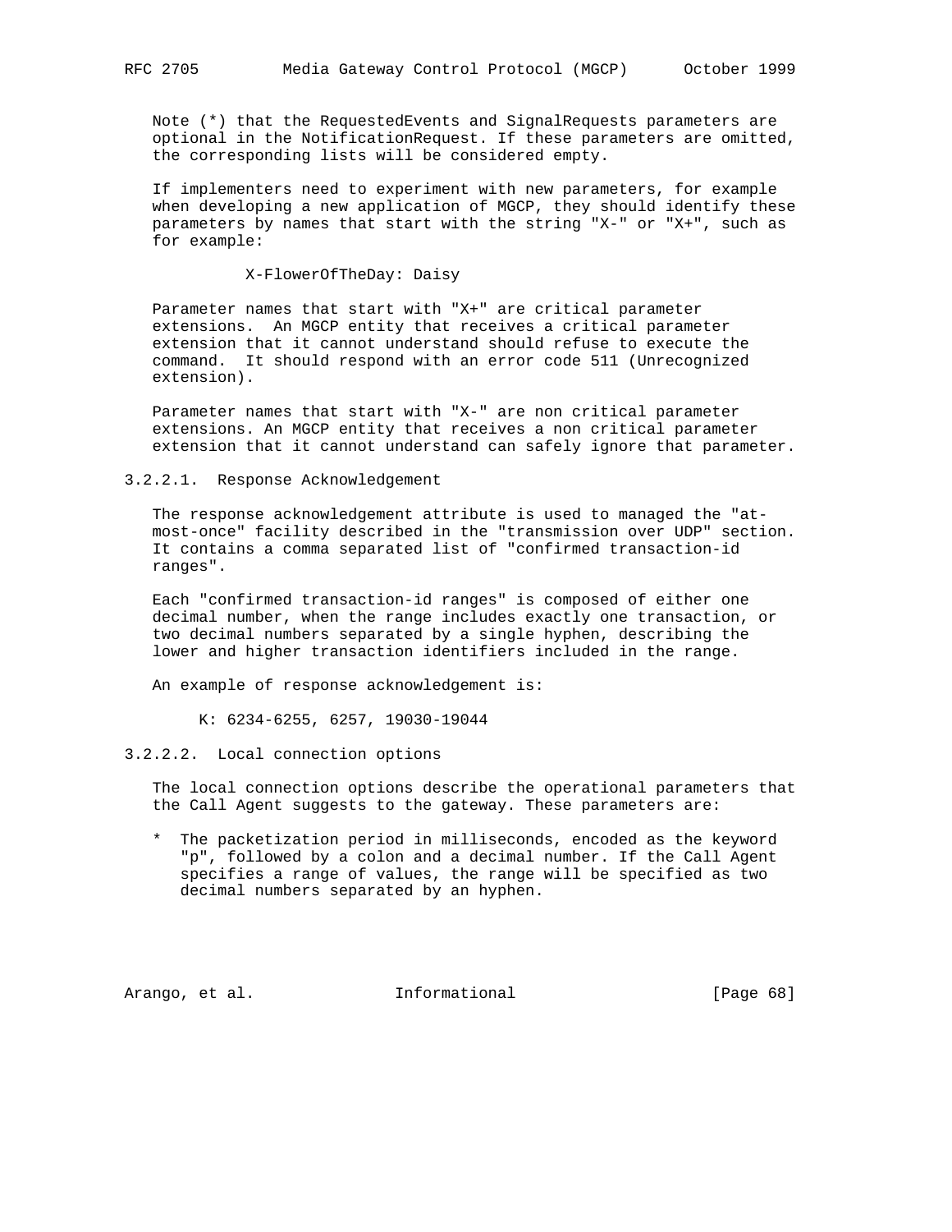Note (*) that the RequestedEvents and SignalRequests parameters are optional in the NotificationRequest. If these parameters are omitted, the corresponding lists will be considered empty.

If implementers need to experiment with new parameters, for example when developing a new application of MGCP, they should identify these parameters by names that start with the string "X-" or "X+", such as for example:

```
X-FlowerOfTheDay: Daisy
```

Parameter names that start with "X+" are critical parameter extensions. An MGCP entity that receives a critical parameter extension that it cannot understand should refuse to execute the command. It should respond with an error code 511 (Unrecognized extension).

Parameter names that start with "X-" are non critical parameter extensions. An MGCP entity that receives a non critical parameter extension that it cannot understand can safely ignore that parameter.

#### 3.2.2.1. Response Acknowledgement

The response acknowledgement attribute is used to managed the "at-most-once" facility described in the "transmission over UDP" section. It contains a comma separated list of "confirmed transaction-id ranges".

Each "confirmed transaction-id ranges" is composed of either one decimal number, when the range includes exactly one transaction, or two decimal numbers separated by a single hyphen, describing the lower and higher transaction identifiers included in the range.

An example of response acknowledgement is:

```
K: 6234-6255, 6257, 19030-19044
```

#### 3.2.2.2. Local connection options

The local connection options describe the operational parameters that the Call Agent suggests to the gateway. These parameters are:

* The packetization period in milliseconds, encoded as the keyword "p", followed by a colon and a decimal number. If the Call Agent specifies a range of values, the range will be specified as two decimal numbers separated by an hyphen.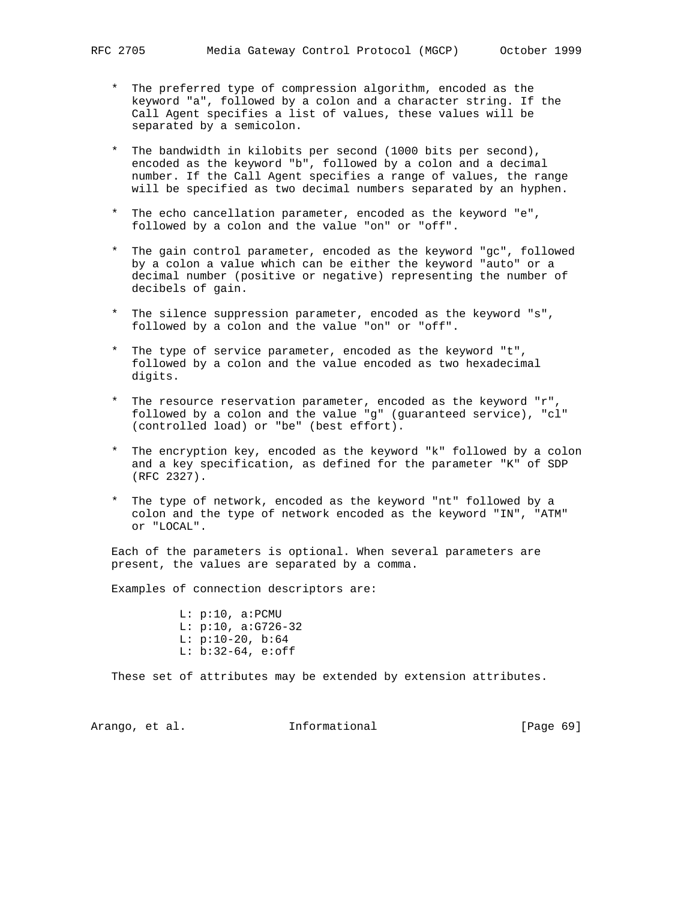* The preferred type of compression algorithm, encoded as the keyword "a", followed by a colon and a character string. If the Call Agent specifies a list of values, these values will be separated by a semicolon.

* The bandwidth in kilobits per second (1000 bits per second), encoded as the keyword "b", followed by a colon and a decimal number. If the Call Agent specifies a range of values, the range will be specified as two decimal numbers separated by an hyphen.

* The echo cancellation parameter, encoded as the keyword "e", followed by a colon and the value "on" or "off".

* The gain control parameter, encoded as the keyword "gc", followed by a colon a value which can be either the keyword "auto" or a decimal number (positive or negative) representing the number of decibels of gain.

* The silence suppression parameter, encoded as the keyword "s", followed by a colon and the value "on" or "off".

* The type of service parameter, encoded as the keyword "t", followed by a colon and the value encoded as two hexadecimal digits.

* The resource reservation parameter, encoded as the keyword "r", followed by a colon and the value "g" (guaranteed service), "cl" (controlled load) or "be" (best effort).

* The encryption key, encoded as the keyword "k" followed by a colon and a key specification, as defined for the parameter "K" of SDP (RFC 2327).

* The type of network, encoded as the keyword "nt" followed by a colon and the type of network encoded as the keyword "IN", "ATM" or "LOCAL".

Each of the parameters is optional. When several parameters are present, the values are separated by a comma.

Examples of connection descriptors are:

```
L: p:10, a:PCMU
L: p:10, a:G726-32
L: p:10-20, b:64
L: b:32-64, e:off
```

These set of attributes may be extended by extension attributes.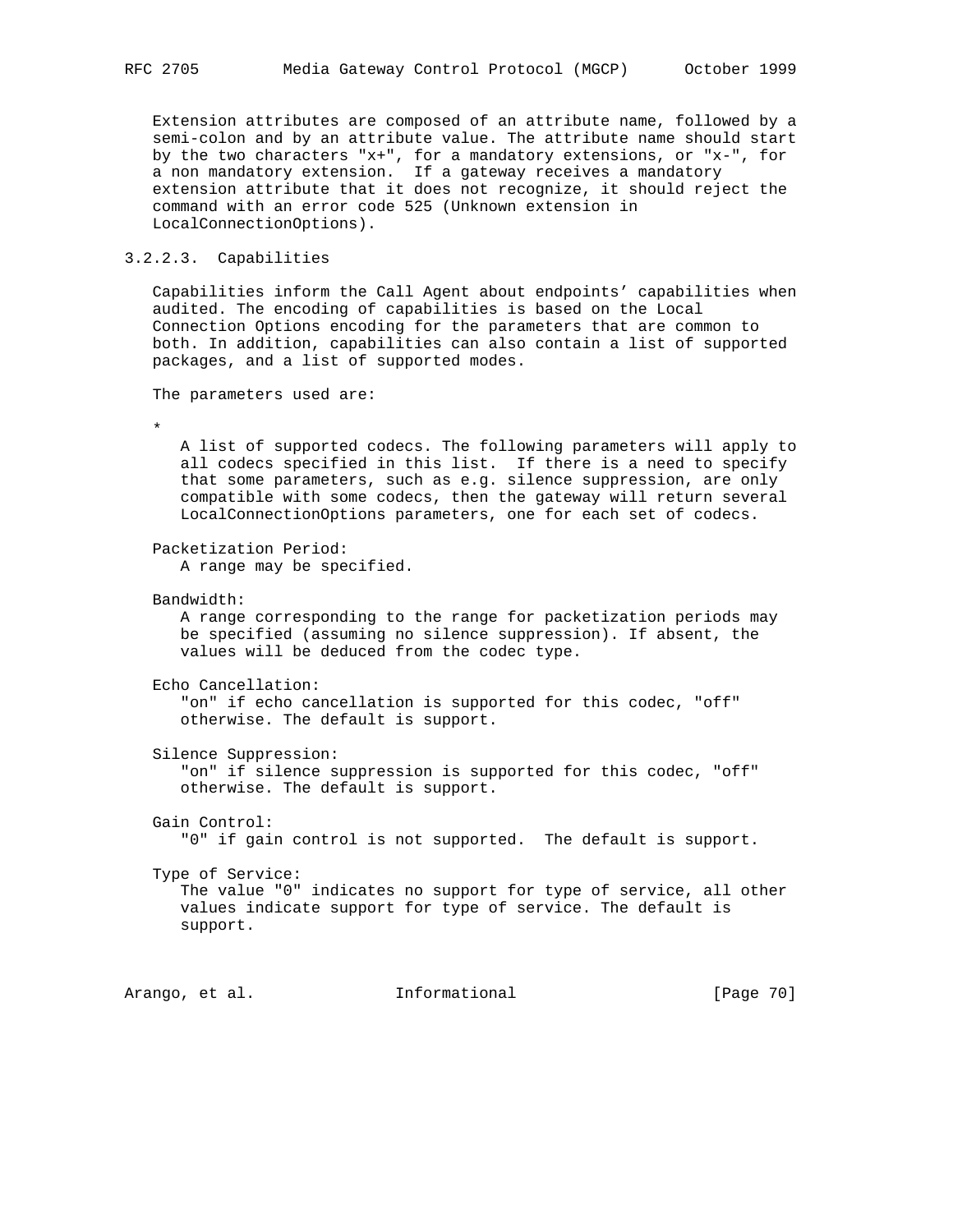Extension attributes are composed of an attribute name, followed by a semi-colon and by an attribute value. The attribute name should start by the two characters "x+", for a mandatory extensions, or "x-", for a non mandatory extension. If a gateway receives a mandatory extension attribute that it does not recognize, it should reject the command with an error code 525 (Unknown extension in LocalConnectionOptions).

### 3.2.2.3. Capabilities

Capabilities inform the Call Agent about endpoints' capabilities when audited. The encoding of capabilities is based on the Local Connection Options encoding for the parameters that are common to both. In addition, capabilities can also contain a list of supported packages, and a list of supported modes.

The parameters used are:

*

A list of supported codecs. The following parameters will apply to all codecs specified in this list. If there is a need to specify that some parameters, such as e.g. silence suppression, are only compatible with some codecs, then the gateway will return several LocalConnectionOptions parameters, one for each set of codecs.

Packetization Period:
A range may be specified.

Bandwidth:
A range corresponding to the range for packetization periods may be specified (assuming no silence suppression). If absent, the values will be deduced from the codec type.

Echo Cancellation:
"on" if echo cancellation is supported for this codec, "off" otherwise. The default is support.

Silence Suppression:
"on" if silence suppression is supported for this codec, "off" otherwise. The default is support.

Gain Control:
"0" if gain control is not supported. The default is support.

Type of Service:
The value "0" indicates no support for type of service, all other values indicate support for type of service. The default is support.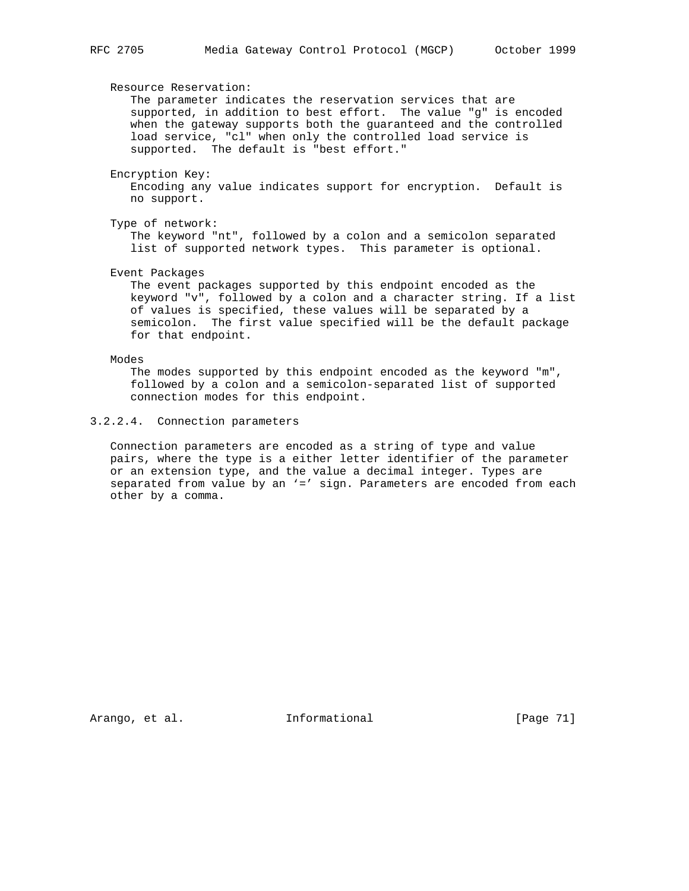Resource Reservation:
The parameter indicates the reservation services that are supported, in addition to best effort. The value "g" is encoded when the gateway supports both the guaranteed and the controlled load service, "cl" when only the controlled load service is supported. The default is "best effort."

Encryption Key:
Encoding any value indicates support for encryption. Default is no support.

Type of network:
The keyword "nt", followed by a colon and a semicolon separated list of supported network types. This parameter is optional.

Event Packages
The event packages supported by this endpoint encoded as the keyword "v", followed by a colon and a character string. If a list of values is specified, these values will be separated by a semicolon. The first value specified will be the default package for that endpoint.

Modes
The modes supported by this endpoint encoded as the keyword "m", followed by a colon and a semicolon-separated list of supported connection modes for this endpoint.

#### 3.2.2.4. Connection parameters

Connection parameters are encoded as a string of type and value pairs, where the type is a either letter identifier of the parameter or an extension type, and the value a decimal integer. Types are separated from value by an ‘=’ sign. Parameters are encoded from each other by a comma.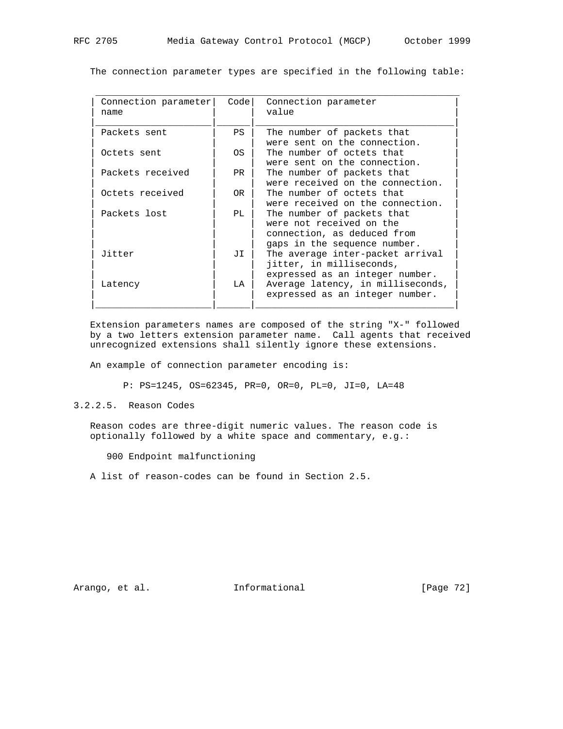The connection parameter types are specified in the following table:

| Connection parameter name | Code | Connection parameter value |
| --- | --- | --- |
| Packets sent | PS | The number of packets that were sent on the connection. |
| Octets sent | OS | The number of octets that were sent on the connection. |
| Packets received | PR | The number of packets that were received on the connection. |
| Octets received | OR | The number of octets that were received on the connection. |
| Packets lost | PL | The number of packets that were not received on the connection, as deduced from gaps in the sequence number. |
| Jitter | JI | The average inter-packet arrival jitter, in milliseconds, expressed as an integer number. |
| Latency | LA | Average latency, in milliseconds, expressed as an integer number. |

Extension parameters names are composed of the string "X-" followed by a two letters extension parameter name. Call agents that received unrecognized extensions shall silently ignore these extensions.

An example of connection parameter encoding is:

```
P: PS=1245, OS=62345, PR=0, OR=0, PL=0, JI=0, LA=48
```

### 3.2.2.5. Reason Codes

Reason codes are three-digit numeric values. The reason code is optionally followed by a white space and commentary, e.g.:

```
900 Endpoint malfunctioning
```

A list of reason-codes can be found in Section 2.5.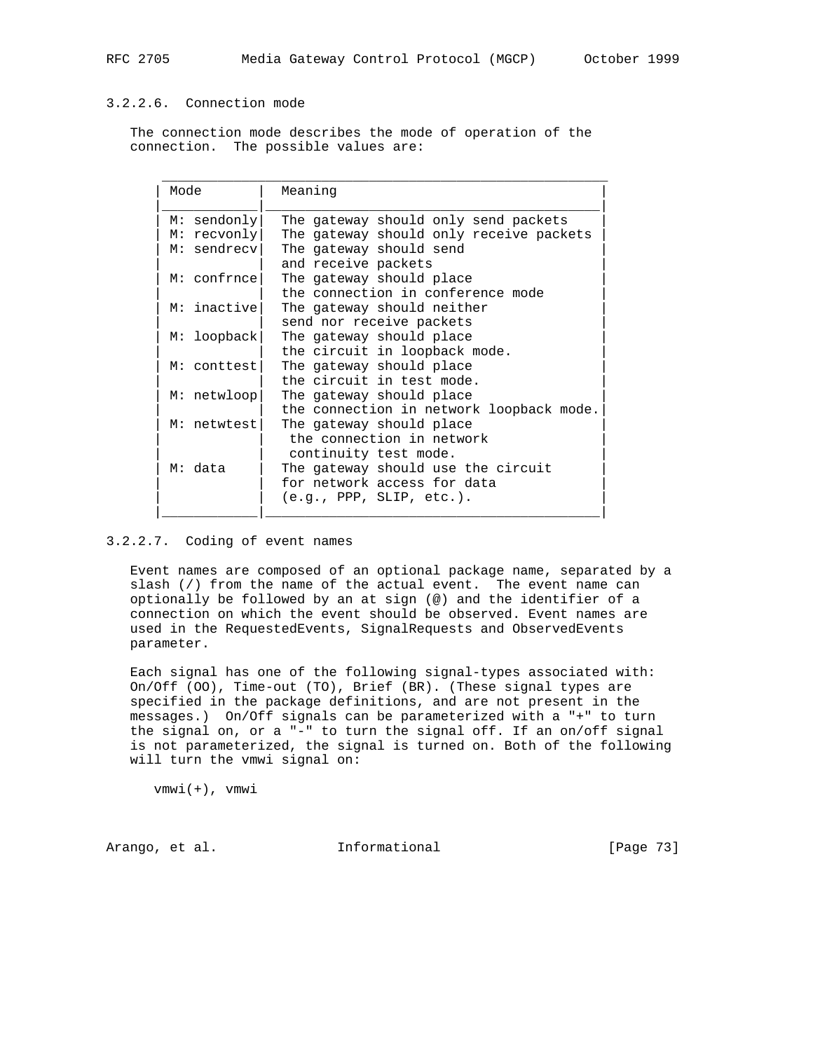### 3.2.2.6. Connection mode

The connection mode describes the mode of operation of the connection. The possible values are:

| Mode | Meaning |
| --- | --- |
| M: sendonly | The gateway should only send packets |
| M: recvonly | The gateway should only receive packets |
| M: sendrecv | The gateway should send and receive packets |
| M: confrnce | The gateway should place the connection in conference mode |
| M: inactive | The gateway should neither send nor receive packets |
| M: loopback | The gateway should place the circuit in loopback mode. |
| M: conttest | The gateway should place the circuit in test mode. |
| M: netwloop | The gateway should place the connection in network loopback mode. |
| M: netwtest | The gateway should place the connection in network continuity test mode. |
| M: data | The gateway should use the circuit for network access for data (e.g., PPP, SLIP, etc.). |

### 3.2.2.7. Coding of event names

Event names are composed of an optional package name, separated by a slash (/) from the name of the actual event. The event name can optionally be followed by an at sign (@) and the identifier of a connection on which the event should be observed. Event names are used in the RequestedEvents, SignalRequests and ObservedEvents parameter.

Each signal has one of the following signal-types associated with: On/Off (OO), Time-out (TO), Brief (BR). (These signal types are specified in the package definitions, and are not present in the messages.) On/Off signals can be parameterized with a "+" to turn the signal on, or a "-" to turn the signal off. If an on/off signal is not parameterized, the signal is turned on. Both of the following will turn the vmwi signal on:

```
vmwi(+), vmwi
```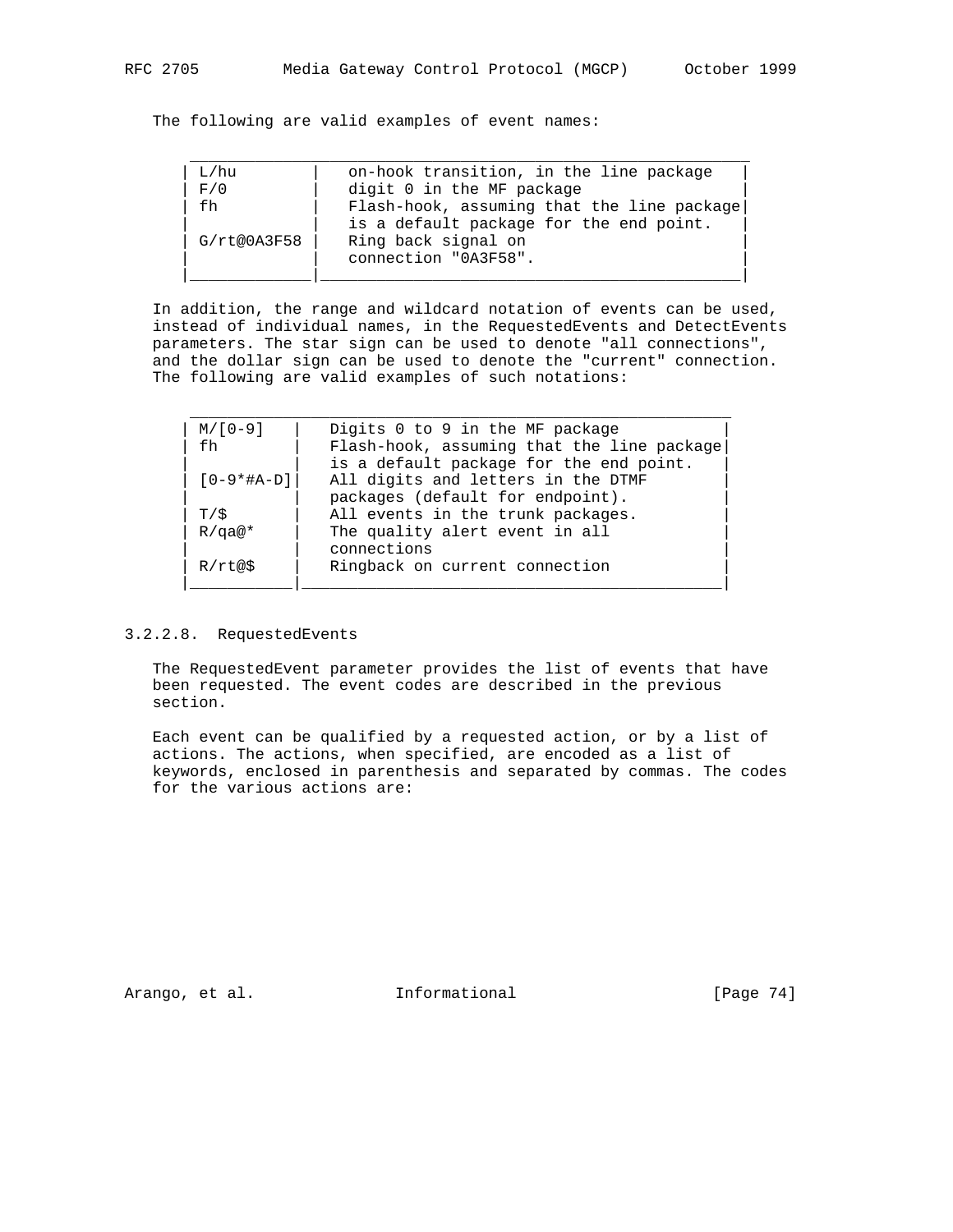The following are valid examples of event names:

| | |
|---|---|
| L/hu | on-hook transition, in the line package |
| F/0 | digit 0 in the MF package |
| fh | Flash-hook, assuming that the line package is a default package for the end point. |
| G/rt@0A3F58 | Ring back signal on connection "0A3F58". |

In addition, the range and wildcard notation of events can be used, instead of individual names, in the RequestedEvents and DetectEvents parameters. The star sign can be used to denote "all connections", and the dollar sign can be used to denote the "current" connection. The following are valid examples of such notations:

| | |
|---|---|
| M/[0-9] | Digits 0 to 9 in the MF package |
| fh | Flash-hook, assuming that the line package is a default package for the end point. |
| [0-9*#A-D] | All digits and letters in the DTMF packages (default for endpoint). |
| T/$ | All events in the trunk packages. |
| R/qa@* | The quality alert event in all connections |
| R/rt@$ | Ringback on current connection |

### 3.2.2.8. RequestedEvents

The RequestedEvent parameter provides the list of events that have been requested. The event codes are described in the previous section.

Each event can be qualified by a requested action, or by a list of actions. The actions, when specified, are encoded as a list of keywords, enclosed in parenthesis and separated by commas. The codes for the various actions are: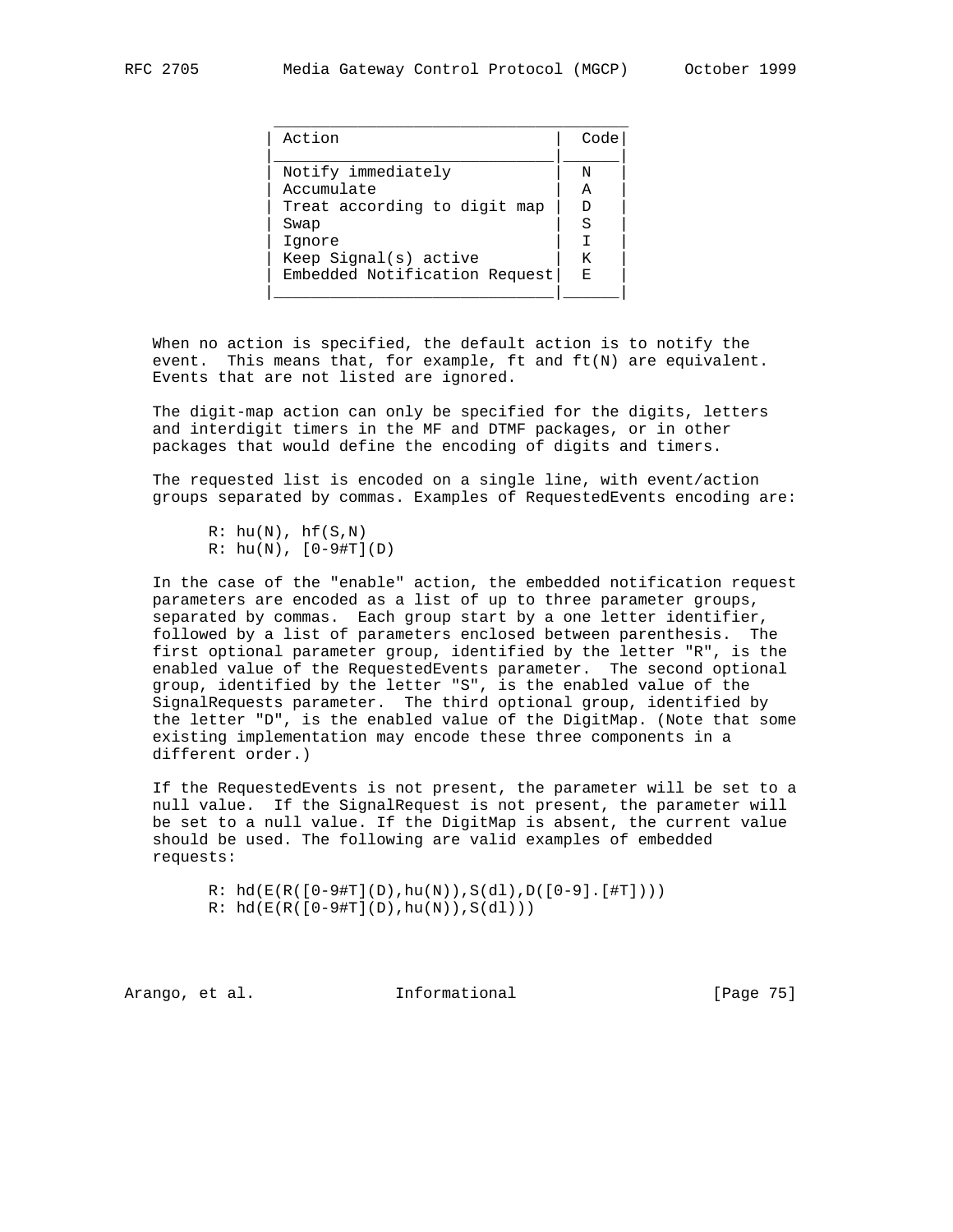| Action | Code |
| --- | --- |
| Notify immediately | N |
| Accumulate | A |
| Treat according to digit map | D |
| Swap | S |
| Ignore | I |
| Keep Signal(s) active | K |
| Embedded Notification Request | E |

When no action is specified, the default action is to notify the event. This means that, for example, ft and ft(N) are equivalent. Events that are not listed are ignored.

The digit-map action can only be specified for the digits, letters and interdigit timers in the MF and DTMF packages, or in other packages that would define the encoding of digits and timers.

The requested list is encoded on a single line, with event/action groups separated by commas. Examples of RequestedEvents encoding are:

```
R: hu(N), hf(S,N)
R: hu(N), [0-9#T](D)
```

In the case of the "enable" action, the embedded notification request parameters are encoded as a list of up to three parameter groups, separated by commas. Each group start by a one letter identifier, followed by a list of parameters enclosed between parenthesis. The first optional parameter group, identified by the letter "R", is the enabled value of the RequestedEvents parameter. The second optional group, identified by the letter "S", is the enabled value of the SignalRequests parameter. The third optional group, identified by the letter "D", is the enabled value of the DigitMap. (Note that some existing implementation may encode these three components in a different order.)

If the RequestedEvents is not present, the parameter will be set to a null value. If the SignalRequest is not present, the parameter will be set to a null value. If the DigitMap is absent, the current value should be used. The following are valid examples of embedded requests:

```
R: hd(E(R([0-9#T](D),hu(N)),S(dl),D([0-9].[#T])))
R: hd(E(R([0-9#T](D),hu(N)),S(dl)))
```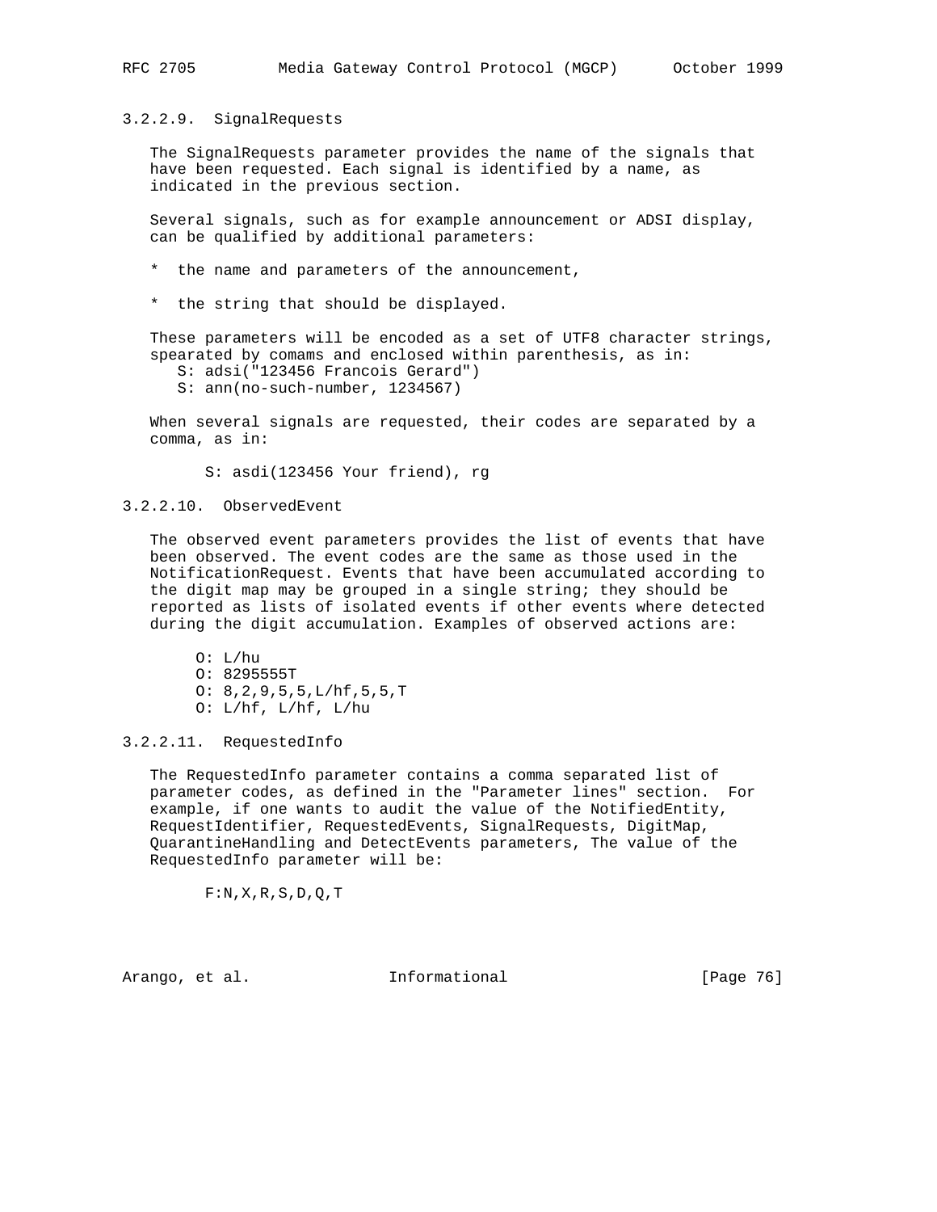### 3.2.2.9. SignalRequests

The SignalRequests parameter provides the name of the signals that have been requested. Each signal is identified by a name, as indicated in the previous section.

Several signals, such as for example announcement or ADSI display, can be qualified by additional parameters:

* the name and parameters of the announcement,
* the string that should be displayed.

These parameters will be encoded as a set of UTF8 character strings, spearated by comams and enclosed within parenthesis, as in:

```
S: adsi("123456 Francois Gerard")
S: ann(no-such-number, 1234567)
```

When several signals are requested, their codes are separated by a comma, as in:

```
S: asdi(123456 Your friend), rg
```

### 3.2.2.10. ObservedEvent

The observed event parameters provides the list of events that have been observed. The event codes are the same as those used in the NotificationRequest. Events that have been accumulated according to the digit map may be grouped in a single string; they should be reported as lists of isolated events if other events where detected during the digit accumulation. Examples of observed actions are:

```
O: L/hu
O: 8295555T
O: 8,2,9,5,5,L/hf,5,5,T
O: L/hf, L/hf, L/hu
```

### 3.2.2.11. RequestedInfo

The RequestedInfo parameter contains a comma separated list of parameter codes, as defined in the "Parameter lines" section. For example, if one wants to audit the value of the NotifiedEntity, RequestIdentifier, RequestedEvents, SignalRequests, DigitMap, QuarantineHandling and DetectEvents parameters, The value of the RequestedInfo parameter will be:

```
F:N,X,R,S,D,Q,T
```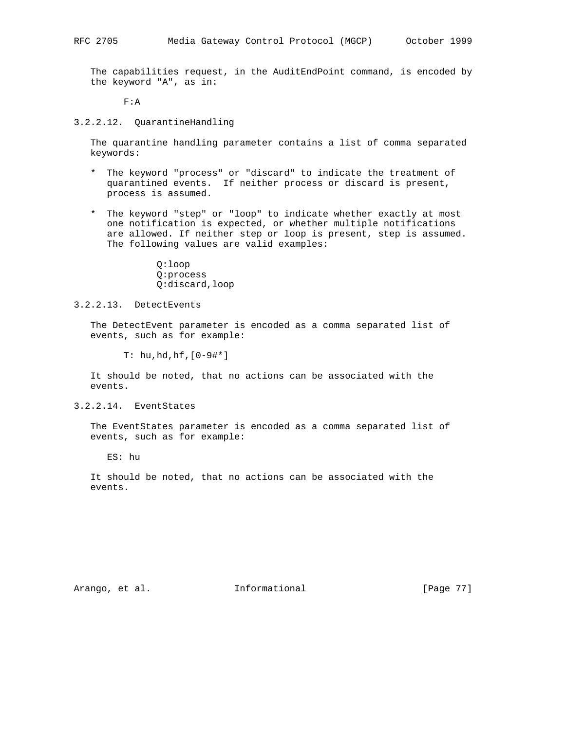The capabilities request, in the AuditEndPoint command, is encoded by the keyword "A", as in:

```
F:A
```

#### 3.2.2.12. QuarantineHandling

The quarantine handling parameter contains a list of comma separated keywords:

* The keyword "process" or "discard" to indicate the treatment of quarantined events. If neither process or discard is present, process is assumed.

* The keyword "step" or "loop" to indicate whether exactly at most one notification is expected, or whether multiple notifications are allowed. If neither step or loop is present, step is assumed. The following values are valid examples:

```
Q:loop
Q:process
Q:discard,loop
```

#### 3.2.2.13. DetectEvents

The DetectEvent parameter is encoded as a comma separated list of events, such as for example:

```
T: hu,hd,hf,[0-9#*]
```

It should be noted, that no actions can be associated with the events.

#### 3.2.2.14. EventStates

The EventStates parameter is encoded as a comma separated list of events, such as for example:

```
ES: hu
```

It should be noted, that no actions can be associated with the events.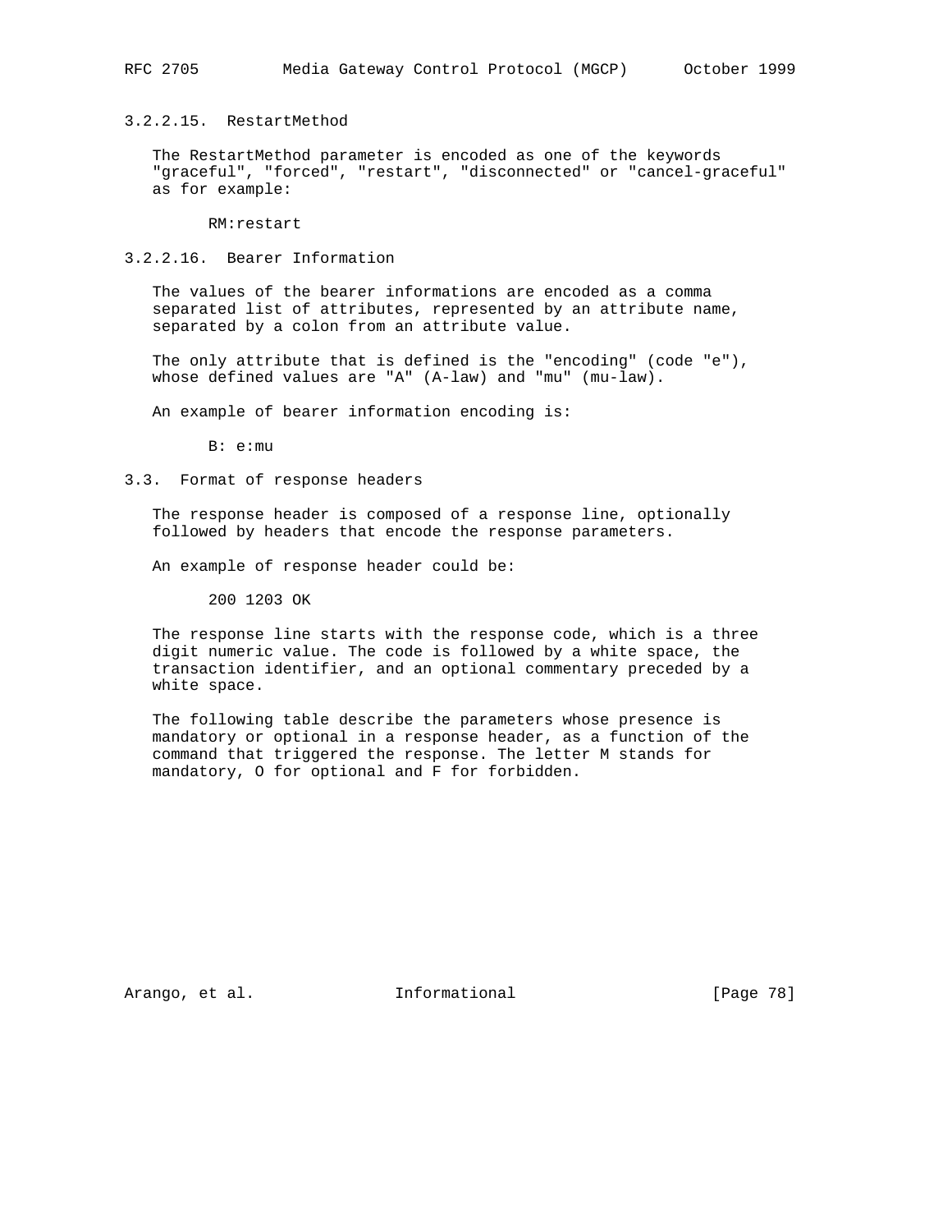#### 3.2.2.15. RestartMethod

The RestartMethod parameter is encoded as one of the keywords "graceful", "forced", "restart", "disconnected" or "cancel-graceful" as for example:

```
RM:restart
```

#### 3.2.2.16. Bearer Information

The values of the bearer informations are encoded as a comma separated list of attributes, represented by an attribute name, separated by a colon from an attribute value.

The only attribute that is defined is the "encoding" (code "e"), whose defined values are "A" (A-law) and "mu" (mu-law).

An example of bearer information encoding is:

```
B: e:mu
```

### 3.3. Format of response headers

The response header is composed of a response line, optionally followed by headers that encode the response parameters.

An example of response header could be:

```
200 1203 OK
```

The response line starts with the response code, which is a three digit numeric value. The code is followed by a white space, the transaction identifier, and an optional commentary preceded by a white space.

The following table describe the parameters whose presence is mandatory or optional in a response header, as a function of the command that triggered the response. The letter M stands for mandatory, O for optional and F for forbidden.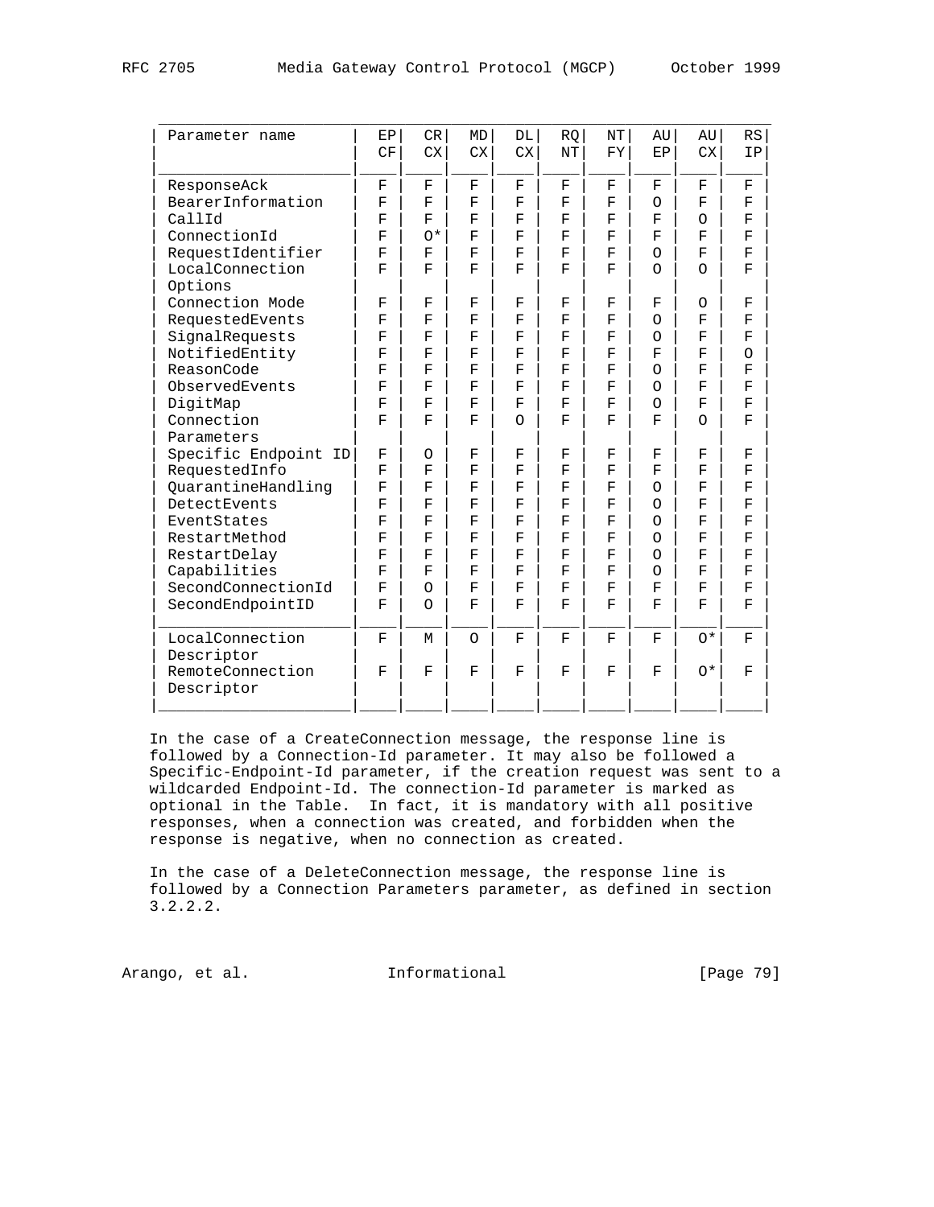| Parameter name | EP CF | CR CX | MD CX | DL CX | RQ NT | NT FY | AU EP | AU CX | RS IP |
|---|---|---|---|---|---|---|---|---|---|
| ResponseAck | F | F | F | F | F | F | F | F | F |
| BearerInformation | F | F | F | F | F | F | O | F | F |
| CallId | F | F | F | F | F | F | F | O | F |
| ConnectionId | F | O* | F | F | F | F | F | F | F |
| RequestIdentifier | F | F | F | F | F | F | O | F | F |
| LocalConnection Options | F | F | F | F | F | F | O | O | F |
| Connection Mode | F | F | F | F | F | F | F | O | F |
| RequestedEvents | F | F | F | F | F | F | O | F | F |
| SignalRequests | F | F | F | F | F | F | O | F | F |
| NotifiedEntity | F | F | F | F | F | F | F | F | O |
| ReasonCode | F | F | F | F | F | F | O | F | F |
| ObservedEvents | F | F | F | F | F | F | O | F | F |
| DigitMap | F | F | F | F | F | F | O | F | F |
| Connection Parameters | F | F | F | O | F | F | F | O | F |
| Specific Endpoint ID | F | O | F | F | F | F | F | F | F |
| RequestedInfo | F | F | F | F | F | F | F | F | F |
| QuarantineHandling | F | F | F | F | F | F | O | F | F |
| DetectEvents | F | F | F | F | F | F | O | F | F |
| EventStates | F | F | F | F | F | F | O | F | F |
| RestartMethod | F | F | F | F | F | F | O | F | F |
| RestartDelay | F | F | F | F | F | F | O | F | F |
| Capabilities | F | F | F | F | F | F | O | F | F |
| SecondConnectionId | F | O | F | F | F | F | F | F | F |
| SecondEndpointID | F | O | F | F | F | F | F | F | F |
| LocalConnection Descriptor | F | M | O | F | F | F | F | O* | F |
| RemoteConnection Descriptor | F | F | F | F | F | F | F | O* | F |

In the case of a CreateConnection message, the response line is followed by a Connection-Id parameter. It may also be followed a Specific-Endpoint-Id parameter, if the creation request was sent to a wildcarded Endpoint-Id. The connection-Id parameter is marked as optional in the Table. In fact, it is mandatory with all positive responses, when a connection was created, and forbidden when the response is negative, when no connection as created.

In the case of a DeleteConnection message, the response line is followed by a Connection Parameters parameter, as defined in section 3.2.2.2.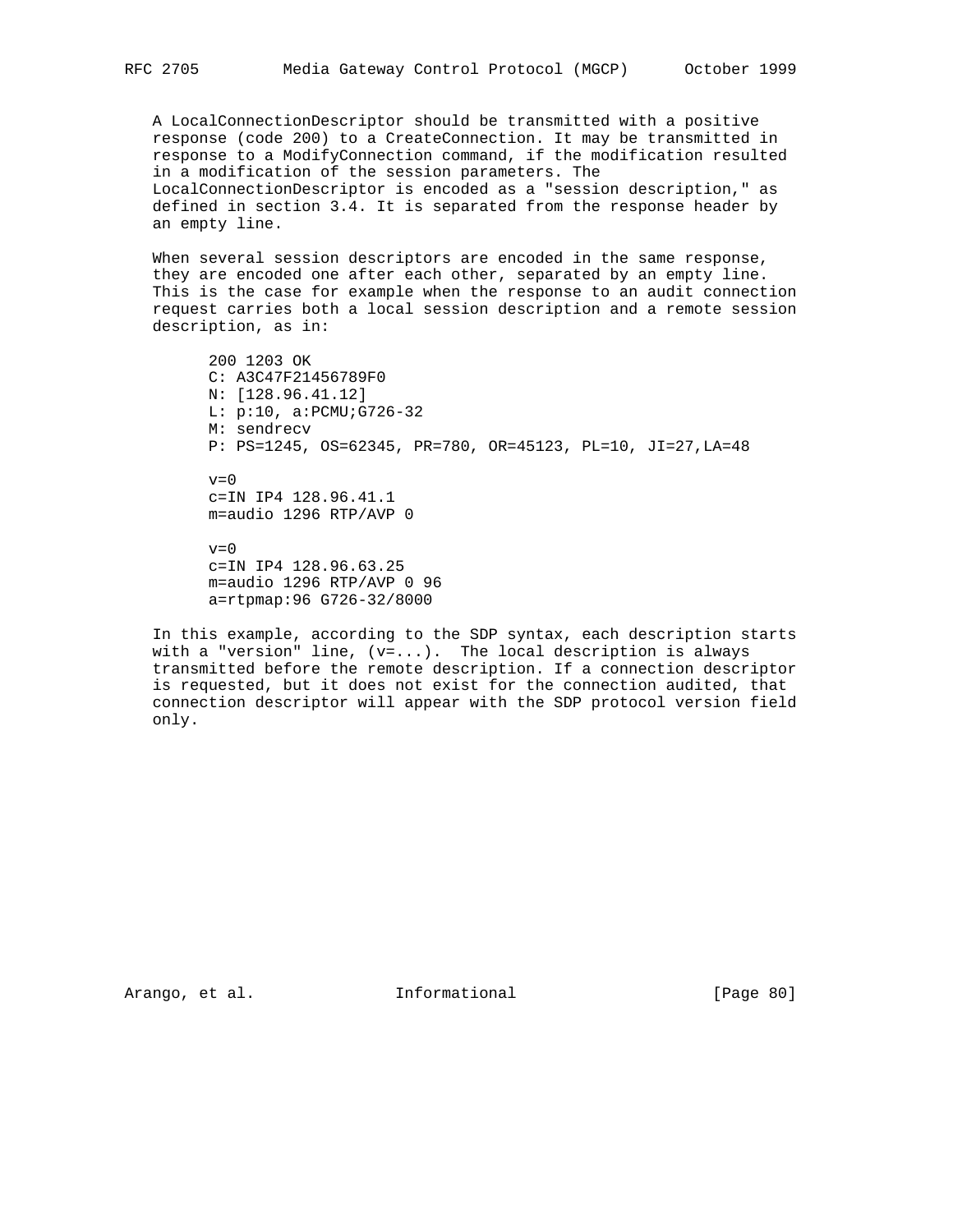A LocalConnectionDescriptor should be transmitted with a positive response (code 200) to a CreateConnection. It may be transmitted in response to a ModifyConnection command, if the modification resulted in a modification of the session parameters. The LocalConnectionDescriptor is encoded as a "session description," as defined in section 3.4. It is separated from the response header by an empty line.

When several session descriptors are encoded in the same response, they are encoded one after each other, separated by an empty line. This is the case for example when the response to an audit connection request carries both a local session description and a remote session description, as in:

```
200 1203 OK
C: A3C47F21456789F0
N: [128.96.41.12]
L: p:10, a:PCMU;G726-32
M: sendrecv
P: PS=1245, OS=62345, PR=780, OR=45123, PL=10, JI=27,LA=48

v=0
c=IN IP4 128.96.41.1
m=audio 1296 RTP/AVP 0

v=0
c=IN IP4 128.96.63.25
m=audio 1296 RTP/AVP 0 96
a=rtpmap:96 G726-32/8000
```

In this example, according to the SDP syntax, each description starts with a "version" line, (v=...). The local description is always transmitted before the remote description. If a connection descriptor is requested, but it does not exist for the connection audited, that connection descriptor will appear with the SDP protocol version field only.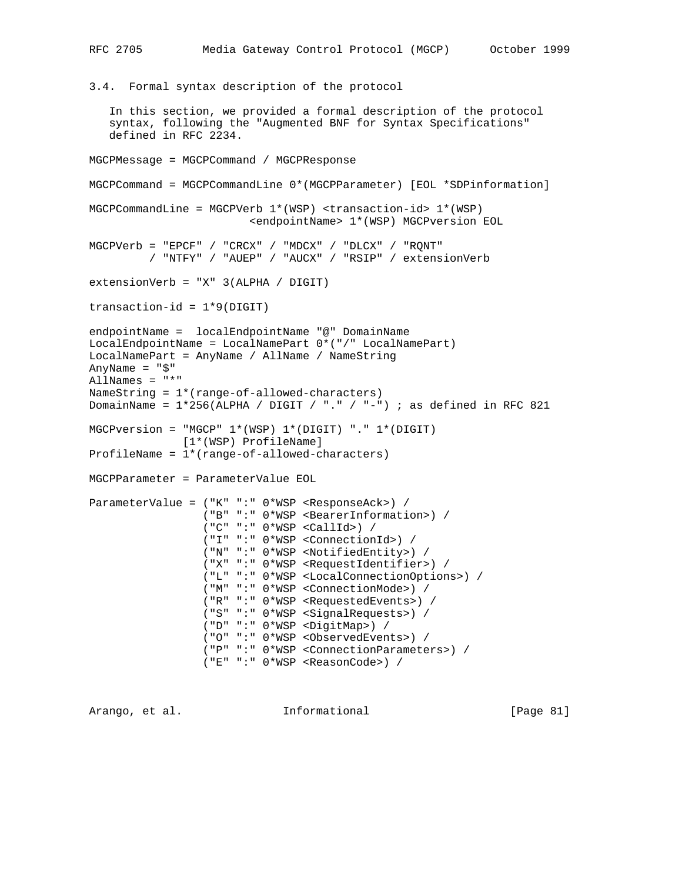### 3.4. Formal syntax description of the protocol

In this section, we provided a formal description of the protocol syntax, following the "Augmented BNF for Syntax Specifications" defined in RFC 2234.

```
MGCPMessage = MGCPCommand / MGCPResponse

MGCPCommand = MGCPCommandLine 0*(MGCPParameter) [EOL *SDPinformation]

MGCPCommandLine = MGCPVerb 1*(WSP) <transaction-id> 1*(WSP)
                       <endpointName> 1*(WSP) MGCPversion EOL

MGCPVerb = "EPCF" / "CRCX" / "MDCX" / "DLCX" / "RQNT"
         / "NTFY" / "AUEP" / "AUCX" / "RSIP" / extensionVerb

extensionVerb = "X" 3(ALPHA / DIGIT)

transaction-id = 1*9(DIGIT)

endpointName =  localEndpointName "@" DomainName
LocalEndpointName = LocalNamePart 0*("/" LocalNamePart)
LocalNamePart = AnyName / AllName / NameString
AnyName = "$"
AllNames = "*"
NameString = 1*(range-of-allowed-characters)
DomainName = 1*256(ALPHA / DIGIT / "." / "-") ; as defined in RFC 821

MGCPversion = "MGCP" 1*(WSP) 1*(DIGIT) "." 1*(DIGIT)
              [1*(WSP) ProfileName]
ProfileName = 1*(range-of-allowed-characters)

MGCPParameter = ParameterValue EOL

ParameterValue = ("K" ":" 0*WSP <ResponseAck>) /
                 ("B" ":" 0*WSP <BearerInformation>) /
                 ("C" ":" 0*WSP <CallId>) /
                 ("I" ":" 0*WSP <ConnectionId>) /
                 ("N" ":" 0*WSP <NotifiedEntity>) /
                 ("X" ":" 0*WSP <RequestIdentifier>) /
                 ("L" ":" 0*WSP <LocalConnectionOptions>) /
                 ("M" ":" 0*WSP <ConnectionMode>) /
                 ("R" ":" 0*WSP <RequestedEvents>) /
                 ("S" ":" 0*WSP <SignalRequests>) /
                 ("D" ":" 0*WSP <DigitMap>) /
                 ("O" ":" 0*WSP <ObservedEvents>) /
                 ("P" ":" 0*WSP <ConnectionParameters>) /
                 ("E" ":" 0*WSP <ReasonCode>) /
```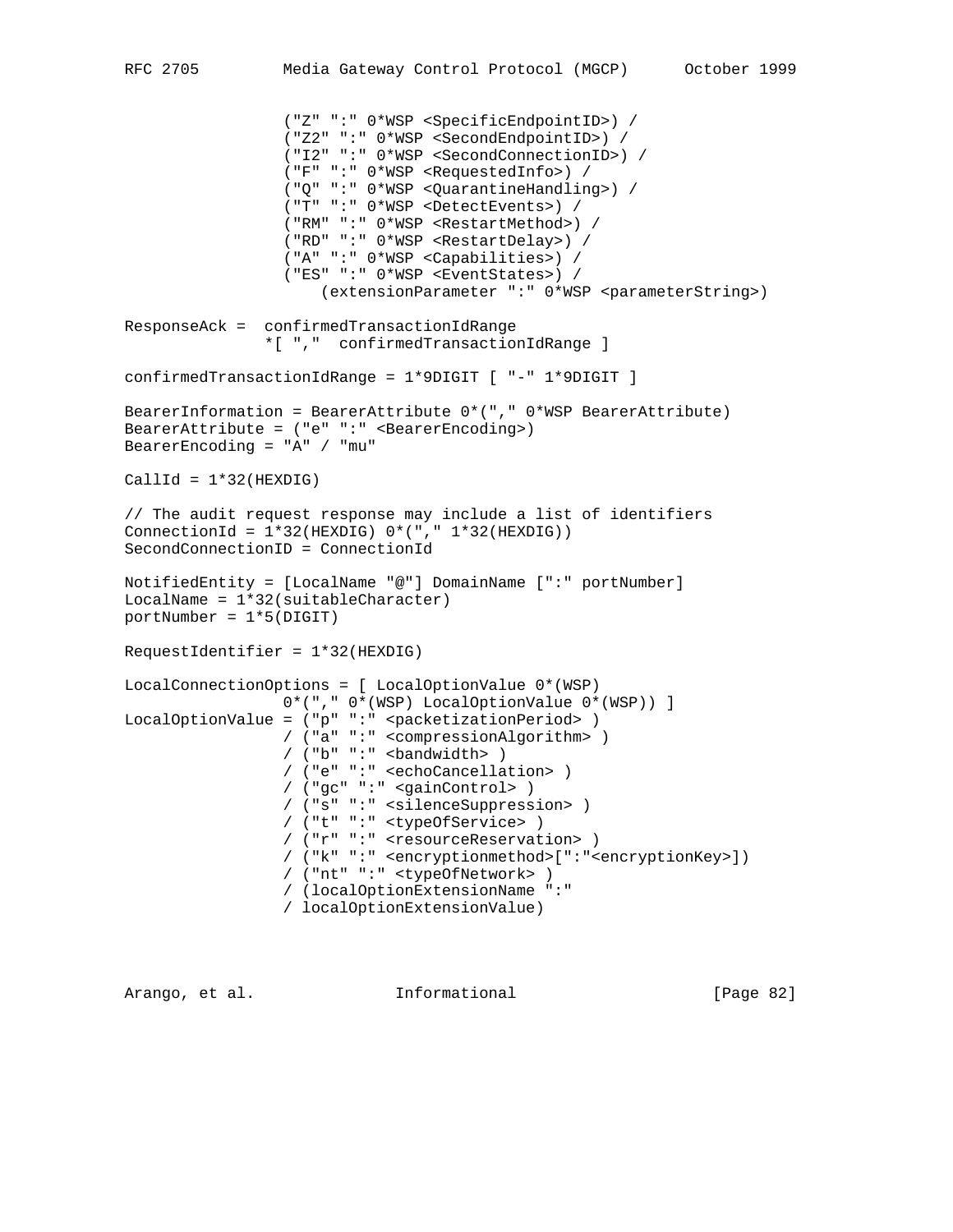```
                 ("Z" ":" 0*WSP <SpecificEndpointID>) /
                 ("Z2" ":" 0*WSP <SecondEndpointID>) /
                 ("I2" ":" 0*WSP <SecondConnectionID>) /
                 ("F" ":" 0*WSP <RequestedInfo>) /
                 ("Q" ":" 0*WSP <QuarantineHandling>) /
                 ("T" ":" 0*WSP <DetectEvents>) /
                 ("RM" ":" 0*WSP <RestartMethod>) /
                 ("RD" ":" 0*WSP <RestartDelay>) /
                 ("A" ":" 0*WSP <Capabilities>) /
                 ("ES" ":" 0*WSP <EventStates>) /
                     (extensionParameter ":" 0*WSP <parameterString>)

ResponseAck =  confirmedTransactionIdRange
               *[ ","  confirmedTransactionIdRange ]

confirmedTransactionIdRange = 1*9DIGIT [ "-" 1*9DIGIT ]

BearerInformation = BearerAttribute 0*("," 0*WSP BearerAttribute)
BearerAttribute = ("e" ":" <BearerEncoding>)
BearerEncoding = "A" / "mu"

CallId = 1*32(HEXDIG)

// The audit request response may include a list of identifiers
ConnectionId = 1*32(HEXDIG) 0*("," 1*32(HEXDIG))
SecondConnectionID = ConnectionId

NotifiedEntity = [LocalName "@"] DomainName [":" portNumber]
LocalName = 1*32(suitableCharacter)
portNumber = 1*5(DIGIT)

RequestIdentifier = 1*32(HEXDIG)

LocalConnectionOptions = [ LocalOptionValue 0*(WSP)
                 0*("," 0*(WSP) LocalOptionValue 0*(WSP)) ]
LocalOptionValue = ("p" ":" <packetizationPeriod> )
                 / ("a" ":" <compressionAlgorithm> )
                 / ("b" ":" <bandwidth> )
                 / ("e" ":" <echoCancellation> )
                 / ("gc" ":" <gainControl> )
                 / ("s" ":" <silenceSuppression> )
                 / ("t" ":" <typeOfService> )
                 / ("r" ":" <resourceReservation> )
                 / ("k" ":" <encryptionmethod>[":"<encryptionKey>])
                 / ("nt" ":" <typeOfNetwork> )
                 / (localOptionExtensionName ":"
                 / localOptionExtensionValue)
```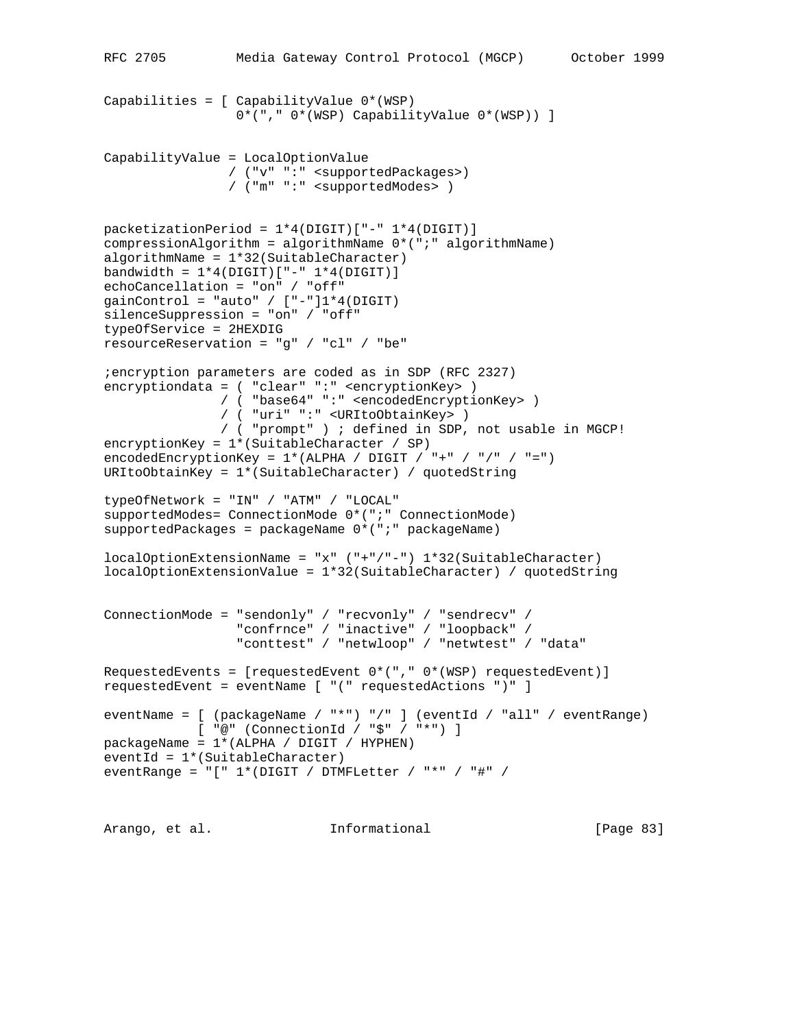```
Capabilities = [ CapabilityValue 0*(WSP)
                 0*("," 0*(WSP) CapabilityValue 0*(WSP)) ]


CapabilityValue = LocalOptionValue
                / ("v" ":" <supportedPackages>)
                / ("m" ":" <supportedModes> )


packetizationPeriod = 1*4(DIGIT)["-" 1*4(DIGIT)]
compressionAlgorithm = algorithmName 0*(";" algorithmName)
algorithmName = 1*32(SuitableCharacter)
bandwidth = 1*4(DIGIT)["-" 1*4(DIGIT)]
echoCancellation = "on" / "off"
gainControl = "auto" / ["-"]1*4(DIGIT)
silenceSuppression = "on" / "off"
typeOfService = 2HEXDIG
resourceReservation = "g" / "cl" / "be"

;encryption parameters are coded as in SDP (RFC 2327)
encryptiondata = ( "clear" ":" <encryptionKey> )
               / ( "base64" ":" <encodedEncryptionKey> )
               / ( "uri" ":" <URItoObtainKey> )
               / ( "prompt" ) ; defined in SDP, not usable in MGCP!
encryptionKey = 1*(SuitableCharacter / SP)
encodedEncryptionKey = 1*(ALPHA / DIGIT / "+" / "/" / "=")
URItoObtainKey = 1*(SuitableCharacter) / quotedString

typeOfNetwork = "IN" / "ATM" / "LOCAL"
supportedModes= ConnectionMode 0*(";" ConnectionMode)
supportedPackages = packageName 0*(";" packageName)

localOptionExtensionName = "x" ("+"/"-") 1*32(SuitableCharacter)
localOptionExtensionValue = 1*32(SuitableCharacter) / quotedString


ConnectionMode = "sendonly" / "recvonly" / "sendrecv" /
                 "confrnce" / "inactive" / "loopback" /
                 "conttest" / "netwloop" / "netwtest" / "data"

RequestedEvents = [requestedEvent 0*("," 0*(WSP) requestedEvent)]
requestedEvent = eventName [ "(" requestedActions ")" ]

eventName = [ (packageName / "*") "/" ] (eventId / "all" / eventRange)
            [ "@" (ConnectionId / "$" / "*") ]
packageName = 1*(ALPHA / DIGIT / HYPHEN)
eventId = 1*(SuitableCharacter)
eventRange = "[" 1*(DIGIT / DTMFLetter / "*" / "#" /
```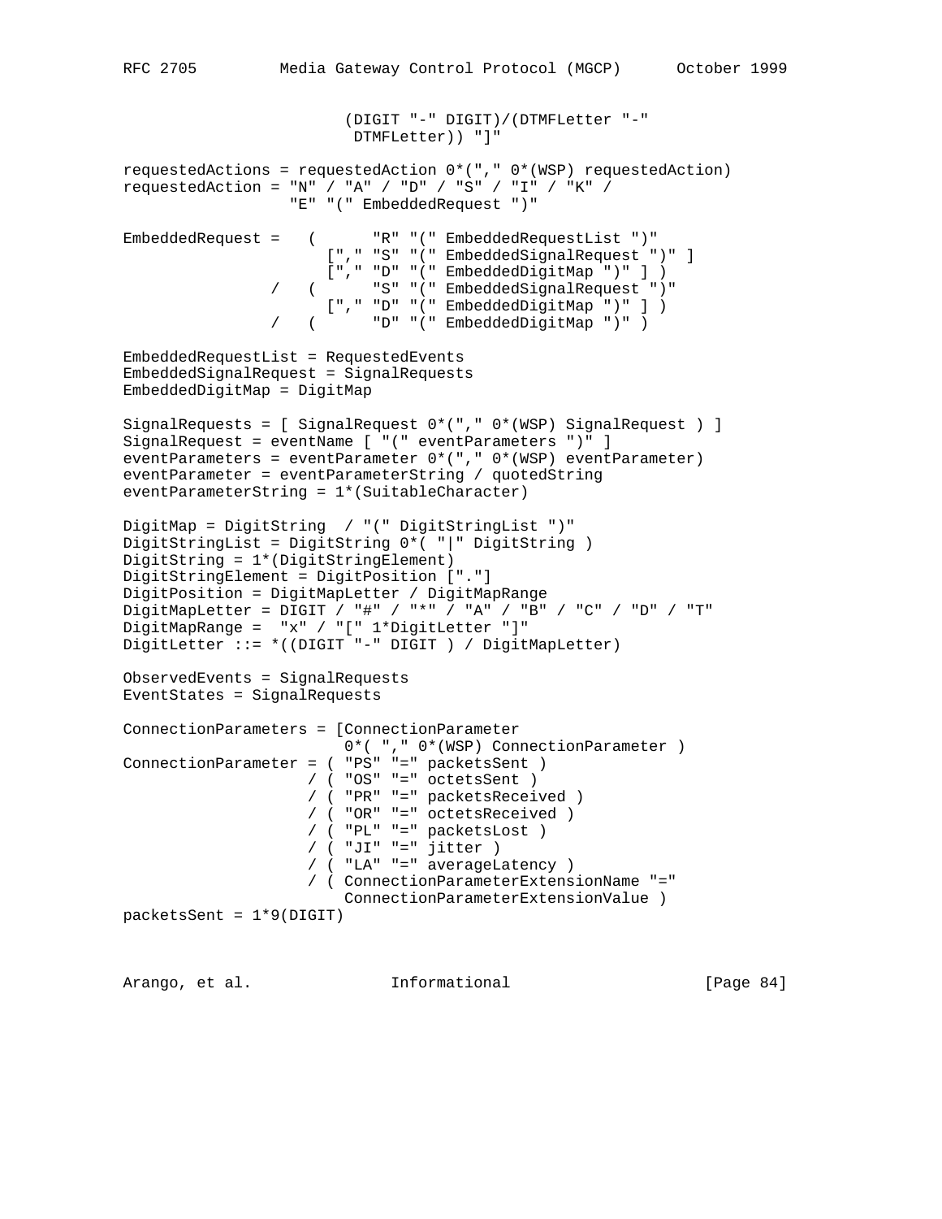```
                         (DIGIT "-" DIGIT)/(DTMFLetter "-"
                          DTMFLetter)) "]"

requestedActions = requestedAction 0*("," 0*(WSP) requestedAction)
requestedAction = "N" / "A" / "D" / "S" / "I" / "K" /
                  "E" "(" EmbeddedRequest ")"

EmbeddedRequest =   (       "R" "(" EmbeddedRequestList ")"
                      ["," "S" "(" EmbeddedSignalRequest ")" ]
                      ["," "D" "(" EmbeddedDigitMap ")" ] )
                /   (       "S" "(" EmbeddedSignalRequest ")"
                      ["," "D" "(" EmbeddedDigitMap ")" ] )
                /   (       "D" "(" EmbeddedDigitMap ")" )

EmbeddedRequestList = RequestedEvents
EmbeddedSignalRequest = SignalRequests
EmbeddedDigitMap = DigitMap

SignalRequests = [ SignalRequest 0*("," 0*(WSP) SignalRequest ) ]
SignalRequest = eventName [ "(" eventParameters ")" ]
eventParameters = eventParameter 0*("," 0*(WSP) eventParameter)
eventParameter = eventParameterString / quotedString
eventParameterString = 1*(SuitableCharacter)

DigitMap = DigitString  / "(" DigitStringList ")"
DigitStringList = DigitString 0*( "|" DigitString )
DigitString = 1*(DigitStringElement)
DigitStringElement = DigitPosition ["."]
DigitPosition = DigitMapLetter / DigitMapRange
DigitMapLetter = DIGIT / "#" / "*" / "A" / "B" / "C" / "D" / "T"
DigitMapRange =  "x" / "[" 1*DigitLetter "]"
DigitLetter ::= *((DIGIT "-" DIGIT ) / DigitMapLetter)

ObservedEvents = SignalRequests
EventStates = SignalRequests

ConnectionParameters = [ConnectionParameter
                        0*( "," 0*(WSP) ConnectionParameter )
ConnectionParameter = ( "PS" "=" packetsSent )
                    / ( "OS" "=" octetsSent )
                    / ( "PR" "=" packetsReceived )
                    / ( "OR" "=" octetsReceived )
                    / ( "PL" "=" packetsLost )
                    / ( "JI" "=" jitter )
                    / ( "LA" "=" averageLatency )
                    / ( ConnectionParameterExtensionName "="
                        ConnectionParameterExtensionValue )
packetsSent = 1*9(DIGIT)
```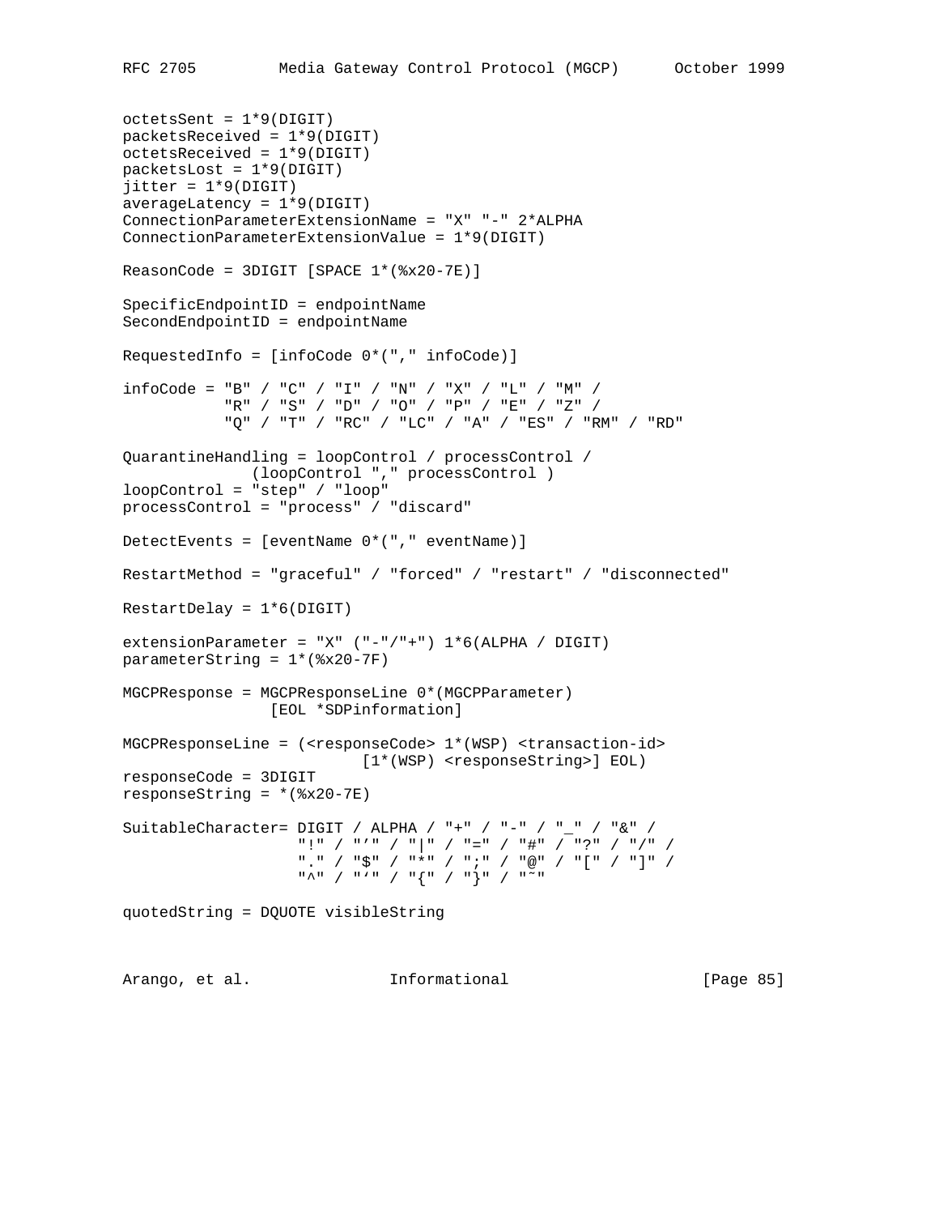```
octetsSent = 1*9(DIGIT)
packetsReceived = 1*9(DIGIT)
octetsReceived = 1*9(DIGIT)
packetsLost = 1*9(DIGIT)
jitter = 1*9(DIGIT)
averageLatency = 1*9(DIGIT)
ConnectionParameterExtensionName = "X" "-" 2*ALPHA
ConnectionParameterExtensionValue = 1*9(DIGIT)

ReasonCode = 3DIGIT [SPACE 1*(%x20-7E)]

SpecificEndpointID = endpointName
SecondEndpointID = endpointName

RequestedInfo = [infoCode 0*("," infoCode)]

infoCode = "B" / "C" / "I" / "N" / "X" / "L" / "M" /
           "R" / "S" / "D" / "O" / "P" / "E" / "Z" /
           "Q" / "T" / "RC" / "LC" / "A" / "ES" / "RM" / "RD"

QuarantineHandling = loopControl / processControl /
              (loopControl "," processControl )
loopControl = "step" / "loop"
processControl = "process" / "discard"

DetectEvents = [eventName 0*("," eventName)]

RestartMethod = "graceful" / "forced" / "restart" / "disconnected"

RestartDelay = 1*6(DIGIT)

extensionParameter = "X" ("-"/"+") 1*6(ALPHA / DIGIT)
parameterString = 1*(%x20-7F)

MGCPResponse = MGCPResponseLine 0*(MGCPParameter)
                [EOL *SDPinformation]

MGCPResponseLine = (<responseCode> 1*(WSP) <transaction-id>
                         [1*(WSP) <responseString>] EOL)
responseCode = 3DIGIT
responseString = *(%x20-7E)

SuitableCharacter= DIGIT / ALPHA / "+" / "-" / "_" / "&" /
                   "!" / "'" / "|" / "=" / "#" / "?" / "/" /
                   "." / "$" / "*" / ";" / "@" / "[" / "]" /
                   "^" / "'" / "{" / "}" / "~"

quotedString = DQUOTE visibleString
```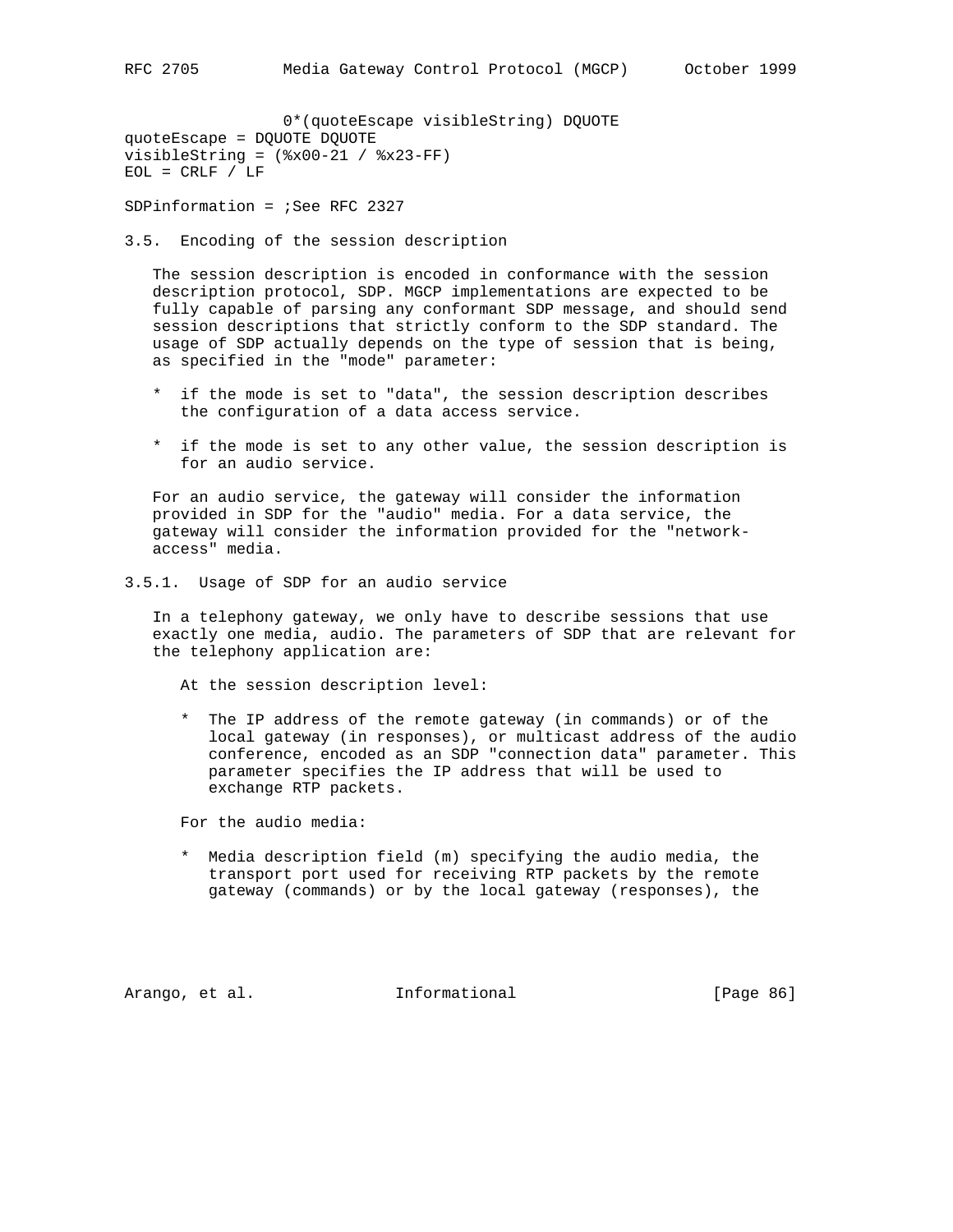```
                 0*(quoteEscape visibleString) DQUOTE
quoteEscape = DQUOTE DQUOTE
visibleString = (%x00-21 / %x23-FF)
EOL = CRLF / LF

SDPinformation = ;See RFC 2327
```

### 3.5. Encoding of the session description

The session description is encoded in conformance with the session description protocol, SDP. MGCP implementations are expected to be fully capable of parsing any conformant SDP message, and should send session descriptions that strictly conform to the SDP standard. The usage of SDP actually depends on the type of session that is being, as specified in the "mode" parameter:

* if the mode is set to "data", the session description describes the configuration of a data access service.

* if the mode is set to any other value, the session description is for an audio service.

For an audio service, the gateway will consider the information provided in SDP for the "audio" media. For a data service, the gateway will consider the information provided for the "network-access" media.

#### 3.5.1. Usage of SDP for an audio service

In a telephony gateway, we only have to describe sessions that use exactly one media, audio. The parameters of SDP that are relevant for the telephony application are:

At the session description level:

* The IP address of the remote gateway (in commands) or of the local gateway (in responses), or multicast address of the audio conference, encoded as an SDP "connection data" parameter. This parameter specifies the IP address that will be used to exchange RTP packets.

For the audio media:

* Media description field (m) specifying the audio media, the transport port used for receiving RTP packets by the remote gateway (commands) or by the local gateway (responses), the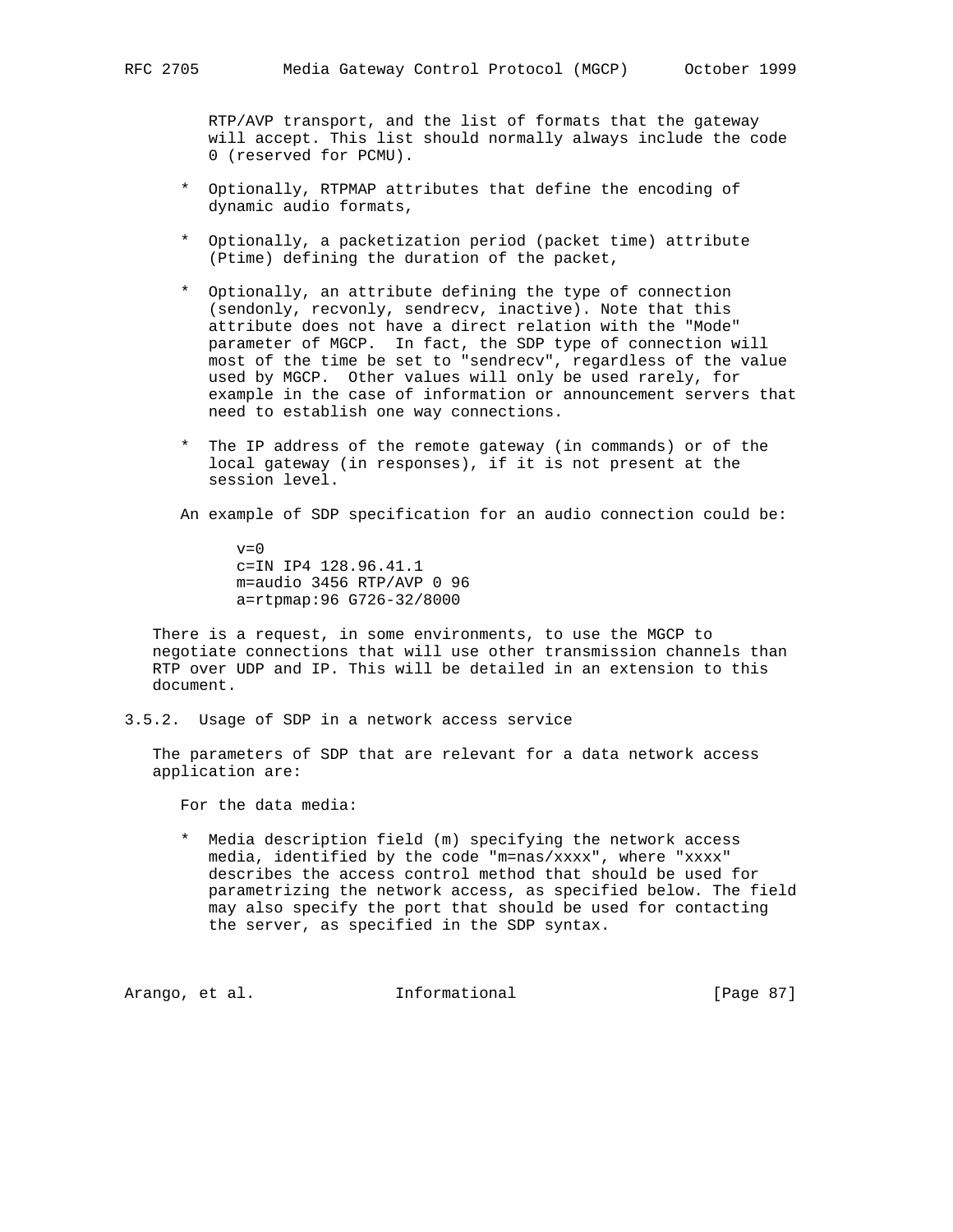RTP/AVP transport, and the list of formats that the gateway will accept. This list should normally always include the code 0 (reserved for PCMU).

* Optionally, RTPMAP attributes that define the encoding of dynamic audio formats,

* Optionally, a packetization period (packet time) attribute (Ptime) defining the duration of the packet,

* Optionally, an attribute defining the type of connection (sendonly, recvonly, sendrecv, inactive). Note that this attribute does not have a direct relation with the "Mode" parameter of MGCP. In fact, the SDP type of connection will most of the time be set to "sendrecv", regardless of the value used by MGCP. Other values will only be used rarely, for example in the case of information or announcement servers that need to establish one way connections.

* The IP address of the remote gateway (in commands) or of the local gateway (in responses), if it is not present at the session level.

An example of SDP specification for an audio connection could be:

```
v=0
c=IN IP4 128.96.41.1
m=audio 3456 RTP/AVP 0 96
a=rtpmap:96 G726-32/8000
```

There is a request, in some environments, to use the MGCP to negotiate connections that will use other transmission channels than RTP over UDP and IP. This will be detailed in an extension to this document.

### 3.5.2. Usage of SDP in a network access service

The parameters of SDP that are relevant for a data network access application are:

For the data media:

* Media description field (m) specifying the network access media, identified by the code "m=nas/xxxx", where "xxxx" describes the access control method that should be used for parametrizing the network access, as specified below. The field may also specify the port that should be used for contacting the server, as specified in the SDP syntax.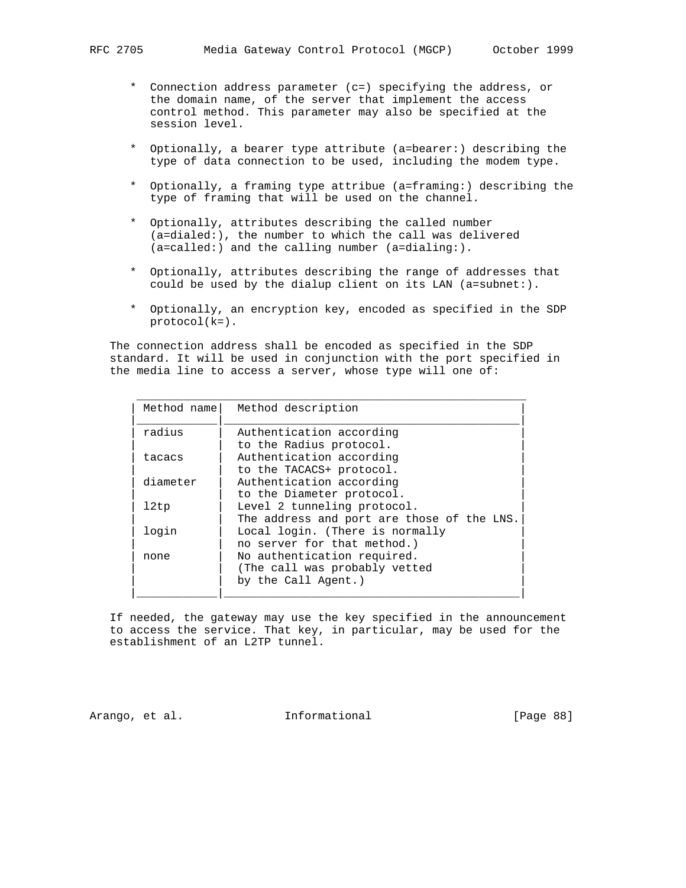* Connection address parameter (c=) specifying the address, or the domain name, of the server that implement the access control method. This parameter may also be specified at the session level.

* Optionally, a bearer type attribute (a=bearer:) describing the type of data connection to be used, including the modem type.

* Optionally, a framing type attribue (a=framing:) describing the type of framing that will be used on the channel.

* Optionally, attributes describing the called number (a=dialed:), the number to which the call was delivered (a=called:) and the calling number (a=dialing:).

* Optionally, attributes describing the range of addresses that could be used by the dialup client on its LAN (a=subnet:).

* Optionally, an encryption key, encoded as specified in the SDP protocol(k=).

The connection address shall be encoded as specified in the SDP standard. It will be used in conjunction with the port specified in the media line to access a server, whose type will one of:

| Method name | Method description |
|---|---|
| radius | Authentication according to the Radius protocol. |
| tacacs | Authentication according to the TACACS+ protocol. |
| diameter | Authentication according to the Diameter protocol. |
| l2tp | Level 2 tunneling protocol. The address and port are those of the LNS. |
| login | Local login. (There is normally no server for that method.) |
| none | No authentication required. (The call was probably vetted by the Call Agent.) |

If needed, the gateway may use the key specified in the announcement to access the service. That key, in particular, may be used for the establishment of an L2TP tunnel.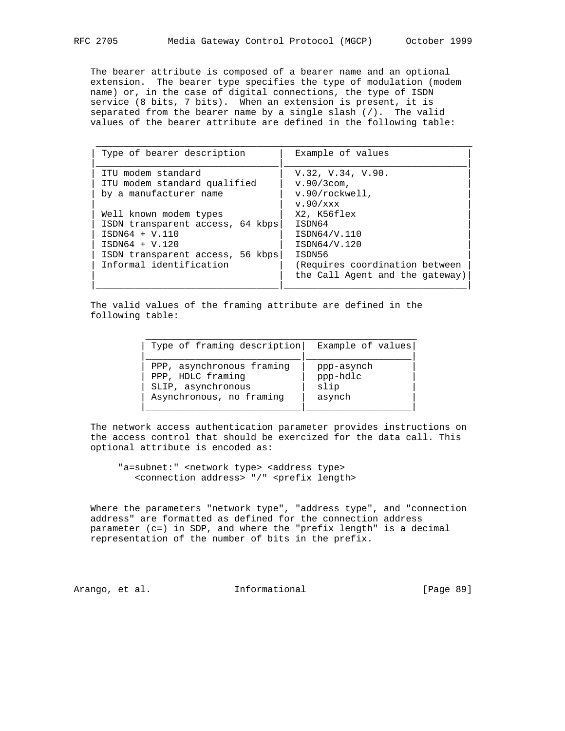The bearer attribute is composed of a bearer name and an optional extension. The bearer type specifies the type of modulation (modem name) or, in the case of digital connections, the type of ISDN service (8 bits, 7 bits). When an extension is present, it is separated from the bearer name by a single slash (/). The valid values of the bearer attribute are defined in the following table:

| Type of bearer description | Example of values |
|---|---|
| ITU modem standard | V.32, V.34, V.90. |
| ITU modem standard qualified by a manufacturer name | v.90/3com, v.90/rockwell, v.90/xxx |
| Well known modem types | X2, K56flex |
| ISDN transparent access, 64 kbps | ISDN64 |
| ISDN64 + V.110 | ISDN64/V.110 |
| ISDN64 + V.120 | ISDN64/V.120 |
| ISDN transparent access, 56 kbps | ISDN56 |
| Informal identification | (Requires coordination between the Call Agent and the gateway) |

The valid values of the framing attribute are defined in the following table:

| Type of framing description | Example of values |
|---|---|
| PPP, asynchronous framing | ppp-asynch |
| PPP, HDLC framing | ppp-hdlc |
| SLIP, asynchronous | slip |
| Asynchronous, no framing | asynch |

The network access authentication parameter provides instructions on the access control that should be exercized for the data call. This optional attribute is encoded as:

```
"a=subnet:" <network type> <address type>
   <connection address> "/" <prefix length>
```

Where the parameters "network type", "address type", and "connection address" are formatted as defined for the connection address parameter (c=) in SDP, and where the "prefix length" is a decimal representation of the number of bits in the prefix.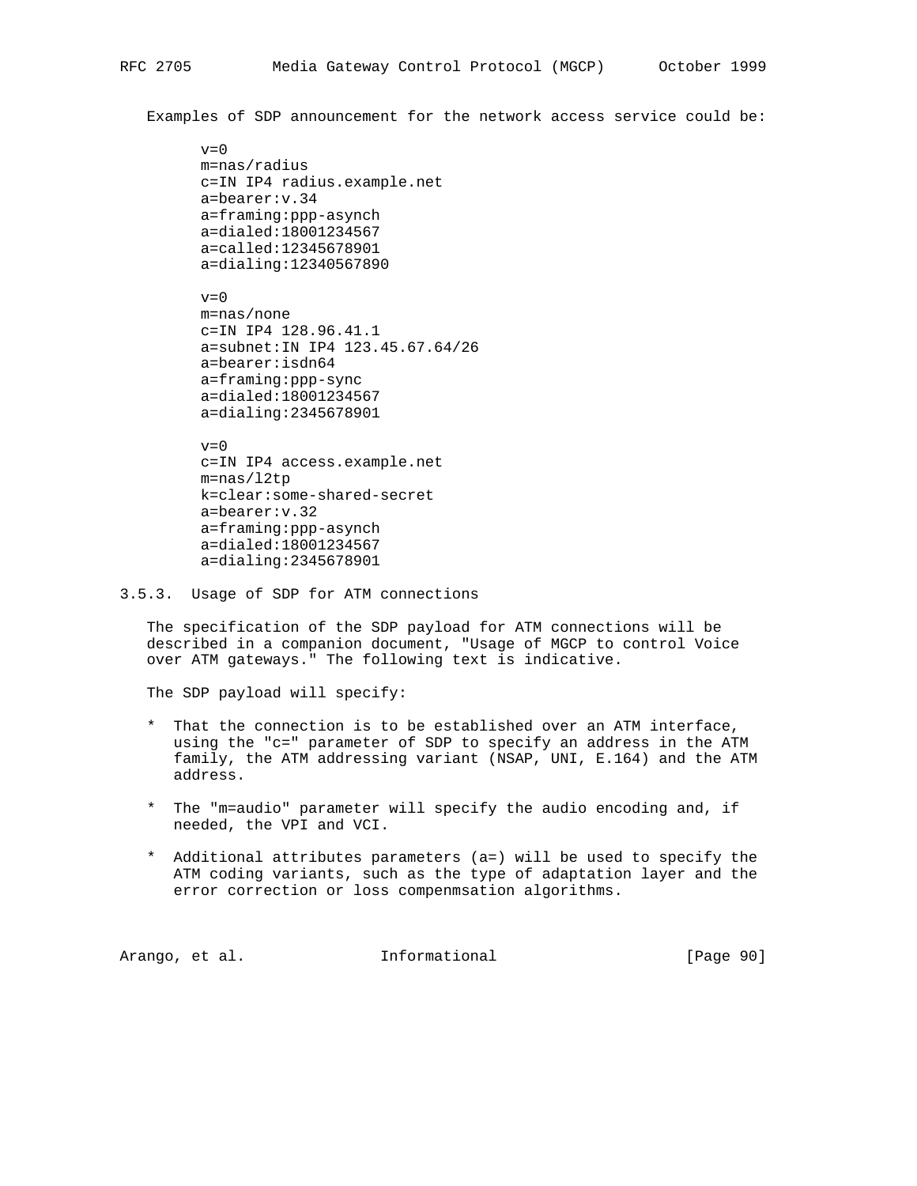Examples of SDP announcement for the network access service could be:

```
v=0
m=nas/radius
c=IN IP4 radius.example.net
a=bearer:v.34
a=framing:ppp-asynch
a=dialed:18001234567
a=called:12345678901
a=dialing:12340567890

v=0
m=nas/none
c=IN IP4 128.96.41.1
a=subnet:IN IP4 123.45.67.64/26
a=bearer:isdn64
a=framing:ppp-sync
a=dialed:18001234567
a=dialing:2345678901

v=0
c=IN IP4 access.example.net
m=nas/l2tp
k=clear:some-shared-secret
a=bearer:v.32
a=framing:ppp-asynch
a=dialed:18001234567
a=dialing:2345678901
```

### 3.5.3. Usage of SDP for ATM connections

The specification of the SDP payload for ATM connections will be described in a companion document, "Usage of MGCP to control Voice over ATM gateways." The following text is indicative.

The SDP payload will specify:

* That the connection is to be established over an ATM interface, using the "c=" parameter of SDP to specify an address in the ATM family, the ATM addressing variant (NSAP, UNI, E.164) and the ATM address.

* The "m=audio" parameter will specify the audio encoding and, if needed, the VPI and VCI.

* Additional attributes parameters (a=) will be used to specify the ATM coding variants, such as the type of adaptation layer and the error correction or loss compenmsation algorithms.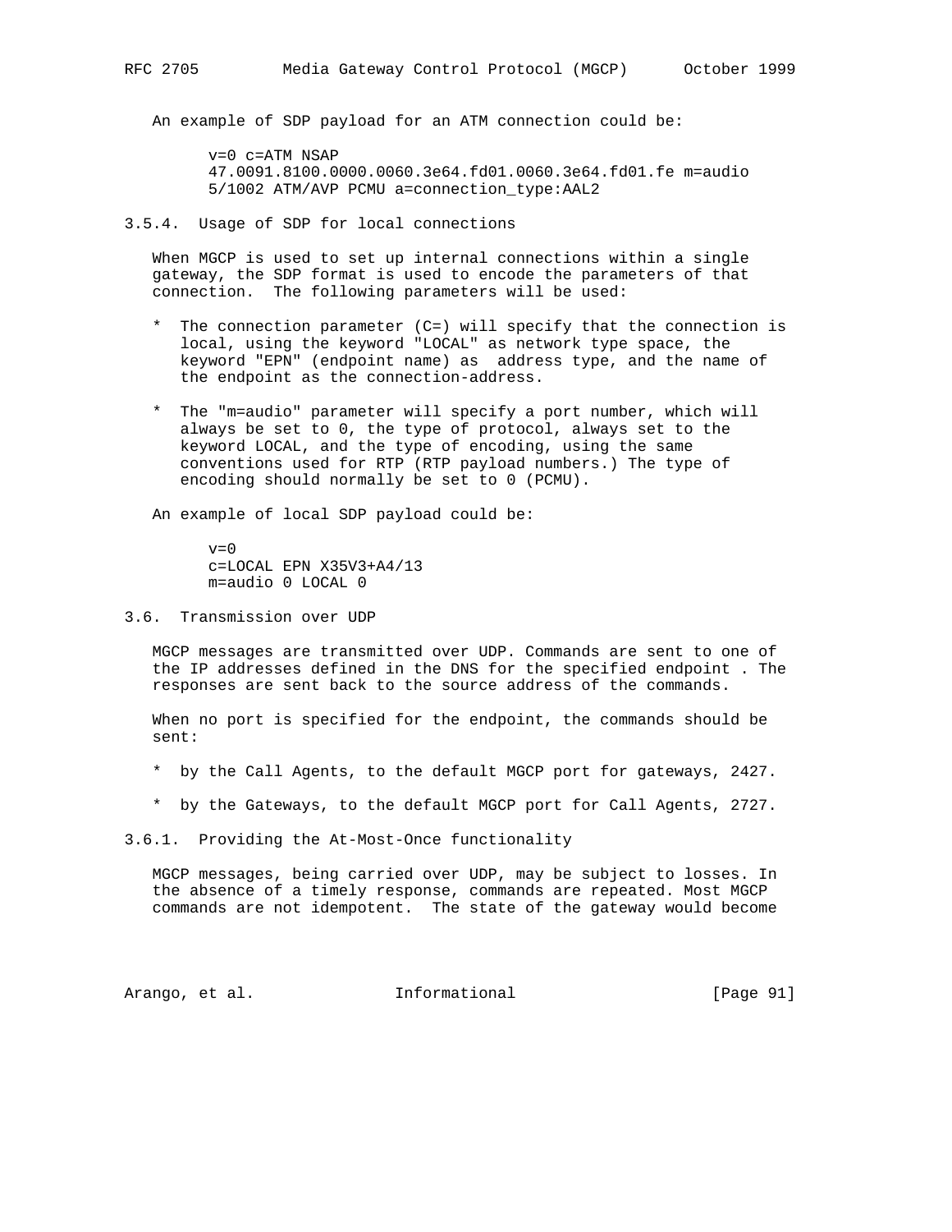An example of SDP payload for an ATM connection could be:

```
v=0 c=ATM NSAP
47.0091.8100.0000.0060.3e64.fd01.0060.3e64.fd01.fe m=audio
5/1002 ATM/AVP PCMU a=connection_type:AAL2
```

### 3.5.4. Usage of SDP for local connections

When MGCP is used to set up internal connections within a single gateway, the SDP format is used to encode the parameters of that connection. The following parameters will be used:

* The connection parameter (C=) will specify that the connection is local, using the keyword "LOCAL" as network type space, the keyword "EPN" (endpoint name) as address type, and the name of the endpoint as the connection-address.

* The "m=audio" parameter will specify a port number, which will always be set to 0, the type of protocol, always set to the keyword LOCAL, and the type of encoding, using the same conventions used for RTP (RTP payload numbers.) The type of encoding should normally be set to 0 (PCMU).

An example of local SDP payload could be:

```
v=0
c=LOCAL EPN X35V3+A4/13
m=audio 0 LOCAL 0
```

## 3.6. Transmission over UDP

MGCP messages are transmitted over UDP. Commands are sent to one of the IP addresses defined in the DNS for the specified endpoint . The responses are sent back to the source address of the commands.

When no port is specified for the endpoint, the commands should be sent:

* by the Call Agents, to the default MGCP port for gateways, 2427.

* by the Gateways, to the default MGCP port for Call Agents, 2727.

### 3.6.1. Providing the At-Most-Once functionality

MGCP messages, being carried over UDP, may be subject to losses. In the absence of a timely response, commands are repeated. Most MGCP commands are not idempotent. The state of the gateway would become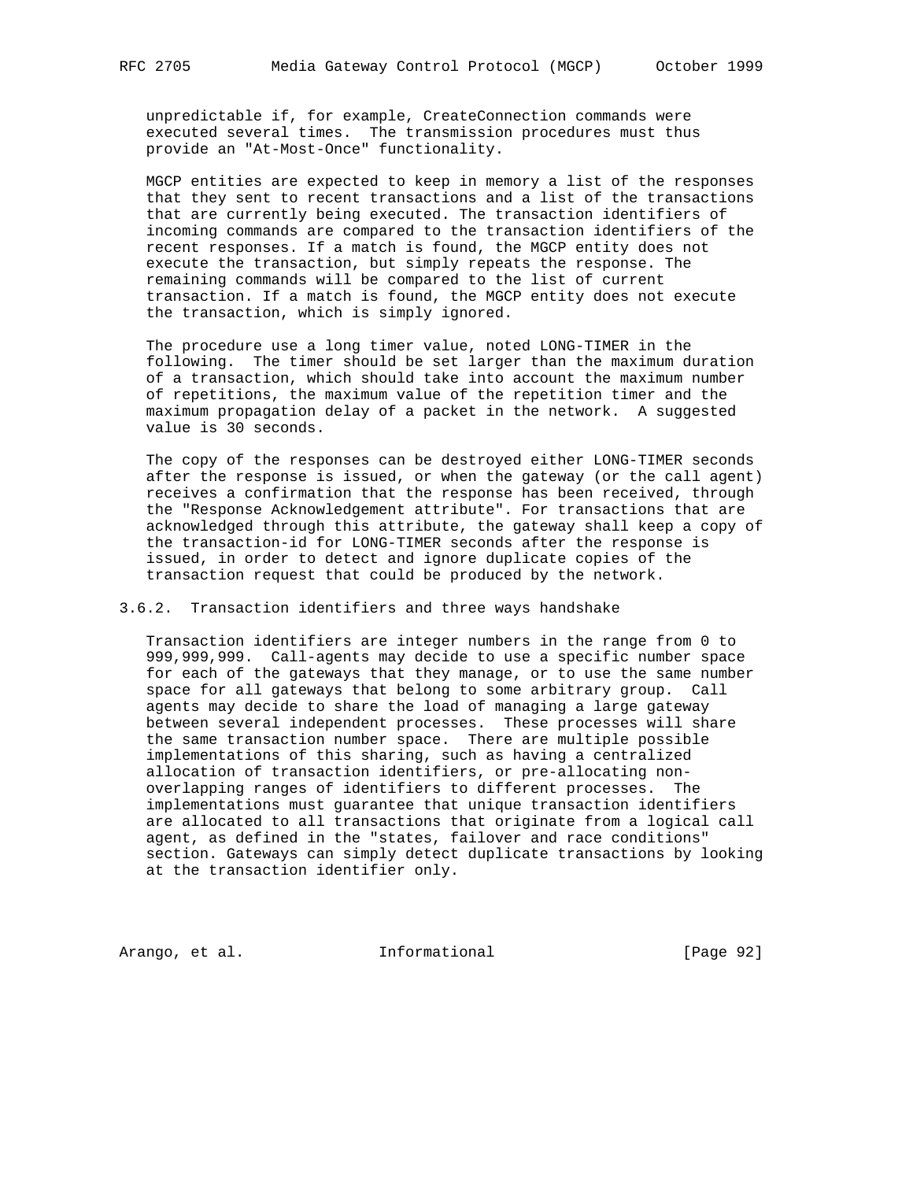unpredictable if, for example, CreateConnection commands were executed several times. The transmission procedures must thus provide an "At-Most-Once" functionality.

MGCP entities are expected to keep in memory a list of the responses that they sent to recent transactions and a list of the transactions that are currently being executed. The transaction identifiers of incoming commands are compared to the transaction identifiers of the recent responses. If a match is found, the MGCP entity does not execute the transaction, but simply repeats the response. The remaining commands will be compared to the list of current transaction. If a match is found, the MGCP entity does not execute the transaction, which is simply ignored.

The procedure use a long timer value, noted LONG-TIMER in the following. The timer should be set larger than the maximum duration of a transaction, which should take into account the maximum number of repetitions, the maximum value of the repetition timer and the maximum propagation delay of a packet in the network. A suggested value is 30 seconds.

The copy of the responses can be destroyed either LONG-TIMER seconds after the response is issued, or when the gateway (or the call agent) receives a confirmation that the response has been received, through the "Response Acknowledgement attribute". For transactions that are acknowledged through this attribute, the gateway shall keep a copy of the transaction-id for LONG-TIMER seconds after the response is issued, in order to detect and ignore duplicate copies of the transaction request that could be produced by the network.

### 3.6.2. Transaction identifiers and three ways handshake

Transaction identifiers are integer numbers in the range from 0 to 999,999,999. Call-agents may decide to use a specific number space for each of the gateways that they manage, or to use the same number space for all gateways that belong to some arbitrary group. Call agents may decide to share the load of managing a large gateway between several independent processes. These processes will share the same transaction number space. There are multiple possible implementations of this sharing, such as having a centralized allocation of transaction identifiers, or pre-allocating non-overlapping ranges of identifiers to different processes. The implementations must guarantee that unique transaction identifiers are allocated to all transactions that originate from a logical call agent, as defined in the "states, failover and race conditions" section. Gateways can simply detect duplicate transactions by looking at the transaction identifier only.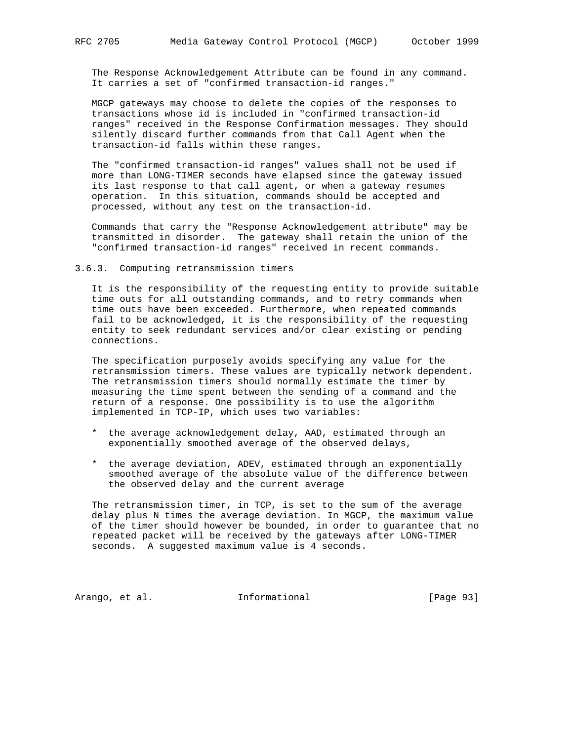The Response Acknowledgement Attribute can be found in any command. It carries a set of "confirmed transaction-id ranges."

MGCP gateways may choose to delete the copies of the responses to transactions whose id is included in "confirmed transaction-id ranges" received in the Response Confirmation messages. They should silently discard further commands from that Call Agent when the transaction-id falls within these ranges.

The "confirmed transaction-id ranges" values shall not be used if more than LONG-TIMER seconds have elapsed since the gateway issued its last response to that call agent, or when a gateway resumes operation. In this situation, commands should be accepted and processed, without any test on the transaction-id.

Commands that carry the "Response Acknowledgement attribute" may be transmitted in disorder. The gateway shall retain the union of the "confirmed transaction-id ranges" received in recent commands.

### 3.6.3. Computing retransmission timers

It is the responsibility of the requesting entity to provide suitable time outs for all outstanding commands, and to retry commands when time outs have been exceeded. Furthermore, when repeated commands fail to be acknowledged, it is the responsibility of the requesting entity to seek redundant services and/or clear existing or pending connections.

The specification purposely avoids specifying any value for the retransmission timers. These values are typically network dependent. The retransmission timers should normally estimate the timer by measuring the time spent between the sending of a command and the return of a response. One possibility is to use the algorithm implemented in TCP-IP, which uses two variables:

* the average acknowledgement delay, AAD, estimated through an exponentially smoothed average of the observed delays,

* the average deviation, ADEV, estimated through an exponentially smoothed average of the absolute value of the difference between the observed delay and the current average

The retransmission timer, in TCP, is set to the sum of the average delay plus N times the average deviation. In MGCP, the maximum value of the timer should however be bounded, in order to guarantee that no repeated packet will be received by the gateways after LONG-TIMER seconds. A suggested maximum value is 4 seconds.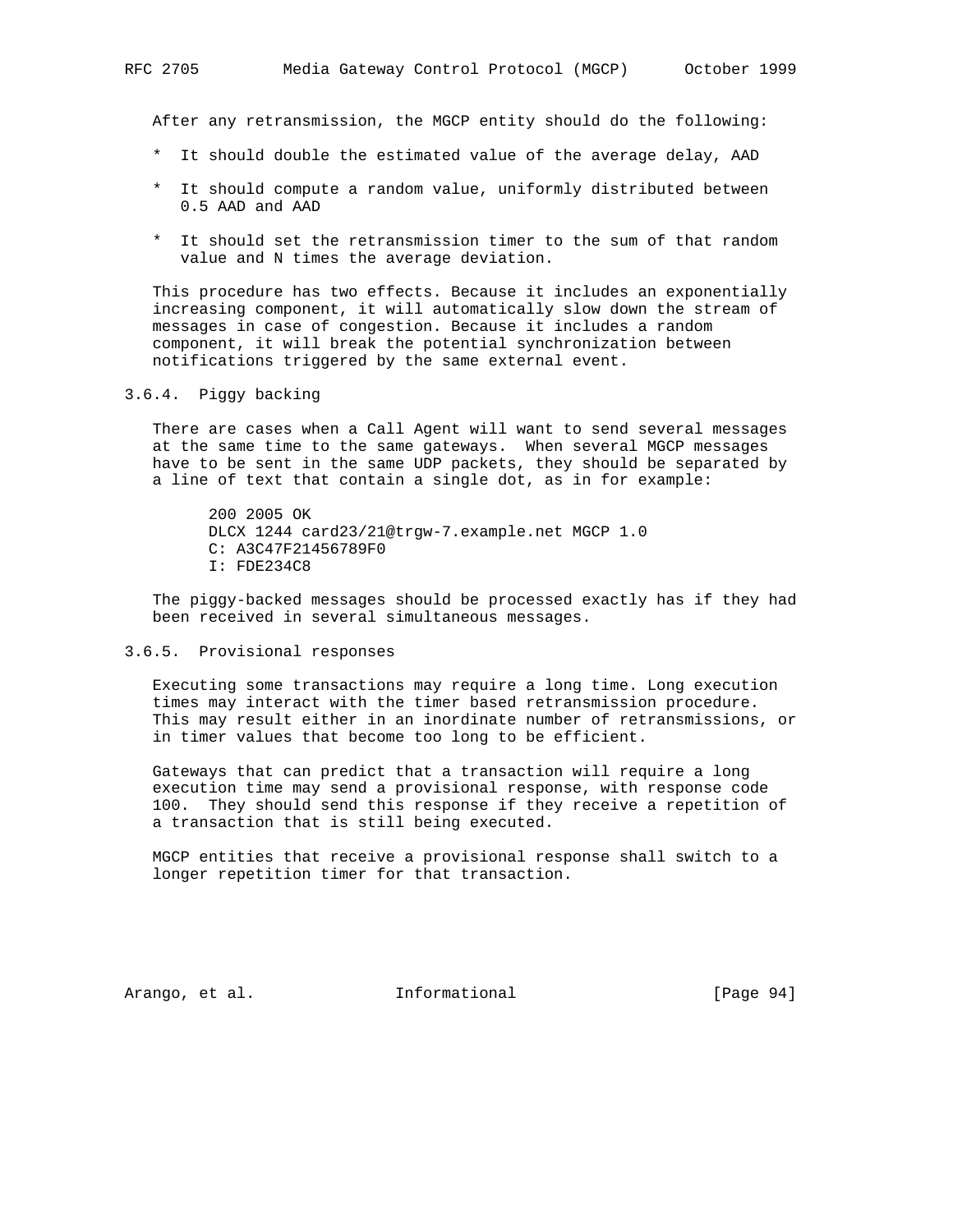After any retransmission, the MGCP entity should do the following:

* It should double the estimated value of the average delay, AAD
* It should compute a random value, uniformly distributed between 0.5 AAD and AAD
* It should set the retransmission timer to the sum of that random value and N times the average deviation.

This procedure has two effects. Because it includes an exponentially increasing component, it will automatically slow down the stream of messages in case of congestion. Because it includes a random component, it will break the potential synchronization between notifications triggered by the same external event.

### 3.6.4. Piggy backing

There are cases when a Call Agent will want to send several messages at the same time to the same gateways. When several MGCP messages have to be sent in the same UDP packets, they should be separated by a line of text that contain a single dot, as in for example:

```
200 2005 OK
DLCX 1244 card23/21@trgw-7.example.net MGCP 1.0
C: A3C47F21456789F0
I: FDE234C8
```

The piggy-backed messages should be processed exactly has if they had been received in several simultaneous messages.

### 3.6.5. Provisional responses

Executing some transactions may require a long time. Long execution times may interact with the timer based retransmission procedure. This may result either in an inordinate number of retransmissions, or in timer values that become too long to be efficient.

Gateways that can predict that a transaction will require a long execution time may send a provisional response, with response code 100. They should send this response if they receive a repetition of a transaction that is still being executed.

MGCP entities that receive a provisional response shall switch to a longer repetition timer for that transaction.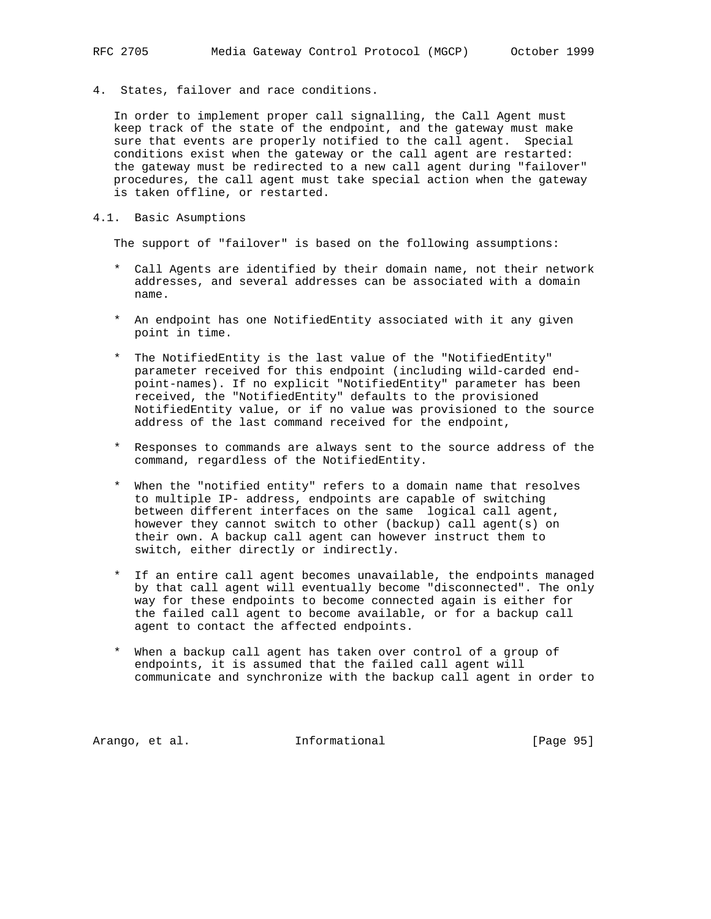# 4. States, failover and race conditions.

In order to implement proper call signalling, the Call Agent must keep track of the state of the endpoint, and the gateway must make sure that events are properly notified to the call agent. Special conditions exist when the gateway or the call agent are restarted: the gateway must be redirected to a new call agent during "failover" procedures, the call agent must take special action when the gateway is taken offline, or restarted.

## 4.1. Basic Asumptions

The support of "failover" is based on the following assumptions:

* Call Agents are identified by their domain name, not their network addresses, and several addresses can be associated with a domain name.

* An endpoint has one NotifiedEntity associated with it any given point in time.

* The NotifiedEntity is the last value of the "NotifiedEntity" parameter received for this endpoint (including wild-carded end-point-names). If no explicit "NotifiedEntity" parameter has been received, the "NotifiedEntity" defaults to the provisioned NotifiedEntity value, or if no value was provisioned to the source address of the last command received for the endpoint,

* Responses to commands are always sent to the source address of the command, regardless of the NotifiedEntity.

* When the "notified entity" refers to a domain name that resolves to multiple IP- address, endpoints are capable of switching between different interfaces on the same logical call agent, however they cannot switch to other (backup) call agent(s) on their own. A backup call agent can however instruct them to switch, either directly or indirectly.

* If an entire call agent becomes unavailable, the endpoints managed by that call agent will eventually become "disconnected". The only way for these endpoints to become connected again is either for the failed call agent to become available, or for a backup call agent to contact the affected endpoints.

* When a backup call agent has taken over control of a group of endpoints, it is assumed that the failed call agent will communicate and synchronize with the backup call agent in order to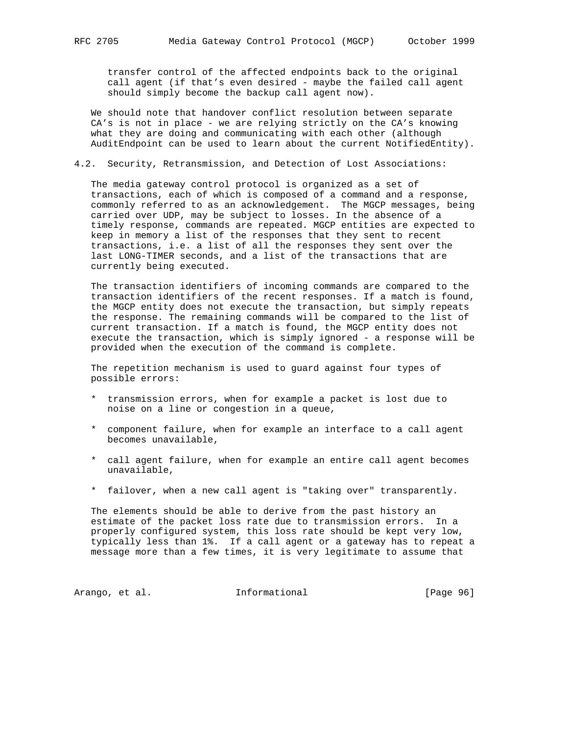transfer control of the affected endpoints back to the original call agent (if that's even desired - maybe the failed call agent should simply become the backup call agent now).

We should note that handover conflict resolution between separate CA's is not in place - we are relying strictly on the CA's knowing what they are doing and communicating with each other (although AuditEndpoint can be used to learn about the current NotifiedEntity).

## 4.2. Security, Retransmission, and Detection of Lost Associations:

The media gateway control protocol is organized as a set of transactions, each of which is composed of a command and a response, commonly referred to as an acknowledgement. The MGCP messages, being carried over UDP, may be subject to losses. In the absence of a timely response, commands are repeated. MGCP entities are expected to keep in memory a list of the responses that they sent to recent transactions, i.e. a list of all the responses they sent over the last LONG-TIMER seconds, and a list of the transactions that are currently being executed.

The transaction identifiers of incoming commands are compared to the transaction identifiers of the recent responses. If a match is found, the MGCP entity does not execute the transaction, but simply repeats the response. The remaining commands will be compared to the list of current transaction. If a match is found, the MGCP entity does not execute the transaction, which is simply ignored - a response will be provided when the execution of the command is complete.

The repetition mechanism is used to guard against four types of possible errors:

* transmission errors, when for example a packet is lost due to noise on a line or congestion in a queue,

* component failure, when for example an interface to a call agent becomes unavailable,

* call agent failure, when for example an entire call agent becomes unavailable,

* failover, when a new call agent is "taking over" transparently.

The elements should be able to derive from the past history an estimate of the packet loss rate due to transmission errors. In a properly configured system, this loss rate should be kept very low, typically less than 1%. If a call agent or a gateway has to repeat a message more than a few times, it is very legitimate to assume that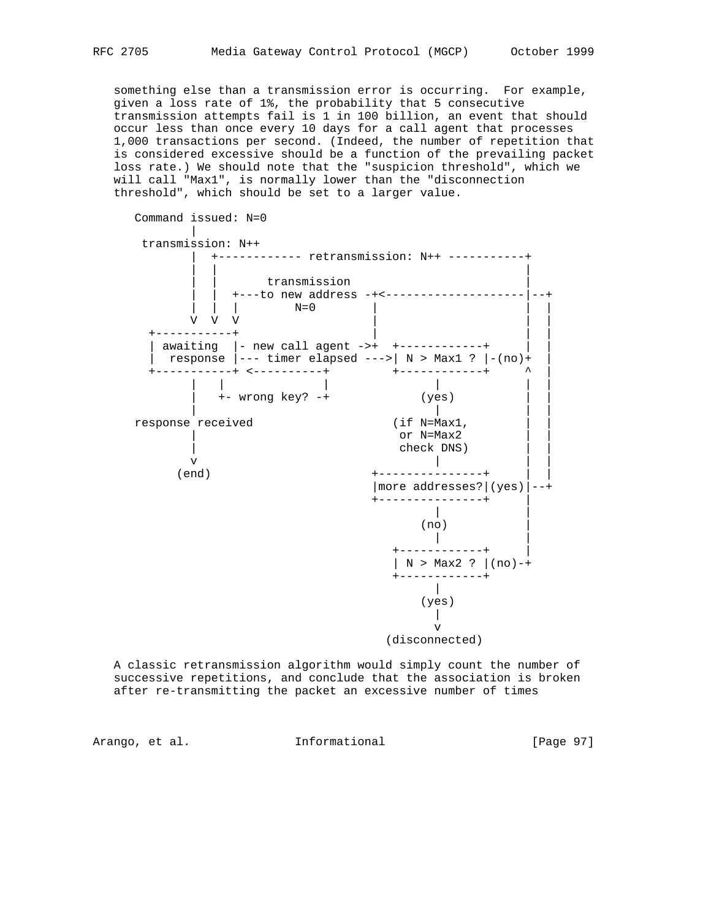something else than a transmission error is occurring. For example, given a loss rate of 1%, the probability that 5 consecutive transmission attempts fail is 1 in 100 billion, an event that should occur less than once every 10 days for a call agent that processes 1,000 transactions per second. (Indeed, the number of repetition that is considered excessive should be a function of the prevailing packet loss rate.) We should note that the "suspicion threshold", which we will call "Max1", is normally lower than the "disconnection threshold", which should be set to a larger value.

```
   Command issued: N=0
           |
    transmission: N++
           |  +------------ retransmission: N++ -----------+
           |  |                                            |
           |  |       transmission                         |
           |  |  +---to new address -+<--------------------|--+
           |  |  |        N=0        |                    |  |
           V  V  V                   |                    |  |
     +-----------+                   |                    |  |
     | awaiting  |- new call agent ->+  +------------+    |  |
     |  response |--- timer elapsed --->| N > Max1 ? |-(no)+  |
     +-----------+ <----------+         +------------+     ^  |
           |   |              |               |            |  |
           |   +- wrong key? -+             (yes)          |  |
           |                                  |            |  |
   response received                      (if N=Max1,      |  |
           |                               or N=Max2       |  |
           |                               check DNS)      |  |
           v                                  |            |  |
         (end)                       +---------------+     |  |
                                     |more addresses?|(yes)|--+
                                     +---------------+     |
                                              |            |
                                            (no)           |
                                              |            |
                                        +------------+     |
                                        | N > Max2 ? |(no)-+
                                        +------------+
                                              |
                                            (yes)
                                              |
                                              v
                                        (disconnected)
```

A classic retransmission algorithm would simply count the number of successive repetitions, and conclude that the association is broken after re-transmitting the packet an excessive number of times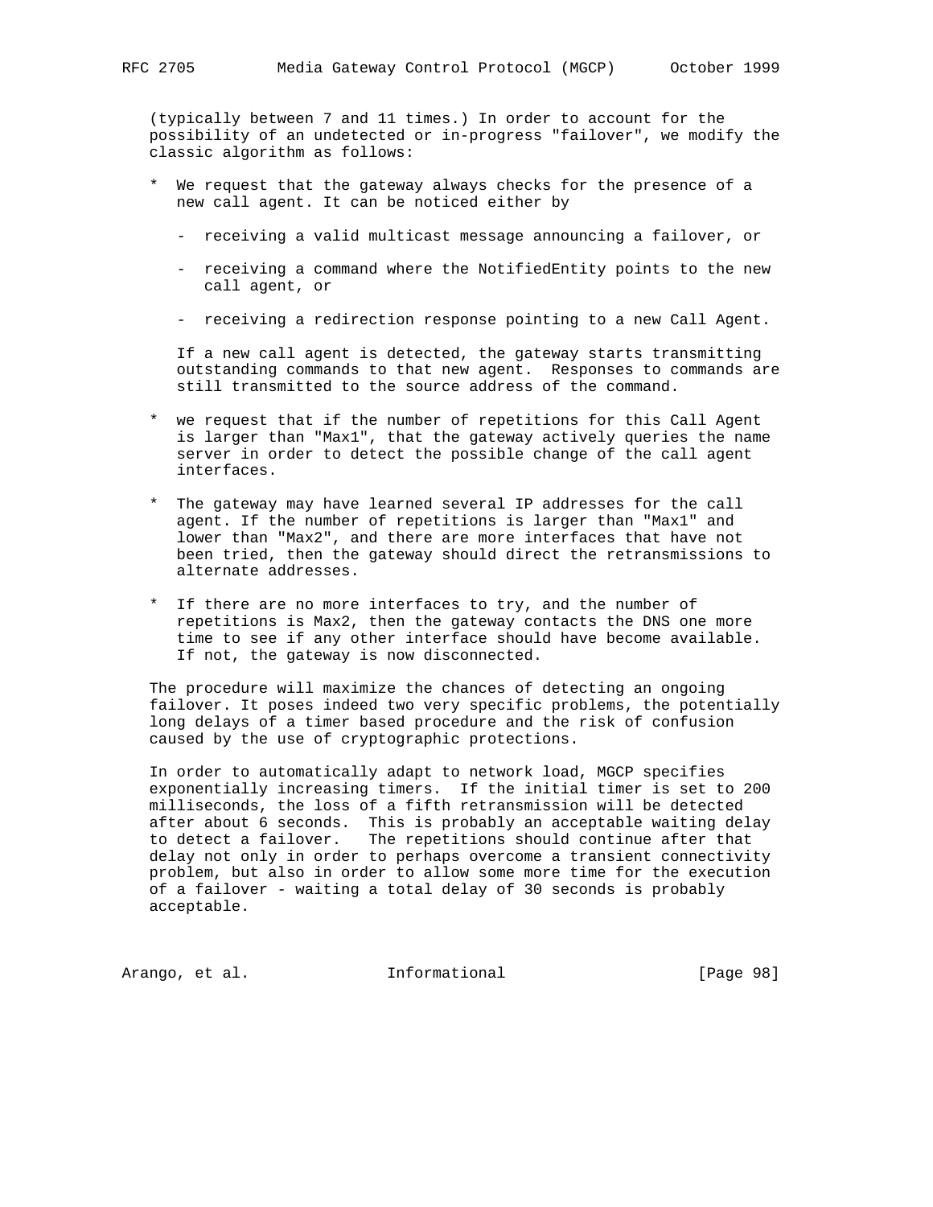(typically between 7 and 11 times.) In order to account for the possibility of an undetected or in-progress "failover", we modify the classic algorithm as follows:

* We request that the gateway always checks for the presence of a new call agent. It can be noticed either by

  - receiving a valid multicast message announcing a failover, or

  - receiving a command where the NotifiedEntity points to the new call agent, or

  - receiving a redirection response pointing to a new Call Agent.

  If a new call agent is detected, the gateway starts transmitting outstanding commands to that new agent. Responses to commands are still transmitted to the source address of the command.

* we request that if the number of repetitions for this Call Agent is larger than "Max1", that the gateway actively queries the name server in order to detect the possible change of the call agent interfaces.

* The gateway may have learned several IP addresses for the call agent. If the number of repetitions is larger than "Max1" and lower than "Max2", and there are more interfaces that have not been tried, then the gateway should direct the retransmissions to alternate addresses.

* If there are no more interfaces to try, and the number of repetitions is Max2, then the gateway contacts the DNS one more time to see if any other interface should have become available. If not, the gateway is now disconnected.

The procedure will maximize the chances of detecting an ongoing failover. It poses indeed two very specific problems, the potentially long delays of a timer based procedure and the risk of confusion caused by the use of cryptographic protections.

In order to automatically adapt to network load, MGCP specifies exponentially increasing timers. If the initial timer is set to 200 milliseconds, the loss of a fifth retransmission will be detected after about 6 seconds. This is probably an acceptable waiting delay to detect a failover. The repetitions should continue after that delay not only in order to perhaps overcome a transient connectivity problem, but also in order to allow some more time for the execution of a failover - waiting a total delay of 30 seconds is probably acceptable.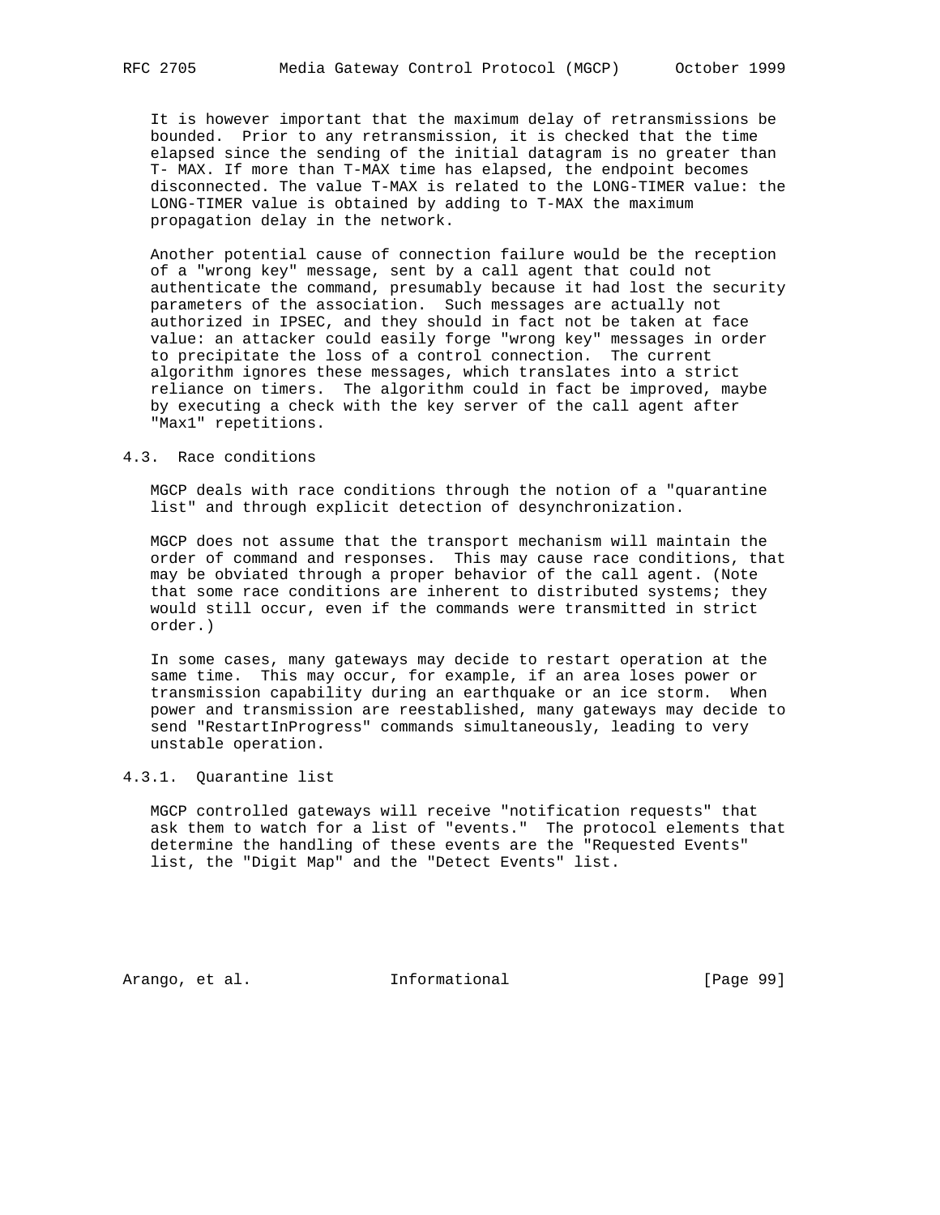It is however important that the maximum delay of retransmissions be bounded. Prior to any retransmission, it is checked that the time elapsed since the sending of the initial datagram is no greater than T- MAX. If more than T-MAX time has elapsed, the endpoint becomes disconnected. The value T-MAX is related to the LONG-TIMER value: the LONG-TIMER value is obtained by adding to T-MAX the maximum propagation delay in the network.

Another potential cause of connection failure would be the reception of a "wrong key" message, sent by a call agent that could not authenticate the command, presumably because it had lost the security parameters of the association. Such messages are actually not authorized in IPSEC, and they should in fact not be taken at face value: an attacker could easily forge "wrong key" messages in order to precipitate the loss of a control connection. The current algorithm ignores these messages, which translates into a strict reliance on timers. The algorithm could in fact be improved, maybe by executing a check with the key server of the call agent after "Max1" repetitions.

## 4.3. Race conditions

MGCP deals with race conditions through the notion of a "quarantine list" and through explicit detection of desynchronization.

MGCP does not assume that the transport mechanism will maintain the order of command and responses. This may cause race conditions, that may be obviated through a proper behavior of the call agent. (Note that some race conditions are inherent to distributed systems; they would still occur, even if the commands were transmitted in strict order.)

In some cases, many gateways may decide to restart operation at the same time. This may occur, for example, if an area loses power or transmission capability during an earthquake or an ice storm. When power and transmission are reestablished, many gateways may decide to send "RestartInProgress" commands simultaneously, leading to very unstable operation.

### 4.3.1. Quarantine list

MGCP controlled gateways will receive "notification requests" that ask them to watch for a list of "events." The protocol elements that determine the handling of these events are the "Requested Events" list, the "Digit Map" and the "Detect Events" list.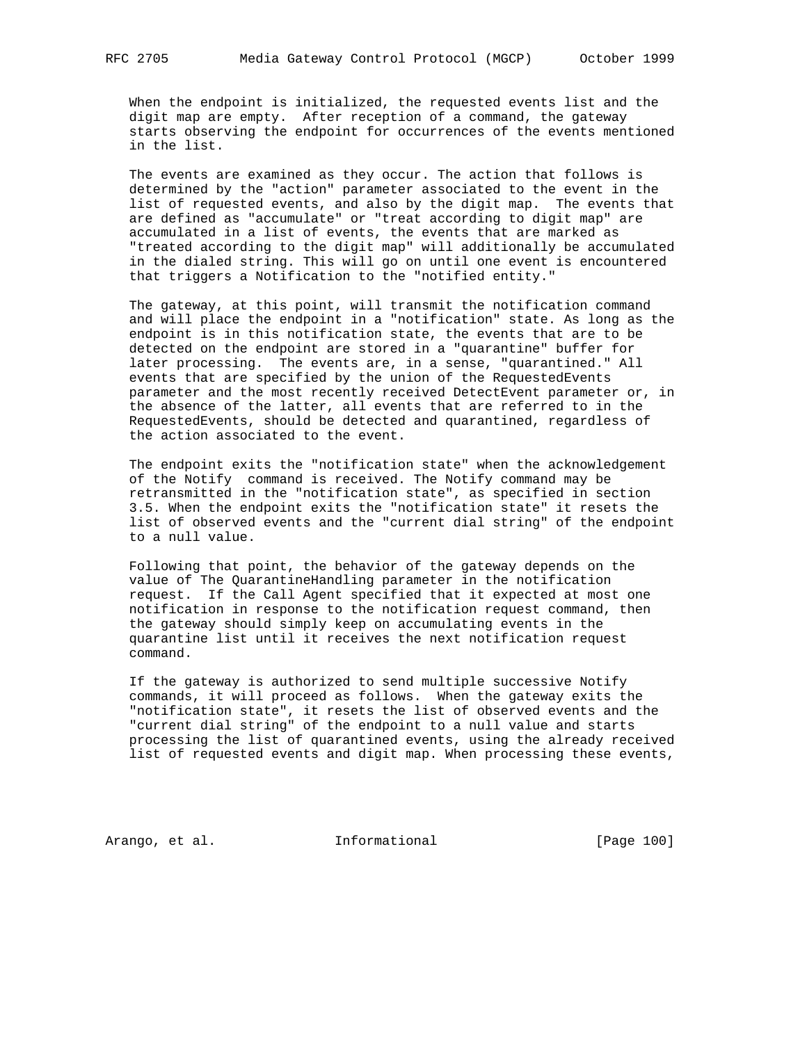When the endpoint is initialized, the requested events list and the digit map are empty. After reception of a command, the gateway starts observing the endpoint for occurrences of the events mentioned in the list.

The events are examined as they occur. The action that follows is determined by the "action" parameter associated to the event in the list of requested events, and also by the digit map. The events that are defined as "accumulate" or "treat according to digit map" are accumulated in a list of events, the events that are marked as "treated according to the digit map" will additionally be accumulated in the dialed string. This will go on until one event is encountered that triggers a Notification to the "notified entity."

The gateway, at this point, will transmit the notification command and will place the endpoint in a "notification" state. As long as the endpoint is in this notification state, the events that are to be detected on the endpoint are stored in a "quarantine" buffer for later processing. The events are, in a sense, "quarantined." All events that are specified by the union of the RequestedEvents parameter and the most recently received DetectEvent parameter or, in the absence of the latter, all events that are referred to in the RequestedEvents, should be detected and quarantined, regardless of the action associated to the event.

The endpoint exits the "notification state" when the acknowledgement of the Notify command is received. The Notify command may be retransmitted in the "notification state", as specified in section 3.5. When the endpoint exits the "notification state" it resets the list of observed events and the "current dial string" of the endpoint to a null value.

Following that point, the behavior of the gateway depends on the value of The QuarantineHandling parameter in the notification request. If the Call Agent specified that it expected at most one notification in response to the notification request command, then the gateway should simply keep on accumulating events in the quarantine list until it receives the next notification request command.

If the gateway is authorized to send multiple successive Notify commands, it will proceed as follows. When the gateway exits the "notification state", it resets the list of observed events and the "current dial string" of the endpoint to a null value and starts processing the list of quarantined events, using the already received list of requested events and digit map. When processing these events,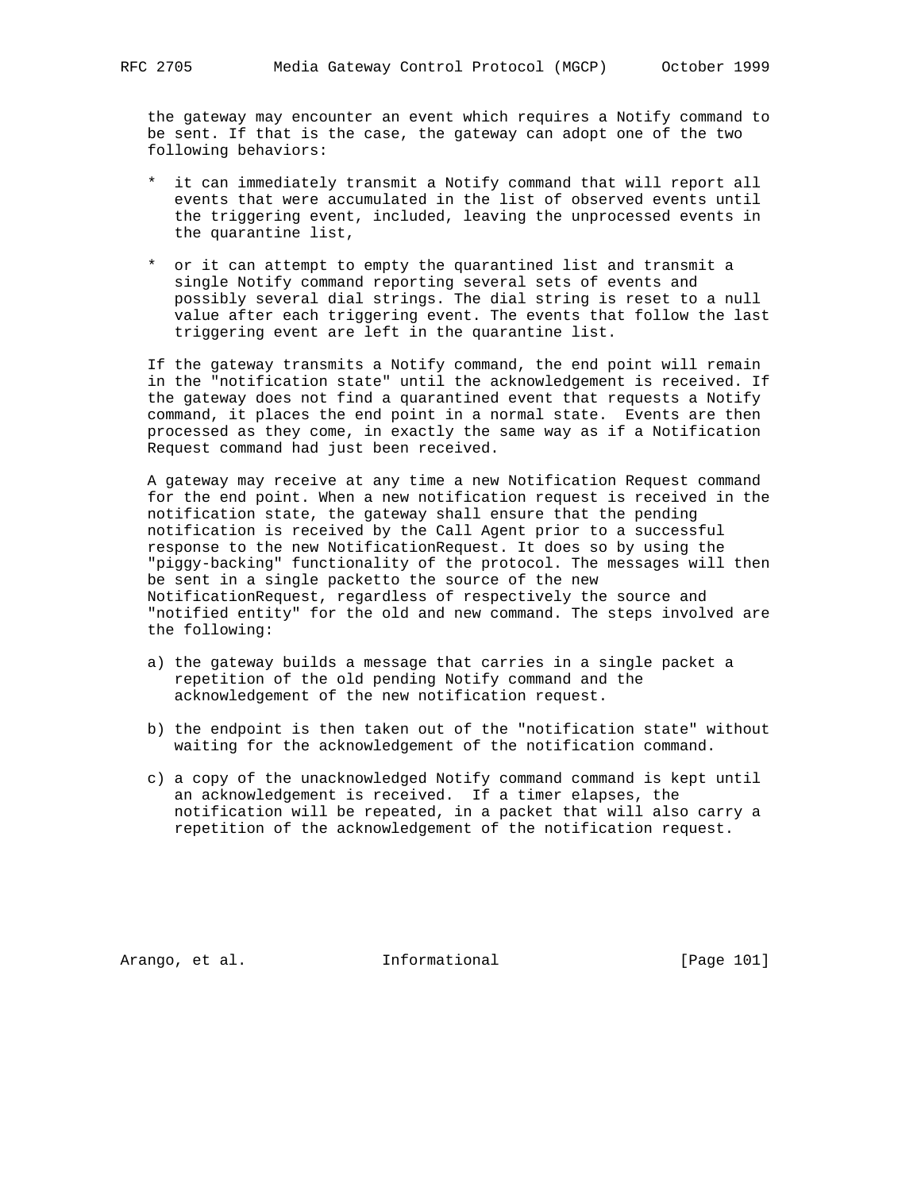the gateway may encounter an event which requires a Notify command to be sent. If that is the case, the gateway can adopt one of the two following behaviors:

* it can immediately transmit a Notify command that will report all events that were accumulated in the list of observed events until the triggering event, included, leaving the unprocessed events in the quarantine list,

* or it can attempt to empty the quarantined list and transmit a single Notify command reporting several sets of events and possibly several dial strings. The dial string is reset to a null value after each triggering event. The events that follow the last triggering event are left in the quarantine list.

If the gateway transmits a Notify command, the end point will remain in the "notification state" until the acknowledgement is received. If the gateway does not find a quarantined event that requests a Notify command, it places the end point in a normal state. Events are then processed as they come, in exactly the same way as if a Notification Request command had just been received.

A gateway may receive at any time a new Notification Request command for the end point. When a new notification request is received in the notification state, the gateway shall ensure that the pending notification is received by the Call Agent prior to a successful response to the new NotificationRequest. It does so by using the "piggy-backing" functionality of the protocol. The messages will then be sent in a single packetto the source of the new NotificationRequest, regardless of respectively the source and "notified entity" for the old and new command. The steps involved are the following:

a) the gateway builds a message that carries in a single packet a repetition of the old pending Notify command and the acknowledgement of the new notification request.

b) the endpoint is then taken out of the "notification state" without waiting for the acknowledgement of the notification command.

c) a copy of the unacknowledged Notify command command is kept until an acknowledgement is received. If a timer elapses, the notification will be repeated, in a packet that will also carry a repetition of the acknowledgement of the notification request.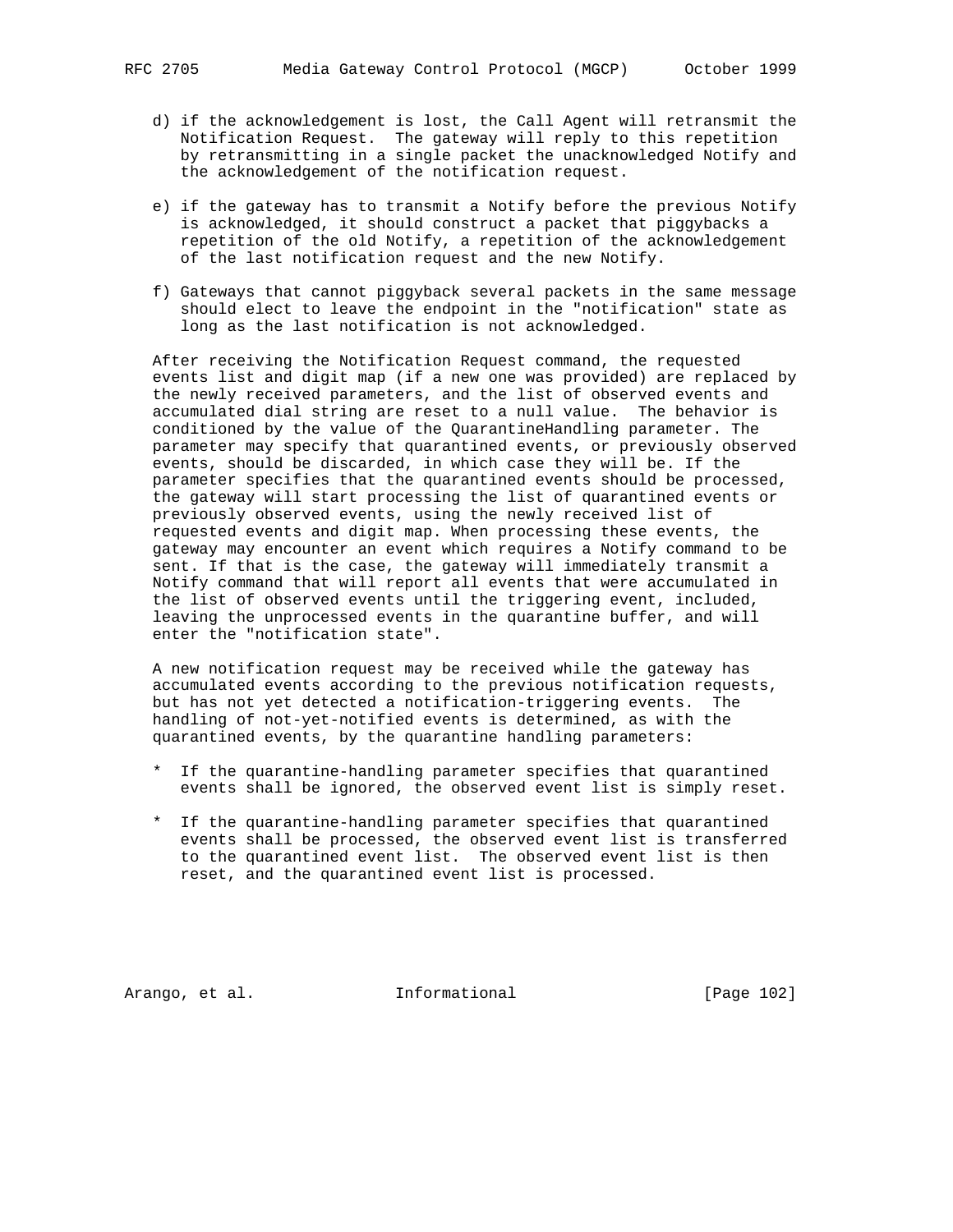d) if the acknowledgement is lost, the Call Agent will retransmit the Notification Request. The gateway will reply to this repetition by retransmitting in a single packet the unacknowledged Notify and the acknowledgement of the notification request.

e) if the gateway has to transmit a Notify before the previous Notify is acknowledged, it should construct a packet that piggybacks a repetition of the old Notify, a repetition of the acknowledgement of the last notification request and the new Notify.

f) Gateways that cannot piggyback several packets in the same message should elect to leave the endpoint in the "notification" state as long as the last notification is not acknowledged.

After receiving the Notification Request command, the requested events list and digit map (if a new one was provided) are replaced by the newly received parameters, and the list of observed events and accumulated dial string are reset to a null value. The behavior is conditioned by the value of the QuarantineHandling parameter. The parameter may specify that quarantined events, or previously observed events, should be discarded, in which case they will be. If the parameter specifies that the quarantined events should be processed, the gateway will start processing the list of quarantined events or previously observed events, using the newly received list of requested events and digit map. When processing these events, the gateway may encounter an event which requires a Notify command to be sent. If that is the case, the gateway will immediately transmit a Notify command that will report all events that were accumulated in the list of observed events until the triggering event, included, leaving the unprocessed events in the quarantine buffer, and will enter the "notification state".

A new notification request may be received while the gateway has accumulated events according to the previous notification requests, but has not yet detected a notification-triggering events. The handling of not-yet-notified events is determined, as with the quarantined events, by the quarantine handling parameters:

* If the quarantine-handling parameter specifies that quarantined events shall be ignored, the observed event list is simply reset.

* If the quarantine-handling parameter specifies that quarantined events shall be processed, the observed event list is transferred to the quarantined event list. The observed event list is then reset, and the quarantined event list is processed.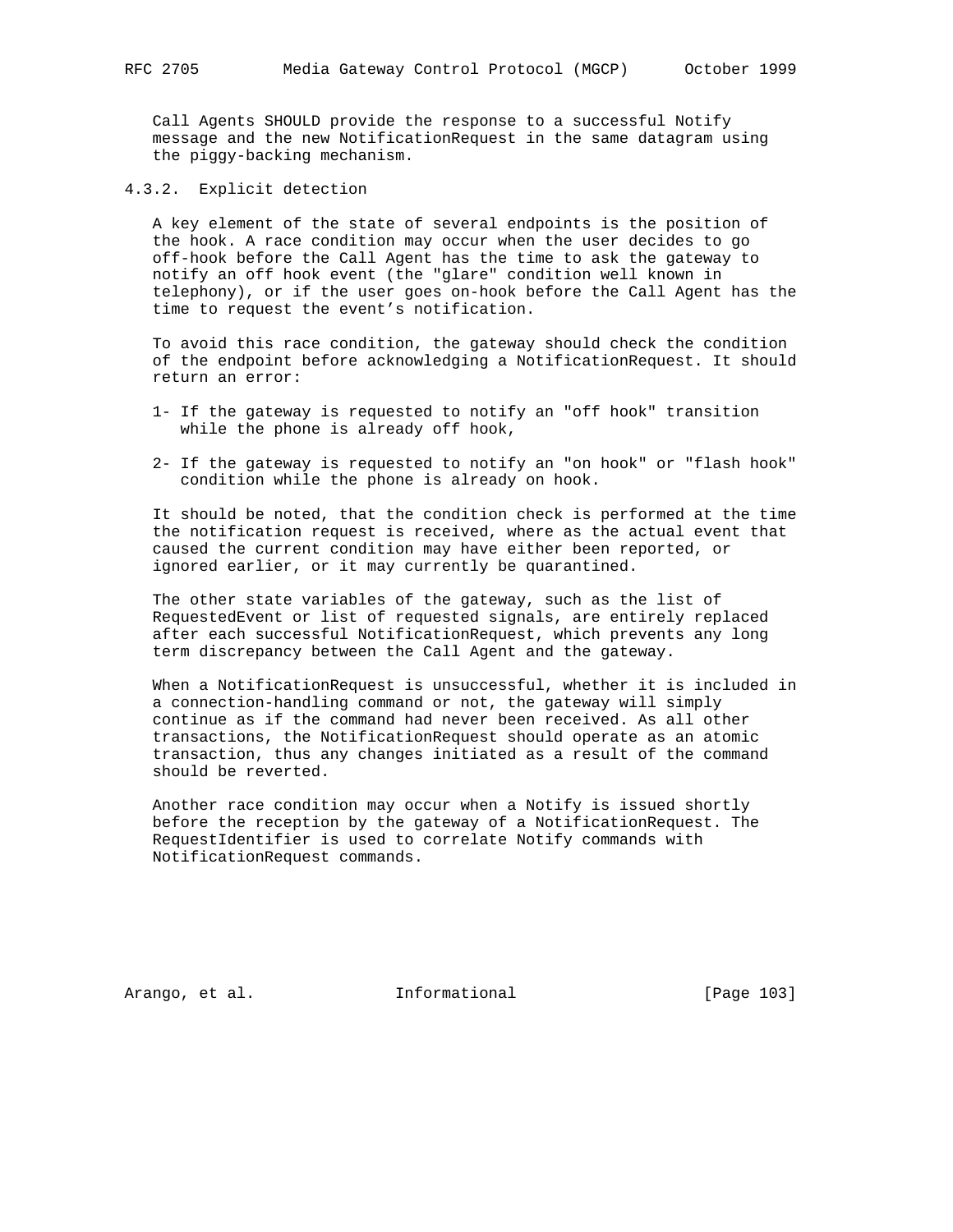Call Agents SHOULD provide the response to a successful Notify message and the new NotificationRequest in the same datagram using the piggy-backing mechanism.

### 4.3.2. Explicit detection

A key element of the state of several endpoints is the position of the hook. A race condition may occur when the user decides to go off-hook before the Call Agent has the time to ask the gateway to notify an off hook event (the "glare" condition well known in telephony), or if the user goes on-hook before the Call Agent has the time to request the event's notification.

To avoid this race condition, the gateway should check the condition of the endpoint before acknowledging a NotificationRequest. It should return an error:

1- If the gateway is requested to notify an "off hook" transition while the phone is already off hook,

2- If the gateway is requested to notify an "on hook" or "flash hook" condition while the phone is already on hook.

It should be noted, that the condition check is performed at the time the notification request is received, where as the actual event that caused the current condition may have either been reported, or ignored earlier, or it may currently be quarantined.

The other state variables of the gateway, such as the list of RequestedEvent or list of requested signals, are entirely replaced after each successful NotificationRequest, which prevents any long term discrepancy between the Call Agent and the gateway.

When a NotificationRequest is unsuccessful, whether it is included in a connection-handling command or not, the gateway will simply continue as if the command had never been received. As all other transactions, the NotificationRequest should operate as an atomic transaction, thus any changes initiated as a result of the command should be reverted.

Another race condition may occur when a Notify is issued shortly before the reception by the gateway of a NotificationRequest. The RequestIdentifier is used to correlate Notify commands with NotificationRequest commands.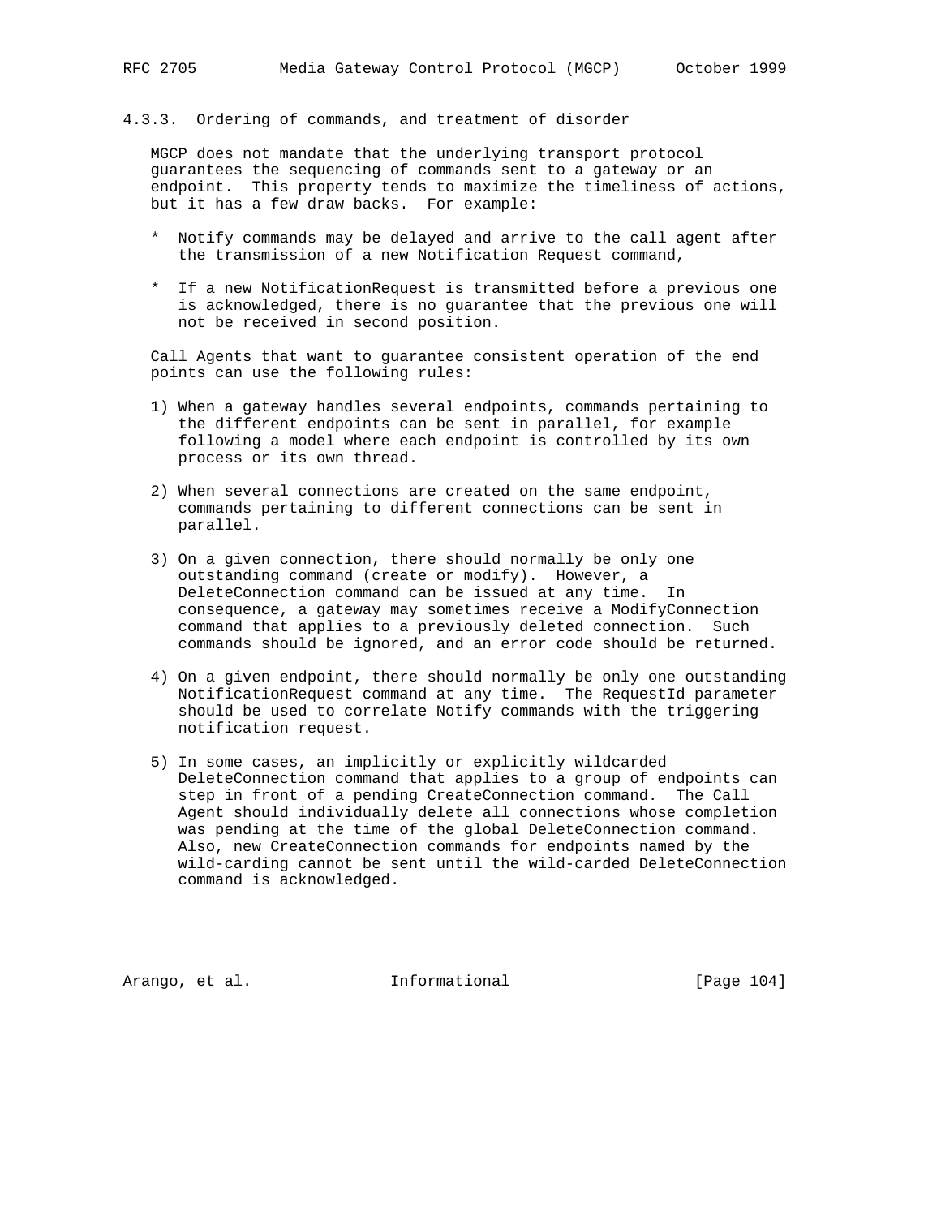### 4.3.3. Ordering of commands, and treatment of disorder

MGCP does not mandate that the underlying transport protocol guarantees the sequencing of commands sent to a gateway or an endpoint. This property tends to maximize the timeliness of actions, but it has a few draw backs. For example:

* Notify commands may be delayed and arrive to the call agent after the transmission of a new Notification Request command,
* If a new NotificationRequest is transmitted before a previous one is acknowledged, there is no guarantee that the previous one will not be received in second position.

Call Agents that want to guarantee consistent operation of the end points can use the following rules:

1) When a gateway handles several endpoints, commands pertaining to the different endpoints can be sent in parallel, for example following a model where each endpoint is controlled by its own process or its own thread.

2) When several connections are created on the same endpoint, commands pertaining to different connections can be sent in parallel.

3) On a given connection, there should normally be only one outstanding command (create or modify). However, a DeleteConnection command can be issued at any time. In consequence, a gateway may sometimes receive a ModifyConnection command that applies to a previously deleted connection. Such commands should be ignored, and an error code should be returned.

4) On a given endpoint, there should normally be only one outstanding NotificationRequest command at any time. The RequestId parameter should be used to correlate Notify commands with the triggering notification request.

5) In some cases, an implicitly or explicitly wildcarded DeleteConnection command that applies to a group of endpoints can step in front of a pending CreateConnection command. The Call Agent should individually delete all connections whose completion was pending at the time of the global DeleteConnection command. Also, new CreateConnection commands for endpoints named by the wild-carding cannot be sent until the wild-carded DeleteConnection command is acknowledged.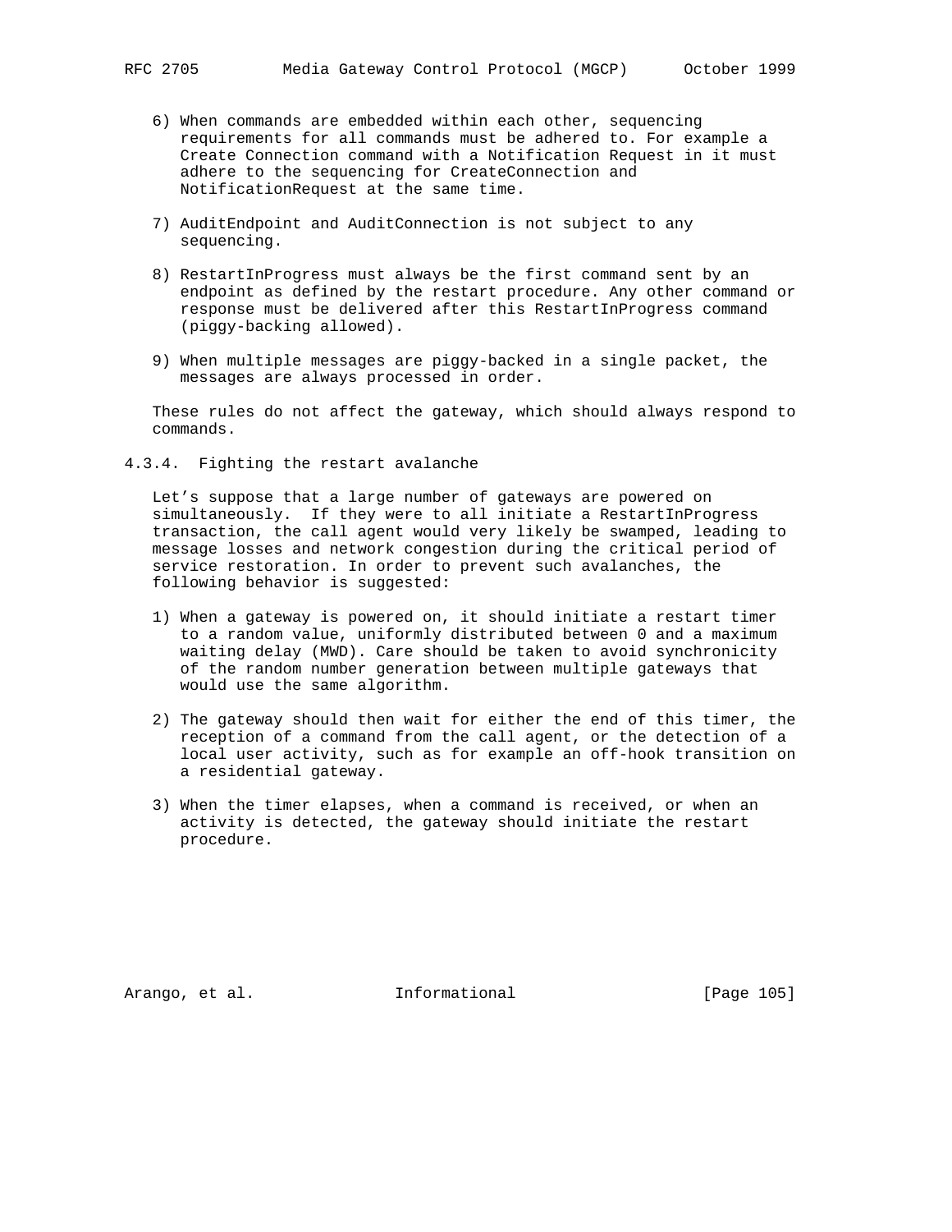6) When commands are embedded within each other, sequencing requirements for all commands must be adhered to. For example a Create Connection command with a Notification Request in it must adhere to the sequencing for CreateConnection and NotificationRequest at the same time.

7) AuditEndpoint and AuditConnection is not subject to any sequencing.

8) RestartInProgress must always be the first command sent by an endpoint as defined by the restart procedure. Any other command or response must be delivered after this RestartInProgress command (piggy-backing allowed).

9) When multiple messages are piggy-backed in a single packet, the messages are always processed in order.

These rules do not affect the gateway, which should always respond to commands.

### 4.3.4. Fighting the restart avalanche

Let's suppose that a large number of gateways are powered on simultaneously. If they were to all initiate a RestartInProgress transaction, the call agent would very likely be swamped, leading to message losses and network congestion during the critical period of service restoration. In order to prevent such avalanches, the following behavior is suggested:

1) When a gateway is powered on, it should initiate a restart timer to a random value, uniformly distributed between 0 and a maximum waiting delay (MWD). Care should be taken to avoid synchronicity of the random number generation between multiple gateways that would use the same algorithm.

2) The gateway should then wait for either the end of this timer, the reception of a command from the call agent, or the detection of a local user activity, such as for example an off-hook transition on a residential gateway.

3) When the timer elapses, when a command is received, or when an activity is detected, the gateway should initiate the restart procedure.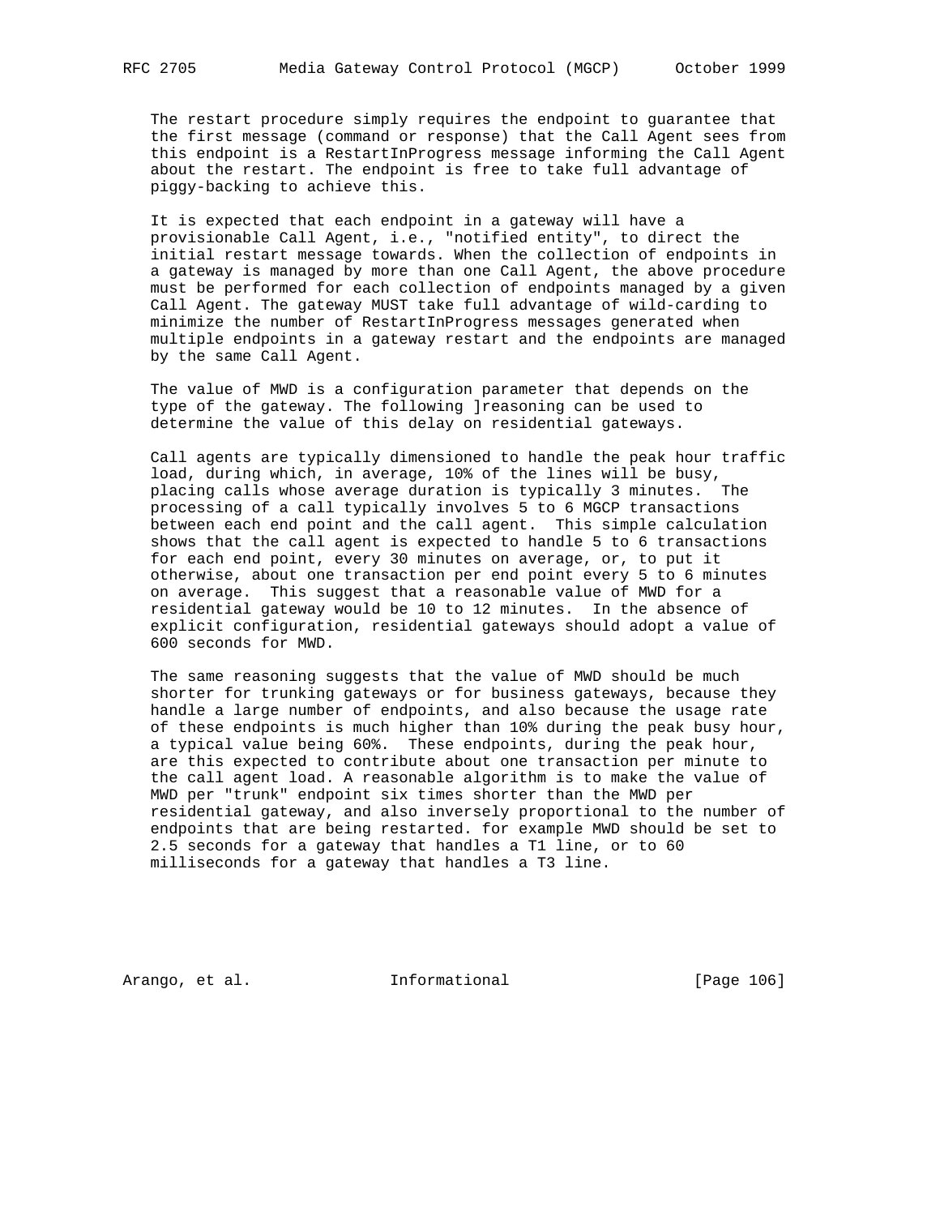The restart procedure simply requires the endpoint to guarantee that the first message (command or response) that the Call Agent sees from this endpoint is a RestartInProgress message informing the Call Agent about the restart. The endpoint is free to take full advantage of piggy-backing to achieve this.

It is expected that each endpoint in a gateway will have a provisionable Call Agent, i.e., "notified entity", to direct the initial restart message towards. When the collection of endpoints in a gateway is managed by more than one Call Agent, the above procedure must be performed for each collection of endpoints managed by a given Call Agent. The gateway MUST take full advantage of wild-carding to minimize the number of RestartInProgress messages generated when multiple endpoints in a gateway restart and the endpoints are managed by the same Call Agent.

The value of MWD is a configuration parameter that depends on the type of the gateway. The following ]reasoning can be used to determine the value of this delay on residential gateways.

Call agents are typically dimensioned to handle the peak hour traffic load, during which, in average, 10% of the lines will be busy, placing calls whose average duration is typically 3 minutes. The processing of a call typically involves 5 to 6 MGCP transactions between each end point and the call agent. This simple calculation shows that the call agent is expected to handle 5 to 6 transactions for each end point, every 30 minutes on average, or, to put it otherwise, about one transaction per end point every 5 to 6 minutes on average. This suggest that a reasonable value of MWD for a residential gateway would be 10 to 12 minutes. In the absence of explicit configuration, residential gateways should adopt a value of 600 seconds for MWD.

The same reasoning suggests that the value of MWD should be much shorter for trunking gateways or for business gateways, because they handle a large number of endpoints, and also because the usage rate of these endpoints is much higher than 10% during the peak busy hour, a typical value being 60%. These endpoints, during the peak hour, are this expected to contribute about one transaction per minute to the call agent load. A reasonable algorithm is to make the value of MWD per "trunk" endpoint six times shorter than the MWD per residential gateway, and also inversely proportional to the number of endpoints that are being restarted. for example MWD should be set to 2.5 seconds for a gateway that handles a T1 line, or to 60 milliseconds for a gateway that handles a T3 line.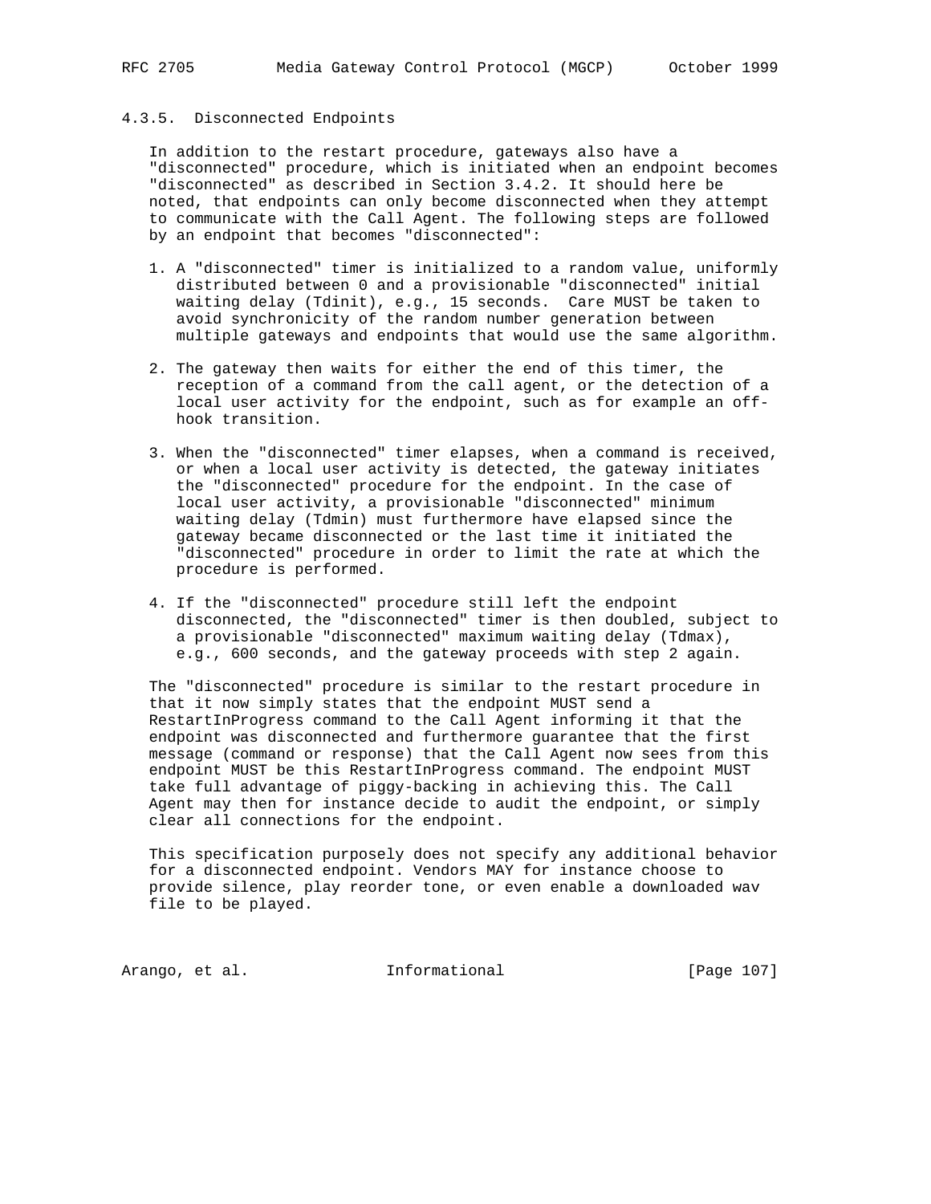### 4.3.5. Disconnected Endpoints

In addition to the restart procedure, gateways also have a "disconnected" procedure, which is initiated when an endpoint becomes "disconnected" as described in Section 3.4.2. It should here be noted, that endpoints can only become disconnected when they attempt to communicate with the Call Agent. The following steps are followed by an endpoint that becomes "disconnected":

1. A "disconnected" timer is initialized to a random value, uniformly distributed between 0 and a provisionable "disconnected" initial waiting delay (Tdinit), e.g., 15 seconds. Care MUST be taken to avoid synchronicity of the random number generation between multiple gateways and endpoints that would use the same algorithm.

2. The gateway then waits for either the end of this timer, the reception of a command from the call agent, or the detection of a local user activity for the endpoint, such as for example an off-hook transition.

3. When the "disconnected" timer elapses, when a command is received, or when a local user activity is detected, the gateway initiates the "disconnected" procedure for the endpoint. In the case of local user activity, a provisionable "disconnected" minimum waiting delay (Tdmin) must furthermore have elapsed since the gateway became disconnected or the last time it initiated the "disconnected" procedure in order to limit the rate at which the procedure is performed.

4. If the "disconnected" procedure still left the endpoint disconnected, the "disconnected" timer is then doubled, subject to a provisionable "disconnected" maximum waiting delay (Tdmax), e.g., 600 seconds, and the gateway proceeds with step 2 again.

The "disconnected" procedure is similar to the restart procedure in that it now simply states that the endpoint MUST send a RestartInProgress command to the Call Agent informing it that the endpoint was disconnected and furthermore guarantee that the first message (command or response) that the Call Agent now sees from this endpoint MUST be this RestartInProgress command. The endpoint MUST take full advantage of piggy-backing in achieving this. The Call Agent may then for instance decide to audit the endpoint, or simply clear all connections for the endpoint.

This specification purposely does not specify any additional behavior for a disconnected endpoint. Vendors MAY for instance choose to provide silence, play reorder tone, or even enable a downloaded wav file to be played.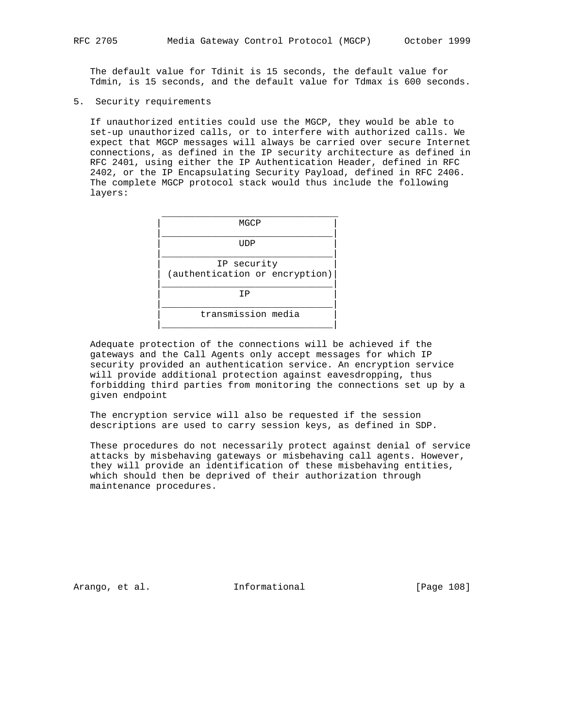The default value for Tdinit is 15 seconds, the default value for Tdmin, is 15 seconds, and the default value for Tdmax is 600 seconds.

# 5. Security requirements

If unauthorized entities could use the MGCP, they would be able to set-up unauthorized calls, or to interfere with authorized calls. We expect that MGCP messages will always be carried over secure Internet connections, as defined in the IP security architecture as defined in RFC 2401, using either the IP Authentication Header, defined in RFC 2402, or the IP Encapsulating Security Payload, defined in RFC 2406. The complete MGCP protocol stack would thus include the following layers:

```
 ________________________________
|              MGCP              |
|________________________________|
|              UDP               |
|________________________________|
|          IP security           |
| (authentication or encryption) |
|________________________________|
|               IP               |
|________________________________|
|       transmission media       |
|________________________________|
```

Adequate protection of the connections will be achieved if the gateways and the Call Agents only accept messages for which IP security provided an authentication service. An encryption service will provide additional protection against eavesdropping, thus forbidding third parties from monitoring the connections set up by a given endpoint

The encryption service will also be requested if the session descriptions are used to carry session keys, as defined in SDP.

These procedures do not necessarily protect against denial of service attacks by misbehaving gateways or misbehaving call agents. However, they will provide an identification of these misbehaving entities, which should then be deprived of their authorization through maintenance procedures.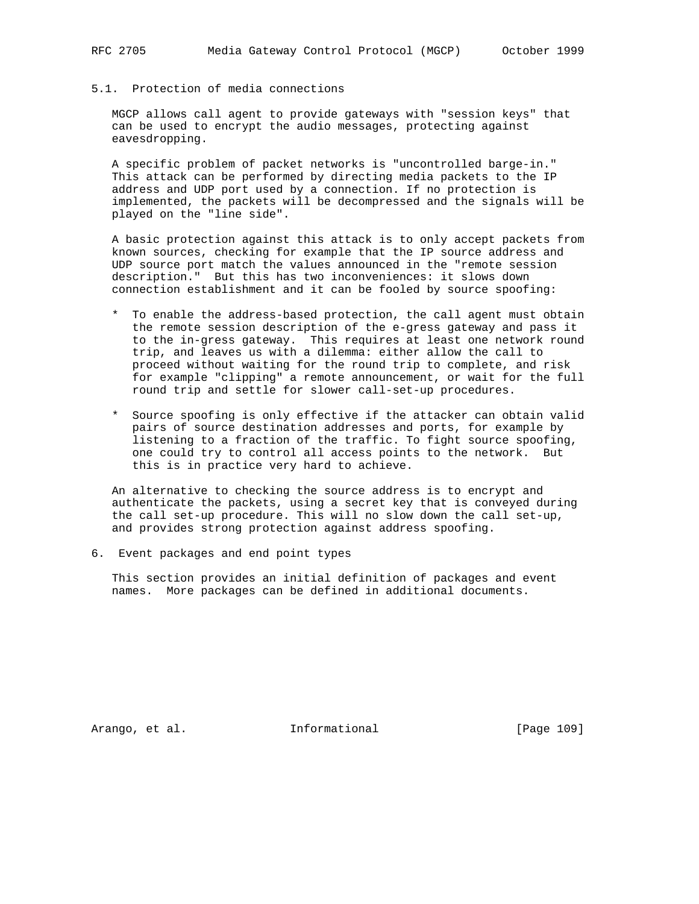### 5.1. Protection of media connections

MGCP allows call agent to provide gateways with "session keys" that can be used to encrypt the audio messages, protecting against eavesdropping.

A specific problem of packet networks is "uncontrolled barge-in." This attack can be performed by directing media packets to the IP address and UDP port used by a connection. If no protection is implemented, the packets will be decompressed and the signals will be played on the "line side".

A basic protection against this attack is to only accept packets from known sources, checking for example that the IP source address and UDP source port match the values announced in the "remote session description." But this has two inconveniences: it slows down connection establishment and it can be fooled by source spoofing:

* To enable the address-based protection, the call agent must obtain the remote session description of the e-gress gateway and pass it to the in-gress gateway. This requires at least one network round trip, and leaves us with a dilemma: either allow the call to proceed without waiting for the round trip to complete, and risk for example "clipping" a remote announcement, or wait for the full round trip and settle for slower call-set-up procedures.

* Source spoofing is only effective if the attacker can obtain valid pairs of source destination addresses and ports, for example by listening to a fraction of the traffic. To fight source spoofing, one could try to control all access points to the network. But this is in practice very hard to achieve.

An alternative to checking the source address is to encrypt and authenticate the packets, using a secret key that is conveyed during the call set-up procedure. This will no slow down the call set-up, and provides strong protection against address spoofing.

## 6. Event packages and end point types

This section provides an initial definition of packages and event names. More packages can be defined in additional documents.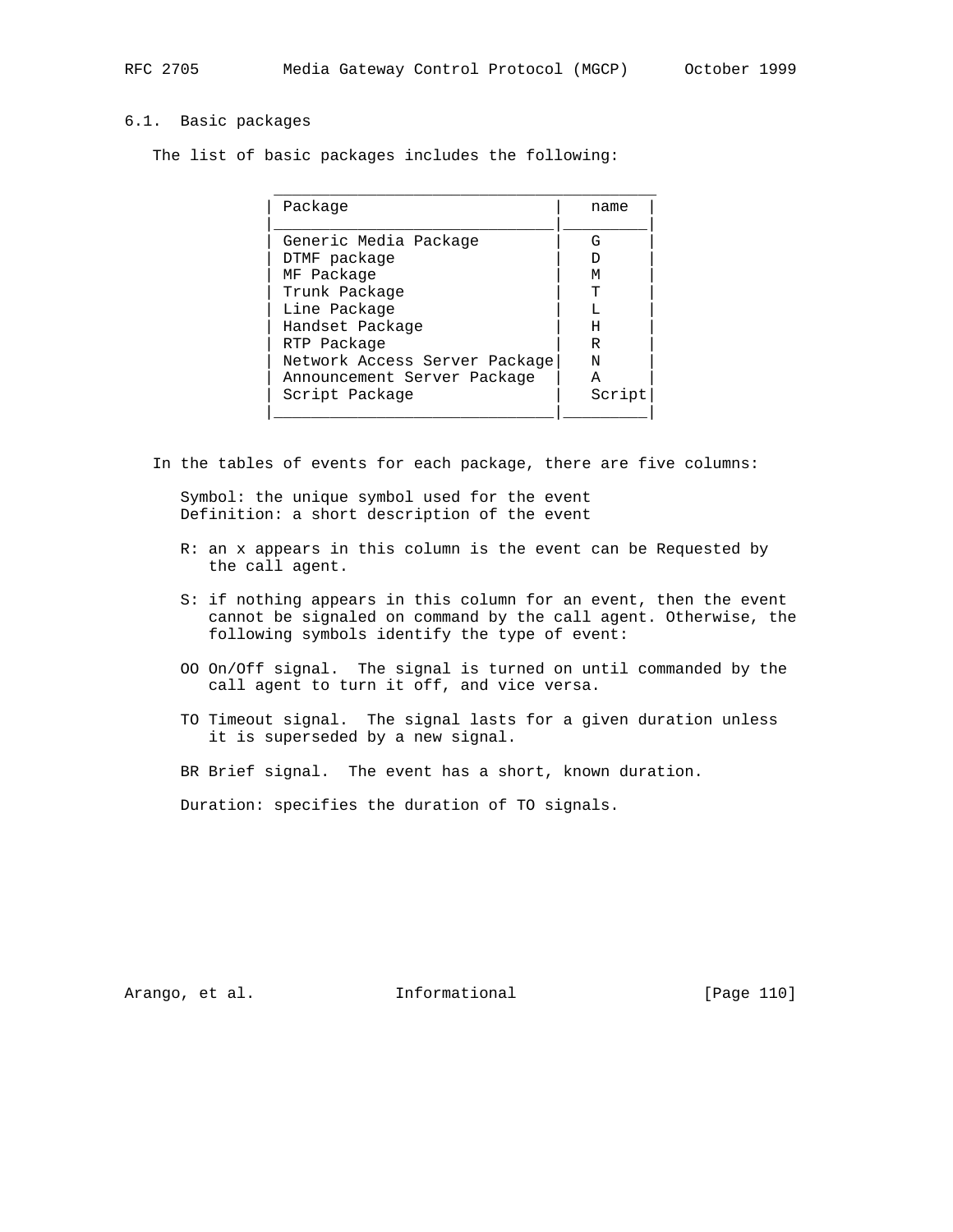### 6.1. Basic packages

The list of basic packages includes the following:

| Package | name |
|---|---|
| Generic Media Package | G |
| DTMF package | D |
| MF Package | M |
| Trunk Package | T |
| Line Package | L |
| Handset Package | H |
| RTP Package | R |
| Network Access Server Package | N |
| Announcement Server Package | A |
| Script Package | Script |

In the tables of events for each package, there are five columns:

Symbol: the unique symbol used for the event
Definition: a short description of the event

R: an x appears in this column is the event can be Requested by the call agent.

S: if nothing appears in this column for an event, then the event cannot be signaled on command by the call agent. Otherwise, the following symbols identify the type of event:

OO On/Off signal. The signal is turned on until commanded by the call agent to turn it off, and vice versa.

TO Timeout signal. The signal lasts for a given duration unless it is superseded by a new signal.

BR Brief signal. The event has a short, known duration.

Duration: specifies the duration of TO signals.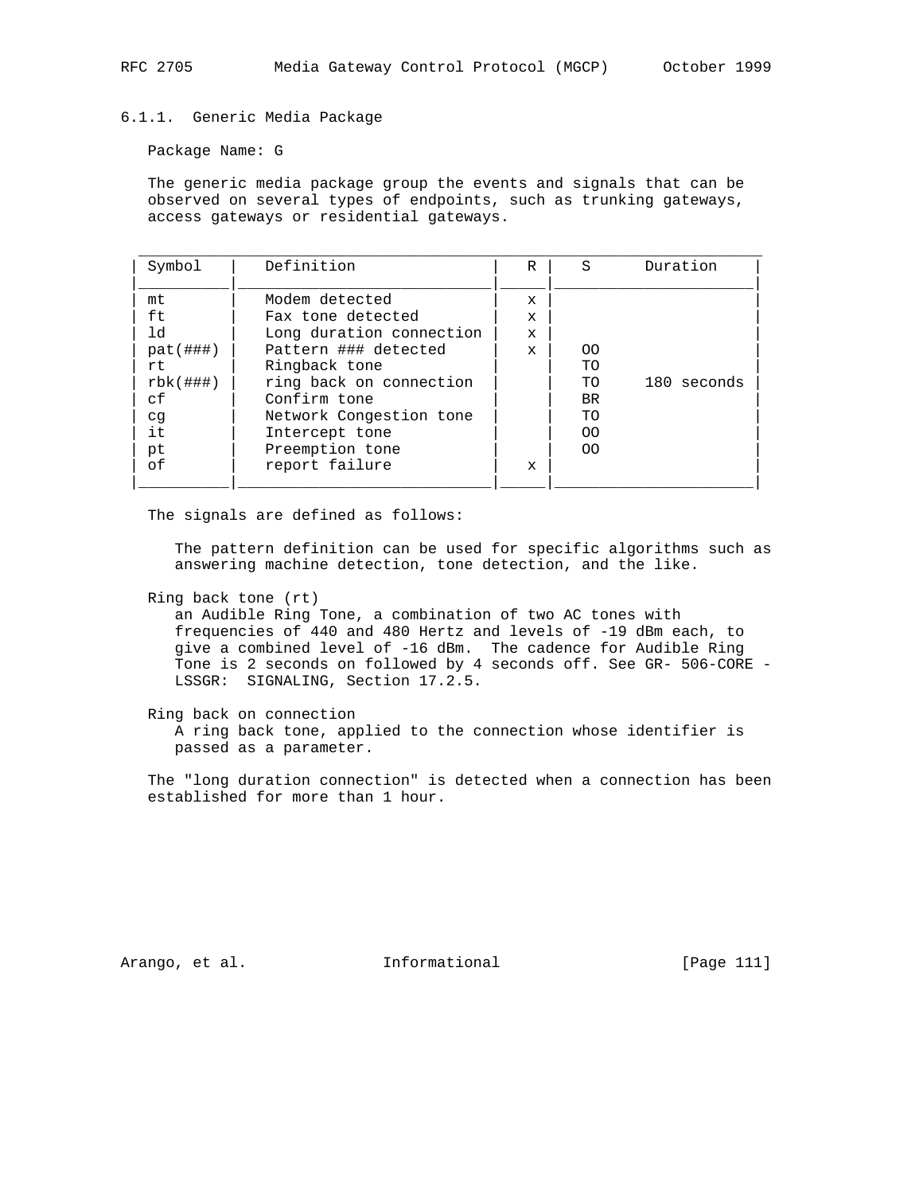### 6.1.1. Generic Media Package

Package Name: G

The generic media package group the events and signals that can be observed on several types of endpoints, such as trunking gateways, access gateways or residential gateways.

| Symbol | Definition | R | S | Duration |
|---|---|---|---|---|
| mt | Modem detected | x | | |
| ft | Fax tone detected | x | | |
| ld | Long duration connection | x | | |
| pat(###) | Pattern ### detected | x | OO | |
| rt | Ringback tone | | TO | |
| rbk(###) | ring back on connection | | TO | 180 seconds |
| cf | Confirm tone | | BR | |
| cg | Network Congestion tone | | TO | |
| it | Intercept tone | | OO | |
| pt | Preemption tone | | OO | |
| of | report failure | x | | |

The signals are defined as follows:

The pattern definition can be used for specific algorithms such as answering machine detection, tone detection, and the like.

Ring back tone (rt)
an Audible Ring Tone, a combination of two AC tones with frequencies of 440 and 480 Hertz and levels of -19 dBm each, to give a combined level of -16 dBm. The cadence for Audible Ring Tone is 2 seconds on followed by 4 seconds off. See GR- 506-CORE - LSSGR: SIGNALING, Section 17.2.5.

Ring back on connection
A ring back tone, applied to the connection whose identifier is passed as a parameter.

The "long duration connection" is detected when a connection has been established for more than 1 hour.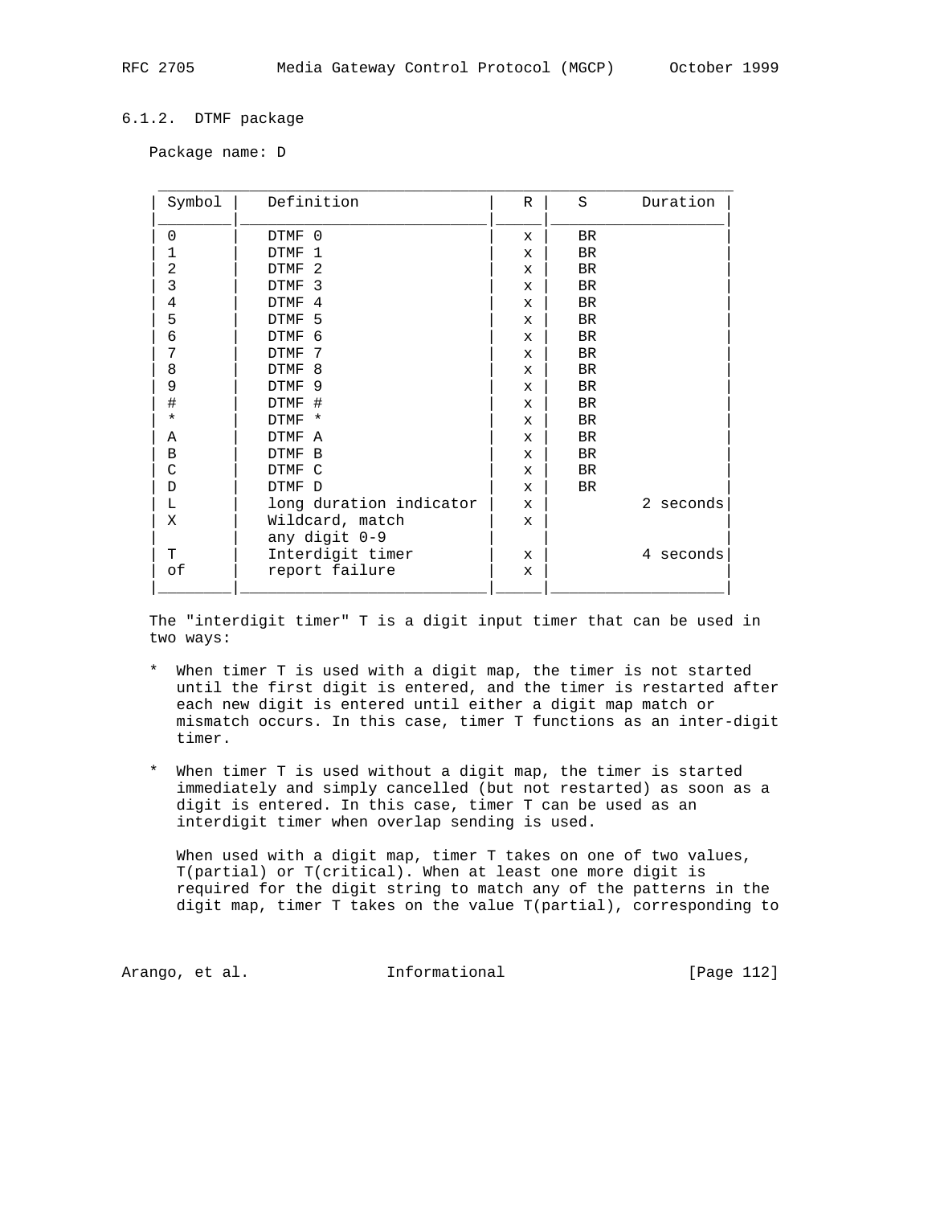### 6.1.2. DTMF package

Package name: D

| Symbol | Definition | R | S | Duration |
|---|---|---|---|---|
| 0 | DTMF 0 | x | BR | |
| 1 | DTMF 1 | x | BR | |
| 2 | DTMF 2 | x | BR | |
| 3 | DTMF 3 | x | BR | |
| 4 | DTMF 4 | x | BR | |
| 5 | DTMF 5 | x | BR | |
| 6 | DTMF 6 | x | BR | |
| 7 | DTMF 7 | x | BR | |
| 8 | DTMF 8 | x | BR | |
| 9 | DTMF 9 | x | BR | |
| # | DTMF # | x | BR | |
| * | DTMF * | x | BR | |
| A | DTMF A | x | BR | |
| B | DTMF B | x | BR | |
| C | DTMF C | x | BR | |
| D | DTMF D | x | BR | |
| L | long duration indicator | x | | 2 seconds |
| X | Wildcard, match any digit 0-9 | x | | |
| T | Interdigit timer | x | | 4 seconds |
| of | report failure | x | | |

The "interdigit timer" T is a digit input timer that can be used in two ways:

* When timer T is used with a digit map, the timer is not started until the first digit is entered, and the timer is restarted after each new digit is entered until either a digit map match or mismatch occurs. In this case, timer T functions as an inter-digit timer.

* When timer T is used without a digit map, the timer is started immediately and simply cancelled (but not restarted) as soon as a digit is entered. In this case, timer T can be used as an interdigit timer when overlap sending is used.

  When used with a digit map, timer T takes on one of two values, T(partial) or T(critical). When at least one more digit is required for the digit string to match any of the patterns in the digit map, timer T takes on the value T(partial), corresponding to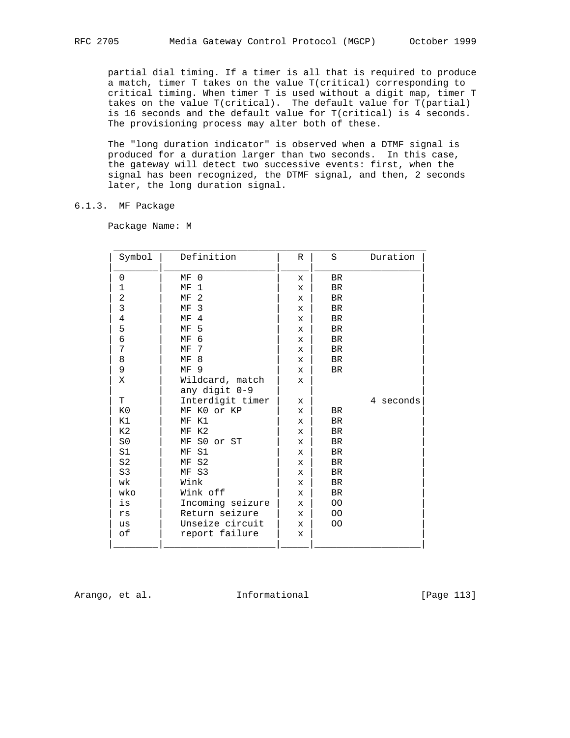partial dial timing. If a timer is all that is required to produce a match, timer T takes on the value T(critical) corresponding to critical timing. When timer T is used without a digit map, timer T takes on the value T(critical). The default value for T(partial) is 16 seconds and the default value for T(critical) is 4 seconds. The provisioning process may alter both of these.

The "long duration indicator" is observed when a DTMF signal is produced for a duration larger than two seconds. In this case, the gateway will detect two successive events: first, when the signal has been recognized, the DTMF signal, and then, 2 seconds later, the long duration signal.

### 6.1.3. MF Package

Package Name: M

| Symbol | Definition | R | S | Duration |
|---|---|---|---|---|
| 0 | MF 0 | x | BR | |
| 1 | MF 1 | x | BR | |
| 2 | MF 2 | x | BR | |
| 3 | MF 3 | x | BR | |
| 4 | MF 4 | x | BR | |
| 5 | MF 5 | x | BR | |
| 6 | MF 6 | x | BR | |
| 7 | MF 7 | x | BR | |
| 8 | MF 8 | x | BR | |
| 9 | MF 9 | x | BR | |
| X | Wildcard, match any digit 0-9 | x | | |
| T | Interdigit timer | x | | 4 seconds |
| K0 | MF K0 or KP | x | BR | |
| K1 | MF K1 | x | BR | |
| K2 | MF K2 | x | BR | |
| S0 | MF S0 or ST | x | BR | |
| S1 | MF S1 | x | BR | |
| S2 | MF S2 | x | BR | |
| S3 | MF S3 | x | BR | |
| wk | Wink | x | BR | |
| wko | Wink off | x | BR | |
| is | Incoming seizure | x | OO | |
| rs | Return seizure | x | OO | |
| us | Unseize circuit | x | OO | |
| of | report failure | x | | |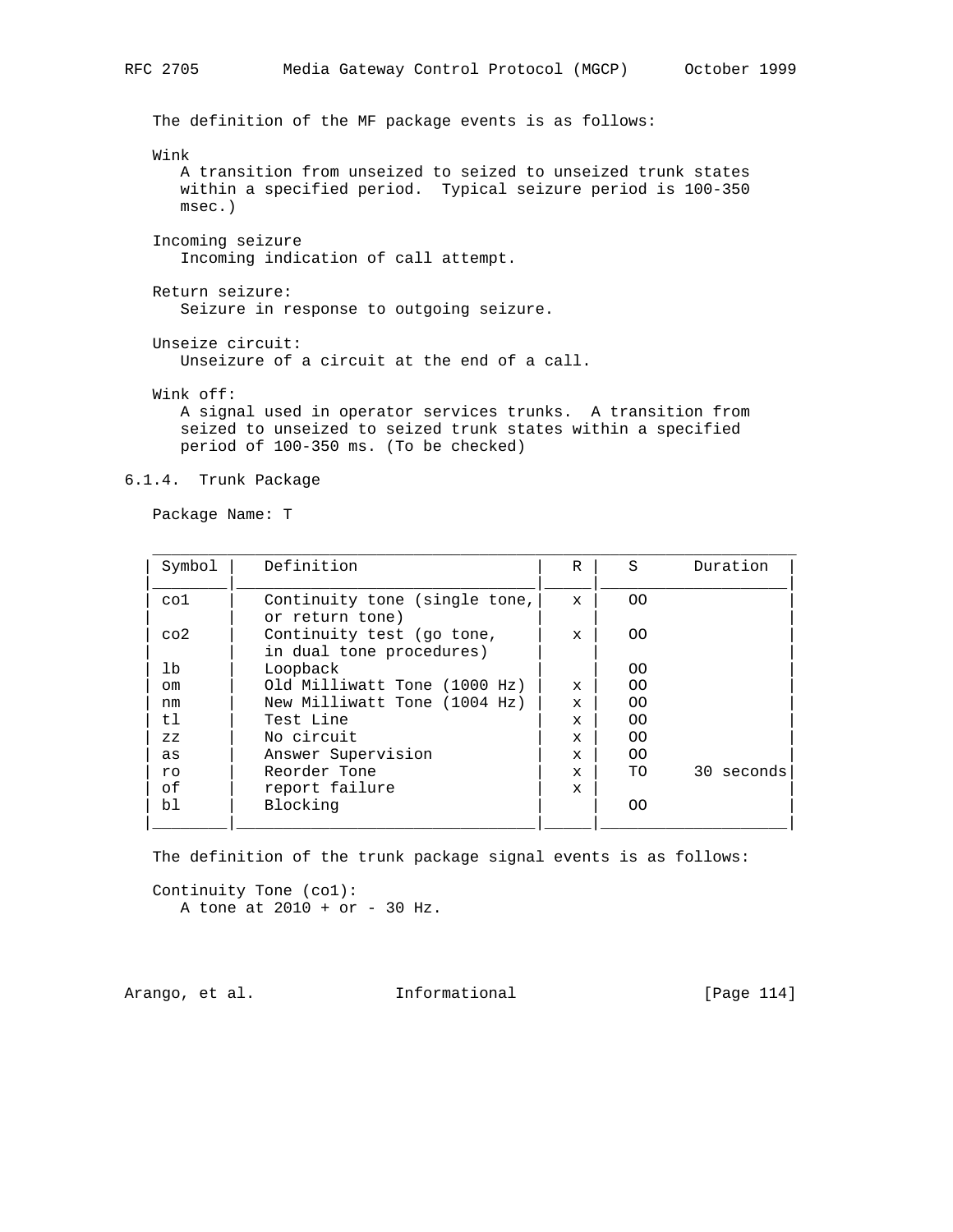The definition of the MF package events is as follows:

Wink
A transition from unseized to seized to unseized trunk states within a specified period. Typical seizure period is 100-350 msec.)

Incoming seizure
Incoming indication of call attempt.

Return seizure:
Seizure in response to outgoing seizure.

Unseize circuit:
Unseizure of a circuit at the end of a call.

Wink off:
A signal used in operator services trunks. A transition from seized to unseized to seized trunk states within a specified period of 100-350 ms. (To be checked)

### 6.1.4. Trunk Package

Package Name: T

| Symbol | Definition | R | S | Duration |
|---|---|---|---|---|
| co1 | Continuity tone (single tone, or return tone) | x | OO | |
| co2 | Continuity test (go tone, in dual tone procedures) | x | OO | |
| lb | Loopback | | OO | |
| om | Old Milliwatt Tone (1000 Hz) | x | OO | |
| nm | New Milliwatt Tone (1004 Hz) | x | OO | |
| tl | Test Line | x | OO | |
| zz | No circuit | x | OO | |
| as | Answer Supervision | x | OO | |
| ro | Reorder Tone | x | TO | 30 seconds |
| of | report failure | x | | |
| bl | Blocking | | OO | |

The definition of the trunk package signal events is as follows:

Continuity Tone (co1):
A tone at 2010 + or - 30 Hz.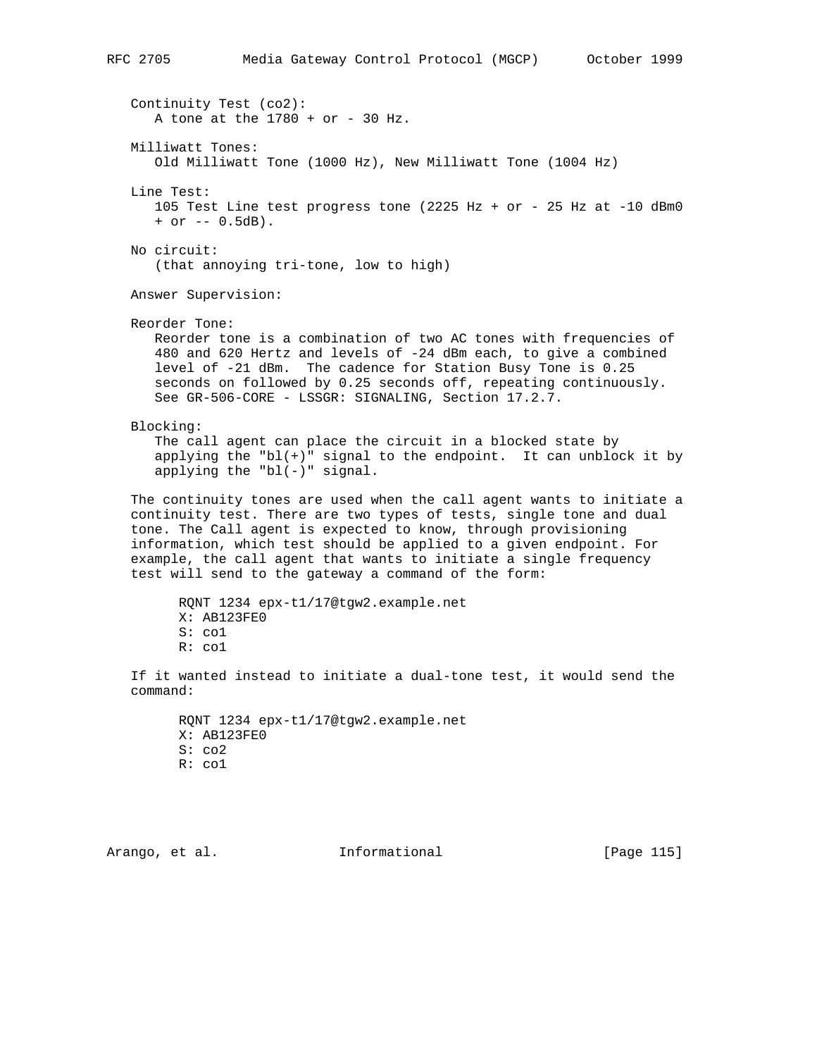Continuity Test (co2):
A tone at the 1780 + or - 30 Hz.

Milliwatt Tones:
Old Milliwatt Tone (1000 Hz), New Milliwatt Tone (1004 Hz)

Line Test:
105 Test Line test progress tone (2225 Hz + or - 25 Hz at -10 dBm0 + or -- 0.5dB).

No circuit:
(that annoying tri-tone, low to high)

Answer Supervision:

Reorder Tone:
Reorder tone is a combination of two AC tones with frequencies of 480 and 620 Hertz and levels of -24 dBm each, to give a combined level of -21 dBm. The cadence for Station Busy Tone is 0.25 seconds on followed by 0.25 seconds off, repeating continuously. See GR-506-CORE - LSSGR: SIGNALING, Section 17.2.7.

Blocking:
The call agent can place the circuit in a blocked state by applying the "bl(+)" signal to the endpoint. It can unblock it by applying the "bl(-)" signal.

The continuity tones are used when the call agent wants to initiate a continuity test. There are two types of tests, single tone and dual tone. The Call agent is expected to know, through provisioning information, which test should be applied to a given endpoint. For example, the call agent that wants to initiate a single frequency test will send to the gateway a command of the form:

```
RQNT 1234 epx-t1/17@tgw2.example.net
X: AB123FE0
S: co1
R: co1
```

If it wanted instead to initiate a dual-tone test, it would send the command:

```
RQNT 1234 epx-t1/17@tgw2.example.net
X: AB123FE0
S: co2
R: co1
```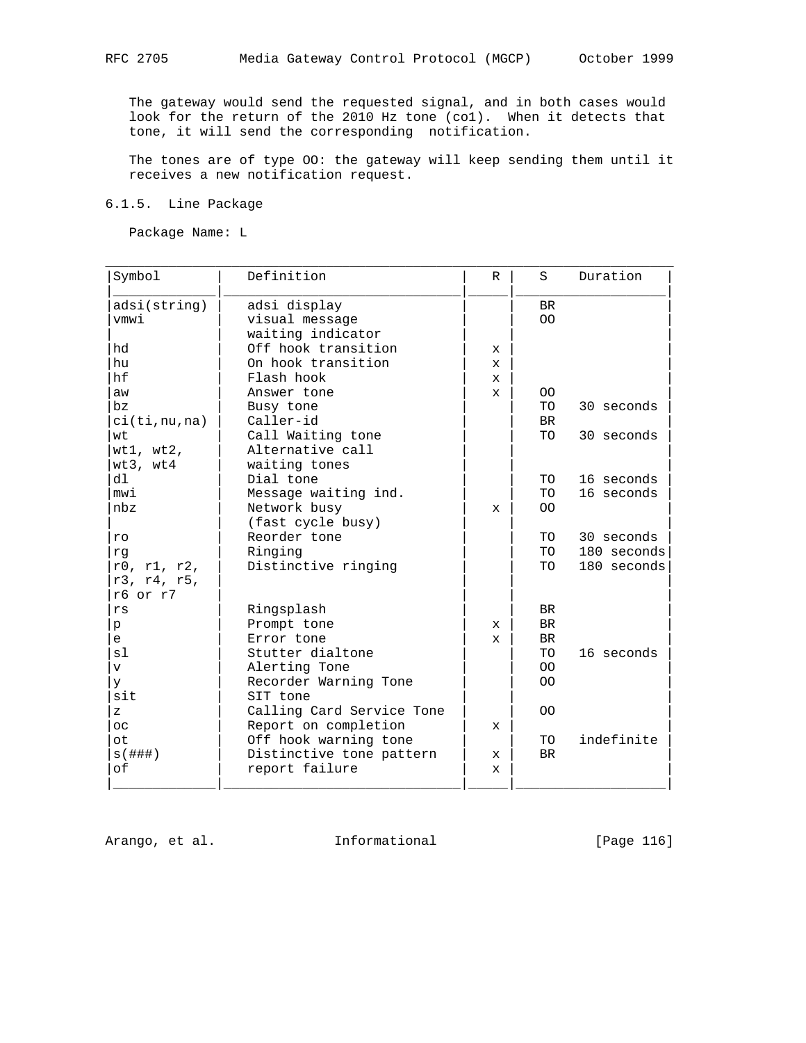The gateway would send the requested signal, and in both cases would look for the return of the 2010 Hz tone (co1). When it detects that tone, it will send the corresponding notification.

The tones are of type OO: the gateway will keep sending them until it receives a new notification request.

### 6.1.5. Line Package

Package Name: L

| Symbol | Definition | R | S | Duration |
|---|---|---|---|---|
| adsi(string) | adsi display | | BR | |
| vmwi | visual message waiting indicator | | OO | |
| hd | Off hook transition | x | | |
| hu | On hook transition | x | | |
| hf | Flash hook | x | | |
| aw | Answer tone | x | OO | |
| bz | Busy tone | | TO | 30 seconds |
| ci(ti,nu,na) | Caller-id | | BR | |
| wt | Call Waiting tone | | TO | 30 seconds |
| wt1, wt2, wt3, wt4 | Alternative call waiting tones | | | |
| dl | Dial tone | | TO | 16 seconds |
| mwi | Message waiting ind. | | TO | 16 seconds |
| nbz | Network busy (fast cycle busy) | x | OO | |
| ro | Reorder tone | | TO | 30 seconds |
| rg | Ringing | | TO | 180 seconds |
| r0, r1, r2, r3, r4, r5, r6 or r7 | Distinctive ringing | | TO | 180 seconds |
| rs | Ringsplash | | BR | |
| p | Prompt tone | x | BR | |
| e | Error tone | x | BR | |
| sl | Stutter dialtone | | TO | 16 seconds |
| v | Alerting Tone | | OO | |
| y | Recorder Warning Tone | | OO | |
| sit | SIT tone | | | |
| z | Calling Card Service Tone | | OO | |
| oc | Report on completion | x | | |
| ot | Off hook warning tone | | TO | indefinite |
| s(###) | Distinctive tone pattern | x | BR | |
| of | report failure | x | | |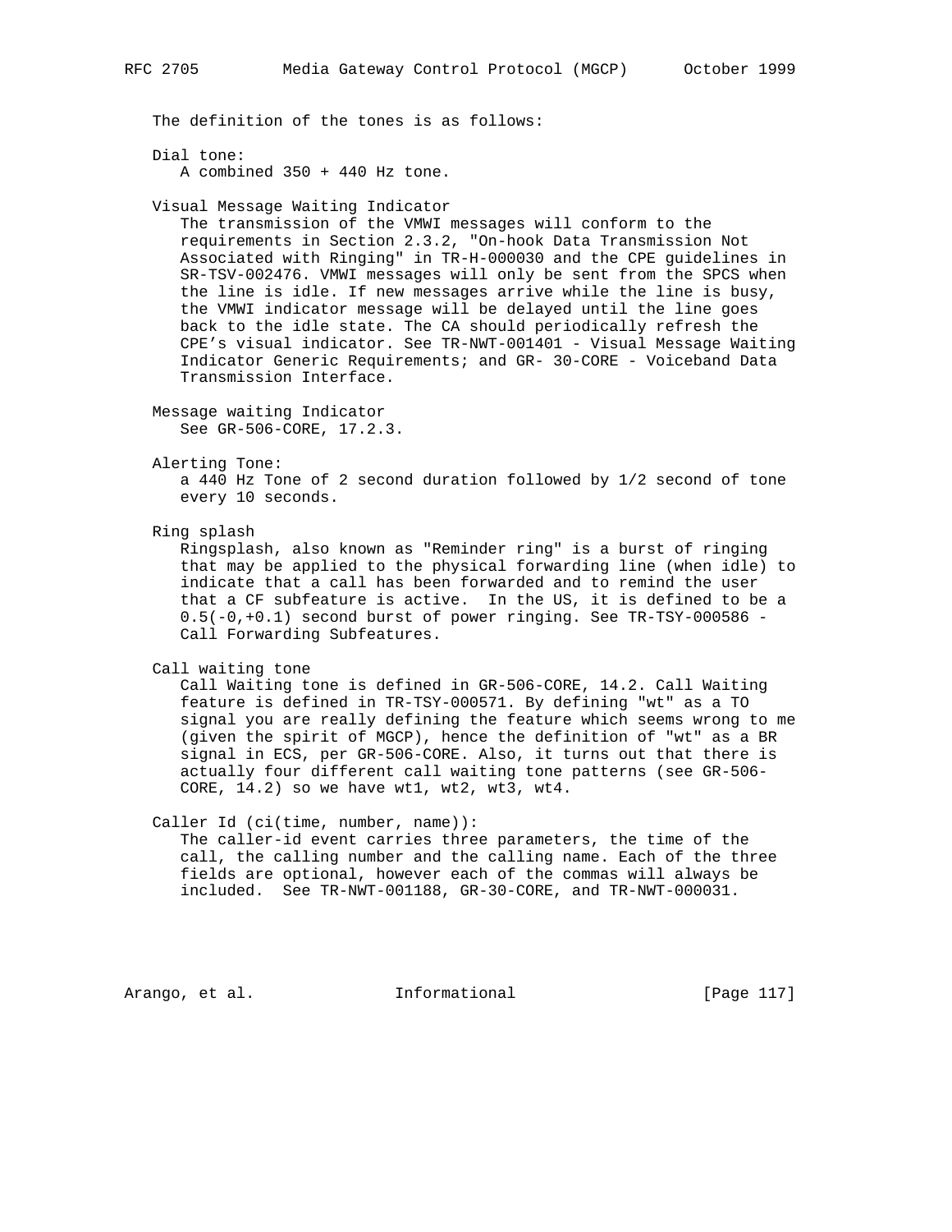The definition of the tones is as follows:

Dial tone:
A combined 350 + 440 Hz tone.

Visual Message Waiting Indicator
The transmission of the VMWI messages will conform to the requirements in Section 2.3.2, "On-hook Data Transmission Not Associated with Ringing" in TR-H-000030 and the CPE guidelines in SR-TSV-002476. VMWI messages will only be sent from the SPCS when the line is idle. If new messages arrive while the line is busy, the VMWI indicator message will be delayed until the line goes back to the idle state. The CA should periodically refresh the CPE’s visual indicator. See TR-NWT-001401 - Visual Message Waiting Indicator Generic Requirements; and GR- 30-CORE - Voiceband Data Transmission Interface.

Message waiting Indicator
See GR-506-CORE, 17.2.3.

Alerting Tone:
a 440 Hz Tone of 2 second duration followed by 1/2 second of tone every 10 seconds.

Ring splash
Ringsplash, also known as "Reminder ring" is a burst of ringing that may be applied to the physical forwarding line (when idle) to indicate that a call has been forwarded and to remind the user that a CF subfeature is active. In the US, it is defined to be a 0.5(-0,+0.1) second burst of power ringing. See TR-TSY-000586 - Call Forwarding Subfeatures.

Call waiting tone
Call Waiting tone is defined in GR-506-CORE, 14.2. Call Waiting feature is defined in TR-TSY-000571. By defining "wt" as a TO signal you are really defining the feature which seems wrong to me (given the spirit of MGCP), hence the definition of "wt" as a BR signal in ECS, per GR-506-CORE. Also, it turns out that there is actually four different call waiting tone patterns (see GR-506-CORE, 14.2) so we have wt1, wt2, wt3, wt4.

Caller Id (ci(time, number, name)):
The caller-id event carries three parameters, the time of the call, the calling number and the calling name. Each of the three fields are optional, however each of the commas will always be included. See TR-NWT-001188, GR-30-CORE, and TR-NWT-000031.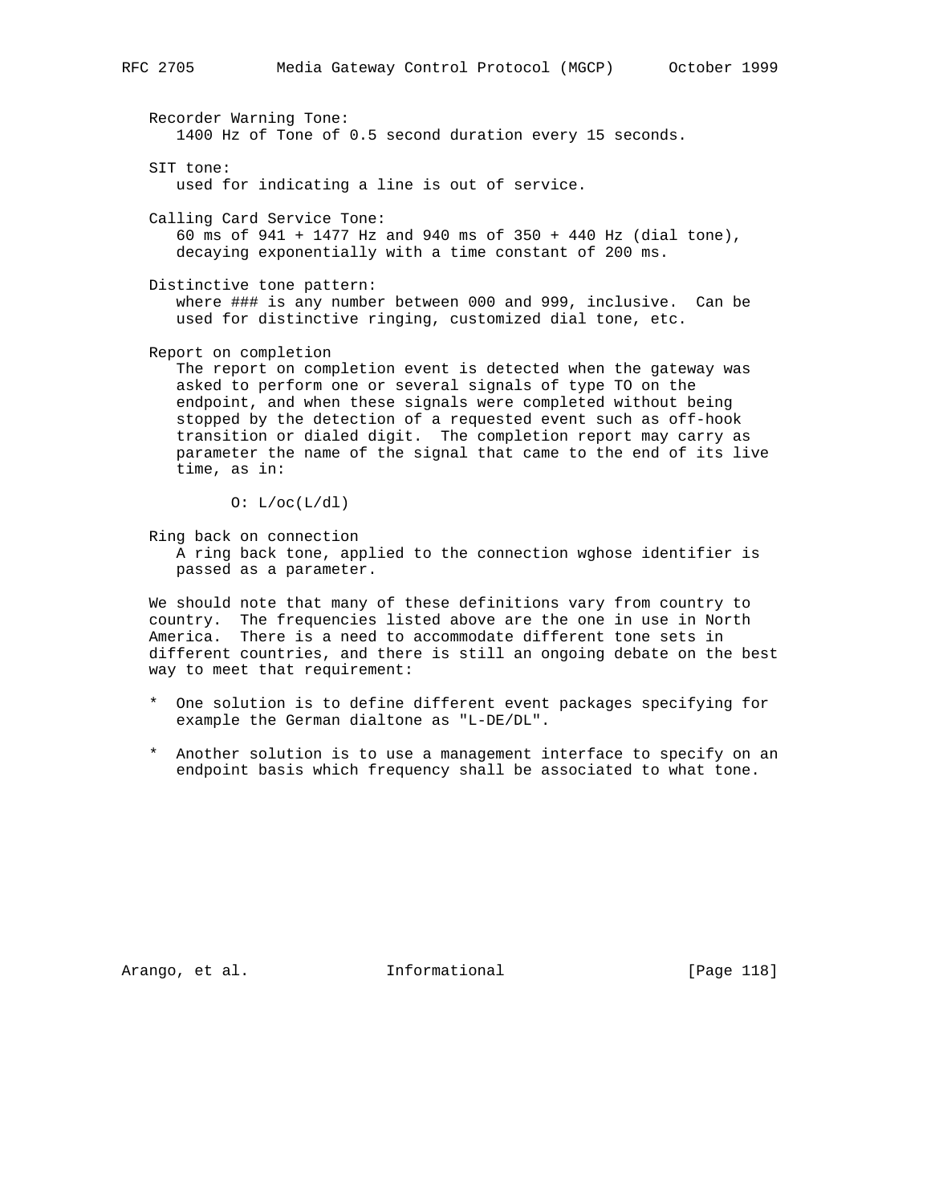Recorder Warning Tone:
   1400 Hz of Tone of 0.5 second duration every 15 seconds.

SIT tone:
   used for indicating a line is out of service.

Calling Card Service Tone:
   60 ms of 941 + 1477 Hz and 940 ms of 350 + 440 Hz (dial tone), decaying exponentially with a time constant of 200 ms.

Distinctive tone pattern:
   where ### is any number between 000 and 999, inclusive. Can be used for distinctive ringing, customized dial tone, etc.

Report on completion
   The report on completion event is detected when the gateway was asked to perform one or several signals of type TO on the endpoint, and when these signals were completed without being stopped by the detection of a requested event such as off-hook transition or dialed digit. The completion report may carry as parameter the name of the signal that came to the end of its live time, as in:

```
O: L/oc(L/dl)
```

Ring back on connection
   A ring back tone, applied to the connection wghose identifier is passed as a parameter.

We should note that many of these definitions vary from country to country. The frequencies listed above are the one in use in North America. There is a need to accommodate different tone sets in different countries, and there is still an ongoing debate on the best way to meet that requirement:

* One solution is to define different event packages specifying for example the German dialtone as "L-DE/DL".

* Another solution is to use a management interface to specify on an endpoint basis which frequency shall be associated to what tone.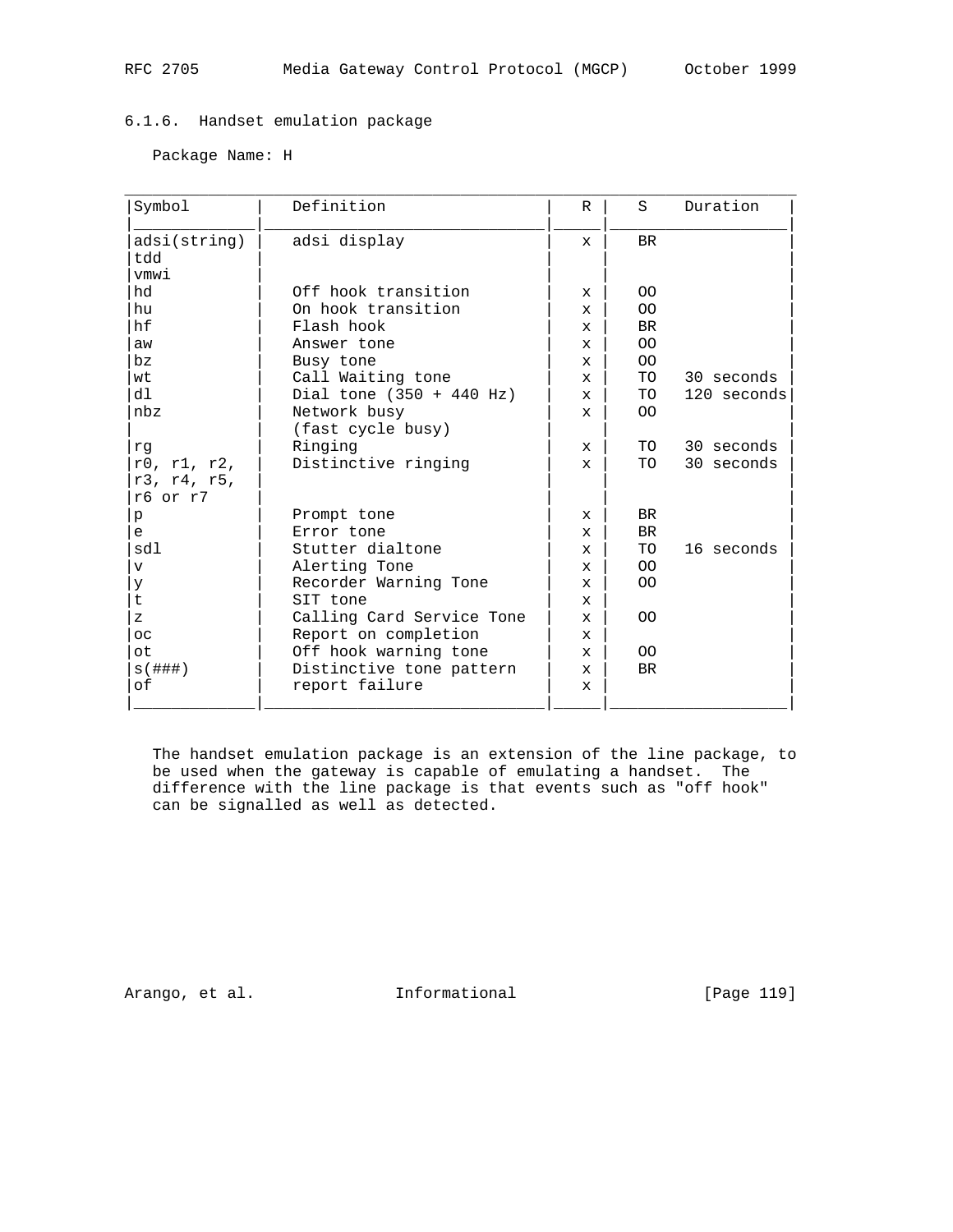### 6.1.6. Handset emulation package

Package Name: H

| Symbol | Definition | R | S | Duration |
|---|---|---|---|---|
| adsi(string) | adsi display | x | BR | |
| tdd | | | | |
| vmwi | | | | |
| hd | Off hook transition | x | OO | |
| hu | On hook transition | x | OO | |
| hf | Flash hook | x | BR | |
| aw | Answer tone | x | OO | |
| bz | Busy tone | x | OO | |
| wt | Call Waiting tone | x | TO | 30 seconds |
| dl | Dial tone (350 + 440 Hz) | x | TO | 120 seconds |
| nbz | Network busy (fast cycle busy) | x | OO | |
| rg | Ringing | x | TO | 30 seconds |
| r0, r1, r2, r3, r4, r5, r6 or r7 | Distinctive ringing | x | TO | 30 seconds |
| p | Prompt tone | x | BR | |
| e | Error tone | x | BR | |
| sdl | Stutter dialtone | x | TO | 16 seconds |
| v | Alerting Tone | x | OO | |
| y | Recorder Warning Tone | x | OO | |
| t | SIT tone | x | | |
| z | Calling Card Service Tone | x | OO | |
| oc | Report on completion | x | | |
| ot | Off hook warning tone | x | OO | |
| s(###) | Distinctive tone pattern | x | BR | |
| of | report failure | x | | |

The handset emulation package is an extension of the line package, to be used when the gateway is capable of emulating a handset. The difference with the line package is that events such as "off hook" can be signalled as well as detected.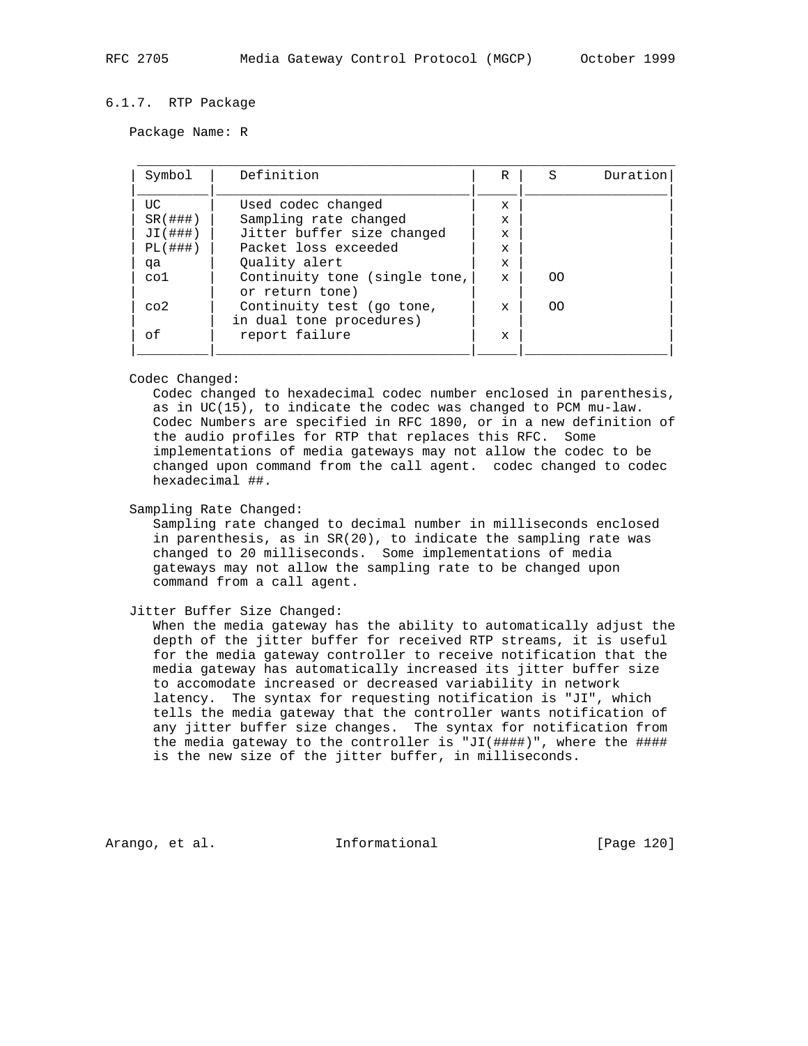### 6.1.7. RTP Package

Package Name: R

| Symbol | Definition | R | S | Duration |
|---|---|---|---|---|
| UC | Used codec changed | x | | |
| SR(###) | Sampling rate changed | x | | |
| JI(###) | Jitter buffer size changed | x | | |
| PL(###) | Packet loss exceeded | x | | |
| qa | Quality alert | x | | |
| co1 | Continuity tone (single tone, or return tone) | x | OO | |
| co2 | Continuity test (go tone, in dual tone procedures) | x | OO | |
| of | report failure | x | | |

Codec Changed:
Codec changed to hexadecimal codec number enclosed in parenthesis, as in UC(15), to indicate the codec was changed to PCM mu-law. Codec Numbers are specified in RFC 1890, or in a new definition of the audio profiles for RTP that replaces this RFC. Some implementations of media gateways may not allow the codec to be changed upon command from the call agent. codec changed to codec hexadecimal ##.

Sampling Rate Changed:
Sampling rate changed to decimal number in milliseconds enclosed in parenthesis, as in SR(20), to indicate the sampling rate was changed to 20 milliseconds. Some implementations of media gateways may not allow the sampling rate to be changed upon command from a call agent.

Jitter Buffer Size Changed:
When the media gateway has the ability to automatically adjust the depth of the jitter buffer for received RTP streams, it is useful for the media gateway controller to receive notification that the media gateway has automatically increased its jitter buffer size to accomodate increased or decreased variability in network latency. The syntax for requesting notification is "JI", which tells the media gateway that the controller wants notification of any jitter buffer size changes. The syntax for notification from the media gateway to the controller is "JI(####)", where the #### is the new size of the jitter buffer, in milliseconds.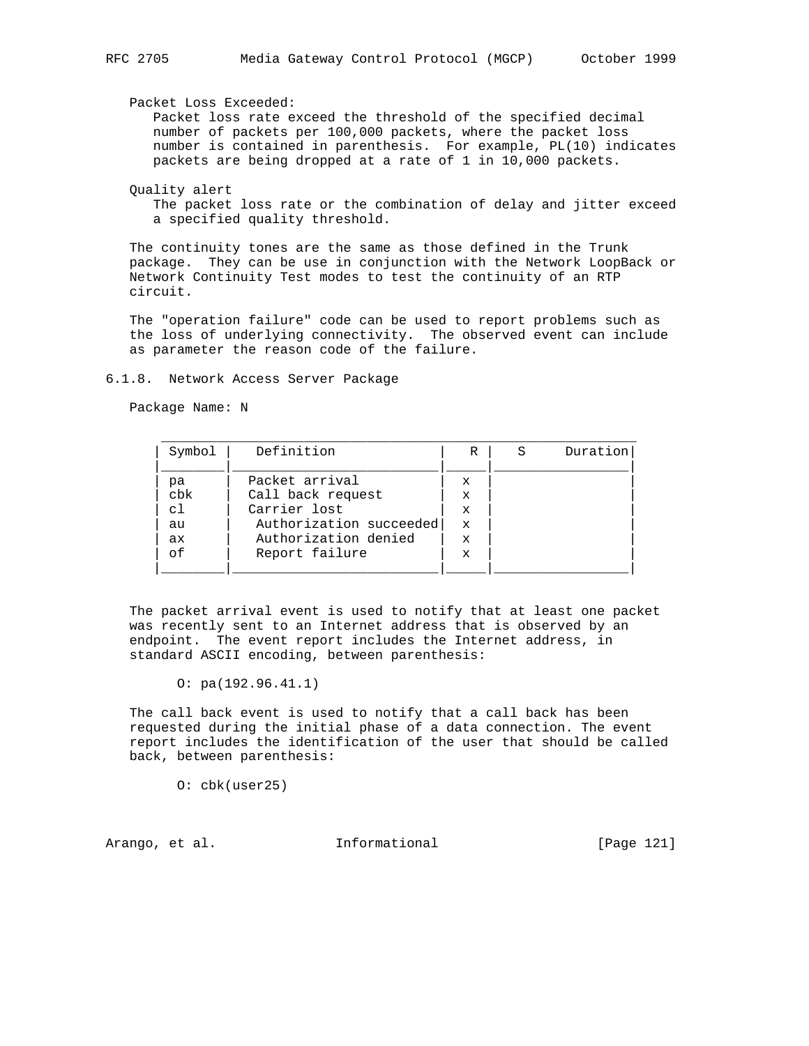Packet Loss Exceeded:
Packet loss rate exceed the threshold of the specified decimal number of packets per 100,000 packets, where the packet loss number is contained in parenthesis. For example, PL(10) indicates packets are being dropped at a rate of 1 in 10,000 packets.

Quality alert
The packet loss rate or the combination of delay and jitter exceed a specified quality threshold.

The continuity tones are the same as those defined in the Trunk package. They can be use in conjunction with the Network LoopBack or Network Continuity Test modes to test the continuity of an RTP circuit.

The "operation failure" code can be used to report problems such as the loss of underlying connectivity. The observed event can include as parameter the reason code of the failure.

### 6.1.8. Network Access Server Package

Package Name: N

| Symbol | Definition | R | S | Duration |
|---|---|---|---|---|
| pa | Packet arrival | x | | |
| cbk | Call back request | x | | |
| cl | Carrier lost | x | | |
| au | Authorization succeeded | x | | |
| ax | Authorization denied | x | | |
| of | Report failure | x | | |

The packet arrival event is used to notify that at least one packet was recently sent to an Internet address that is observed by an endpoint. The event report includes the Internet address, in standard ASCII encoding, between parenthesis:

```
O: pa(192.96.41.1)
```

The call back event is used to notify that a call back has been requested during the initial phase of a data connection. The event report includes the identification of the user that should be called back, between parenthesis:

```
O: cbk(user25)
```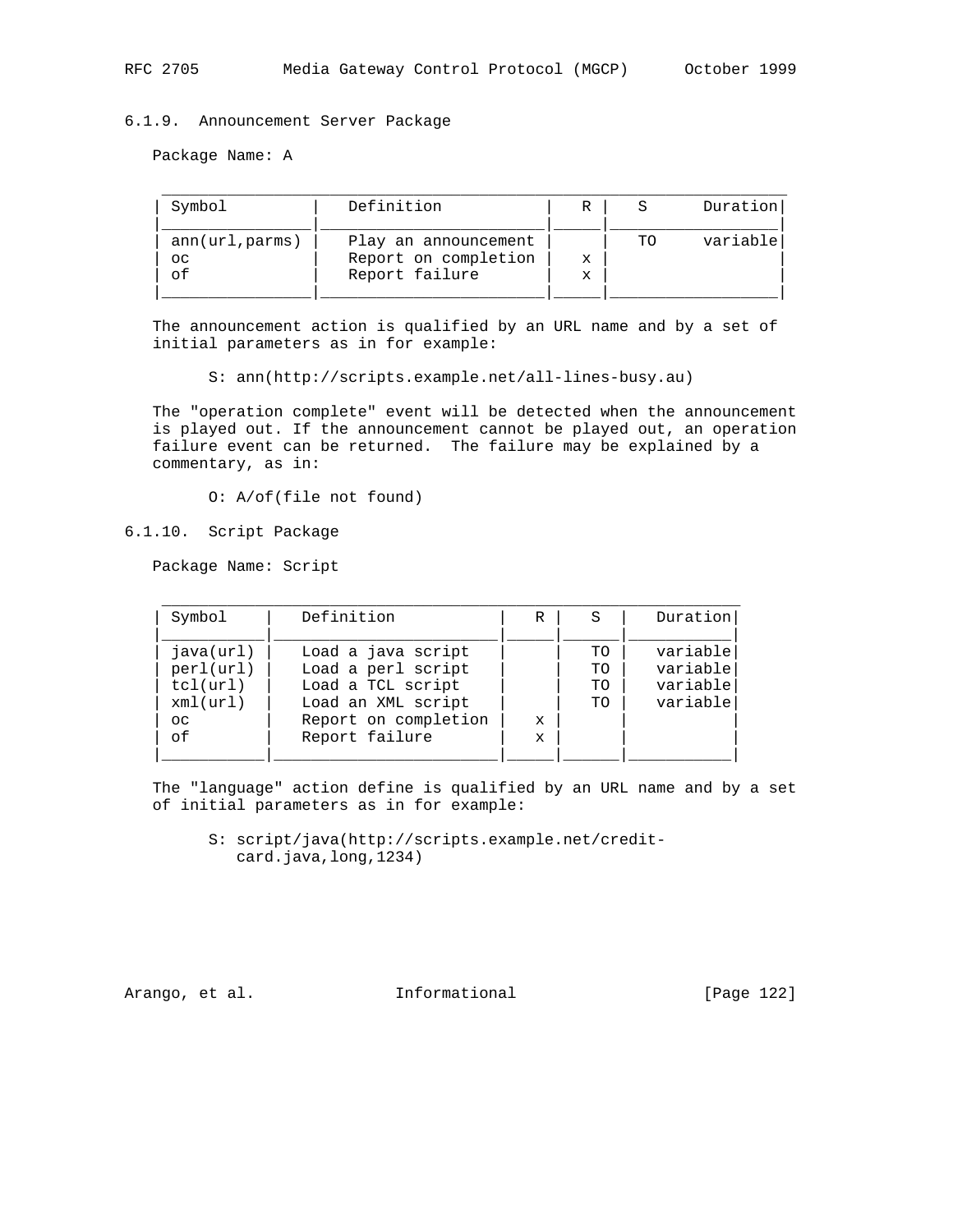### 6.1.9. Announcement Server Package

Package Name: A

| Symbol | Definition | R | S | Duration |
|---|---|---|---|---|
| ann(url,parms) | Play an announcement | | TO | variable |
| oc | Report on completion | x | | |
| of | Report failure | x | | |

The announcement action is qualified by an URL name and by a set of initial parameters as in for example:

```
S: ann(http://scripts.example.net/all-lines-busy.au)
```

The "operation complete" event will be detected when the announcement is played out. If the announcement cannot be played out, an operation failure event can be returned. The failure may be explained by a commentary, as in:

```
O: A/of(file not found)
```

### 6.1.10. Script Package

Package Name: Script

| Symbol | Definition | R | S | Duration |
|---|---|---|---|---|
| java(url) | Load a java script | | TO | variable |
| perl(url) | Load a perl script | | TO | variable |
| tcl(url) | Load a TCL script | | TO | variable |
| xml(url) | Load an XML script | | TO | variable |
| oc | Report on completion | x | | |
| of | Report failure | x | | |

The "language" action define is qualified by an URL name and by a set of initial parameters as in for example:

```
S: script/java(http://scripts.example.net/credit-
   card.java,long,1234)
```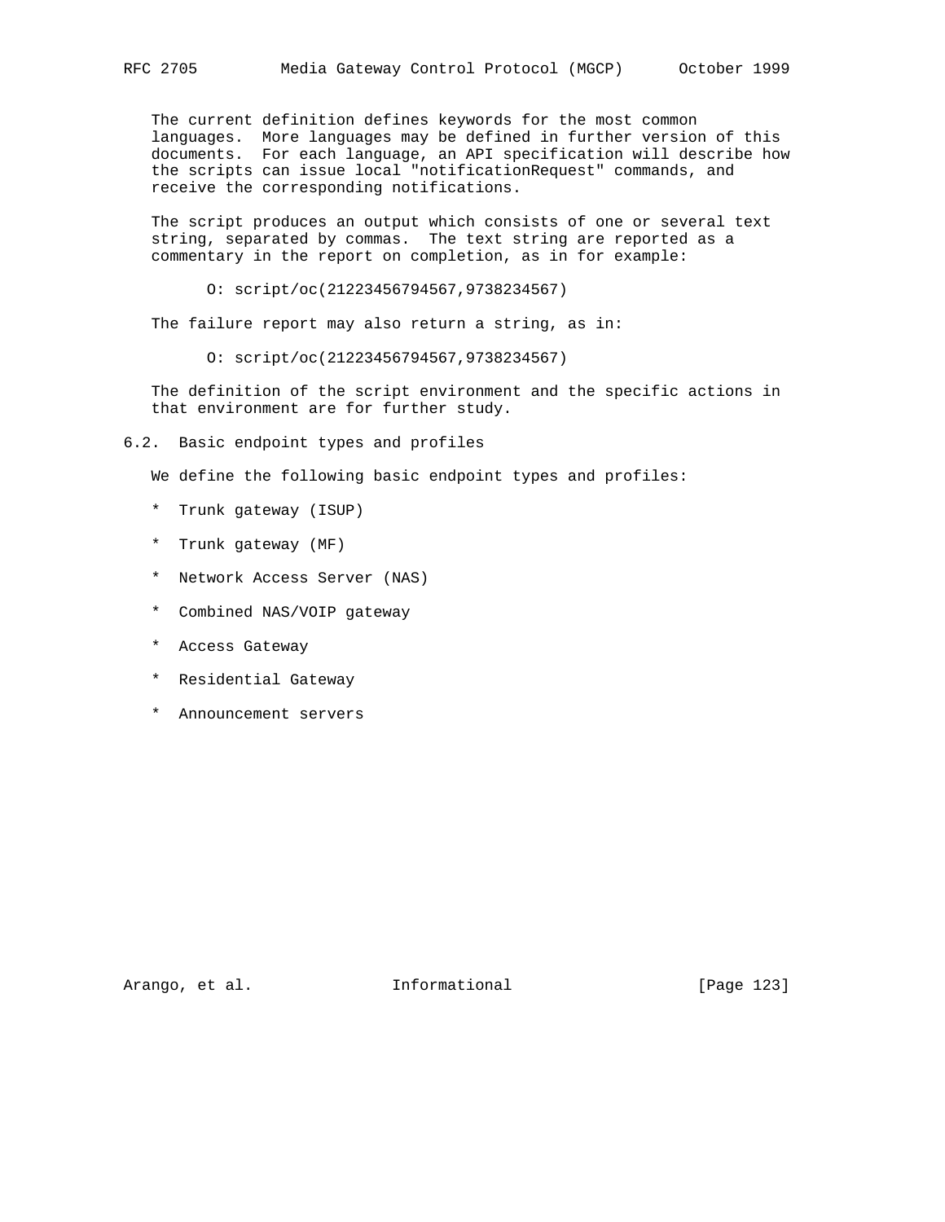The current definition defines keywords for the most common languages. More languages may be defined in further version of this documents. For each language, an API specification will describe how the scripts can issue local "notificationRequest" commands, and receive the corresponding notifications.

The script produces an output which consists of one or several text string, separated by commas. The text string are reported as a commentary in the report on completion, as in for example:

```
O: script/oc(21223456794567,9738234567)
```

The failure report may also return a string, as in:

```
O: script/oc(21223456794567,9738234567)
```

The definition of the script environment and the specific actions in that environment are for further study.

## 6.2. Basic endpoint types and profiles

We define the following basic endpoint types and profiles:

* Trunk gateway (ISUP)
* Trunk gateway (MF)
* Network Access Server (NAS)
* Combined NAS/VOIP gateway
* Access Gateway
* Residential Gateway
* Announcement servers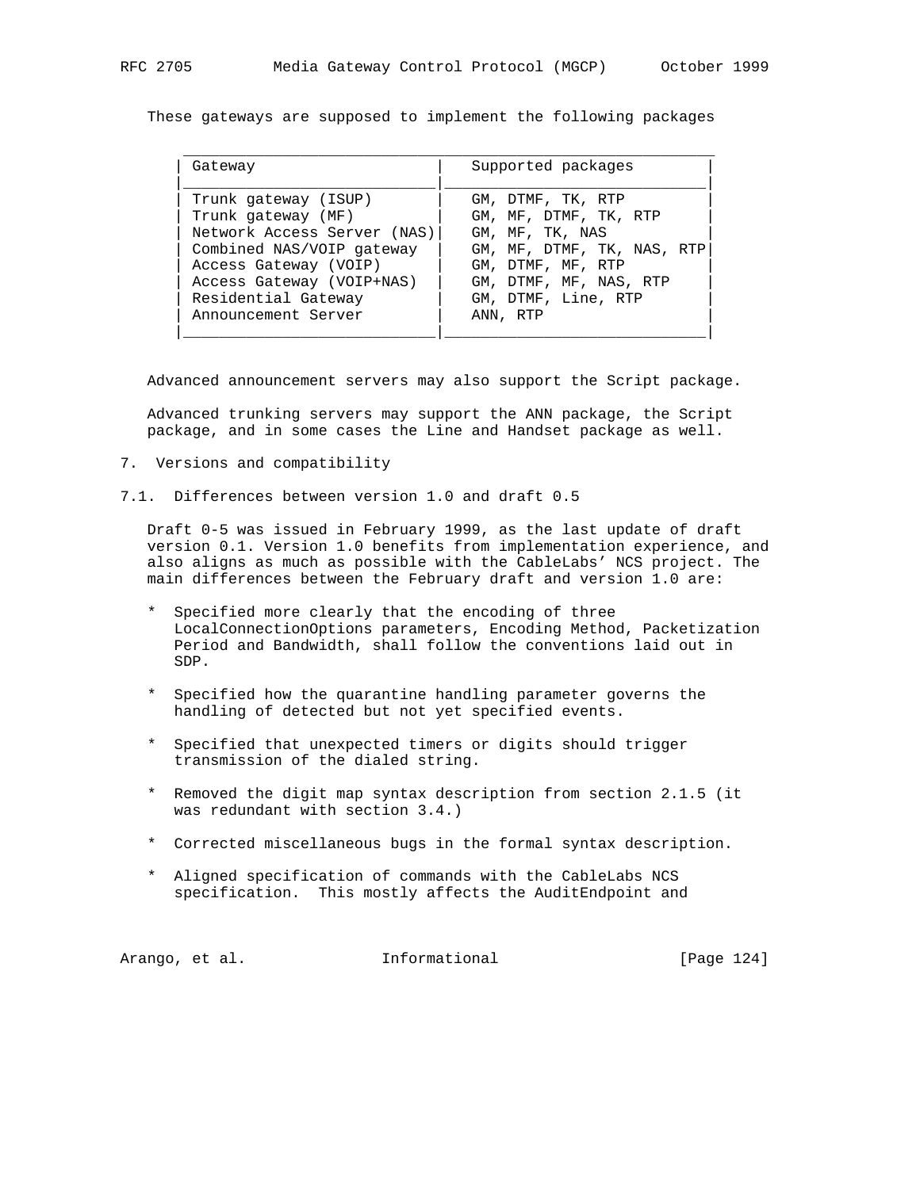These gateways are supposed to implement the following packages

| Gateway | Supported packages |
| --- | --- |
| Trunk gateway (ISUP) | GM, DTMF, TK, RTP |
| Trunk gateway (MF) | GM, MF, DTMF, TK, RTP |
| Network Access Server (NAS) | GM, MF, TK, NAS |
| Combined NAS/VOIP gateway | GM, MF, DTMF, TK, NAS, RTP |
| Access Gateway (VOIP) | GM, DTMF, MF, RTP |
| Access Gateway (VOIP+NAS) | GM, DTMF, MF, NAS, RTP |
| Residential Gateway | GM, DTMF, Line, RTP |
| Announcement Server | ANN, RTP |

Advanced announcement servers may also support the Script package.

Advanced trunking servers may support the ANN package, the Script package, and in some cases the Line and Handset package as well.

# 7. Versions and compatibility

## 7.1. Differences between version 1.0 and draft 0.5

Draft 0-5 was issued in February 1999, as the last update of draft version 0.1. Version 1.0 benefits from implementation experience, and also aligns as much as possible with the CableLabs' NCS project. The main differences between the February draft and version 1.0 are:

* Specified more clearly that the encoding of three LocalConnectionOptions parameters, Encoding Method, Packetization Period and Bandwidth, shall follow the conventions laid out in SDP.

* Specified how the quarantine handling parameter governs the handling of detected but not yet specified events.

* Specified that unexpected timers or digits should trigger transmission of the dialed string.

* Removed the digit map syntax description from section 2.1.5 (it was redundant with section 3.4.)

* Corrected miscellaneous bugs in the formal syntax description.

* Aligned specification of commands with the CableLabs NCS specification. This mostly affects the AuditEndpoint and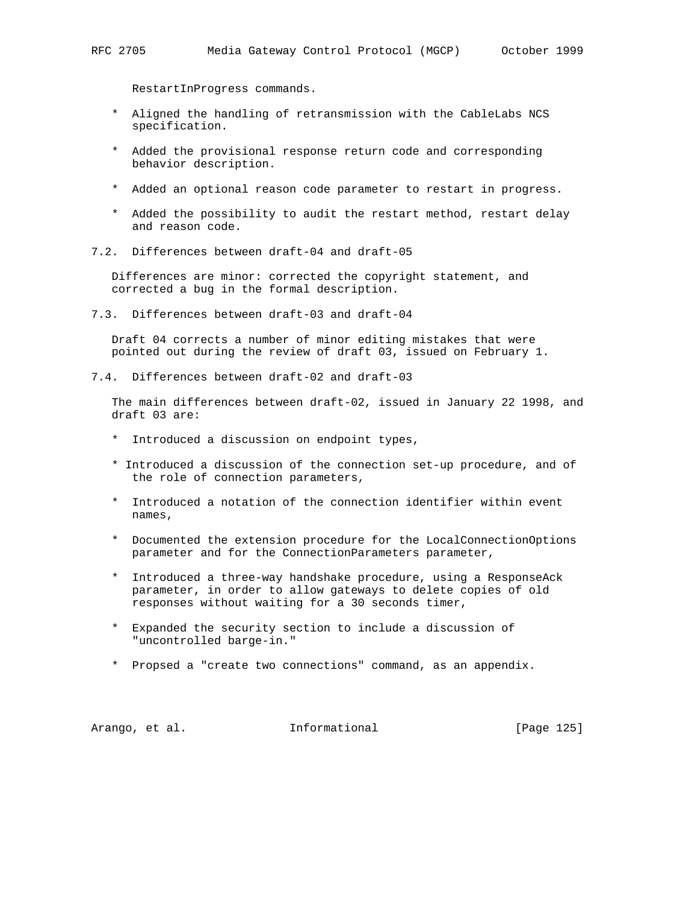RestartInProgress commands.

* Aligned the handling of retransmission with the CableLabs NCS specification.

* Added the provisional response return code and corresponding behavior description.

* Added an optional reason code parameter to restart in progress.

* Added the possibility to audit the restart method, restart delay and reason code.

## 7.2. Differences between draft-04 and draft-05

Differences are minor: corrected the copyright statement, and corrected a bug in the formal description.

## 7.3. Differences between draft-03 and draft-04

Draft 04 corrects a number of minor editing mistakes that were pointed out during the review of draft 03, issued on February 1.

## 7.4. Differences between draft-02 and draft-03

The main differences between draft-02, issued in January 22 1998, and draft 03 are:

* Introduced a discussion on endpoint types,

* Introduced a discussion of the connection set-up procedure, and of the role of connection parameters,

* Introduced a notation of the connection identifier within event names,

* Documented the extension procedure for the LocalConnectionOptions parameter and for the ConnectionParameters parameter,

* Introduced a three-way handshake procedure, using a ResponseAck parameter, in order to allow gateways to delete copies of old responses without waiting for a 30 seconds timer,

* Expanded the security section to include a discussion of "uncontrolled barge-in."

* Propsed a "create two connections" command, as an appendix.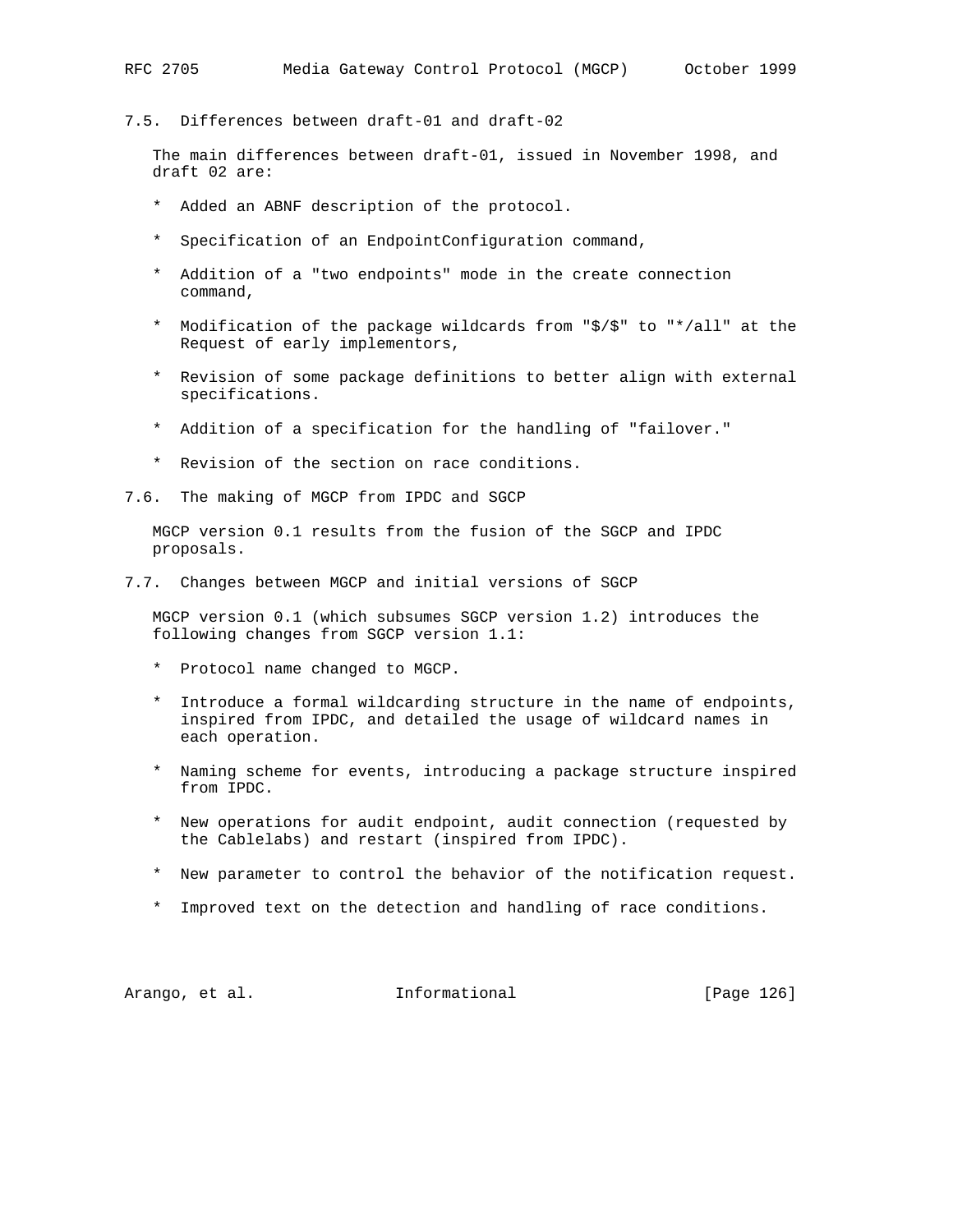## 7.5. Differences between draft-01 and draft-02

The main differences between draft-01, issued in November 1998, and draft 02 are:

* Added an ABNF description of the protocol.
* Specification of an EndpointConfiguration command,
* Addition of a "two endpoints" mode in the create connection command,
* Modification of the package wildcards from "$/$" to "*/all" at the Request of early implementors,
* Revision of some package definitions to better align with external specifications.
* Addition of a specification for the handling of "failover."
* Revision of the section on race conditions.

## 7.6. The making of MGCP from IPDC and SGCP

MGCP version 0.1 results from the fusion of the SGCP and IPDC proposals.

## 7.7. Changes between MGCP and initial versions of SGCP

MGCP version 0.1 (which subsumes SGCP version 1.2) introduces the following changes from SGCP version 1.1:

* Protocol name changed to MGCP.
* Introduce a formal wildcarding structure in the name of endpoints, inspired from IPDC, and detailed the usage of wildcard names in each operation.
* Naming scheme for events, introducing a package structure inspired from IPDC.
* New operations for audit endpoint, audit connection (requested by the Cablelabs) and restart (inspired from IPDC).
* New parameter to control the behavior of the notification request.
* Improved text on the detection and handling of race conditions.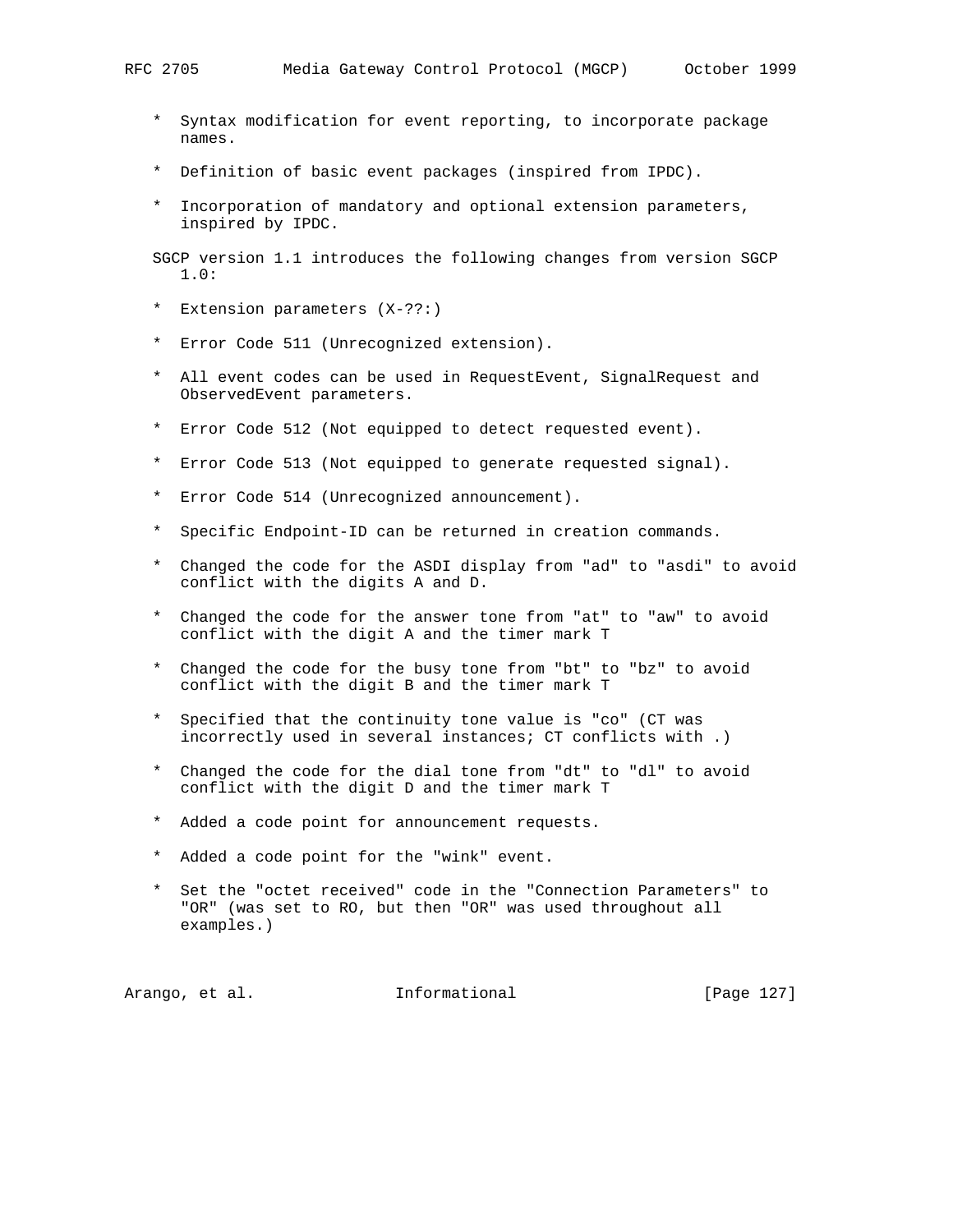* Syntax modification for event reporting, to incorporate package names.

* Definition of basic event packages (inspired from IPDC).

* Incorporation of mandatory and optional extension parameters, inspired by IPDC.

SGCP version 1.1 introduces the following changes from version SGCP 1.0:

* Extension parameters (X-??:)

* Error Code 511 (Unrecognized extension).

* All event codes can be used in RequestEvent, SignalRequest and ObservedEvent parameters.

* Error Code 512 (Not equipped to detect requested event).

* Error Code 513 (Not equipped to generate requested signal).

* Error Code 514 (Unrecognized announcement).

* Specific Endpoint-ID can be returned in creation commands.

* Changed the code for the ASDI display from "ad" to "asdi" to avoid conflict with the digits A and D.

* Changed the code for the answer tone from "at" to "aw" to avoid conflict with the digit A and the timer mark T

* Changed the code for the busy tone from "bt" to "bz" to avoid conflict with the digit B and the timer mark T

* Specified that the continuity tone value is "co" (CT was incorrectly used in several instances; CT conflicts with .)

* Changed the code for the dial tone from "dt" to "dl" to avoid conflict with the digit D and the timer mark T

* Added a code point for announcement requests.

* Added a code point for the "wink" event.

* Set the "octet received" code in the "Connection Parameters" to "OR" (was set to RO, but then "OR" was used throughout all examples.)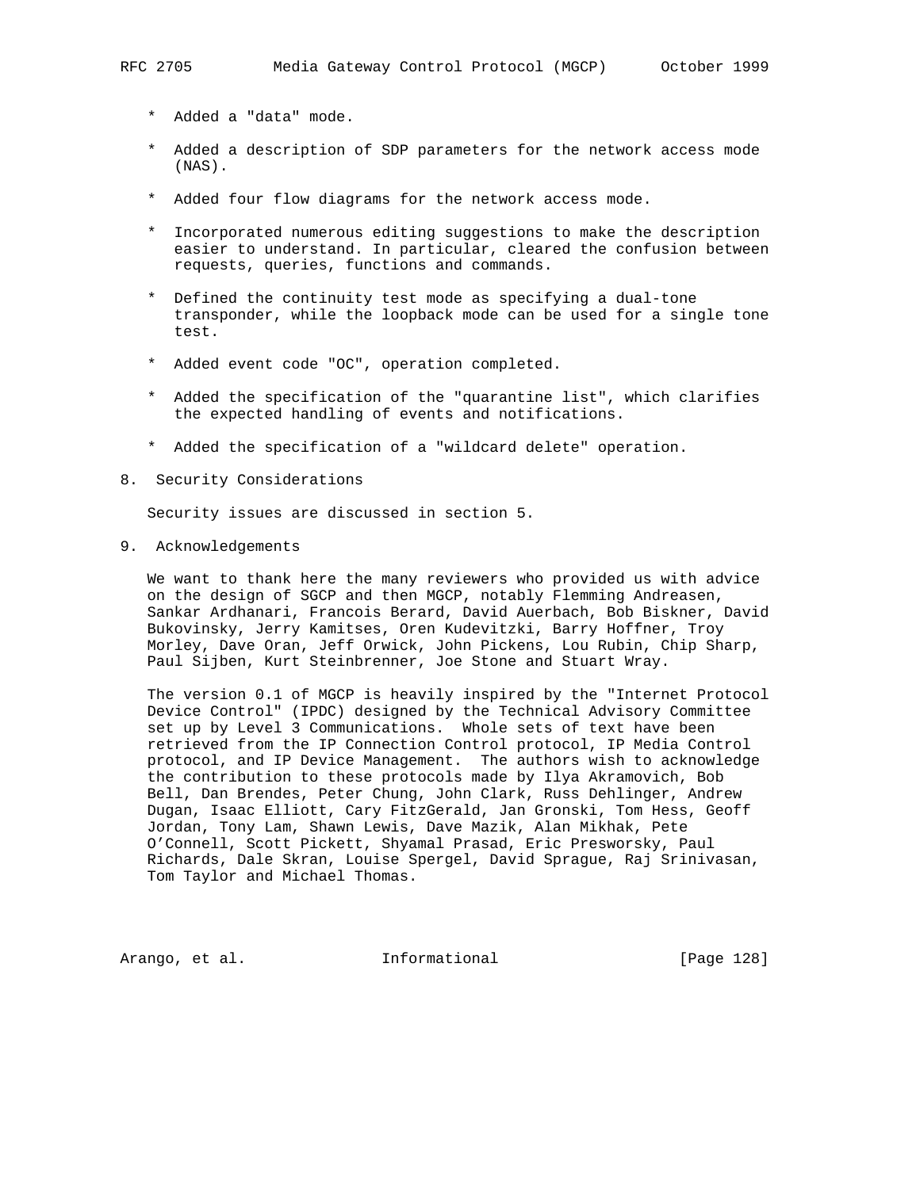* Added a "data" mode.

* Added a description of SDP parameters for the network access mode (NAS).

* Added four flow diagrams for the network access mode.

* Incorporated numerous editing suggestions to make the description easier to understand. In particular, cleared the confusion between requests, queries, functions and commands.

* Defined the continuity test mode as specifying a dual-tone transponder, while the loopback mode can be used for a single tone test.

* Added event code "OC", operation completed.

* Added the specification of the "quarantine list", which clarifies the expected handling of events and notifications.

* Added the specification of a "wildcard delete" operation.

## 8. Security Considerations

Security issues are discussed in section 5.

## 9. Acknowledgements

We want to thank here the many reviewers who provided us with advice on the design of SGCP and then MGCP, notably Flemming Andreasen, Sankar Ardhanari, Francois Berard, David Auerbach, Bob Biskner, David Bukovinsky, Jerry Kamitses, Oren Kudevitzki, Barry Hoffner, Troy Morley, Dave Oran, Jeff Orwick, John Pickens, Lou Rubin, Chip Sharp, Paul Sijben, Kurt Steinbrenner, Joe Stone and Stuart Wray.

The version 0.1 of MGCP is heavily inspired by the "Internet Protocol Device Control" (IPDC) designed by the Technical Advisory Committee set up by Level 3 Communications. Whole sets of text have been retrieved from the IP Connection Control protocol, IP Media Control protocol, and IP Device Management. The authors wish to acknowledge the contribution to these protocols made by Ilya Akramovich, Bob Bell, Dan Brendes, Peter Chung, John Clark, Russ Dehlinger, Andrew Dugan, Isaac Elliott, Cary FitzGerald, Jan Gronski, Tom Hess, Geoff Jordan, Tony Lam, Shawn Lewis, Dave Mazik, Alan Mikhak, Pete O'Connell, Scott Pickett, Shyamal Prasad, Eric Presworsky, Paul Richards, Dale Skran, Louise Spergel, David Sprague, Raj Srinivasan, Tom Taylor and Michael Thomas.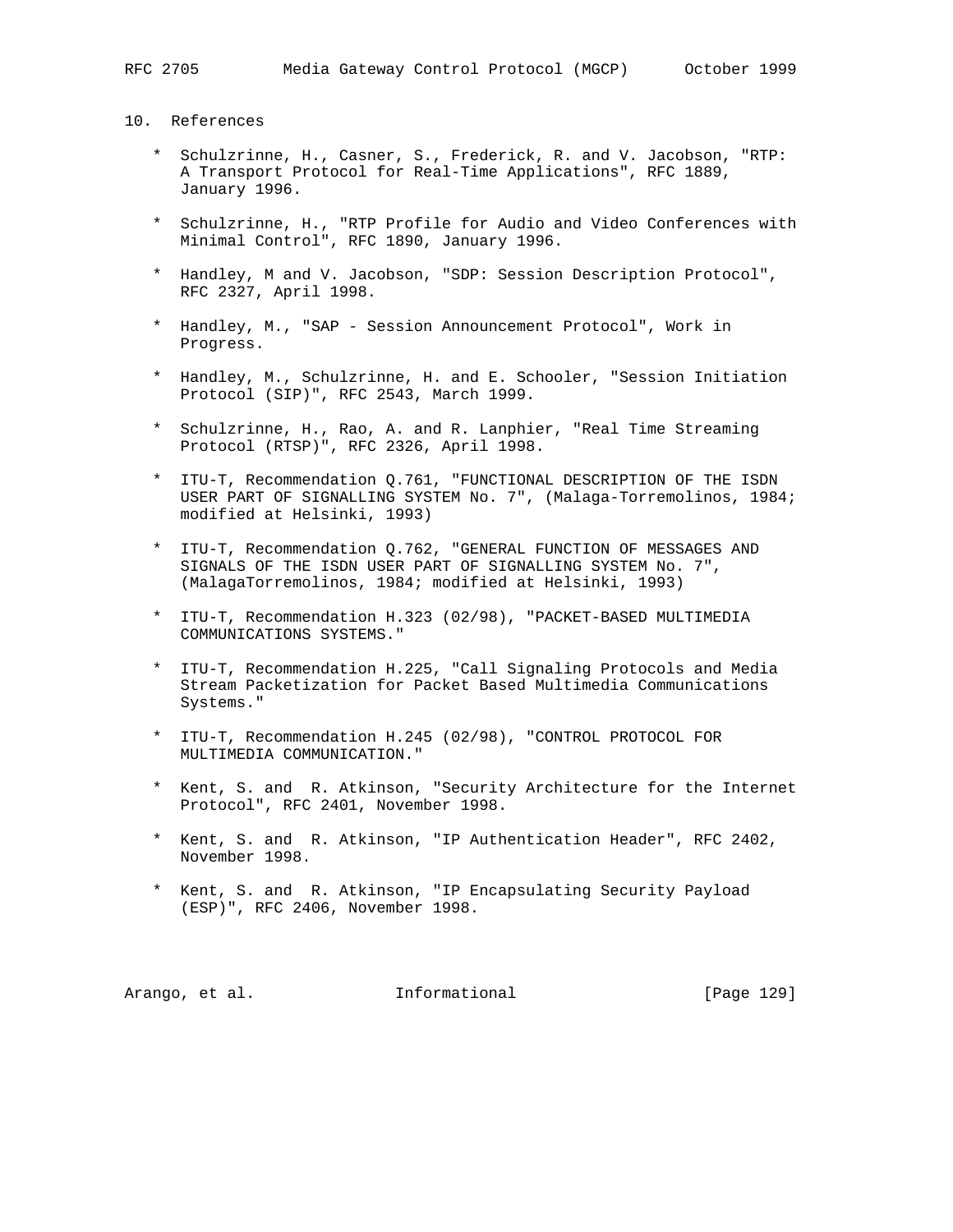## 10. References

* Schulzrinne, H., Casner, S., Frederick, R. and V. Jacobson, "RTP: A Transport Protocol for Real-Time Applications", RFC 1889, January 1996.

* Schulzrinne, H., "RTP Profile for Audio and Video Conferences with Minimal Control", RFC 1890, January 1996.

* Handley, M and V. Jacobson, "SDP: Session Description Protocol", RFC 2327, April 1998.

* Handley, M., "SAP - Session Announcement Protocol", Work in Progress.

* Handley, M., Schulzrinne, H. and E. Schooler, "Session Initiation Protocol (SIP)", RFC 2543, March 1999.

* Schulzrinne, H., Rao, A. and R. Lanphier, "Real Time Streaming Protocol (RTSP)", RFC 2326, April 1998.

* ITU-T, Recommendation Q.761, "FUNCTIONAL DESCRIPTION OF THE ISDN USER PART OF SIGNALLING SYSTEM No. 7", (Malaga-Torremolinos, 1984; modified at Helsinki, 1993)

* ITU-T, Recommendation Q.762, "GENERAL FUNCTION OF MESSAGES AND SIGNALS OF THE ISDN USER PART OF SIGNALLING SYSTEM No. 7", (MalagaTorremolinos, 1984; modified at Helsinki, 1993)

* ITU-T, Recommendation H.323 (02/98), "PACKET-BASED MULTIMEDIA COMMUNICATIONS SYSTEMS."

* ITU-T, Recommendation H.225, "Call Signaling Protocols and Media Stream Packetization for Packet Based Multimedia Communications Systems."

* ITU-T, Recommendation H.245 (02/98), "CONTROL PROTOCOL FOR MULTIMEDIA COMMUNICATION."

* Kent, S. and R. Atkinson, "Security Architecture for the Internet Protocol", RFC 2401, November 1998.

* Kent, S. and R. Atkinson, "IP Authentication Header", RFC 2402, November 1998.

* Kent, S. and R. Atkinson, "IP Encapsulating Security Payload (ESP)", RFC 2406, November 1998.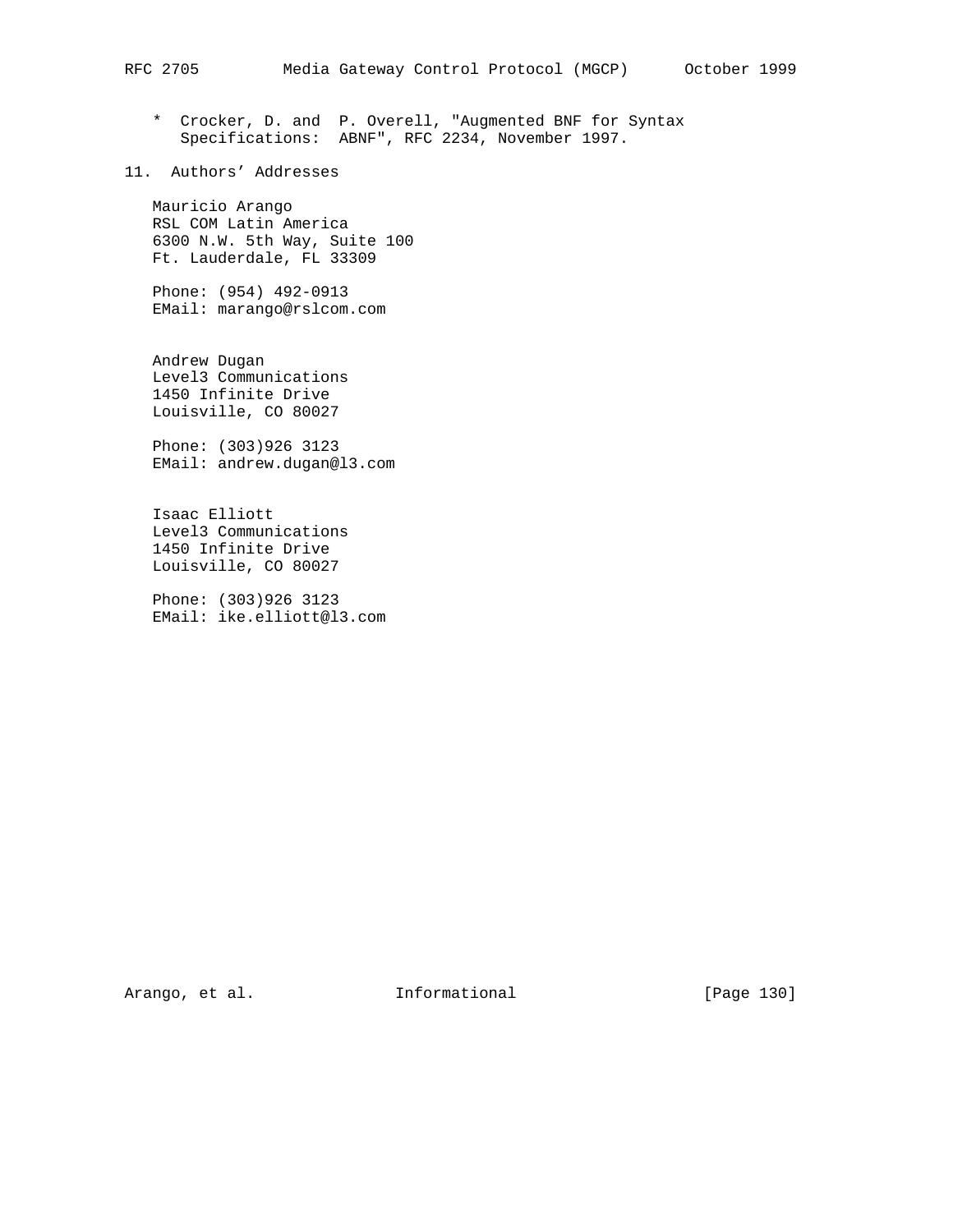* Crocker, D. and P. Overell, "Augmented BNF for Syntax Specifications: ABNF", RFC 2234, November 1997.

## 11. Authors' Addresses

Mauricio Arango
RSL COM Latin America
6300 N.W. 5th Way, Suite 100
Ft. Lauderdale, FL 33309

Phone: (954) 492-0913
EMail: marango@rslcom.com

Andrew Dugan
Level3 Communications
1450 Infinite Drive
Louisville, CO 80027

Phone: (303)926 3123
EMail: andrew.dugan@l3.com

Isaac Elliott
Level3 Communications
1450 Infinite Drive
Louisville, CO 80027

Phone: (303)926 3123
EMail: ike.elliott@l3.com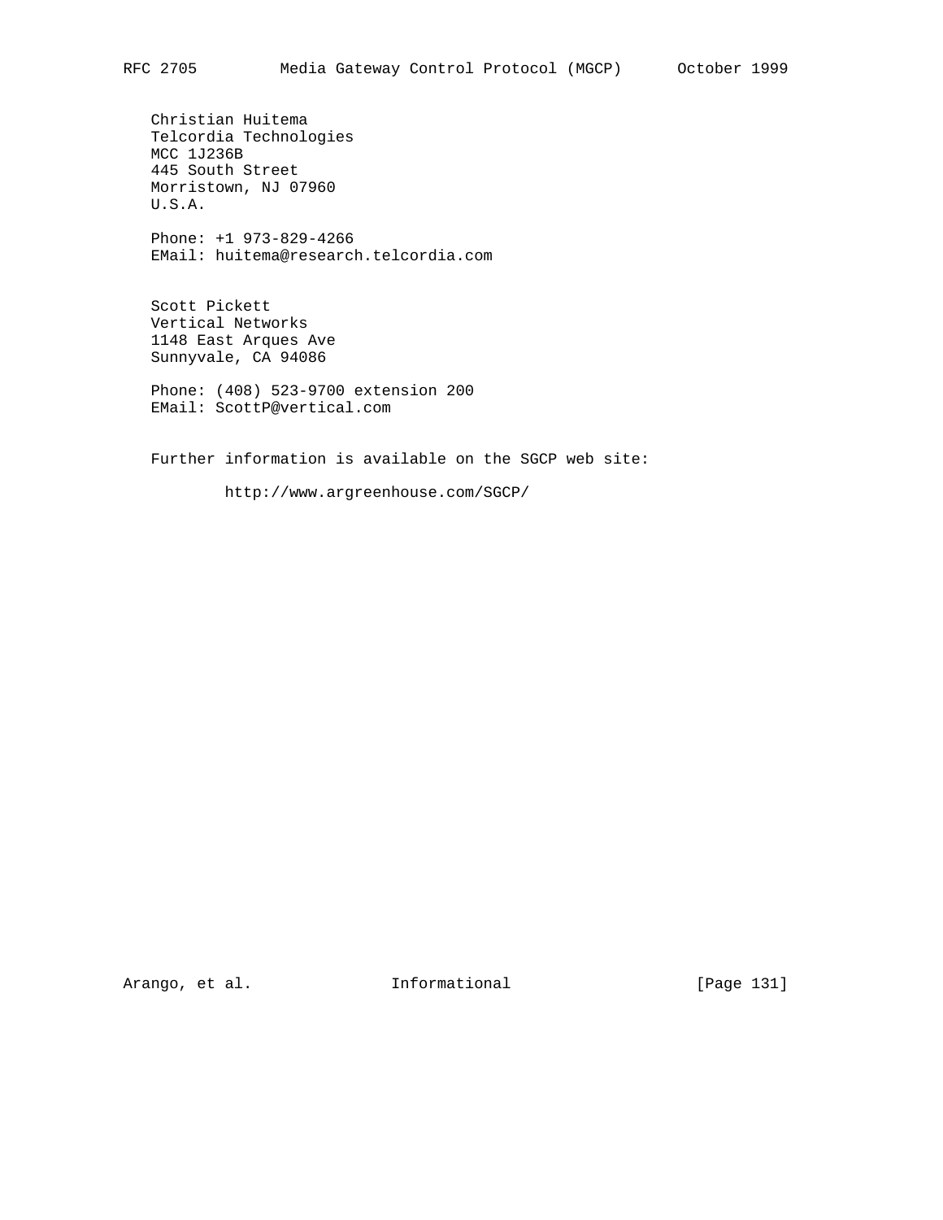Christian Huitema
Telcordia Technologies
MCC 1J236B
445 South Street
Morristown, NJ 07960
U.S.A.

Phone: +1 973-829-4266
EMail: huitema@research.telcordia.com

Scott Pickett
Vertical Networks
1148 East Arques Ave
Sunnyvale, CA 94086

Phone: (408) 523-9700 extension 200
EMail: ScottP@vertical.com

Further information is available on the SGCP web site:

http://www.argreenhouse.com/SGCP/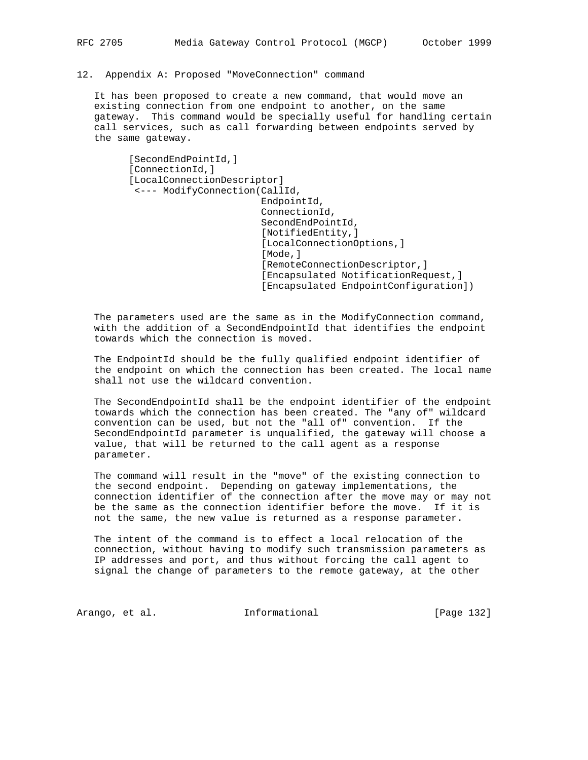## 12. Appendix A: Proposed "MoveConnection" command

It has been proposed to create a new command, that would move an existing connection from one endpoint to another, on the same gateway. This command would be specially useful for handling certain call services, such as call forwarding between endpoints served by the same gateway.

```
      [SecondEndPointId,]
      [ConnectionId,]
      [LocalConnectionDescriptor]
       <--- ModifyConnection(CallId,
                             EndpointId,
                             ConnectionId,
                             SecondEndPointId,
                             [NotifiedEntity,]
                             [LocalConnectionOptions,]
                             [Mode,]
                             [RemoteConnectionDescriptor,]
                             [Encapsulated NotificationRequest,]
                             [Encapsulated EndpointConfiguration])
```

The parameters used are the same as in the ModifyConnection command, with the addition of a SecondEndpointId that identifies the endpoint towards which the connection is moved.

The EndpointId should be the fully qualified endpoint identifier of the endpoint on which the connection has been created. The local name shall not use the wildcard convention.

The SecondEndpointId shall be the endpoint identifier of the endpoint towards which the connection has been created. The "any of" wildcard convention can be used, but not the "all of" convention. If the SecondEndpointId parameter is unqualified, the gateway will choose a value, that will be returned to the call agent as a response parameter.

The command will result in the "move" of the existing connection to the second endpoint. Depending on gateway implementations, the connection identifier of the connection after the move may or may not be the same as the connection identifier before the move. If it is not the same, the new value is returned as a response parameter.

The intent of the command is to effect a local relocation of the connection, without having to modify such transmission parameters as IP addresses and port, and thus without forcing the call agent to signal the change of parameters to the remote gateway, at the other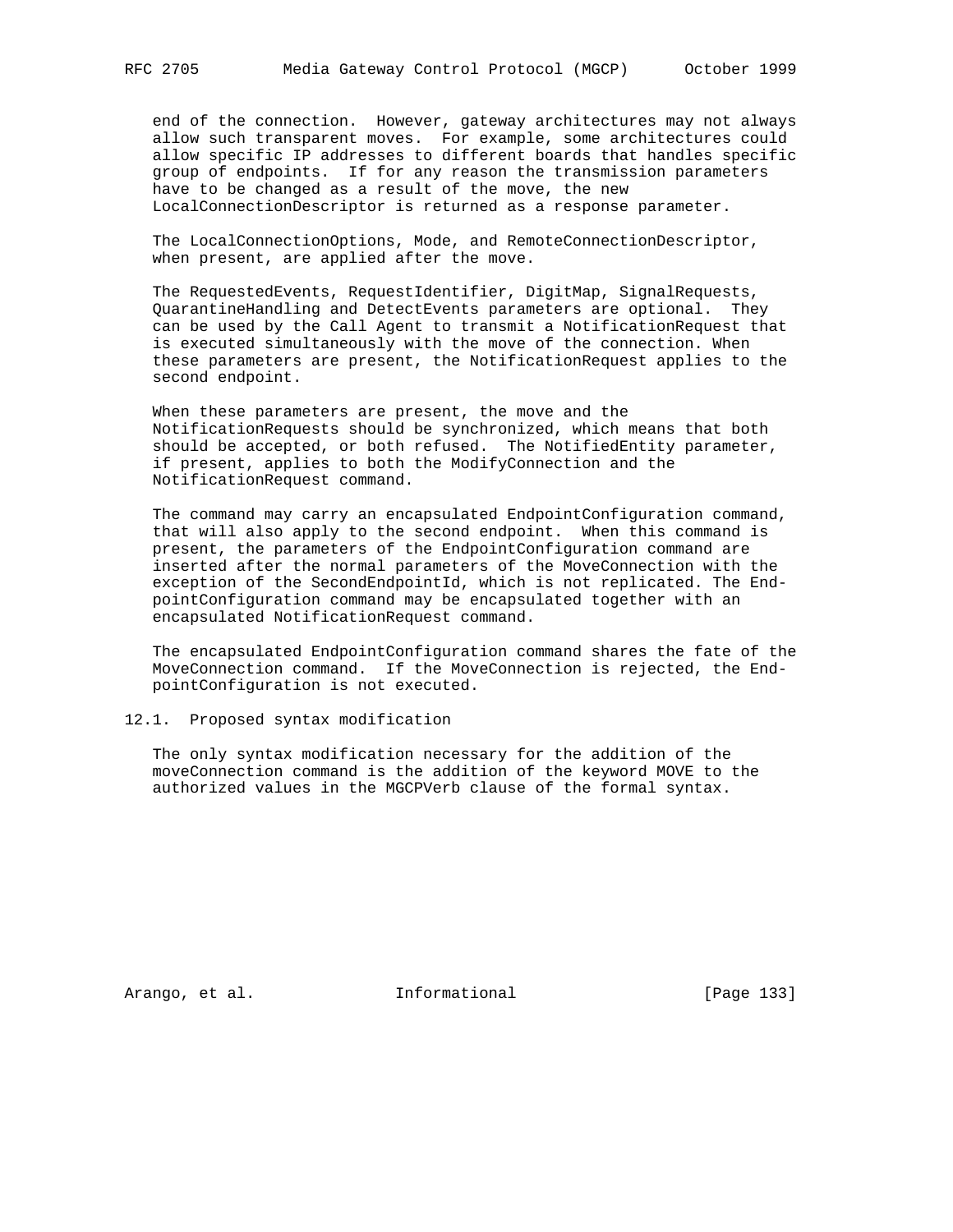end of the connection. However, gateway architectures may not always allow such transparent moves. For example, some architectures could allow specific IP addresses to different boards that handles specific group of endpoints. If for any reason the transmission parameters have to be changed as a result of the move, the new LocalConnectionDescriptor is returned as a response parameter.

The LocalConnectionOptions, Mode, and RemoteConnectionDescriptor, when present, are applied after the move.

The RequestedEvents, RequestIdentifier, DigitMap, SignalRequests, QuarantineHandling and DetectEvents parameters are optional. They can be used by the Call Agent to transmit a NotificationRequest that is executed simultaneously with the move of the connection. When these parameters are present, the NotificationRequest applies to the second endpoint.

When these parameters are present, the move and the NotificationRequests should be synchronized, which means that both should be accepted, or both refused. The NotifiedEntity parameter, if present, applies to both the ModifyConnection and the NotificationRequest command.

The command may carry an encapsulated EndpointConfiguration command, that will also apply to the second endpoint. When this command is present, the parameters of the EndpointConfiguration command are inserted after the normal parameters of the MoveConnection with the exception of the SecondEndpointId, which is not replicated. The EndpointConfiguration command may be encapsulated together with an encapsulated NotificationRequest command.

The encapsulated EndpointConfiguration command shares the fate of the MoveConnection command. If the MoveConnection is rejected, the EndpointConfiguration is not executed.

## 12.1. Proposed syntax modification

The only syntax modification necessary for the addition of the moveConnection command is the addition of the keyword MOVE to the authorized values in the MGCPVerb clause of the formal syntax.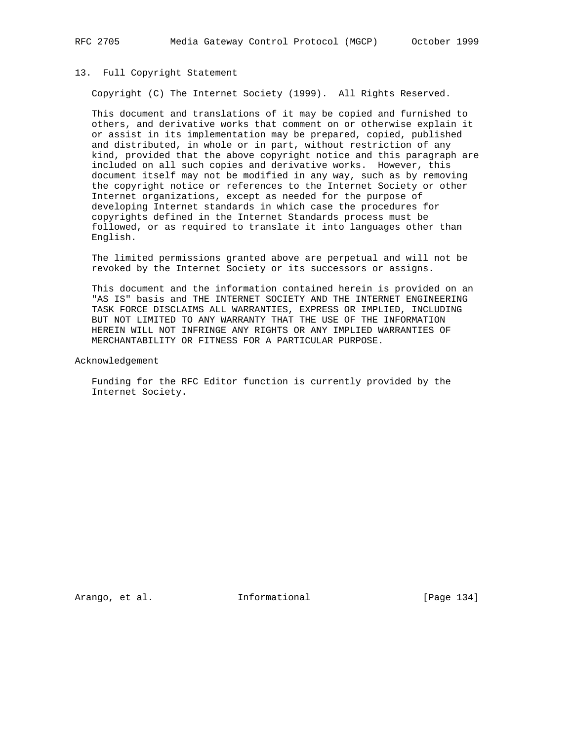## 13. Full Copyright Statement

Copyright (C) The Internet Society (1999). All Rights Reserved.

This document and translations of it may be copied and furnished to others, and derivative works that comment on or otherwise explain it or assist in its implementation may be prepared, copied, published and distributed, in whole or in part, without restriction of any kind, provided that the above copyright notice and this paragraph are included on all such copies and derivative works. However, this document itself may not be modified in any way, such as by removing the copyright notice or references to the Internet Society or other Internet organizations, except as needed for the purpose of developing Internet standards in which case the procedures for copyrights defined in the Internet Standards process must be followed, or as required to translate it into languages other than English.

The limited permissions granted above are perpetual and will not be revoked by the Internet Society or its successors or assigns.

This document and the information contained herein is provided on an "AS IS" basis and THE INTERNET SOCIETY AND THE INTERNET ENGINEERING TASK FORCE DISCLAIMS ALL WARRANTIES, EXPRESS OR IMPLIED, INCLUDING BUT NOT LIMITED TO ANY WARRANTY THAT THE USE OF THE INFORMATION HEREIN WILL NOT INFRINGE ANY RIGHTS OR ANY IMPLIED WARRANTIES OF MERCHANTABILITY OR FITNESS FOR A PARTICULAR PURPOSE.

## Acknowledgement

Funding for the RFC Editor function is currently provided by the Internet Society.